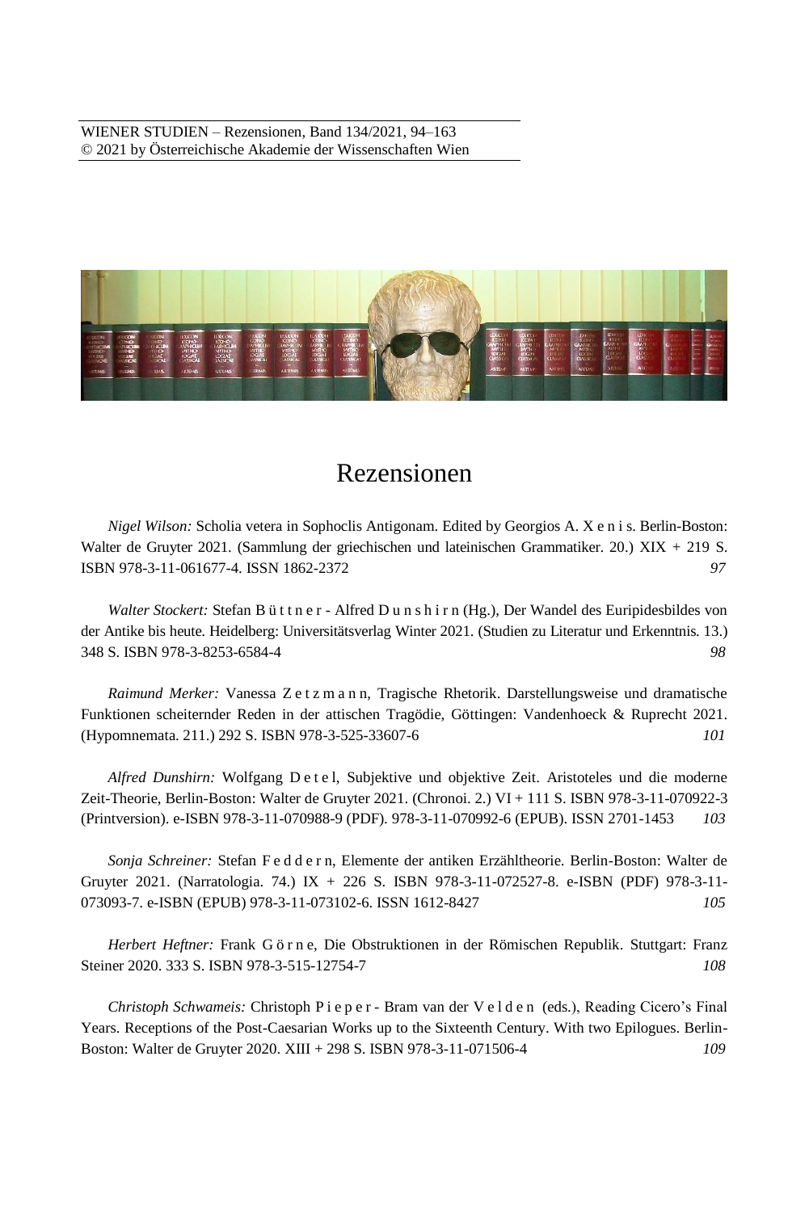# Rezensionen

*Nigel Wilson:* Scholia vetera in Sophoclis Antigonam. Edited by Georgios A. X e n i s. Berlin-Boston: Walter de Gruyter 2021. (Sammlung der griechischen und lateinischen Grammatiker. 20.) XIX + 219 S. ISBN 978-3-11-061677-4. ISSN 1862-2372 *97*

*Walter Stockert:* Stefan B ü t t n e r - Alfred D u n s h i r n (Hg.), Der Wandel des Euripidesbildes von der Antike bis heute. Heidelberg: Universitätsverlag Winter 2021. (Studien zu Literatur und Erkenntnis. 13.) 348 S. ISBN 978-3-8253-6584-4 *98*

*Raimund Merker:* Vanessa Z e t z m a n n, Tragische Rhetorik. Darstellungsweise und dramatische Funktionen scheiternder Reden in der attischen Tragödie, Göttingen: Vandenhoeck & Ruprecht 2021. (Hypomnemata. 211.) 292 S. ISBN 978-3-525-33607-6 *101*

*Alfred Dunshirn:* Wolfgang D e t e l, Subjektive und objektive Zeit. Aristoteles und die moderne Zeit-Theorie, Berlin-Boston: Walter de Gruyter 2021. (Chronoi. 2.) VI + 111 S. ISBN 978-3-11-070922-3 (Printversion). e-ISBN 978-3-11-070988-9 (PDF). 978-3-11-070992-6 (EPUB). ISSN 2701-1453 *103*

*Sonja Schreiner:* Stefan F e d d e r n, Elemente der antiken Erzähltheorie. Berlin-Boston: Walter de Gruyter 2021. (Narratologia. 74.) IX + 226 S. ISBN 978-3-11-072527-8. e-ISBN (PDF) 978-3-11-073093-7. e-ISBN (EPUB) 978-3-11-073102-6. ISSN 1612-8427 *105*

*Herbert Heftner:* Frank G ö r n e, Die Obstruktionen in der Römischen Republik. Stuttgart: Franz Steiner 2020. 333 S. ISBN 978-3-515-12754-7 *108*

*Christoph Schwameis:* Christoph P i e p e r - Bram van der V e l d e n (eds.), Reading Cicero's Final Years. Receptions of the Post-Caesarian Works up to the Sixteenth Century. With two Epilogues. Berlin-Boston: Walter de Gruyter 2020. XIII + 298 S. ISBN 978-3-11-071506-4 *109*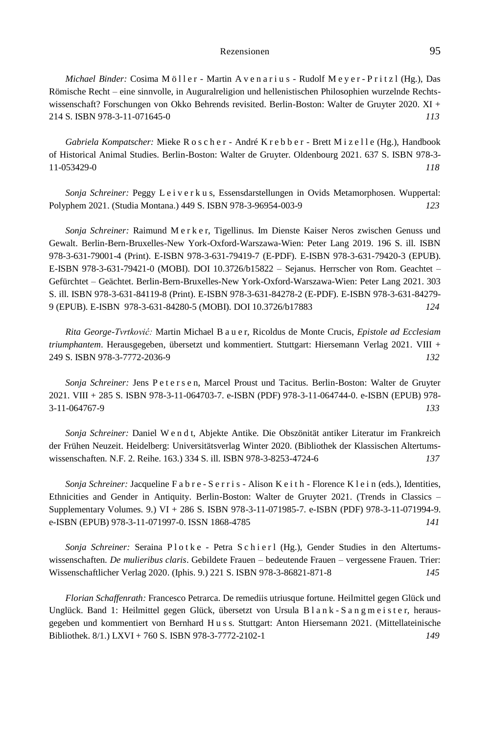*Michael Binder:* Cosima M ö l l e r - Martin A v e n a r i u s - Rudolf M e y e r - P r i t z l (Hg.), Das Römische Recht – eine sinnvolle, in Auguralreligion und hellenistischen Philosophien wurzelnde Rechtswissenschaft? Forschungen von Okko Behrends revisited. Berlin-Boston: Walter de Gruyter 2020. XI + 214 S. ISBN 978-3-11-071645-0 *113*

*Gabriela Kompatscher:* Mieke R o s c h e r - André K r e b b e r - Brett M i z e l l e (Hg.), Handbook of Historical Animal Studies. Berlin-Boston: Walter de Gruyter. Oldenbourg 2021. 637 S. ISBN 978-3-11-053429-0 *118*

*Sonja Schreiner:* Peggy L e i v e r k u s, Essensdarstellungen in Ovids Metamorphosen. Wuppertal: Polyphem 2021. (Studia Montana.) 449 S. ISBN 978-3-96954-003-9 *123*

*Sonja Schreiner:* Raimund M e r k e r, Tigellinus. Im Dienste Kaiser Neros zwischen Genuss und Gewalt. Berlin-Bern-Bruxelles-New York-Oxford-Warszawa-Wien: Peter Lang 2019. 196 S. ill. ISBN 978-3-631-79001-4 (Print). E-ISBN 978-3-631-79419-7 (E-PDF). E-ISBN 978-3-631-79420-3 (EPUB). E-ISBN 978-3-631-79421-0 (MOBI). DOI 10.3726/b15822 – Sejanus. Herrscher von Rom. Geachtet – Gefürchtet – Geächtet. Berlin-Bern-Bruxelles-New York-Oxford-Warszawa-Wien: Peter Lang 2021. 303 S. ill. ISBN 978-3-631-84119-8 (Print). E-ISBN 978-3-631-84278-2 (E-PDF). E-ISBN 978-3-631-84279-9 (EPUB). E-ISBN 978-3-631-84280-5 (MOBI). DOI 10.3726/b17883 *124*

*Rita George-Tvrtković:* Martin Michael B a u e r, Ricoldus de Monte Crucis, *Epistole ad Ecclesiam triumphantem*. Herausgegeben, übersetzt und kommentiert. Stuttgart: Hiersemann Verlag 2021. VIII + 249 S. ISBN 978-3-7772-2036-9 *132*

*Sonja Schreiner:* Jens P e t e r s e n, Marcel Proust und Tacitus. Berlin-Boston: Walter de Gruyter 2021. VIII + 285 S. ISBN 978-3-11-064703-7. e-ISBN (PDF) 978-3-11-064744-0. e-ISBN (EPUB) 978-3-11-064767-9 *133*

*Sonja Schreiner:* Daniel W e n d t, Abjekte Antike. Die Obszönität antiker Literatur im Frankreich der Frühen Neuzeit. Heidelberg: Universitätsverlag Winter 2020. (Bibliothek der Klassischen Altertumswissenschaften. N.F. 2. Reihe. 163.) 334 S. ill. ISBN 978-3-8253-4724-6 *137*

*Sonja Schreiner:* Jacqueline F a b r e - S e r r i s - Alison K e i t h - Florence K l e i n (eds.), Identities, Ethnicities and Gender in Antiquity. Berlin-Boston: Walter de Gruyter 2021. (Trends in Classics – Supplementary Volumes. 9.) VI + 286 S. ISBN 978-3-11-071985-7. e-ISBN (PDF) 978-3-11-071994-9. e-ISBN (EPUB) 978-3-11-071997-0. ISSN 1868-4785 *141*

*Sonja Schreiner:* Seraina P l o t k e - Petra S c h i e r l (Hg.), Gender Studies in den Altertumswissenschaften. *De mulieribus claris*. Gebildete Frauen – bedeutende Frauen – vergessene Frauen. Trier: Wissenschaftlicher Verlag 2020. (Iphis. 9.) 221 S. ISBN 978-3-86821-871-8 *145*

*Florian Schaffenrath:* Francesco Petrarca. De remediis utriusque fortune. Heilmittel gegen Glück und Unglück. Band 1: Heilmittel gegen Glück, übersetzt von Ursula B l a n k - S a n g m e i s t e r, herausgegeben und kommentiert von Bernhard H u s s. Stuttgart: Anton Hiersemann 2021. (Mittellateinische Bibliothek. 8/1.) LXVI + 760 S. ISBN 978-3-7772-2102-1 *149*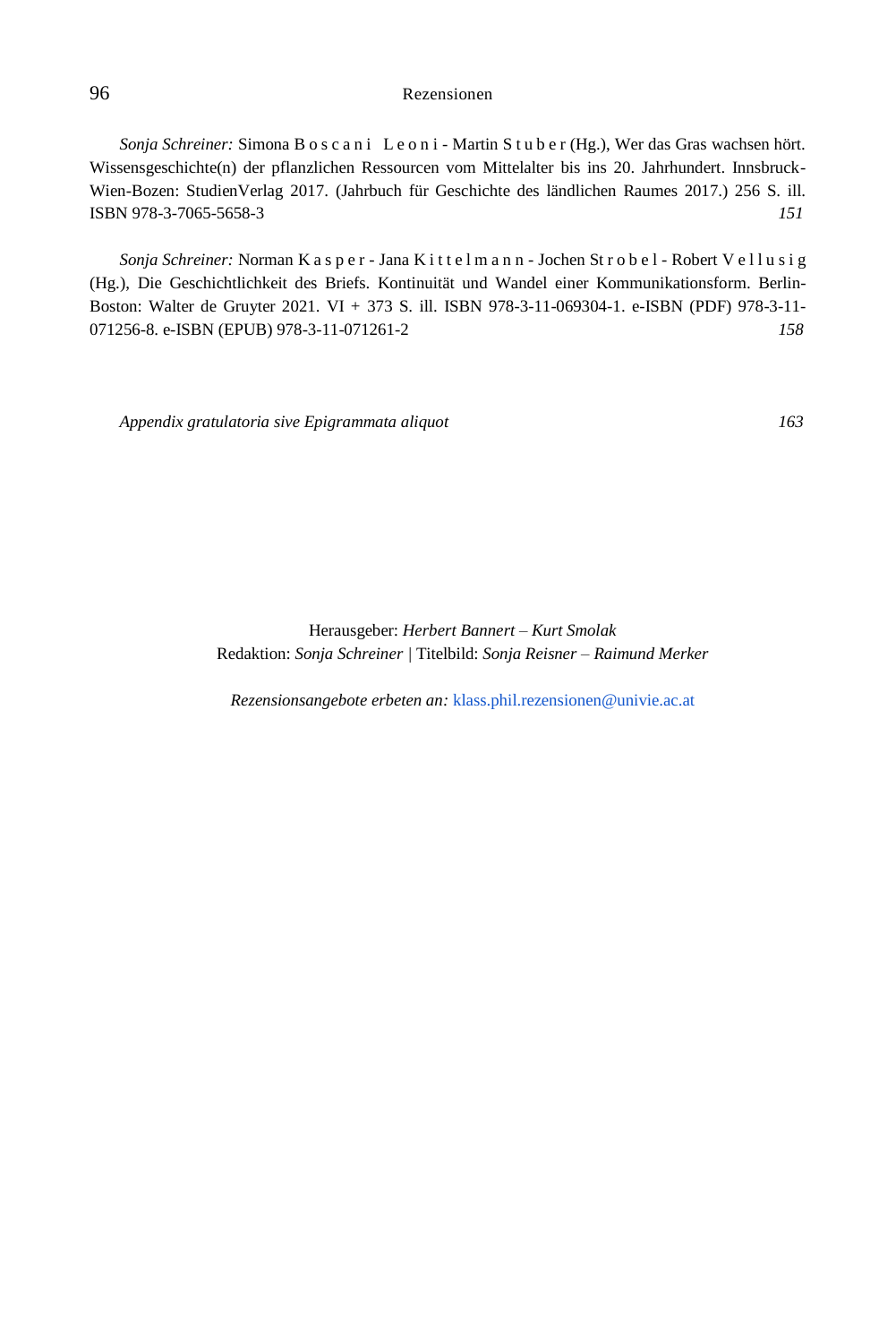*Sonja Schreiner:* Simona B o s c a n i  L e o n i - Martin S t u b e r (Hg.), Wer das Gras wachsen hört. Wissensgeschichte(n) der pflanzlichen Ressourcen vom Mittelalter bis ins 20. Jahrhundert. Innsbruck-Wien-Bozen: StudienVerlag 2017. (Jahrbuch für Geschichte des ländlichen Raumes 2017.) 256 S. ill. ISBN 978-3-7065-5658-3 *151*

*Sonja Schreiner:* Norman K a s p e r - Jana K i t t e l m a n n - Jochen St r o b e l - Robert V e l l u s i g (Hg.), Die Geschichtlichkeit des Briefs. Kontinuität und Wandel einer Kommunikationsform. Berlin-Boston: Walter de Gruyter 2021. VI + 373 S. ill. ISBN 978-3-11-069304-1. e-ISBN (PDF) 978-3-11-071256-8. e-ISBN (EPUB) 978-3-11-071261-2 *158*

*Appendix gratulatoria sive Epigrammata aliquot* *163*

Herausgeber: *Herbert Bannert – Kurt Smolak*
Redaktion: *Sonja Schreiner* | Titelbild: *Sonja Reisner – Raimund Merker*

*Rezensionsangebote erbeten an:* klass.phil.rezensionen@univie.ac.at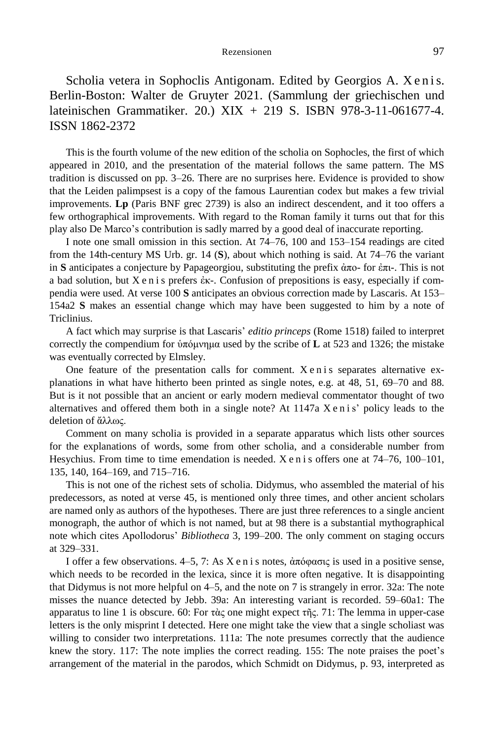Scholia vetera in Sophoclis Antigonam. Edited by Georgios A. Xenis. Berlin-Boston: Walter de Gruyter 2021. (Sammlung der griechischen und lateinischen Grammatiker. 20.) XIX + 219 S. ISBN 978-3-11-061677-4. ISSN 1862-2372

This is the fourth volume of the new edition of the scholia on Sophocles, the first of which appeared in 2010, and the presentation of the material follows the same pattern. The MS tradition is discussed on pp. 3–26. There are no surprises here. Evidence is provided to show that the Leiden palimpsest is a copy of the famous Laurentian codex but makes a few trivial improvements. **Lp** (Paris BNF grec 2739) is also an indirect descendent, and it too offers a few orthographical improvements. With regard to the Roman family it turns out that for this play also De Marco's contribution is sadly marred by a good deal of inaccurate reporting.

I note one small omission in this section. At 74–76, 100 and 153–154 readings are cited from the 14th-century MS Urb. gr. 14 (**S**), about which nothing is said. At 74–76 the variant in **S** anticipates a conjecture by Papageorgiou, substituting the prefix ἀπο- for ἐπι-. This is not a bad solution, but Xenis prefers ἐκ-. Confusion of prepositions is easy, especially if compendia were used. At verse 100 **S** anticipates an obvious correction made by Lascaris. At 153–154a2 **S** makes an essential change which may have been suggested to him by a note of Triclinius.

A fact which may surprise is that Lascaris' *editio princeps* (Rome 1518) failed to interpret correctly the compendium for ὑπόμνημα used by the scribe of **L** at 523 and 1326; the mistake was eventually corrected by Elmsley.

One feature of the presentation calls for comment. Xenis separates alternative explanations in what have hitherto been printed as single notes, e.g. at 48, 51, 69–70 and 88. But is it not possible that an ancient or early modern medieval commentator thought of two alternatives and offered them both in a single note? At 1147a Xenis' policy leads to the deletion of ἄλλως.

Comment on many scholia is provided in a separate apparatus which lists other sources for the explanations of words, some from other scholia, and a considerable number from Hesychius. From time to time emendation is needed. Xenis offers one at 74–76, 100–101, 135, 140, 164–169, and 715–716.

This is not one of the richest sets of scholia. Didymus, who assembled the material of his predecessors, as noted at verse 45, is mentioned only three times, and other ancient scholars are named only as authors of the hypotheses. There are just three references to a single ancient monograph, the author of which is not named, but at 98 there is a substantial mythographical note which cites Apollodorus' *Bibliotheca* 3, 199–200. The only comment on staging occurs at 329–331.

I offer a few observations. 4–5, 7: As Xenis notes, ἀπόφασις is used in a positive sense, which needs to be recorded in the lexica, since it is more often negative. It is disappointing that Didymus is not more helpful on 4–5, and the note on 7 is strangely in error. 32a: The note misses the nuance detected by Jebb. 39a: An interesting variant is recorded. 59–60a1: The apparatus to line 1 is obscure. 60: For τὰς one might expect τῆς. 71: The lemma in upper-case letters is the only misprint I detected. Here one might take the view that a single scholiast was willing to consider two interpretations. 111a: The note presumes correctly that the audience knew the story. 117: The note implies the correct reading. 155: The note praises the poet's arrangement of the material in the parodos, which Schmidt on Didymus, p. 93, interpreted as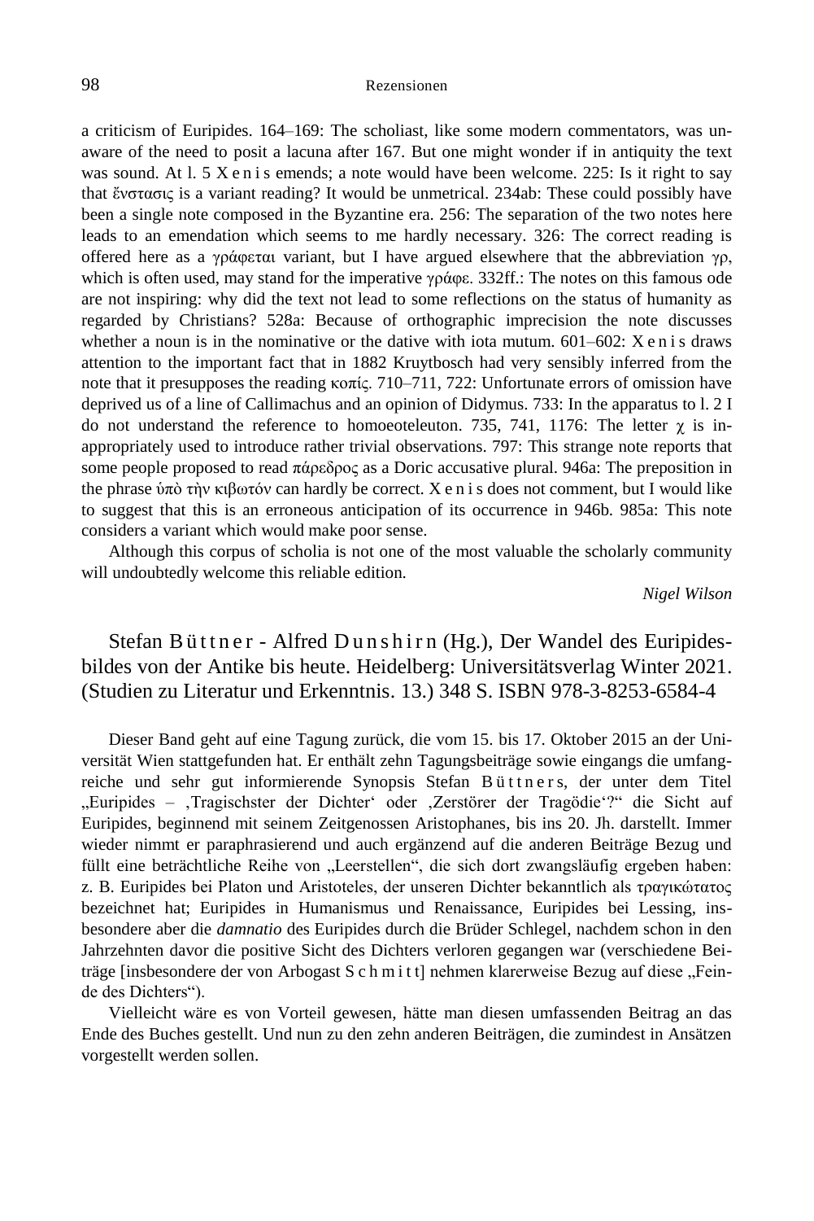a criticism of Euripides. 164–169: The scholiast, like some modern commentators, was unaware of the need to posit a lacuna after 167. But one might wonder if in antiquity the text was sound. At l. 5 X e n i s emends; a note would have been welcome. 225: Is it right to say that ἔνστασις is a variant reading? It would be unmetrical. 234ab: These could possibly have been a single note composed in the Byzantine era. 256: The separation of the two notes here leads to an emendation which seems to me hardly necessary. 326: The correct reading is offered here as a γράφεται variant, but I have argued elsewhere that the abbreviation γρ, which is often used, may stand for the imperative γράφε. 332ff.: The notes on this famous ode are not inspiring: why did the text not lead to some reflections on the status of humanity as regarded by Christians? 528a: Because of orthographic imprecision the note discusses whether a noun is in the nominative or the dative with iota mutum. 601–602: X e n i s draws attention to the important fact that in 1882 Kruytbosch had very sensibly inferred from the note that it presupposes the reading κοπίς. 710–711, 722: Unfortunate errors of omission have deprived us of a line of Callimachus and an opinion of Didymus. 733: In the apparatus to l. 2 I do not understand the reference to homoeoteleuton. 735, 741, 1176: The letter χ is inappropriately used to introduce rather trivial observations. 797: This strange note reports that some people proposed to read πάρεδρος as a Doric accusative plural. 946a: The preposition in the phrase ὑπὸ τὴν κιβωτόν can hardly be correct. X e n i s does not comment, but I would like to suggest that this is an erroneous anticipation of its occurrence in 946b. 985a: This note considers a variant which would make poor sense.

Although this corpus of scholia is not one of the most valuable the scholarly community will undoubtedly welcome this reliable edition.

*Nigel Wilson*

## Stefan B ü t t n e r - Alfred D u n s h i r n (Hg.), Der Wandel des Euripidesbildes von der Antike bis heute. Heidelberg: Universitätsverlag Winter 2021. (Studien zu Literatur und Erkenntnis. 13.) 348 S. ISBN 978-3-8253-6584-4

Dieser Band geht auf eine Tagung zurück, die vom 15. bis 17. Oktober 2015 an der Universität Wien stattgefunden hat. Er enthält zehn Tagungsbeiträge sowie eingangs die umfangreiche und sehr gut informierende Synopsis Stefan B ü t t n e r s, der unter dem Titel „Euripides – ‚Tragischster der Dichter' oder ‚Zerstörer der Tragödie'?" die Sicht auf Euripides, beginnend mit seinem Zeitgenossen Aristophanes, bis ins 20. Jh. darstellt. Immer wieder nimmt er paraphrasierend und auch ergänzend auf die anderen Beiträge Bezug und füllt eine beträchtliche Reihe von „Leerstellen", die sich dort zwangsläufig ergeben haben: z. B. Euripides bei Platon und Aristoteles, der unseren Dichter bekanntlich als τραγικώτατος bezeichnet hat; Euripides in Humanismus und Renaissance, Euripides bei Lessing, insbesondere aber die *damnatio* des Euripides durch die Brüder Schlegel, nachdem schon in den Jahrzehnten davor die positive Sicht des Dichters verloren gegangen war (verschiedene Beiträge [insbesondere der von Arbogast S c h m i t t] nehmen klarerweise Bezug auf diese „Feinde des Dichters").

Vielleicht wäre es von Vorteil gewesen, hätte man diesen umfassenden Beitrag an das Ende des Buches gestellt. Und nun zu den zehn anderen Beiträgen, die zumindest in Ansätzen vorgestellt werden sollen.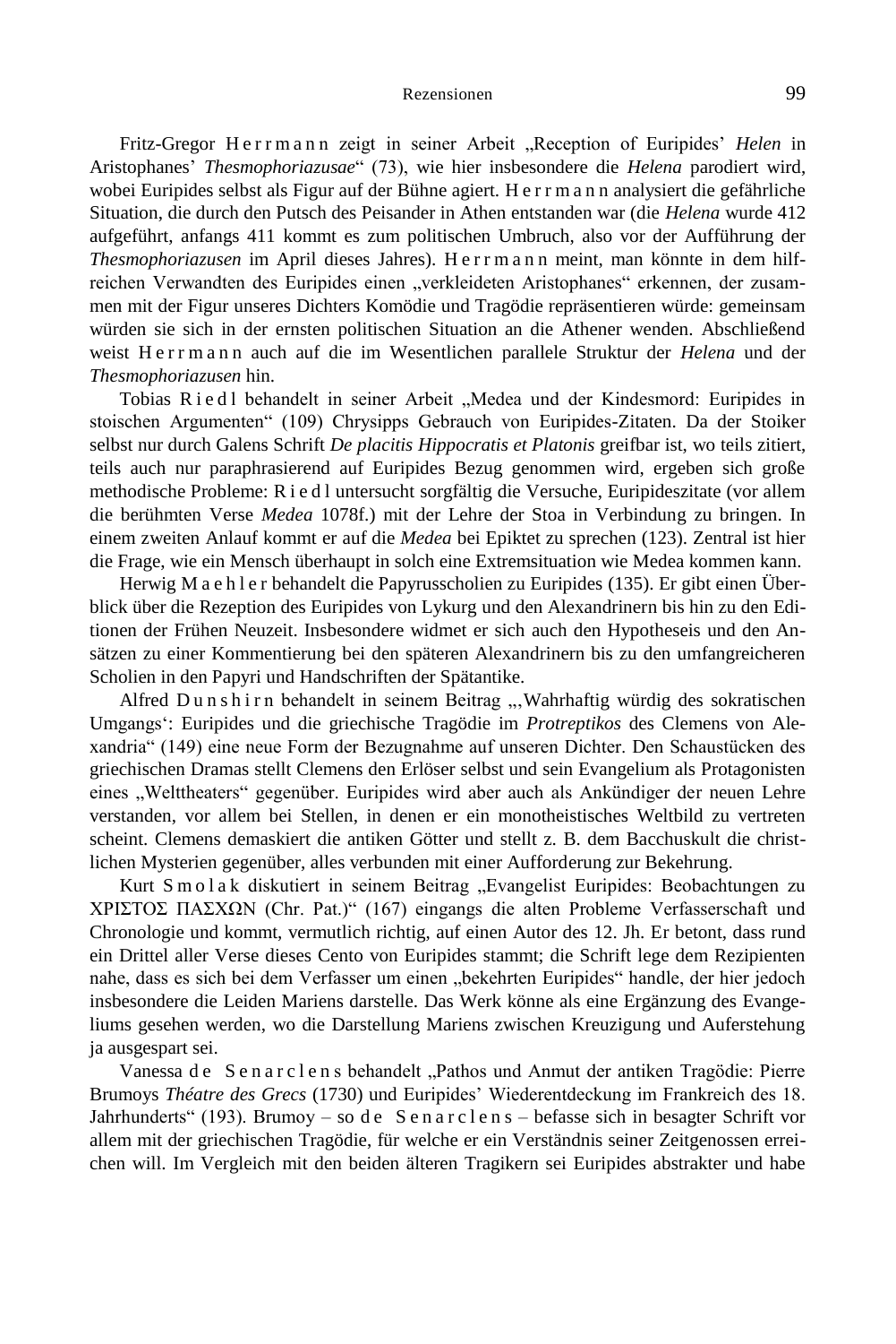Fritz-Gregor Herrmann zeigt in seiner Arbeit „Reception of Euripides' *Helen* in Aristophanes' *Thesmophoriazusae*" (73), wie hier insbesondere die *Helena* parodiert wird, wobei Euripides selbst als Figur auf der Bühne agiert. Herrmann analysiert die gefährliche Situation, die durch den Putsch des Peisander in Athen entstanden war (die *Helena* wurde 412 aufgeführt, anfangs 411 kommt es zum politischen Umbruch, also vor der Aufführung der *Thesmophoriazusen* im April dieses Jahres). Herrmann meint, man könnte in dem hilfreichen Verwandten des Euripides einen „verkleideten Aristophanes" erkennen, der zusammen mit der Figur unseres Dichters Komödie und Tragödie repräsentieren würde: gemeinsam würden sie sich in der ernsten politischen Situation an die Athener wenden. Abschließend weist Herrmann auch auf die im Wesentlichen parallele Struktur der *Helena* und der *Thesmophoriazusen* hin.

Tobias Riedl behandelt in seiner Arbeit „Medea und der Kindesmord: Euripides in stoischen Argumenten" (109) Chrysipps Gebrauch von Euripides-Zitaten. Da der Stoiker selbst nur durch Galens Schrift *De placitis Hippocratis et Platonis* greifbar ist, wo teils zitiert, teils auch nur paraphrasierend auf Euripides Bezug genommen wird, ergeben sich große methodische Probleme: Riedl untersucht sorgfältig die Versuche, Euripideszitate (vor allem die berühmten Verse *Medea* 1078f.) mit der Lehre der Stoa in Verbindung zu bringen. In einem zweiten Anlauf kommt er auf die *Medea* bei Epiktet zu sprechen (123). Zentral ist hier die Frage, wie ein Mensch überhaupt in solch eine Extremsituation wie Medea kommen kann.

Herwig Maehler behandelt die Papyrusscholien zu Euripides (135). Er gibt einen Überblick über die Rezeption des Euripides von Lykurg und den Alexandrinern bis hin zu den Editionen der Frühen Neuzeit. Insbesondere widmet er sich auch den Hypotheseis und den Ansätzen zu einer Kommentierung bei den späteren Alexandrinern bis zu den umfangreicheren Scholien in den Papyri und Handschriften der Spätantike.

Alfred Dunshirn behandelt in seinem Beitrag „‚Wahrhaftig würdig des sokratischen Umgangs': Euripides und die griechische Tragödie im *Protreptikos* des Clemens von Alexandria" (149) eine neue Form der Bezugnahme auf unseren Dichter. Den Schaustücken des griechischen Dramas stellt Clemens den Erlöser selbst und sein Evangelium als Protagonisten eines „Welttheaters" gegenüber. Euripides wird aber auch als Ankündiger der neuen Lehre verstanden, vor allem bei Stellen, in denen er ein monotheistisches Weltbild zu vertreten scheint. Clemens demaskiert die antiken Götter und stellt z. B. dem Bacchuskult die christlichen Mysterien gegenüber, alles verbunden mit einer Aufforderung zur Bekehrung.

Kurt Smolak diskutiert in seinem Beitrag „Evangelist Euripides: Beobachtungen zu ΧΡΙΣΤΟΣ ΠΑΣΧΩΝ (Chr. Pat.)" (167) eingangs die alten Probleme Verfasserschaft und Chronologie und kommt, vermutlich richtig, auf einen Autor des 12. Jh. Er betont, dass rund ein Drittel aller Verse dieses Cento von Euripides stammt; die Schrift lege dem Rezipienten nahe, dass es sich bei dem Verfasser um einen „bekehrten Euripides" handle, der hier jedoch insbesondere die Leiden Mariens darstelle. Das Werk könne als eine Ergänzung des Evangeliums gesehen werden, wo die Darstellung Mariens zwischen Kreuzigung und Auferstehung ja ausgespart sei.

Vanessa de Senarclens behandelt „Pathos und Anmut der antiken Tragödie: Pierre Brumoys *Théatre des Grecs* (1730) und Euripides' Wiederentdeckung im Frankreich des 18. Jahrhunderts" (193). Brumoy – so de Senarclens – befasse sich in besagter Schrift vor allem mit der griechischen Tragödie, für welche er ein Verständnis seiner Zeitgenossen erreichen will. Im Vergleich mit den beiden älteren Tragikern sei Euripides abstrakter und habe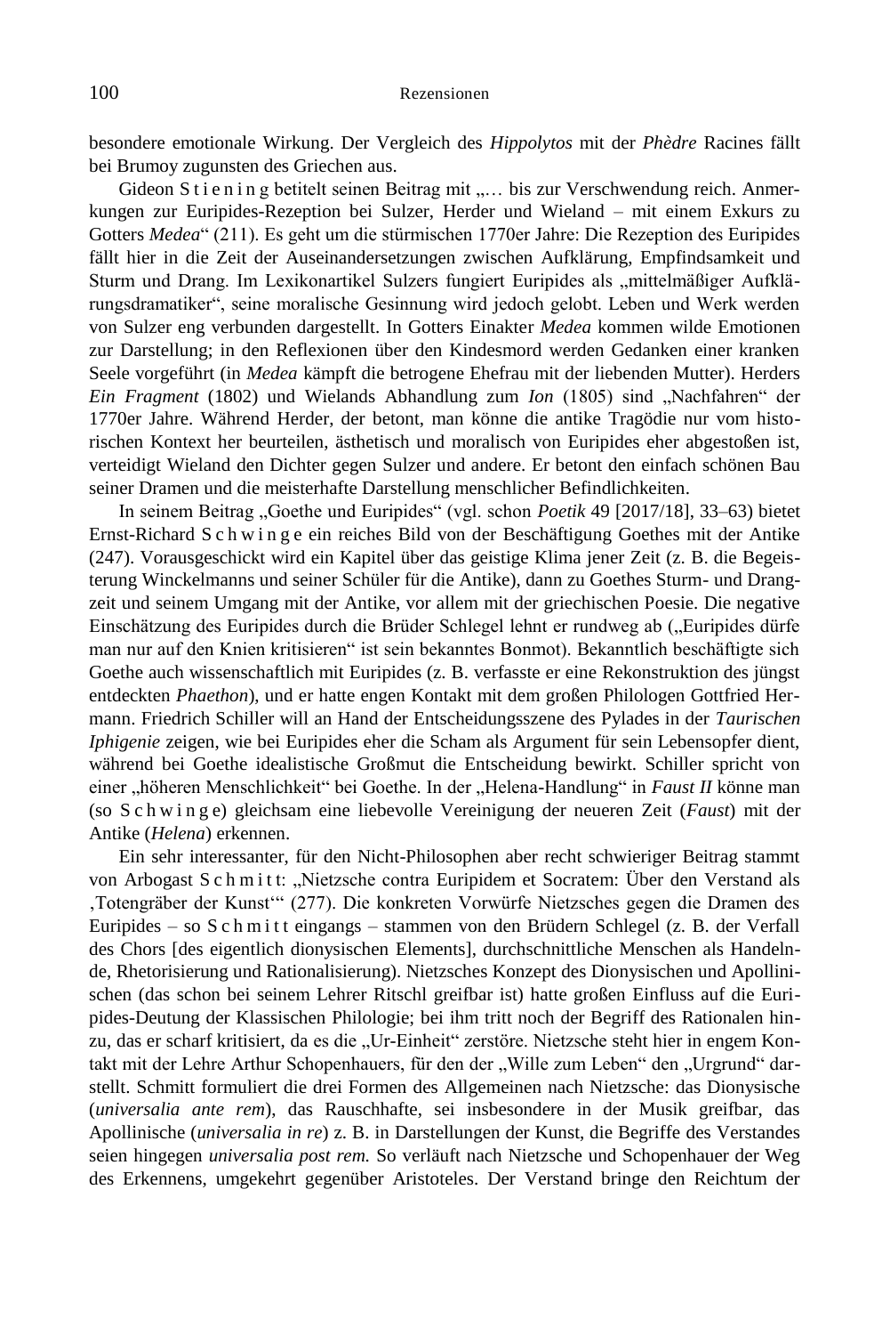besondere emotionale Wirkung. Der Vergleich des *Hippolytos* mit der *Phèdre* Racines fällt bei Brumoy zugunsten des Griechen aus.

Gideon Stiening betitelt seinen Beitrag mit „… bis zur Verschwendung reich. Anmerkungen zur Euripides-Rezeption bei Sulzer, Herder und Wieland – mit einem Exkurs zu Gotters *Medea*“ (211). Es geht um die stürmischen 1770er Jahre: Die Rezeption des Euripides fällt hier in die Zeit der Auseinandersetzungen zwischen Aufklärung, Empfindsamkeit und Sturm und Drang. Im Lexikonartikel Sulzers fungiert Euripides als „mittelmäßiger Aufklärungsdramatiker“, seine moralische Gesinnung wird jedoch gelobt. Leben und Werk werden von Sulzer eng verbunden dargestellt. In Gotters Einakter *Medea* kommen wilde Emotionen zur Darstellung; in den Reflexionen über den Kindesmord werden Gedanken einer kranken Seele vorgeführt (in *Medea* kämpft die betrogene Ehefrau mit der liebenden Mutter). Herders *Ein Fragment* (1802) und Wielands Abhandlung zum *Ion* (1805) sind „Nachfahren“ der 1770er Jahre. Während Herder, der betont, man könne die antike Tragödie nur vom historischen Kontext her beurteilen, ästhetisch und moralisch von Euripides eher abgestoßen ist, verteidigt Wieland den Dichter gegen Sulzer und andere. Er betont den einfach schönen Bau seiner Dramen und die meisterhafte Darstellung menschlicher Befindlichkeiten.

In seinem Beitrag „Goethe und Euripides“ (vgl. schon *Poetik* 49 [2017/18], 33–63) bietet Ernst-Richard Schwinge ein reiches Bild von der Beschäftigung Goethes mit der Antike (247). Vorausgeschickt wird ein Kapitel über das geistige Klima jener Zeit (z. B. die Begeisterung Winckelmanns und seiner Schüler für die Antike), dann zu Goethes Sturm- und Drangzeit und seinem Umgang mit der Antike, vor allem mit der griechischen Poesie. Die negative Einschätzung des Euripides durch die Brüder Schlegel lehnt er rundweg ab („Euripides dürfe man nur auf den Knien kritisieren“ ist sein bekanntes Bonmot). Bekanntlich beschäftigte sich Goethe auch wissenschaftlich mit Euripides (z. B. verfasste er eine Rekonstruktion des jüngst entdeckten *Phaethon*), und er hatte engen Kontakt mit dem großen Philologen Gottfried Hermann. Friedrich Schiller will an Hand der Entscheidungsszene des Pylades in der *Taurischen Iphigenie* zeigen, wie bei Euripides eher die Scham als Argument für sein Lebensopfer dient, während bei Goethe idealistische Großmut die Entscheidung bewirkt. Schiller spricht von einer „höheren Menschlichkeit“ bei Goethe. In der „Helena-Handlung“ in *Faust II* könne man (so Schwinge) gleichsam eine liebevolle Vereinigung der neueren Zeit (*Faust*) mit der Antike (*Helena*) erkennen.

Ein sehr interessanter, für den Nicht-Philosophen aber recht schwieriger Beitrag stammt von Arbogast Schmitt: „Nietzsche contra Euripidem et Socratem: Über den Verstand als ‚Totengräber der Kunst‘“ (277). Die konkreten Vorwürfe Nietzsches gegen die Dramen des Euripides – so Schmitt eingangs – stammen von den Brüdern Schlegel (z. B. der Verfall des Chors [des eigentlich dionysischen Elements], durchschnittliche Menschen als Handelnde, Rhetorisierung und Rationalisierung). Nietzsches Konzept des Dionysischen und Apollinischen (das schon bei seinem Lehrer Ritschl greifbar ist) hatte großen Einfluss auf die Euripides-Deutung der Klassischen Philologie; bei ihm tritt noch der Begriff des Rationalen hinzu, das er scharf kritisiert, da es die „Ur-Einheit“ zerstöre. Nietzsche steht hier in engem Kontakt mit der Lehre Arthur Schopenhauers, für den der „Wille zum Leben“ den „Urgrund“ darstellt. Schmitt formuliert die drei Formen des Allgemeinen nach Nietzsche: das Dionysische (*universalia ante rem*), das Rauschhafte, sei insbesondere in der Musik greifbar, das Apollinische (*universalia in re*) z. B. in Darstellungen der Kunst, die Begriffe des Verstandes seien hingegen *universalia post rem.* So verläuft nach Nietzsche und Schopenhauer der Weg des Erkennens, umgekehrt gegenüber Aristoteles. Der Verstand bringe den Reichtum der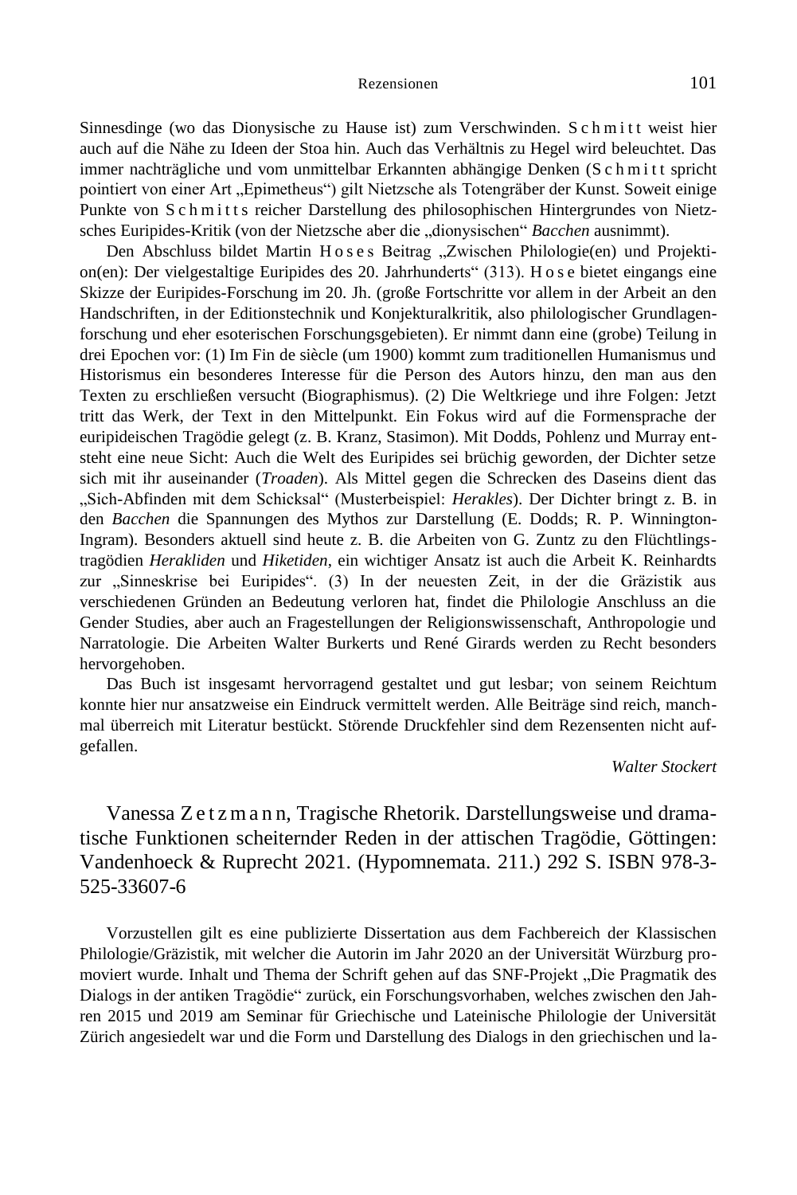Sinnesdinge (wo das Dionysische zu Hause ist) zum Verschwinden. Schmitt weist hier auch auf die Nähe zu Ideen der Stoa hin. Auch das Verhältnis zu Hegel wird beleuchtet. Das immer nachträgliche und vom unmittelbar Erkannten abhängige Denken (Schmitt spricht pointiert von einer Art „Epimetheus") gilt Nietzsche als Totengräber der Kunst. Soweit einige Punkte von Schmitts reicher Darstellung des philosophischen Hintergrundes von Nietzsches Euripides-Kritik (von der Nietzsche aber die „dionysischen" *Bacchen* ausnimmt).

Den Abschluss bildet Martin Hoses Beitrag „Zwischen Philologie(en) und Projektion(en): Der vielgestaltige Euripides des 20. Jahrhunderts" (313). Hose bietet eingangs eine Skizze der Euripides-Forschung im 20. Jh. (große Fortschritte vor allem in der Arbeit an den Handschriften, in der Editionstechnik und Konjekturalkritik, also philologischer Grundlagenforschung und eher esoterischen Forschungsgebieten). Er nimmt dann eine (grobe) Teilung in drei Epochen vor: (1) Im Fin de siècle (um 1900) kommt zum traditionellen Humanismus und Historismus ein besonderes Interesse für die Person des Autors hinzu, den man aus den Texten zu erschließen versucht (Biographismus). (2) Die Weltkriege und ihre Folgen: Jetzt tritt das Werk, der Text in den Mittelpunkt. Ein Fokus wird auf die Formensprache der euripideischen Tragödie gelegt (z. B. Kranz, Stasimon). Mit Dodds, Pohlenz und Murray entsteht eine neue Sicht: Auch die Welt des Euripides sei brüchig geworden, der Dichter setze sich mit ihr auseinander (*Troaden*). Als Mittel gegen die Schrecken des Daseins dient das „Sich-Abfinden mit dem Schicksal" (Musterbeispiel: *Herakles*). Der Dichter bringt z. B. in den *Bacchen* die Spannungen des Mythos zur Darstellung (E. Dodds; R. P. Winnington-Ingram). Besonders aktuell sind heute z. B. die Arbeiten von G. Zuntz zu den Flüchtlingstragödien *Herakliden* und *Hiketiden*, ein wichtiger Ansatz ist auch die Arbeit K. Reinhardts zur „Sinneskrise bei Euripides". (3) In der neuesten Zeit, in der die Gräzistik aus verschiedenen Gründen an Bedeutung verloren hat, findet die Philologie Anschluss an die Gender Studies, aber auch an Fragestellungen der Religionswissenschaft, Anthropologie und Narratologie. Die Arbeiten Walter Burkerts und René Girards werden zu Recht besonders hervorgehoben.

Das Buch ist insgesamt hervorragend gestaltet und gut lesbar; von seinem Reichtum konnte hier nur ansatzweise ein Eindruck vermittelt werden. Alle Beiträge sind reich, manchmal überreich mit Literatur bestückt. Störende Druckfehler sind dem Rezensenten nicht aufgefallen.

*Walter Stockert*

## Vanessa Zetzmann, Tragische Rhetorik. Darstellungsweise und dramatische Funktionen scheiternder Reden in der attischen Tragödie, Göttingen: Vandenhoeck & Ruprecht 2021. (Hypomnemata. 211.) 292 S. ISBN 978-3-525-33607-6

Vorzustellen gilt es eine publizierte Dissertation aus dem Fachbereich der Klassischen Philologie/Gräzistik, mit welcher die Autorin im Jahr 2020 an der Universität Würzburg promoviert wurde. Inhalt und Thema der Schrift gehen auf das SNF-Projekt „Die Pragmatik des Dialogs in der antiken Tragödie" zurück, ein Forschungsvorhaben, welches zwischen den Jahren 2015 und 2019 am Seminar für Griechische und Lateinische Philologie der Universität Zürich angesiedelt war und die Form und Darstellung des Dialogs in den griechischen und la-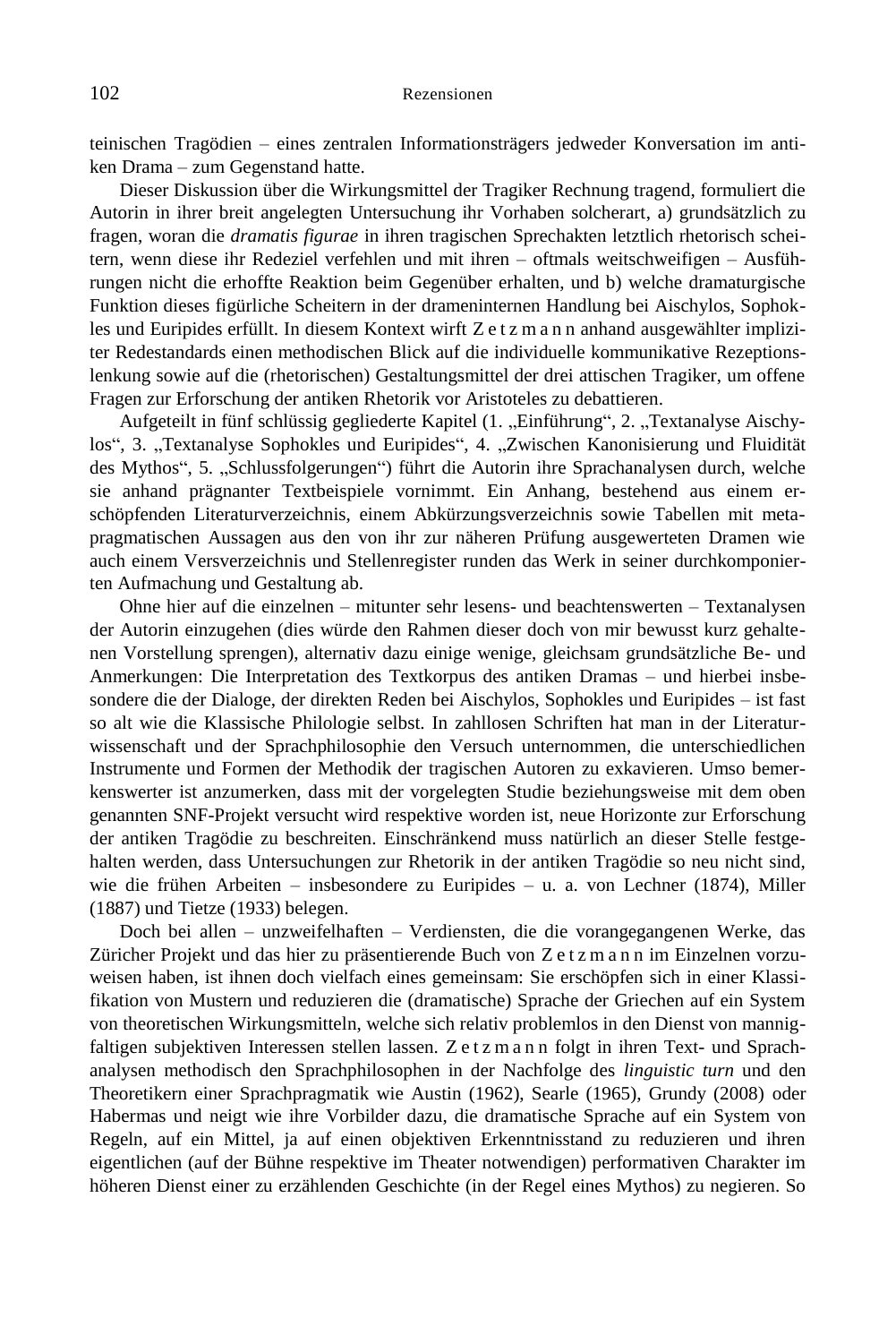teinischen Tragödien – eines zentralen Informationsträgers jedweder Konversation im antiken Drama – zum Gegenstand hatte.

Dieser Diskussion über die Wirkungsmittel der Tragiker Rechnung tragend, formuliert die Autorin in ihrer breit angelegten Untersuchung ihr Vorhaben solcherart, a) grundsätzlich zu fragen, woran die *dramatis figurae* in ihren tragischen Sprechakten letztlich rhetorisch scheitern, wenn diese ihr Redeziel verfehlen und mit ihren – oftmals weitschweifigen – Ausführungen nicht die erhoffte Reaktion beim Gegenüber erhalten, und b) welche dramaturgische Funktion dieses figürliche Scheitern in der drameninternen Handlung bei Aischylos, Sophokles und Euripides erfüllt. In diesem Kontext wirft Zetzmann anhand ausgewählter impliziter Redestandards einen methodischen Blick auf die individuelle kommunikative Rezeptionslenkung sowie auf die (rhetorischen) Gestaltungsmittel der drei attischen Tragiker, um offene Fragen zur Erforschung der antiken Rhetorik vor Aristoteles zu debattieren.

Aufgeteilt in fünf schlüssig gegliederte Kapitel (1. „Einführung“, 2. „Textanalyse Aischylos“, 3. „Textanalyse Sophokles und Euripides“, 4. „Zwischen Kanonisierung und Fluidität des Mythos“, 5. „Schlussfolgerungen“) führt die Autorin ihre Sprachanalysen durch, welche sie anhand prägnanter Textbeispiele vornimmt. Ein Anhang, bestehend aus einem erschöpfenden Literaturverzeichnis, einem Abkürzungsverzeichnis sowie Tabellen mit metapragmatischen Aussagen aus den von ihr zur näheren Prüfung ausgewerteten Dramen wie auch einem Versverzeichnis und Stellenregister runden das Werk in seiner durchkomponierten Aufmachung und Gestaltung ab.

Ohne hier auf die einzelnen – mitunter sehr lesens- und beachtenswerten – Textanalysen der Autorin einzugehen (dies würde den Rahmen dieser doch von mir bewusst kurz gehaltenen Vorstellung sprengen), alternativ dazu einige wenige, gleichsam grundsätzliche Be- und Anmerkungen: Die Interpretation des Textkorpus des antiken Dramas – und hierbei insbesondere die der Dialoge, der direkten Reden bei Aischylos, Sophokles und Euripides – ist fast so alt wie die Klassische Philologie selbst. In zahllosen Schriften hat man in der Literaturwissenschaft und der Sprachphilosophie den Versuch unternommen, die unterschiedlichen Instrumente und Formen der Methodik der tragischen Autoren zu exkavieren. Umso bemerkenswerter ist anzumerken, dass mit der vorgelegten Studie beziehungsweise mit dem oben genannten SNF-Projekt versucht wird respektive worden ist, neue Horizonte zur Erforschung der antiken Tragödie zu beschreiten. Einschränkend muss natürlich an dieser Stelle festgehalten werden, dass Untersuchungen zur Rhetorik in der antiken Tragödie so neu nicht sind, wie die frühen Arbeiten – insbesondere zu Euripides – u. a. von Lechner (1874), Miller (1887) und Tietze (1933) belegen.

Doch bei allen – unzweifelhaften – Verdiensten, die die vorangegangenen Werke, das Züricher Projekt und das hier zu präsentierende Buch von Zetzmann im Einzelnen vorzuweisen haben, ist ihnen doch vielfach eines gemeinsam: Sie erschöpfen sich in einer Klassifikation von Mustern und reduzieren die (dramatische) Sprache der Griechen auf ein System von theoretischen Wirkungsmitteln, welche sich relativ problemlos in den Dienst von mannigfaltigen subjektiven Interessen stellen lassen. Zetzmann folgt in ihren Text- und Sprachanalysen methodisch den Sprachphilosophen in der Nachfolge des *linguistic turn* und den Theoretikern einer Sprachpragmatik wie Austin (1962), Searle (1965), Grundy (2008) oder Habermas und neigt wie ihre Vorbilder dazu, die dramatische Sprache auf ein System von Regeln, auf ein Mittel, ja auf einen objektiven Erkenntnisstand zu reduzieren und ihren eigentlichen (auf der Bühne respektive im Theater notwendigen) performativen Charakter im höheren Dienst einer zu erzählenden Geschichte (in der Regel eines Mythos) zu negieren. So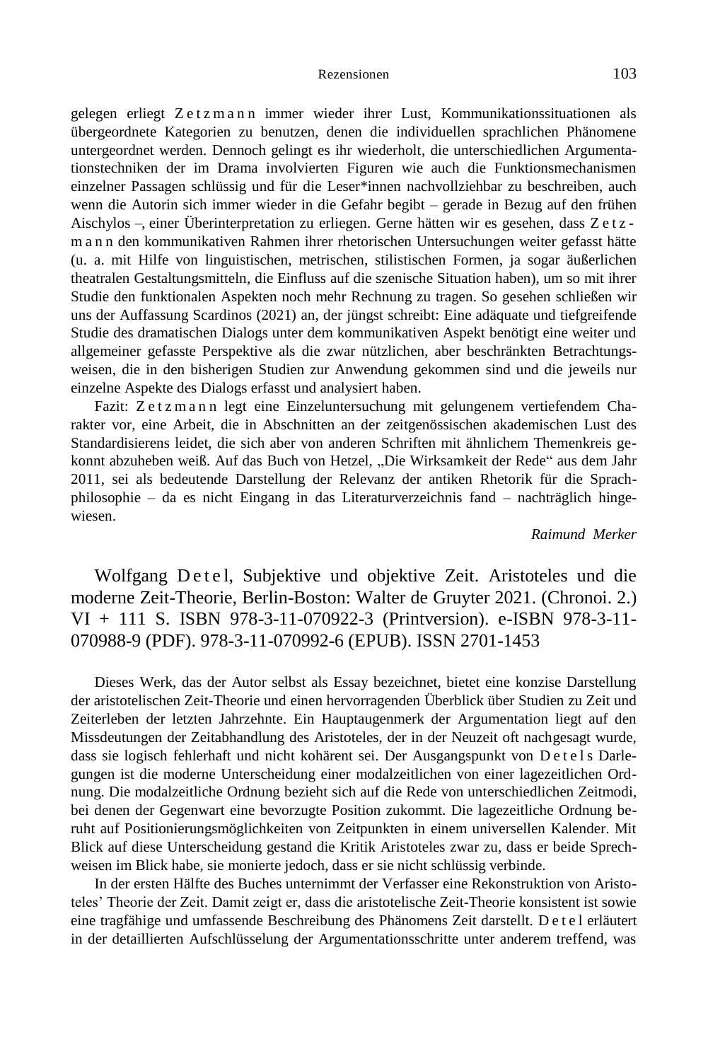gelegen erliegt Zetzmann immer wieder ihrer Lust, Kommunikationssituationen als übergeordnete Kategorien zu benutzen, denen die individuellen sprachlichen Phänomene untergeordnet werden. Dennoch gelingt es ihr wiederholt, die unterschiedlichen Argumentationstechniken der im Drama involvierten Figuren wie auch die Funktionsmechanismen einzelner Passagen schlüssig und für die Leser*innen nachvollziehbar zu beschreiben, auch wenn die Autorin sich immer wieder in die Gefahr begibt – gerade in Bezug auf den frühen Aischylos –, einer Überinterpretation zu erliegen. Gerne hätten wir es gesehen, dass Zetzmann den kommunikativen Rahmen ihrer rhetorischen Untersuchungen weiter gefasst hätte (u. a. mit Hilfe von linguistischen, metrischen, stilistischen Formen, ja sogar äußerlichen theatralen Gestaltungsmitteln, die Einfluss auf die szenische Situation haben), um so mit ihrer Studie den funktionalen Aspekten noch mehr Rechnung zu tragen. So gesehen schließen wir uns der Auffassung Scardinos (2021) an, der jüngst schreibt: Eine adäquate und tiefgreifende Studie des dramatischen Dialogs unter dem kommunikativen Aspekt benötigt eine weiter und allgemeiner gefasste Perspektive als die zwar nützlichen, aber beschränkten Betrachtungsweisen, die in den bisherigen Studien zur Anwendung gekommen sind und die jeweils nur einzelne Aspekte des Dialogs erfasst und analysiert haben.

Fazit: Zetzmann legt eine Einzeluntersuchung mit gelungenem vertiefendem Charakter vor, eine Arbeit, die in Abschnitten an der zeitgenössischen akademischen Lust des Standardisierens leidet, die sich aber von anderen Schriften mit ähnlichem Themenkreis gekonnt abzuheben weiß. Auf das Buch von Hetzel, „Die Wirksamkeit der Rede“ aus dem Jahr 2011, sei als bedeutende Darstellung der Relevanz der antiken Rhetorik für die Sprachphilosophie – da es nicht Eingang in das Literaturverzeichnis fand – nachträglich hingewiesen.

*Raimund Merker*

## Wolfgang Detel, Subjektive und objektive Zeit. Aristoteles und die moderne Zeit-Theorie, Berlin-Boston: Walter de Gruyter 2021. (Chronoi. 2.) VI + 111 S. ISBN 978-3-11-070922-3 (Printversion). e-ISBN 978-3-11-070988-9 (PDF). 978-3-11-070992-6 (EPUB). ISSN 2701-1453

Dieses Werk, das der Autor selbst als Essay bezeichnet, bietet eine konzise Darstellung der aristotelischen Zeit-Theorie und einen hervorragenden Überblick über Studien zu Zeit und Zeiterleben der letzten Jahrzehnte. Ein Hauptaugenmerk der Argumentation liegt auf den Missdeutungen der Zeitabhandlung des Aristoteles, der in der Neuzeit oft nachgesagt wurde, dass sie logisch fehlerhaft und nicht kohärent sei. Der Ausgangspunkt von Detels Darlegungen ist die moderne Unterscheidung einer modalzeitlichen von einer lagezeitlichen Ordnung. Die modalzeitliche Ordnung bezieht sich auf die Rede von unterschiedlichen Zeitmodi, bei denen der Gegenwart eine bevorzugte Position zukommt. Die lagezeitliche Ordnung beruht auf Positionierungsmöglichkeiten von Zeitpunkten in einem universellen Kalender. Mit Blick auf diese Unterscheidung gestand die Kritik Aristoteles zwar zu, dass er beide Sprechweisen im Blick habe, sie monierte jedoch, dass er sie nicht schlüssig verbinde.

In der ersten Hälfte des Buches unternimmt der Verfasser eine Rekonstruktion von Aristoteles’ Theorie der Zeit. Damit zeigt er, dass die aristotelische Zeit-Theorie konsistent ist sowie eine tragfähige und umfassende Beschreibung des Phänomens Zeit darstellt. Detel erläutert in der detaillierten Aufschlüsselung der Argumentationsschritte unter anderem treffend, was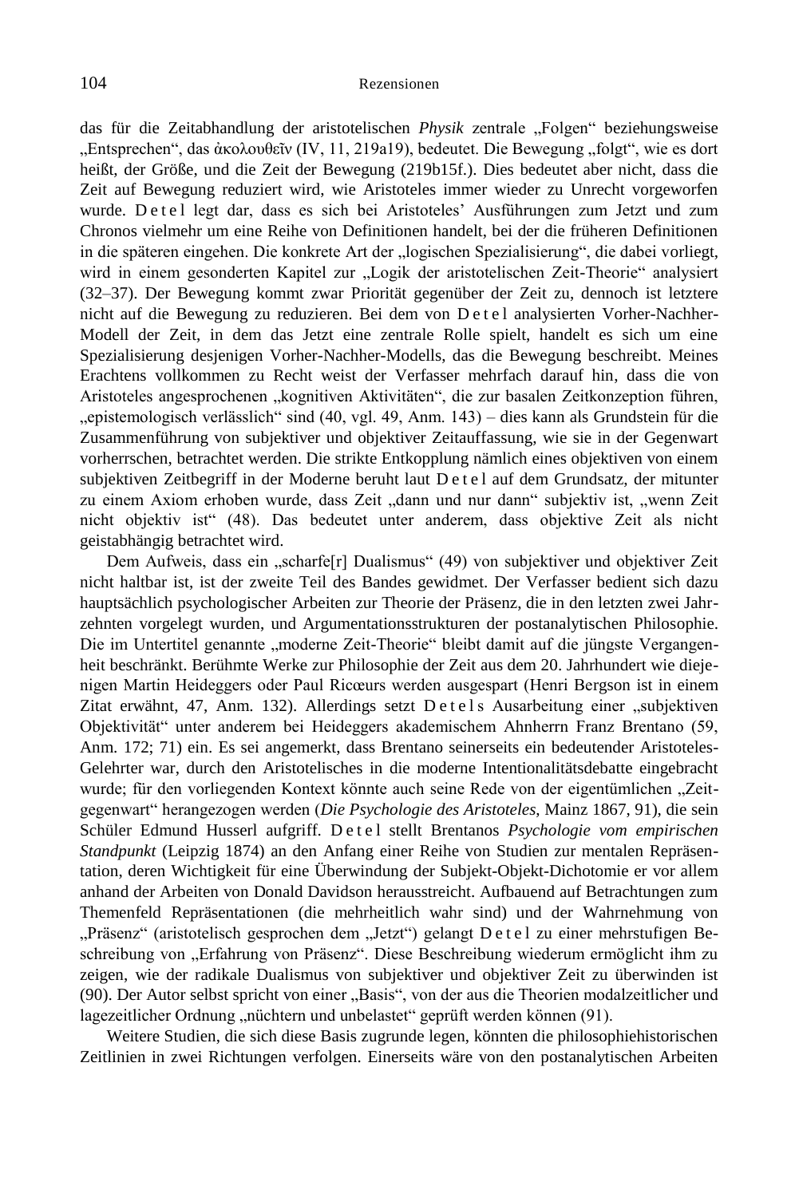das für die Zeitabhandlung der aristotelischen *Physik* zentrale „Folgen“ beziehungsweise „Entsprechen“, das ἀκολουθεῖν (IV, 11, 219a19), bedeutet. Die Bewegung „folgt“, wie es dort heißt, der Größe, und die Zeit der Bewegung (219b15f.). Dies bedeutet aber nicht, dass die Zeit auf Bewegung reduziert wird, wie Aristoteles immer wieder zu Unrecht vorgeworfen wurde. Detel legt dar, dass es sich bei Aristoteles’ Ausführungen zum Jetzt und zum Chronos vielmehr um eine Reihe von Definitionen handelt, bei der die früheren Definitionen in die späteren eingehen. Die konkrete Art der „logischen Spezialisierung“, die dabei vorliegt, wird in einem gesonderten Kapitel zur „Logik der aristotelischen Zeit-Theorie“ analysiert (32–37). Der Bewegung kommt zwar Priorität gegenüber der Zeit zu, dennoch ist letztere nicht auf die Bewegung zu reduzieren. Bei dem von Detel analysierten Vorher-Nachher-Modell der Zeit, in dem das Jetzt eine zentrale Rolle spielt, handelt es sich um eine Spezialisierung desjenigen Vorher-Nachher-Modells, das die Bewegung beschreibt. Meines Erachtens vollkommen zu Recht weist der Verfasser mehrfach darauf hin, dass die von Aristoteles angesprochenen „kognitiven Aktivitäten“, die zur basalen Zeitkonzeption führen, „epistemologisch verlässlich“ sind (40, vgl. 49, Anm. 143) – dies kann als Grundstein für die Zusammenführung von subjektiver und objektiver Zeitauffassung, wie sie in der Gegenwart vorherrschen, betrachtet werden. Die strikte Entkopplung nämlich eines objektiven von einem subjektiven Zeitbegriff in der Moderne beruht laut Detel auf dem Grundsatz, der mitunter zu einem Axiom erhoben wurde, dass Zeit „dann und nur dann“ subjektiv ist, „wenn Zeit nicht objektiv ist“ (48). Das bedeutet unter anderem, dass objektive Zeit als nicht geistabhängig betrachtet wird.

Dem Aufweis, dass ein „scharfe[r] Dualismus“ (49) von subjektiver und objektiver Zeit nicht haltbar ist, ist der zweite Teil des Bandes gewidmet. Der Verfasser bedient sich dazu hauptsächlich psychologischer Arbeiten zur Theorie der Präsenz, die in den letzten zwei Jahrzehnten vorgelegt wurden, und Argumentationsstrukturen der postanalytischen Philosophie. Die im Untertitel genannte „moderne Zeit-Theorie“ bleibt damit auf die jüngste Vergangenheit beschränkt. Berühmte Werke zur Philosophie der Zeit aus dem 20. Jahrhundert wie diejenigen Martin Heideggers oder Paul Ricœurs werden ausgespart (Henri Bergson ist in einem Zitat erwähnt, 47, Anm. 132). Allerdings setzt Detels Ausarbeitung einer „subjektiven Objektivität“ unter anderem bei Heideggers akademischem Ahnherrn Franz Brentano (59, Anm. 172; 71) ein. Es sei angemerkt, dass Brentano seinerseits ein bedeutender Aristoteles-Gelehrter war, durch den Aristotelisches in die moderne Intentionalitätsdebatte eingebracht wurde; für den vorliegenden Kontext könnte auch seine Rede von der eigentümlichen „Zeitgegenwart“ herangezogen werden (*Die Psychologie des Aristoteles*, Mainz 1867, 91), die sein Schüler Edmund Husserl aufgriff. Detel stellt Brentanos *Psychologie vom empirischen Standpunkt* (Leipzig 1874) an den Anfang einer Reihe von Studien zur mentalen Repräsentation, deren Wichtigkeit für eine Überwindung der Subjekt-Objekt-Dichotomie er vor allem anhand der Arbeiten von Donald Davidson herausstreicht. Aufbauend auf Betrachtungen zum Themenfeld Repräsentationen (die mehrheitlich wahr sind) und der Wahrnehmung von „Präsenz“ (aristotelisch gesprochen dem „Jetzt“) gelangt Detel zu einer mehrstufigen Beschreibung von „Erfahrung von Präsenz“. Diese Beschreibung wiederum ermöglicht ihm zu zeigen, wie der radikale Dualismus von subjektiver und objektiver Zeit zu überwinden ist (90). Der Autor selbst spricht von einer „Basis“, von der aus die Theorien modalzeitlicher und lagezeitlicher Ordnung „nüchtern und unbelastet“ geprüft werden können (91).

Weitere Studien, die sich diese Basis zugrunde legen, könnten die philosophiehistorischen Zeitlinien in zwei Richtungen verfolgen. Einerseits wäre von den postanalytischen Arbeiten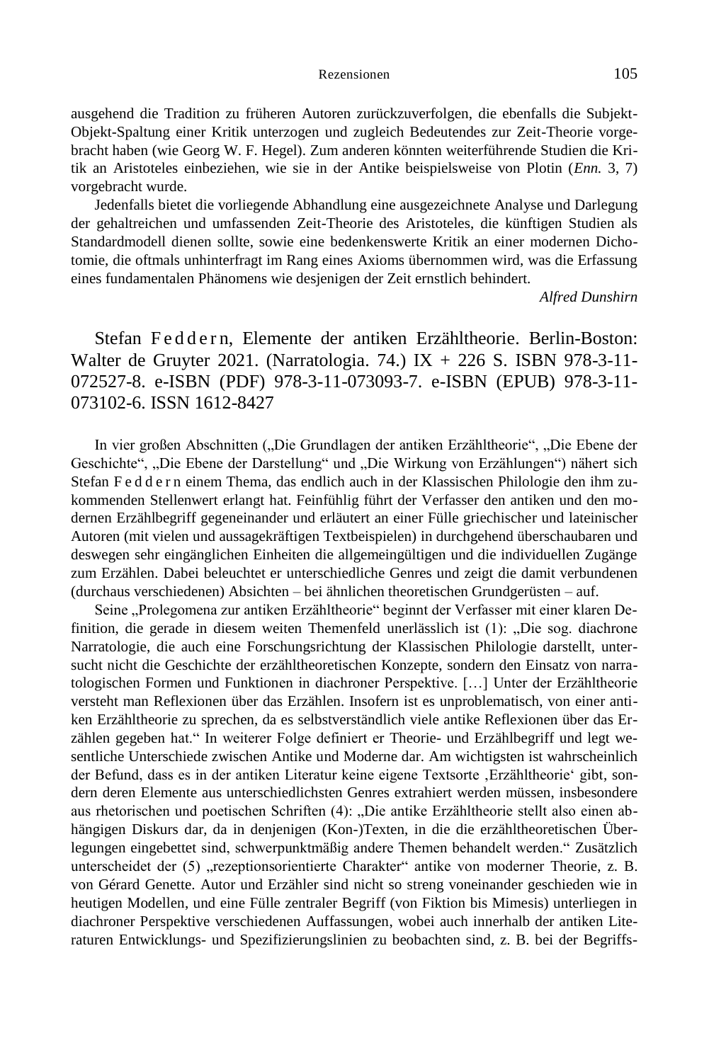ausgehend die Tradition zu früheren Autoren zurückzuverfolgen, die ebenfalls die Subjekt-Objekt-Spaltung einer Kritik unterzogen und zugleich Bedeutendes zur Zeit-Theorie vorgebracht haben (wie Georg W. F. Hegel). Zum anderen könnten weiterführende Studien die Kritik an Aristoteles einbeziehen, wie sie in der Antike beispielsweise von Plotin (*Enn.* 3, 7) vorgebracht wurde.

Jedenfalls bietet die vorliegende Abhandlung eine ausgezeichnete Analyse und Darlegung der gehaltreichen und umfassenden Zeit-Theorie des Aristoteles, die künftigen Studien als Standardmodell dienen sollte, sowie eine bedenkenswerte Kritik an einer modernen Dichotomie, die oftmals unhinterfragt im Rang eines Axioms übernommen wird, was die Erfassung eines fundamentalen Phänomens wie desjenigen der Zeit ernstlich behindert.

*Alfred Dunshirn*

## Stefan Feddern, Elemente der antiken Erzähltheorie. Berlin-Boston: Walter de Gruyter 2021. (Narratologia. 74.) IX + 226 S. ISBN 978-3-11-072527-8. e-ISBN (PDF) 978-3-11-073093-7. e-ISBN (EPUB) 978-3-11-073102-6. ISSN 1612-8427

In vier großen Abschnitten („Die Grundlagen der antiken Erzähltheorie", „Die Ebene der Geschichte", „Die Ebene der Darstellung" und „Die Wirkung von Erzählungen") nähert sich Stefan Feddern einem Thema, das endlich auch in der Klassischen Philologie den ihm zukommenden Stellenwert erlangt hat. Feinfühlig führt der Verfasser den antiken und den modernen Erzählbegriff gegeneinander und erläutert an einer Fülle griechischer und lateinischer Autoren (mit vielen und aussagekräftigen Textbeispielen) in durchgehend überschaubaren und deswegen sehr eingänglichen Einheiten die allgemeingültigen und die individuellen Zugänge zum Erzählen. Dabei beleuchtet er unterschiedliche Genres und zeigt die damit verbundenen (durchaus verschiedenen) Absichten – bei ähnlichen theoretischen Grundgerüsten – auf.

Seine „Prolegomena zur antiken Erzähltheorie" beginnt der Verfasser mit einer klaren Definition, die gerade in diesem weiten Themenfeld unerlässlich ist (1): „Die sog. diachrone Narratologie, die auch eine Forschungsrichtung der Klassischen Philologie darstellt, untersucht nicht die Geschichte der erzähltheoretischen Konzepte, sondern den Einsatz von narratologischen Formen und Funktionen in diachroner Perspektive. […] Unter der Erzähltheorie versteht man Reflexionen über das Erzählen. Insofern ist es unproblematisch, von einer antiken Erzähltheorie zu sprechen, da es selbstverständlich viele antike Reflexionen über das Erzählen gegeben hat." In weiterer Folge definiert er Theorie- und Erzählbegriff und legt wesentliche Unterschiede zwischen Antike und Moderne dar. Am wichtigsten ist wahrscheinlich der Befund, dass es in der antiken Literatur keine eigene Textsorte ‚Erzähltheorie' gibt, sondern deren Elemente aus unterschiedlichsten Genres extrahiert werden müssen, insbesondere aus rhetorischen und poetischen Schriften (4): „Die antike Erzähltheorie stellt also einen abhängigen Diskurs dar, da in denjenigen (Kon-)Texten, in die die erzähltheoretischen Überlegungen eingebettet sind, schwerpunktmäßig andere Themen behandelt werden." Zusätzlich unterscheidet der (5) „rezeptionsorientierte Charakter" antike von moderner Theorie, z. B. von Gérard Genette. Autor und Erzähler sind nicht so streng voneinander geschieden wie in heutigen Modellen, und eine Fülle zentraler Begriff (von Fiktion bis Mimesis) unterliegen in diachroner Perspektive verschiedenen Auffassungen, wobei auch innerhalb der antiken Literaturen Entwicklungs- und Spezifizierungslinien zu beobachten sind, z. B. bei der Begriffs-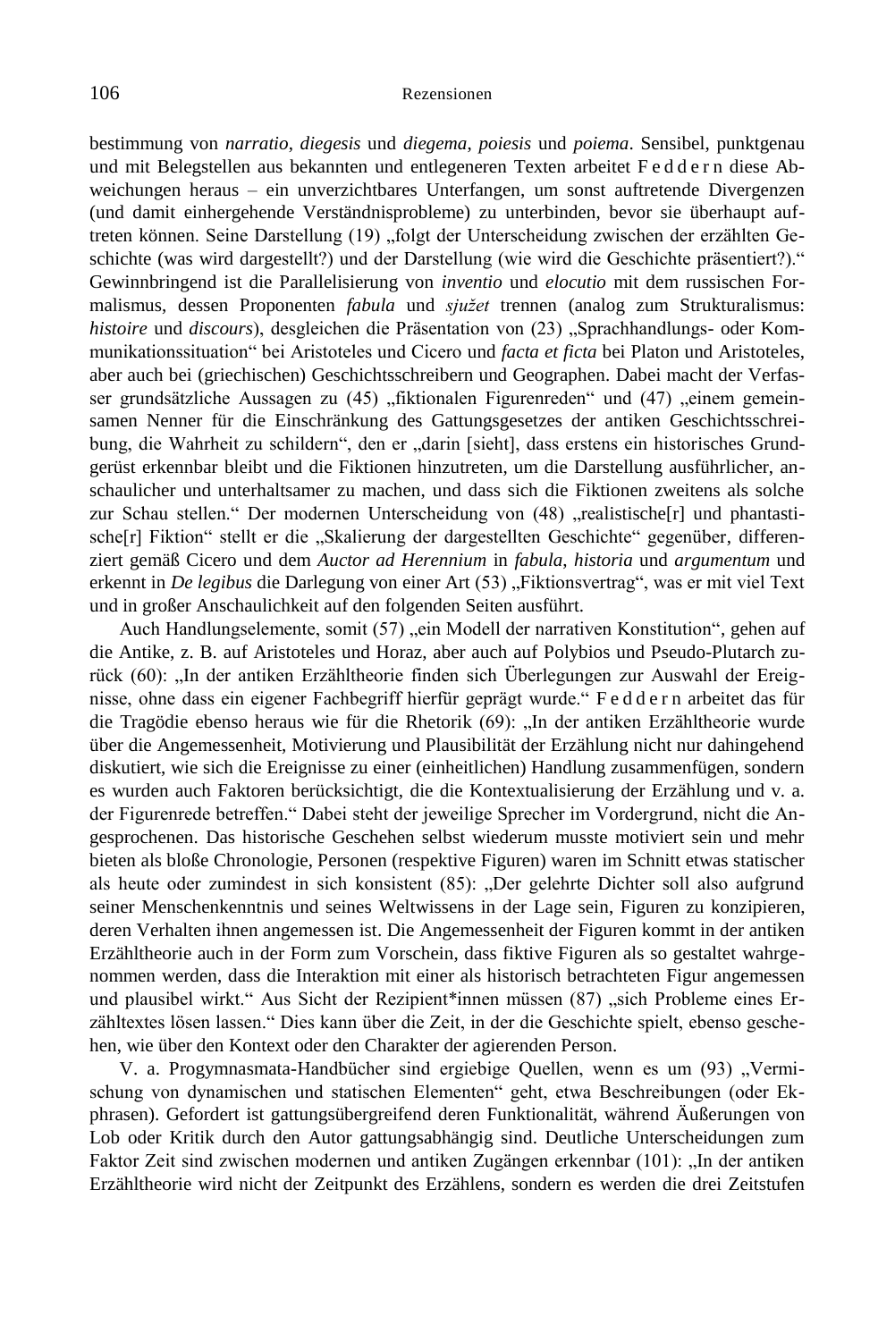bestimmung von *narratio*, *diegesis* und *diegema*, *poiesis* und *poiema*. Sensibel, punktgenau und mit Belegstellen aus bekannten und entlegeneren Texten arbeitet F e d d e r n diese Abweichungen heraus – ein unverzichtbares Unterfangen, um sonst auftretende Divergenzen (und damit einhergehende Verständnisprobleme) zu unterbinden, bevor sie überhaupt auftreten können. Seine Darstellung (19) „folgt der Unterscheidung zwischen der erzählten Geschichte (was wird dargestellt?) und der Darstellung (wie wird die Geschichte präsentiert?)." Gewinnbringend ist die Parallelisierung von *inventio* und *elocutio* mit dem russischen Formalismus, dessen Proponenten *fabula* und *sjužet* trennen (analog zum Strukturalismus: *histoire* und *discours*), desgleichen die Präsentation von (23) „Sprachhandlungs- oder Kommunikationssituation" bei Aristoteles und Cicero und *facta et ficta* bei Platon und Aristoteles, aber auch bei (griechischen) Geschichtsschreibern und Geographen. Dabei macht der Verfasser grundsätzliche Aussagen zu (45) „fiktionalen Figurenreden" und (47) „einem gemeinsamen Nenner für die Einschränkung des Gattungsgesetzes der antiken Geschichtsschreibung, die Wahrheit zu schildern", den er „darin [sieht], dass erstens ein historisches Grundgerüst erkennbar bleibt und die Fiktionen hinzutreten, um die Darstellung ausführlicher, anschaulicher und unterhaltsamer zu machen, und dass sich die Fiktionen zweitens als solche zur Schau stellen." Der modernen Unterscheidung von (48) „realistische[r] und phantastische[r] Fiktion" stellt er die „Skalierung der dargestellten Geschichte" gegenüber, differenziert gemäß Cicero und dem *Auctor ad Herennium* in *fabula*, *historia* und *argumentum* und erkennt in *De legibus* die Darlegung von einer Art (53) „Fiktionsvertrag", was er mit viel Text und in großer Anschaulichkeit auf den folgenden Seiten ausführt.

Auch Handlungselemente, somit (57) „ein Modell der narrativen Konstitution", gehen auf die Antike, z. B. auf Aristoteles und Horaz, aber auch auf Polybios und Pseudo-Plutarch zurück (60): „In der antiken Erzähltheorie finden sich Überlegungen zur Auswahl der Ereignisse, ohne dass ein eigener Fachbegriff hierfür geprägt wurde." F e d d e r n arbeitet das für die Tragödie ebenso heraus wie für die Rhetorik (69): „In der antiken Erzähltheorie wurde über die Angemessenheit, Motivierung und Plausibilität der Erzählung nicht nur dahingehend diskutiert, wie sich die Ereignisse zu einer (einheitlichen) Handlung zusammenfügen, sondern es wurden auch Faktoren berücksichtigt, die die Kontextualisierung der Erzählung und v. a. der Figurenrede betreffen." Dabei steht der jeweilige Sprecher im Vordergrund, nicht die Angesprochenen. Das historische Geschehen selbst wiederum musste motiviert sein und mehr bieten als bloße Chronologie, Personen (respektive Figuren) waren im Schnitt etwas statischer als heute oder zumindest in sich konsistent (85): „Der gelehrte Dichter soll also aufgrund seiner Menschenkenntnis und seines Weltwissens in der Lage sein, Figuren zu konzipieren, deren Verhalten ihnen angemessen ist. Die Angemessenheit der Figuren kommt in der antiken Erzähltheorie auch in der Form zum Vorschein, dass fiktive Figuren als so gestaltet wahrgenommen werden, dass die Interaktion mit einer als historisch betrachteten Figur angemessen und plausibel wirkt." Aus Sicht der Rezipient*innen müssen (87) „sich Probleme eines Erzähltextes lösen lassen." Dies kann über die Zeit, in der die Geschichte spielt, ebenso geschehen, wie über den Kontext oder den Charakter der agierenden Person.

V. a. Progymnasmata-Handbücher sind ergiebige Quellen, wenn es um (93) „Vermischung von dynamischen und statischen Elementen" geht, etwa Beschreibungen (oder Ekphrasen). Gefordert ist gattungsübergreifend deren Funktionalität, während Äußerungen von Lob oder Kritik durch den Autor gattungsabhängig sind. Deutliche Unterscheidungen zum Faktor Zeit sind zwischen modernen und antiken Zugängen erkennbar (101): „In der antiken Erzähltheorie wird nicht der Zeitpunkt des Erzählens, sondern es werden die drei Zeitstufen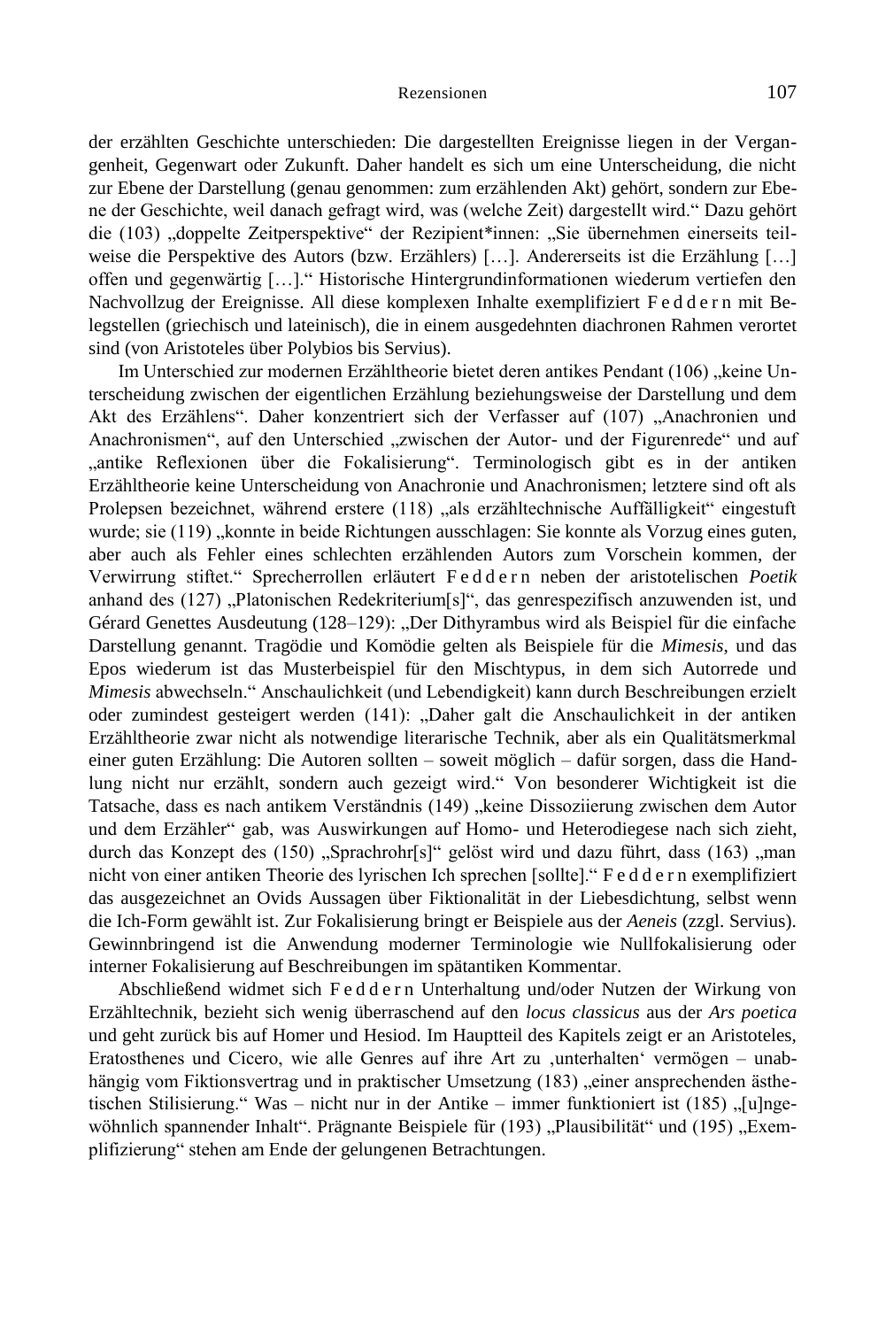der erzählten Geschichte unterschieden: Die dargestellten Ereignisse liegen in der Vergangenheit, Gegenwart oder Zukunft. Daher handelt es sich um eine Unterscheidung, die nicht zur Ebene der Darstellung (genau genommen: zum erzählenden Akt) gehört, sondern zur Ebene der Geschichte, weil danach gefragt wird, was (welche Zeit) dargestellt wird." Dazu gehört die (103) „doppelte Zeitperspektive" der Rezipient*innen: „Sie übernehmen einerseits teilweise die Perspektive des Autors (bzw. Erzählers) […]. Andererseits ist die Erzählung […] offen und gegenwärtig […]." Historische Hintergrundinformationen wiederum vertiefen den Nachvollzug der Ereignisse. All diese komplexen Inhalte exemplifiziert F e d d e r n mit Belegstellen (griechisch und lateinisch), die in einem ausgedehnten diachronen Rahmen verortet sind (von Aristoteles über Polybios bis Servius).

Im Unterschied zur modernen Erzähltheorie bietet deren antikes Pendant (106) „keine Unterscheidung zwischen der eigentlichen Erzählung beziehungsweise der Darstellung und dem Akt des Erzählens". Daher konzentriert sich der Verfasser auf (107) „Anachronien und Anachronismen", auf den Unterschied „zwischen der Autor- und der Figurenrede" und auf „antike Reflexionen über die Fokalisierung". Terminologisch gibt es in der antiken Erzähltheorie keine Unterscheidung von Anachronie und Anachronismen; letztere sind oft als Prolepsen bezeichnet, während erstere (118) „als erzähltechnische Auffälligkeit" eingestuft wurde; sie (119) „konnte in beide Richtungen ausschlagen: Sie konnte als Vorzug eines guten, aber auch als Fehler eines schlechten erzählenden Autors zum Vorschein kommen, der Verwirrung stiftet." Sprecherrollen erläutert F e d d e r n neben der aristotelischen *Poetik* anhand des (127) „Platonischen Redekriterium[s]", das genrespezifisch anzuwenden ist, und Gérard Genettes Ausdeutung (128–129): „Der Dithyrambus wird als Beispiel für die einfache Darstellung genannt. Tragödie und Komödie gelten als Beispiele für die *Mimesis*, und das Epos wiederum ist das Musterbeispiel für den Mischtypus, in dem sich Autorrede und *Mimesis* abwechseln." Anschaulichkeit (und Lebendigkeit) kann durch Beschreibungen erzielt oder zumindest gesteigert werden (141): „Daher galt die Anschaulichkeit in der antiken Erzähltheorie zwar nicht als notwendige literarische Technik, aber als ein Qualitätsmerkmal einer guten Erzählung: Die Autoren sollten – soweit möglich – dafür sorgen, dass die Handlung nicht nur erzählt, sondern auch gezeigt wird." Von besonderer Wichtigkeit ist die Tatsache, dass es nach antikem Verständnis (149) „keine Dissoziierung zwischen dem Autor und dem Erzähler" gab, was Auswirkungen auf Homo- und Heterodiegese nach sich zieht, durch das Konzept des (150) „Sprachrohr[s]" gelöst wird und dazu führt, dass (163) „man nicht von einer antiken Theorie des lyrischen Ich sprechen [sollte]." F e d d e r n exemplifiziert das ausgezeichnet an Ovids Aussagen über Fiktionalität in der Liebesdichtung, selbst wenn die Ich-Form gewählt ist. Zur Fokalisierung bringt er Beispiele aus der *Aeneis* (zzgl. Servius). Gewinnbringend ist die Anwendung moderner Terminologie wie Nullfokalisierung oder interner Fokalisierung auf Beschreibungen im spätantiken Kommentar.

Abschließend widmet sich F e d d e r n Unterhaltung und/oder Nutzen der Wirkung von Erzähltechnik, bezieht sich wenig überraschend auf den *locus classicus* aus der *Ars poetica* und geht zurück bis auf Homer und Hesiod. Im Hauptteil des Kapitels zeigt er an Aristoteles, Eratosthenes und Cicero, wie alle Genres auf ihre Art zu ‚unterhalten' vermögen – unabhängig vom Fiktionsvertrag und in praktischer Umsetzung (183) „einer ansprechenden ästhetischen Stilisierung." Was – nicht nur in der Antike – immer funktioniert ist (185) „[u]ngewöhnlich spannender Inhalt". Prägnante Beispiele für (193) „Plausibilität" und (195) „Exemplifizierung" stehen am Ende der gelungenen Betrachtungen.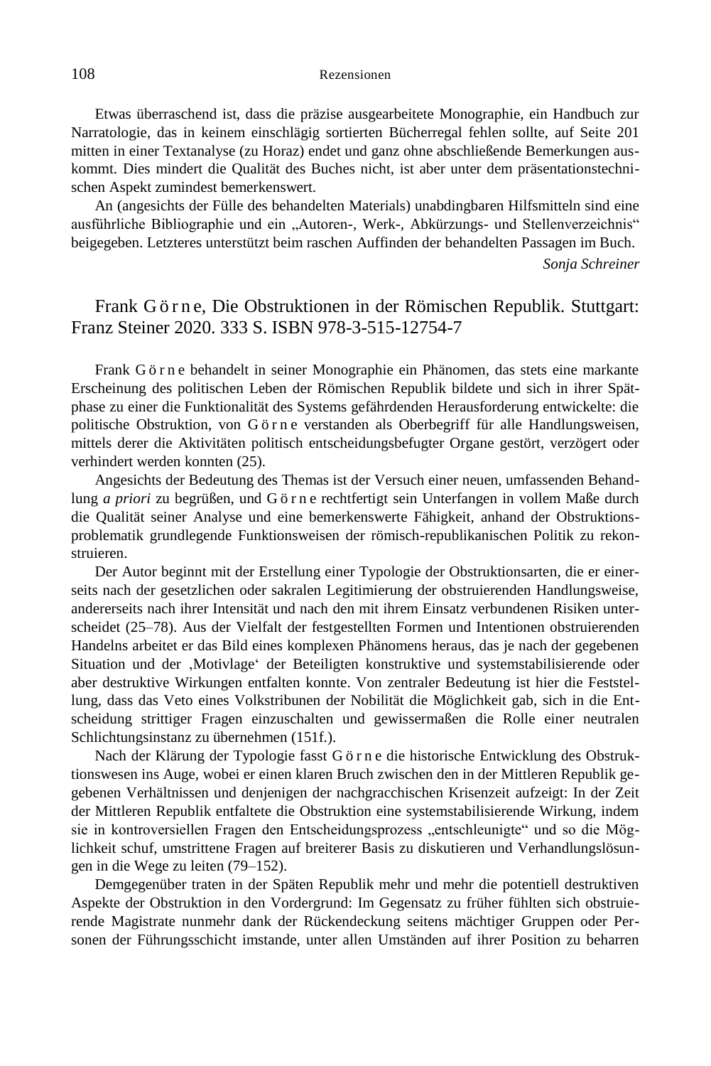Etwas überraschend ist, dass die präzise ausgearbeitete Monographie, ein Handbuch zur Narratologie, das in keinem einschlägig sortierten Bücherregal fehlen sollte, auf Seite 201 mitten in einer Textanalyse (zu Horaz) endet und ganz ohne abschließende Bemerkungen auskommt. Dies mindert die Qualität des Buches nicht, ist aber unter dem präsentationstechnischen Aspekt zumindest bemerkenswert.

An (angesichts der Fülle des behandelten Materials) unabdingbaren Hilfsmitteln sind eine ausführliche Bibliographie und ein „Autoren-, Werk-, Abkürzungs- und Stellenverzeichnis" beigegeben. Letzteres unterstützt beim raschen Auffinden der behandelten Passagen im Buch.

*Sonja Schreiner*

## Frank G ö r n e, Die Obstruktionen in der Römischen Republik. Stuttgart: Franz Steiner 2020. 333 S. ISBN 978-3-515-12754-7

Frank G ö r n e behandelt in seiner Monographie ein Phänomen, das stets eine markante Erscheinung des politischen Leben der Römischen Republik bildete und sich in ihrer Spätphase zu einer die Funktionalität des Systems gefährdenden Herausforderung entwickelte: die politische Obstruktion, von G ö r n e verstanden als Oberbegriff für alle Handlungsweisen, mittels derer die Aktivitäten politisch entscheidungsbefugter Organe gestört, verzögert oder verhindert werden konnten (25).

Angesichts der Bedeutung des Themas ist der Versuch einer neuen, umfassenden Behandlung *a priori* zu begrüßen, und G ö r n e rechtfertigt sein Unterfangen in vollem Maße durch die Qualität seiner Analyse und eine bemerkenswerte Fähigkeit, anhand der Obstruktionsproblematik grundlegende Funktionsweisen der römisch-republikanischen Politik zu rekonstruieren.

Der Autor beginnt mit der Erstellung einer Typologie der Obstruktionsarten, die er einerseits nach der gesetzlichen oder sakralen Legitimierung der obstruierenden Handlungsweise, andererseits nach ihrer Intensität und nach den mit ihrem Einsatz verbundenen Risiken unterscheidet (25–78). Aus der Vielfalt der festgestellten Formen und Intentionen obstruierenden Handelns arbeitet er das Bild eines komplexen Phänomens heraus, das je nach der gegebenen Situation und der ‚Motivlage' der Beteiligten konstruktive und systemstabilisierende oder aber destruktive Wirkungen entfalten konnte. Von zentraler Bedeutung ist hier die Feststellung, dass das Veto eines Volkstribunen der Nobilität die Möglichkeit gab, sich in die Entscheidung strittiger Fragen einzuschalten und gewissermaßen die Rolle einer neutralen Schlichtungsinstanz zu übernehmen (151f.).

Nach der Klärung der Typologie fasst G ö r n e die historische Entwicklung des Obstruktionswesen ins Auge, wobei er einen klaren Bruch zwischen den in der Mittleren Republik gegebenen Verhältnissen und denjenigen der nachgracchischen Krisenzeit aufzeigt: In der Zeit der Mittleren Republik entfaltete die Obstruktion eine systemstabilisierende Wirkung, indem sie in kontroversiellen Fragen den Entscheidungsprozess „entschleunigte" und so die Möglichkeit schuf, umstrittene Fragen auf breiterer Basis zu diskutieren und Verhandlungslösungen in die Wege zu leiten (79–152).

Demgegenüber traten in der Späten Republik mehr und mehr die potentiell destruktiven Aspekte der Obstruktion in den Vordergrund: Im Gegensatz zu früher fühlten sich obstruierende Magistrate nunmehr dank der Rückendeckung seitens mächtiger Gruppen oder Personen der Führungsschicht imstande, unter allen Umständen auf ihrer Position zu beharren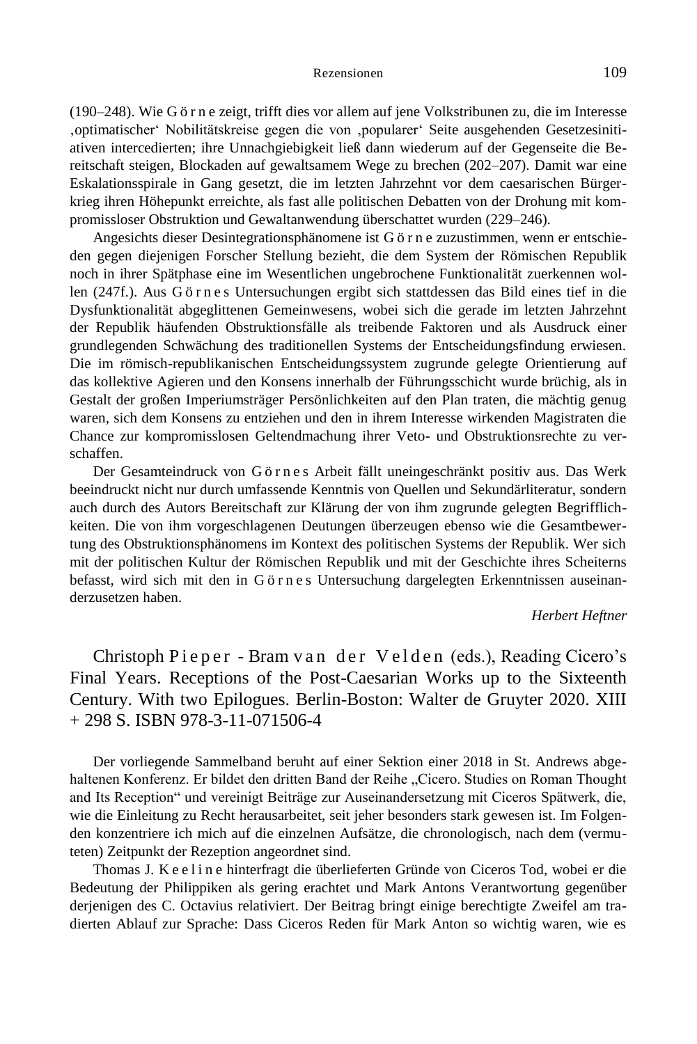(190–248). Wie Görne zeigt, trifft dies vor allem auf jene Volkstribunen zu, die im Interesse ‚optimatischer' Nobilitätskreise gegen die von ‚popularer' Seite ausgehenden Gesetzesinitiativen intercedierten; ihre Unnachgiebigkeit ließ dann wiederum auf der Gegenseite die Bereitschaft steigen, Blockaden auf gewaltsamem Wege zu brechen (202–207). Damit war eine Eskalationsspirale in Gang gesetzt, die im letzten Jahrzehnt vor dem caesarischen Bürgerkrieg ihren Höhepunkt erreichte, als fast alle politischen Debatten von der Drohung mit kompromissloser Obstruktion und Gewaltanwendung überschattet wurden (229–246).

Angesichts dieser Desintegrationsphänomene ist Görne zuzustimmen, wenn er entschieden gegen diejenigen Forscher Stellung bezieht, die dem System der Römischen Republik noch in ihrer Spätphase eine im Wesentlichen ungebrochene Funktionalität zuerkennen wollen (247f.). Aus Görnes Untersuchungen ergibt sich stattdessen das Bild eines tief in die Dysfunktionalität abgeglittenen Gemeinwesens, wobei sich die gerade im letzten Jahrzehnt der Republik häufenden Obstruktionsfälle als treibende Faktoren und als Ausdruck einer grundlegenden Schwächung des traditionellen Systems der Entscheidungsfindung erwiesen. Die im römisch-republikanischen Entscheidungssystem zugrunde gelegte Orientierung auf das kollektive Agieren und den Konsens innerhalb der Führungsschicht wurde brüchig, als in Gestalt der großen Imperiumsträger Persönlichkeiten auf den Plan traten, die mächtig genug waren, sich dem Konsens zu entziehen und den in ihrem Interesse wirkenden Magistraten die Chance zur kompromisslosen Geltendmachung ihrer Veto- und Obstruktionsrechte zu verschaffen.

Der Gesamteindruck von Görnes Arbeit fällt uneingeschränkt positiv aus. Das Werk beeindruckt nicht nur durch umfassende Kenntnis von Quellen und Sekundärliteratur, sondern auch durch des Autors Bereitschaft zur Klärung der von ihm zugrunde gelegten Begrifflichkeiten. Die von ihm vorgeschlagenen Deutungen überzeugen ebenso wie die Gesamtbewertung des Obstruktionsphänomens im Kontext des politischen Systems der Republik. Wer sich mit der politischen Kultur der Römischen Republik und mit der Geschichte ihres Scheiterns befasst, wird sich mit den in Görnes Untersuchung dargelegten Erkenntnissen auseinanderzusetzen haben.

*Herbert Heftner*

## Christoph Pieper - Bram van der Velden (eds.), Reading Cicero's Final Years. Receptions of the Post-Caesarian Works up to the Sixteenth Century. With two Epilogues. Berlin-Boston: Walter de Gruyter 2020. XIII + 298 S. ISBN 978-3-11-071506-4

Der vorliegende Sammelband beruht auf einer Sektion einer 2018 in St. Andrews abgehaltenen Konferenz. Er bildet den dritten Band der Reihe „Cicero. Studies on Roman Thought and Its Reception" und vereinigt Beiträge zur Auseinandersetzung mit Ciceros Spätwerk, die, wie die Einleitung zu Recht herausarbeitet, seit jeher besonders stark gewesen ist. Im Folgenden konzentriere ich mich auf die einzelnen Aufsätze, die chronologisch, nach dem (vermuteten) Zeitpunkt der Rezeption angeordnet sind.

Thomas J. Keeline hinterfragt die überlieferten Gründe von Ciceros Tod, wobei er die Bedeutung der Philippiken als gering erachtet und Mark Antons Verantwortung gegenüber derjenigen des C. Octavius relativiert. Der Beitrag bringt einige berechtigte Zweifel am tradierten Ablauf zur Sprache: Dass Ciceros Reden für Mark Anton so wichtig waren, wie es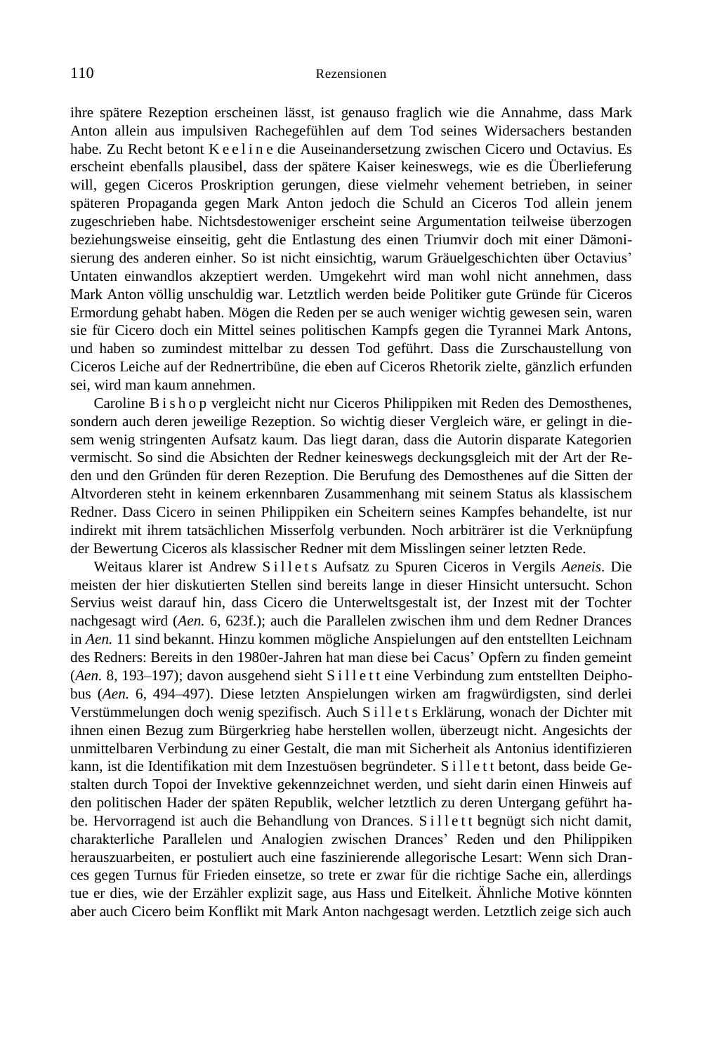ihre spätere Rezeption erscheinen lässt, ist genauso fraglich wie die Annahme, dass Mark Anton allein aus impulsiven Rachegefühlen auf dem Tod seines Widersachers bestanden habe. Zu Recht betont K e e l i n e die Auseinandersetzung zwischen Cicero und Octavius. Es erscheint ebenfalls plausibel, dass der spätere Kaiser keineswegs, wie es die Überlieferung will, gegen Ciceros Proskription gerungen, diese vielmehr vehement betrieben, in seiner späteren Propaganda gegen Mark Anton jedoch die Schuld an Ciceros Tod allein jenem zugeschrieben habe. Nichtsdestoweniger erscheint seine Argumentation teilweise überzogen beziehungsweise einseitig, geht die Entlastung des einen Triumvir doch mit einer Dämonisierung des anderen einher. So ist nicht einsichtig, warum Gräuelgeschichten über Octavius' Untaten einwandlos akzeptiert werden. Umgekehrt wird man wohl nicht annehmen, dass Mark Anton völlig unschuldig war. Letztlich werden beide Politiker gute Gründe für Ciceros Ermordung gehabt haben. Mögen die Reden per se auch weniger wichtig gewesen sein, waren sie für Cicero doch ein Mittel seines politischen Kampfs gegen die Tyrannei Mark Antons, und haben so zumindest mittelbar zu dessen Tod geführt. Dass die Zurschaustellung von Ciceros Leiche auf der Rednertribüne, die eben auf Ciceros Rhetorik zielte, gänzlich erfunden sei, wird man kaum annehmen.

Caroline B i s h o p vergleicht nicht nur Ciceros Philippiken mit Reden des Demosthenes, sondern auch deren jeweilige Rezeption. So wichtig dieser Vergleich wäre, er gelingt in diesem wenig stringenten Aufsatz kaum. Das liegt daran, dass die Autorin disparate Kategorien vermischt. So sind die Absichten der Redner keineswegs deckungsgleich mit der Art der Reden und den Gründen für deren Rezeption. Die Berufung des Demosthenes auf die Sitten der Altvorderen steht in keinem erkennbaren Zusammenhang mit seinem Status als klassischem Redner. Dass Cicero in seinen Philippiken ein Scheitern seines Kampfes behandelte, ist nur indirekt mit ihrem tatsächlichen Misserfolg verbunden. Noch arbiträrer ist die Verknüpfung der Bewertung Ciceros als klassischer Redner mit dem Misslingen seiner letzten Rede.

Weitaus klarer ist Andrew S i l l e t s Aufsatz zu Spuren Ciceros in Vergils *Aeneis*. Die meisten der hier diskutierten Stellen sind bereits lange in dieser Hinsicht untersucht. Schon Servius weist darauf hin, dass Cicero die Unterweltsgestalt ist, der Inzest mit der Tochter nachgesagt wird (*Aen.* 6, 623f.); auch die Parallelen zwischen ihm und dem Redner Drances in *Aen.* 11 sind bekannt. Hinzu kommen mögliche Anspielungen auf den entstellten Leichnam des Redners: Bereits in den 1980er-Jahren hat man diese bei Cacus' Opfern zu finden gemeint (*Aen.* 8, 193–197); davon ausgehend sieht S i l l e t t eine Verbindung zum entstellten Deiphobus (*Aen.* 6, 494–497). Diese letzten Anspielungen wirken am fragwürdigsten, sind derlei Verstümmelungen doch wenig spezifisch. Auch S i l l e t s Erklärung, wonach der Dichter mit ihnen einen Bezug zum Bürgerkrieg habe herstellen wollen, überzeugt nicht. Angesichts der unmittelbaren Verbindung zu einer Gestalt, die man mit Sicherheit als Antonius identifizieren kann, ist die Identifikation mit dem Inzestuösen begründeter. S i l l e t t betont, dass beide Gestalten durch Topoi der Invektive gekennzeichnet werden, und sieht darin einen Hinweis auf den politischen Hader der späten Republik, welcher letztlich zu deren Untergang geführt habe. Hervorragend ist auch die Behandlung von Drances. S i l l e t t begnügt sich nicht damit, charakterliche Parallelen und Analogien zwischen Drances' Reden und den Philippiken herauszuarbeiten, er postuliert auch eine faszinierende allegorische Lesart: Wenn sich Drances gegen Turnus für Frieden einsetze, so trete er zwar für die richtige Sache ein, allerdings tue er dies, wie der Erzähler explizit sage, aus Hass und Eitelkeit. Ähnliche Motive könnten aber auch Cicero beim Konflikt mit Mark Anton nachgesagt werden. Letztlich zeige sich auch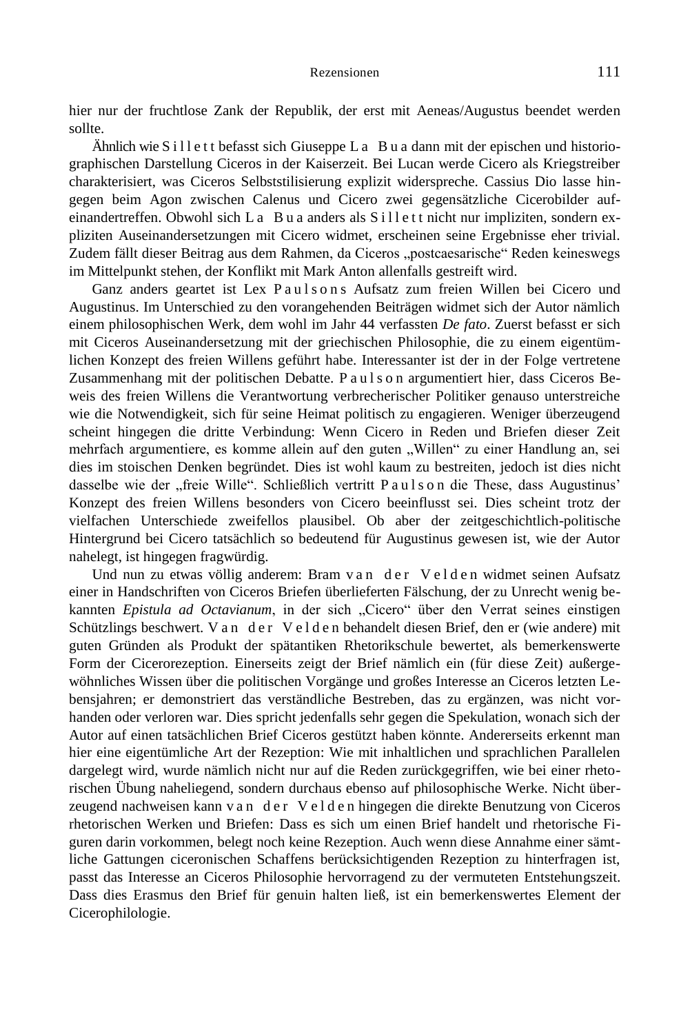hier nur der fruchtlose Zank der Republik, der erst mit Aeneas/Augustus beendet werden sollte.

Ähnlich wie Sillett befasst sich Giuseppe La Bua dann mit der epischen und historiographischen Darstellung Ciceros in der Kaiserzeit. Bei Lucan werde Cicero als Kriegstreiber charakterisiert, was Ciceros Selbststilisierung explizit widerspreche. Cassius Dio lasse hingegen beim Agon zwischen Calenus und Cicero zwei gegensätzliche Cicerobilder aufeinandertreffen. Obwohl sich La Bua anders als Sillett nicht nur impliziten, sondern expliziten Auseinandersetzungen mit Cicero widmet, erscheinen seine Ergebnisse eher trivial. Zudem fällt dieser Beitrag aus dem Rahmen, da Ciceros „postcaesarische" Reden keineswegs im Mittelpunkt stehen, der Konflikt mit Mark Anton allenfalls gestreift wird.

Ganz anders geartet ist Lex Paulsons Aufsatz zum freien Willen bei Cicero und Augustinus. Im Unterschied zu den vorangehenden Beiträgen widmet sich der Autor nämlich einem philosophischen Werk, dem wohl im Jahr 44 verfassten *De fato*. Zuerst befasst er sich mit Ciceros Auseinandersetzung mit der griechischen Philosophie, die zu einem eigentümlichen Konzept des freien Willens geführt habe. Interessanter ist der in der Folge vertretene Zusammenhang mit der politischen Debatte. Paulson argumentiert hier, dass Ciceros Beweis des freien Willens die Verantwortung verbrecherischer Politiker genauso unterstreiche wie die Notwendigkeit, sich für seine Heimat politisch zu engagieren. Weniger überzeugend scheint hingegen die dritte Verbindung: Wenn Cicero in Reden und Briefen dieser Zeit mehrfach argumentiere, es komme allein auf den guten „Willen" zu einer Handlung an, sei dies im stoischen Denken begründet. Dies ist wohl kaum zu bestreiten, jedoch ist dies nicht dasselbe wie der „freie Wille". Schließlich vertritt Paulson die These, dass Augustinus' Konzept des freien Willens besonders von Cicero beeinflusst sei. Dies scheint trotz der vielfachen Unterschiede zweifellos plausibel. Ob aber der zeitgeschichtlich-politische Hintergrund bei Cicero tatsächlich so bedeutend für Augustinus gewesen ist, wie der Autor nahelegt, ist hingegen fragwürdig.

Und nun zu etwas völlig anderem: Bram van der Velden widmet seinen Aufsatz einer in Handschriften von Ciceros Briefen überlieferten Fälschung, der zu Unrecht wenig bekannten *Epistula ad Octavianum*, in der sich „Cicero" über den Verrat seines einstigen Schützlings beschwert. Van der Velden behandelt diesen Brief, den er (wie andere) mit guten Gründen als Produkt der spätantiken Rhetorikschule bewertet, als bemerkenswerte Form der Cicerorezeption. Einerseits zeigt der Brief nämlich ein (für diese Zeit) außergewöhnliches Wissen über die politischen Vorgänge und großes Interesse an Ciceros letzten Lebensjahren; er demonstriert das verständliche Bestreben, das zu ergänzen, was nicht vorhanden oder verloren war. Dies spricht jedenfalls sehr gegen die Spekulation, wonach sich der Autor auf einen tatsächlichen Brief Ciceros gestützt haben könnte. Andererseits erkennt man hier eine eigentümliche Art der Rezeption: Wie mit inhaltlichen und sprachlichen Parallelen dargelegt wird, wurde nämlich nicht nur auf die Reden zurückgegriffen, wie bei einer rhetorischen Übung naheliegend, sondern durchaus ebenso auf philosophische Werke. Nicht überzeugend nachweisen kann van der Velden hingegen die direkte Benutzung von Ciceros rhetorischen Werken und Briefen: Dass es sich um einen Brief handelt und rhetorische Figuren darin vorkommen, belegt noch keine Rezeption. Auch wenn diese Annahme einer sämtliche Gattungen ciceronischen Schaffens berücksichtigenden Rezeption zu hinterfragen ist, passt das Interesse an Ciceros Philosophie hervorragend zu der vermuteten Entstehungszeit. Dass dies Erasmus den Brief für genuin halten ließ, ist ein bemerkenswertes Element der Cicerophilologie.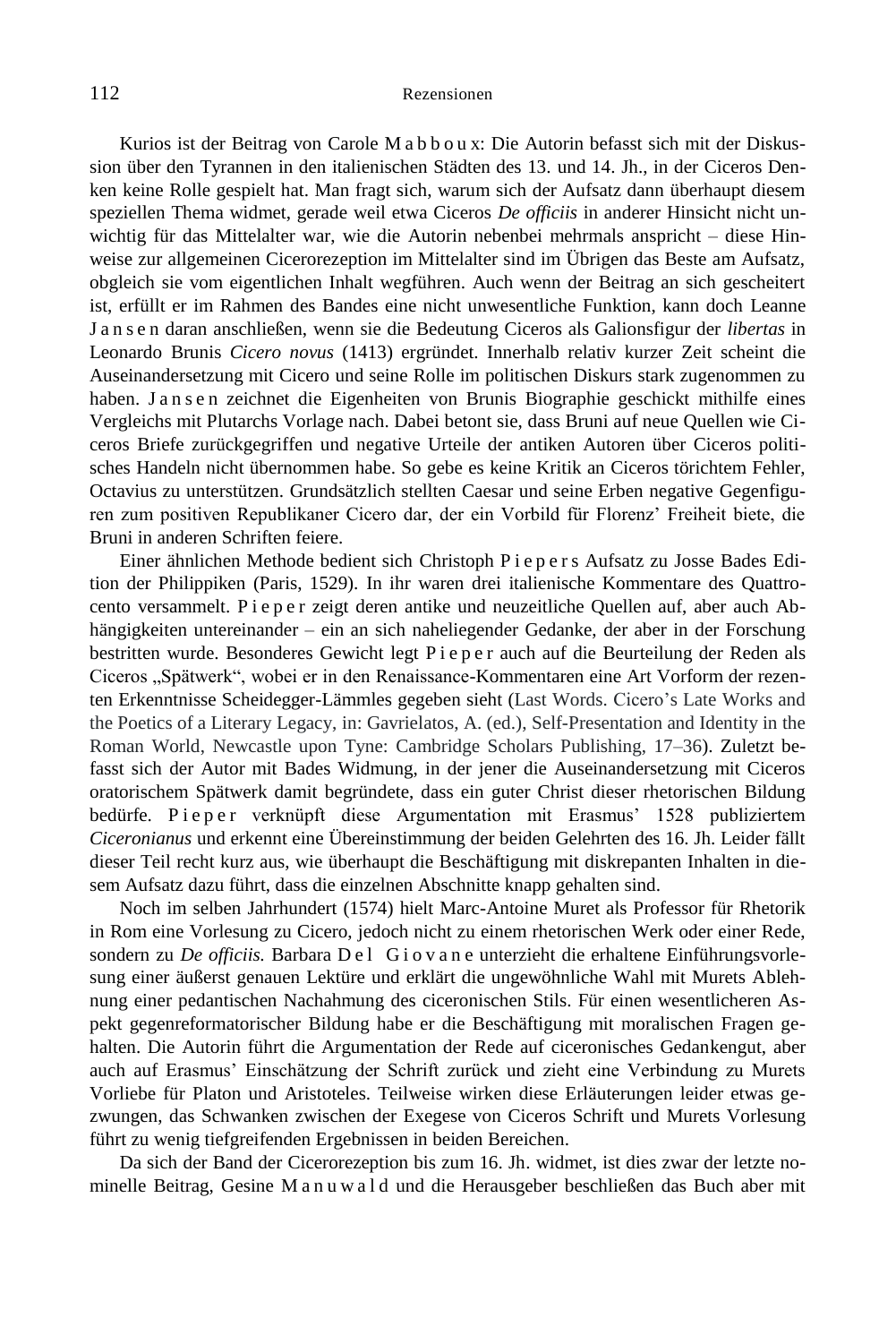Kurios ist der Beitrag von Carole M a b b o u x: Die Autorin befasst sich mit der Diskussion über den Tyrannen in den italienischen Städten des 13. und 14. Jh., in der Ciceros Denken keine Rolle gespielt hat. Man fragt sich, warum sich der Aufsatz dann überhaupt diesem speziellen Thema widmet, gerade weil etwa Ciceros *De officiis* in anderer Hinsicht nicht unwichtig für das Mittelalter war, wie die Autorin nebenbei mehrmals anspricht – diese Hinweise zur allgemeinen Cicerorezeption im Mittelalter sind im Übrigen das Beste am Aufsatz, obgleich sie vom eigentlichen Inhalt wegführen. Auch wenn der Beitrag an sich gescheitert ist, erfüllt er im Rahmen des Bandes eine nicht unwesentliche Funktion, kann doch Leanne J a n s e n daran anschließen, wenn sie die Bedeutung Ciceros als Galionsfigur der *libertas* in Leonardo Brunis *Cicero novus* (1413) ergründet. Innerhalb relativ kurzer Zeit scheint die Auseinandersetzung mit Cicero und seine Rolle im politischen Diskurs stark zugenommen zu haben. J a n s e n zeichnet die Eigenheiten von Brunis Biographie geschickt mithilfe eines Vergleichs mit Plutarchs Vorlage nach. Dabei betont sie, dass Bruni auf neue Quellen wie Ciceros Briefe zurückgegriffen und negative Urteile der antiken Autoren über Ciceros politisches Handeln nicht übernommen habe. So gebe es keine Kritik an Ciceros törichtem Fehler, Octavius zu unterstützen. Grundsätzlich stellten Caesar und seine Erben negative Gegenfiguren zum positiven Republikaner Cicero dar, der ein Vorbild für Florenz' Freiheit biete, die Bruni in anderen Schriften feiere.

Einer ähnlichen Methode bedient sich Christoph P i e p e r s Aufsatz zu Josse Bades Edition der Philippiken (Paris, 1529). In ihr waren drei italienische Kommentare des Quattrocento versammelt. P i e p e r zeigt deren antike und neuzeitliche Quellen auf, aber auch Abhängigkeiten untereinander – ein an sich naheliegender Gedanke, der aber in der Forschung bestritten wurde. Besonderes Gewicht legt P i e p e r auch auf die Beurteilung der Reden als Ciceros „Spätwerk", wobei er in den Renaissance-Kommentaren eine Art Vorform der rezenten Erkenntnisse Scheidegger-Lämmles gegeben sieht (Last Words. Cicero's Late Works and the Poetics of a Literary Legacy, in: Gavrielatos, A. (ed.), Self-Presentation and Identity in the Roman World, Newcastle upon Tyne: Cambridge Scholars Publishing, 17–36). Zuletzt befasst sich der Autor mit Bades Widmung, in der jener die Auseinandersetzung mit Ciceros oratorischem Spätwerk damit begründete, dass ein guter Christ dieser rhetorischen Bildung bedürfe. P i e p e r verknüpft diese Argumentation mit Erasmus' 1528 publiziertem *Ciceronianus* und erkennt eine Übereinstimmung der beiden Gelehrten des 16. Jh. Leider fällt dieser Teil recht kurz aus, wie überhaupt die Beschäftigung mit diskrepanten Inhalten in diesem Aufsatz dazu führt, dass die einzelnen Abschnitte knapp gehalten sind.

Noch im selben Jahrhundert (1574) hielt Marc-Antoine Muret als Professor für Rhetorik in Rom eine Vorlesung zu Cicero, jedoch nicht zu einem rhetorischen Werk oder einer Rede, sondern zu *De officiis.* Barbara D e l G i o v a n e unterzieht die erhaltene Einführungsvorlesung einer äußerst genauen Lektüre und erklärt die ungewöhnliche Wahl mit Murets Ablehnung einer pedantischen Nachahmung des ciceronischen Stils. Für einen wesentlicheren Aspekt gegenreformatorischer Bildung habe er die Beschäftigung mit moralischen Fragen gehalten. Die Autorin führt die Argumentation der Rede auf ciceronisches Gedankengut, aber auch auf Erasmus' Einschätzung der Schrift zurück und zieht eine Verbindung zu Murets Vorliebe für Platon und Aristoteles. Teilweise wirken diese Erläuterungen leider etwas gezwungen, das Schwanken zwischen der Exegese von Ciceros Schrift und Murets Vorlesung führt zu wenig tiefgreifenden Ergebnissen in beiden Bereichen.

Da sich der Band der Cicerorezeption bis zum 16. Jh. widmet, ist dies zwar der letzte nominelle Beitrag, Gesine M a n u w a l d und die Herausgeber beschließen das Buch aber mit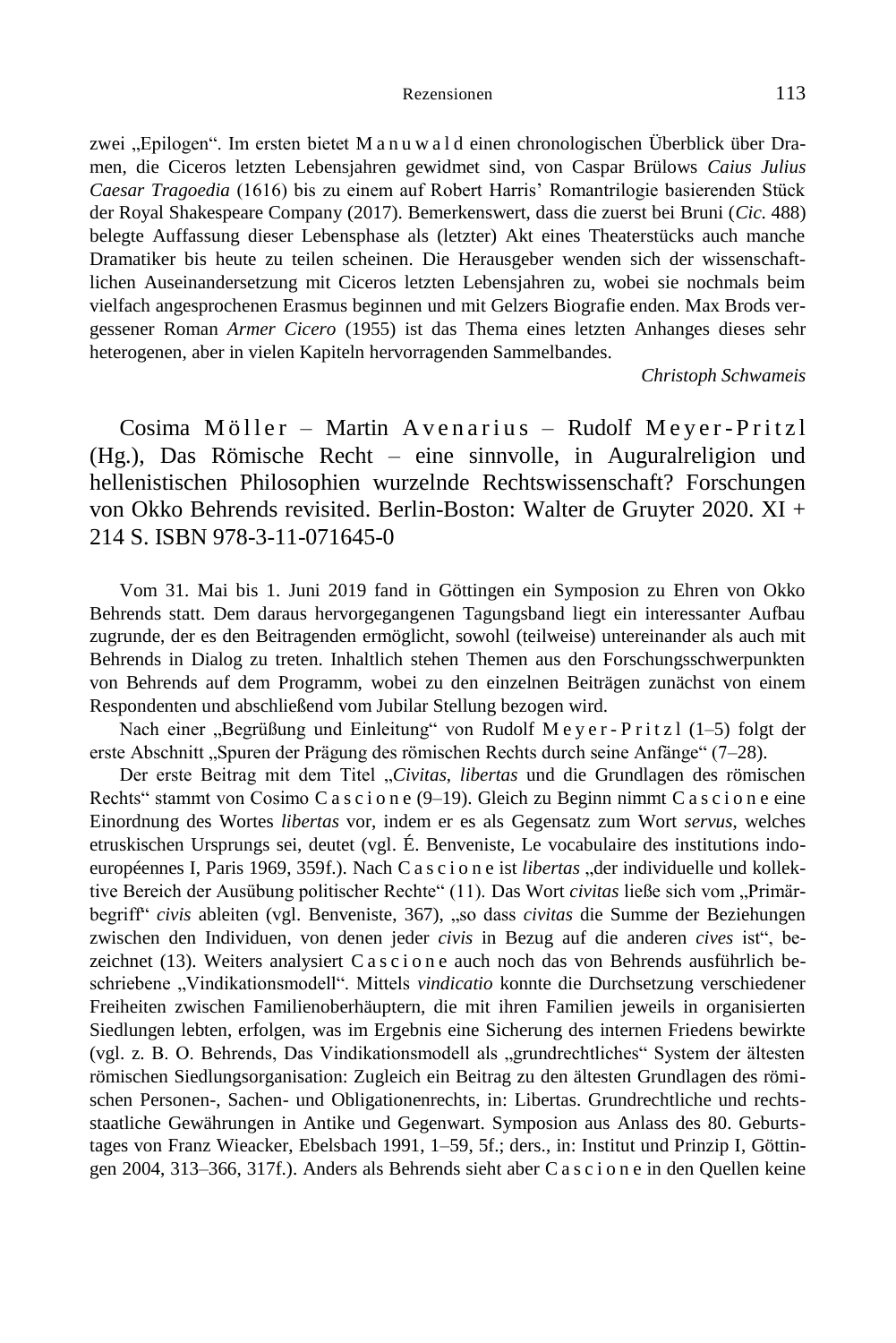zwei „Epilogen“. Im ersten bietet Manuwald einen chronologischen Überblick über Dramen, die Ciceros letzten Lebensjahren gewidmet sind, von Caspar Brülows *Caius Julius Caesar Tragoedia* (1616) bis zu einem auf Robert Harris’ Romantrilogie basierenden Stück der Royal Shakespeare Company (2017). Bemerkenswert, dass die zuerst bei Bruni (*Cic.* 488) belegte Auffassung dieser Lebensphase als (letzter) Akt eines Theaterstücks auch manche Dramatiker bis heute zu teilen scheinen. Die Herausgeber wenden sich der wissenschaftlichen Auseinandersetzung mit Ciceros letzten Lebensjahren zu, wobei sie nochmals beim vielfach angesprochenen Erasmus beginnen und mit Gelzers Biografie enden. Max Brods vergessener Roman *Armer Cicero* (1955) ist das Thema eines letzten Anhanges dieses sehr heterogenen, aber in vielen Kapiteln hervorragenden Sammelbandes.

*Christoph Schwameis*

## Cosima Möller – Martin Avenarius – Rudolf Meyer-Pritzl (Hg.), Das Römische Recht – eine sinnvolle, in Auguralreligion und hellenistischen Philosophien wurzelnde Rechtswissenschaft? Forschungen von Okko Behrends revisited. Berlin-Boston: Walter de Gruyter 2020. XI + 214 S. ISBN 978-3-11-071645-0

Vom 31. Mai bis 1. Juni 2019 fand in Göttingen ein Symposion zu Ehren von Okko Behrends statt. Dem daraus hervorgegangenen Tagungsband liegt ein interessanter Aufbau zugrunde, der es den Beitragenden ermöglicht, sowohl (teilweise) untereinander als auch mit Behrends in Dialog zu treten. Inhaltlich stehen Themen aus den Forschungsschwerpunkten von Behrends auf dem Programm, wobei zu den einzelnen Beiträgen zunächst von einem Respondenten und abschließend vom Jubilar Stellung bezogen wird.

Nach einer „Begrüßung und Einleitung“ von Rudolf Meyer-Pritzl (1–5) folgt der erste Abschnitt „Spuren der Prägung des römischen Rechts durch seine Anfänge“ (7–28).

Der erste Beitrag mit dem Titel „*Civitas*, *libertas* und die Grundlagen des römischen Rechts“ stammt von Cosimo Cascione (9–19). Gleich zu Beginn nimmt Cascione eine Einordnung des Wortes *libertas* vor, indem er es als Gegensatz zum Wort *servus*, welches etruskischen Ursprungs sei, deutet (vgl. É. Benveniste, Le vocabulaire des institutions indo-européennes I, Paris 1969, 359f.). Nach Cascione ist *libertas* „der individuelle und kollektive Bereich der Ausübung politischer Rechte“ (11). Das Wort *civitas* ließe sich vom „Primärbegriff“ *civis* ableiten (vgl. Benveniste, 367), „so dass *civitas* die Summe der Beziehungen zwischen den Individuen, von denen jeder *civis* in Bezug auf die anderen *cives* ist“, bezeichnet (13). Weiters analysiert Cascione auch noch das von Behrends ausführlich beschriebene „Vindikationsmodell“. Mittels *vindicatio* konnte die Durchsetzung verschiedener Freiheiten zwischen Familienoberhäuptern, die mit ihren Familien jeweils in organisierten Siedlungen lebten, erfolgen, was im Ergebnis eine Sicherung des internen Friedens bewirkte (vgl. z. B. O. Behrends, Das Vindikationsmodell als „grundrechtliches“ System der ältesten römischen Siedlungsorganisation: Zugleich ein Beitrag zu den ältesten Grundlagen des römischen Personen-, Sachen- und Obligationenrechts, in: Libertas. Grundrechtliche und rechtsstaatliche Gewährungen in Antike und Gegenwart. Symposion aus Anlass des 80. Geburtstages von Franz Wieacker, Ebelsbach 1991, 1–59, 5f.; ders., in: Institut und Prinzip I, Göttingen 2004, 313–366, 317f.). Anders als Behrends sieht aber Cascione in den Quellen keine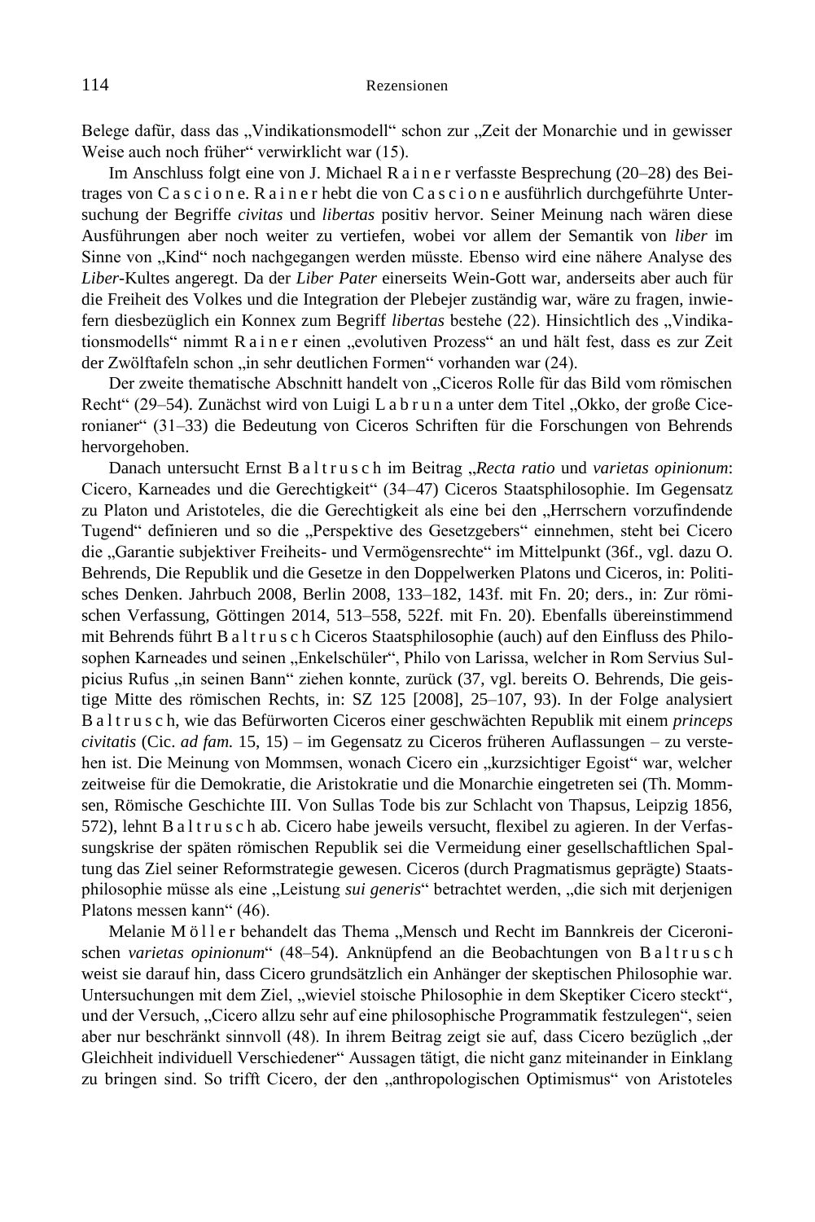Belege dafür, dass das „Vindikationsmodell" schon zur „Zeit der Monarchie und in gewisser Weise auch noch früher" verwirklicht war (15).

Im Anschluss folgt eine von J. Michael Rainer verfasste Besprechung (20–28) des Beitrages von Cascione. Rainer hebt die von Cascione ausführlich durchgeführte Untersuchung der Begriffe *civitas* und *libertas* positiv hervor. Seiner Meinung nach wären diese Ausführungen aber noch weiter zu vertiefen, wobei vor allem der Semantik von *liber* im Sinne von „Kind" noch nachgegangen werden müsste. Ebenso wird eine nähere Analyse des *Liber*-Kultes angeregt. Da der *Liber Pater* einerseits Wein-Gott war, anderseits aber auch für die Freiheit des Volkes und die Integration der Plebejer zuständig war, wäre zu fragen, inwiefern diesbezüglich ein Konnex zum Begriff *libertas* bestehe (22). Hinsichtlich des „Vindikationsmodells" nimmt Rainer einen „evolutiven Prozess" an und hält fest, dass es zur Zeit der Zwölftafeln schon „in sehr deutlichen Formen" vorhanden war (24).

Der zweite thematische Abschnitt handelt von „Ciceros Rolle für das Bild vom römischen Recht" (29–54). Zunächst wird von Luigi Labruna unter dem Titel „Okko, der große Ciceronianer" (31–33) die Bedeutung von Ciceros Schriften für die Forschungen von Behrends hervorgehoben.

Danach untersucht Ernst Baltrusch im Beitrag „*Recta ratio* und *varietas opinionum*: Cicero, Karneades und die Gerechtigkeit" (34–47) Ciceros Staatsphilosophie. Im Gegensatz zu Platon und Aristoteles, die die Gerechtigkeit als eine bei den „Herrschern vorzufindende Tugend" definieren und so die „Perspektive des Gesetzgebers" einnehmen, steht bei Cicero die „Garantie subjektiver Freiheits- und Vermögensrechte" im Mittelpunkt (36f., vgl. dazu O. Behrends, Die Republik und die Gesetze in den Doppelwerken Platons und Ciceros, in: Politisches Denken. Jahrbuch 2008, Berlin 2008, 133–182, 143f. mit Fn. 20; ders., in: Zur römischen Verfassung, Göttingen 2014, 513–558, 522f. mit Fn. 20). Ebenfalls übereinstimmend mit Behrends führt Baltrusch Ciceros Staatsphilosophie (auch) auf den Einfluss des Philosophen Karneades und seinen „Enkelschüler", Philo von Larissa, welcher in Rom Servius Sulpicius Rufus „in seinen Bann" ziehen konnte, zurück (37, vgl. bereits O. Behrends, Die geistige Mitte des römischen Rechts, in: SZ 125 [2008], 25–107, 93). In der Folge analysiert Baltrusch, wie das Befürworten Ciceros einer geschwächten Republik mit einem *princeps civitatis* (Cic. *ad fam.* 15, 15) – im Gegensatz zu Ciceros früheren Auflassungen – zu verstehen ist. Die Meinung von Mommsen, wonach Cicero ein „kurzsichtiger Egoist" war, welcher zeitweise für die Demokratie, die Aristokratie und die Monarchie eingetreten sei (Th. Mommsen, Römische Geschichte III. Von Sullas Tode bis zur Schlacht von Thapsus, Leipzig 1856, 572), lehnt Baltrusch ab. Cicero habe jeweils versucht, flexibel zu agieren. In der Verfassungskrise der späten römischen Republik sei die Vermeidung einer gesellschaftlichen Spaltung das Ziel seiner Reformstrategie gewesen. Ciceros (durch Pragmatismus geprägte) Staatsphilosophie müsse als eine „Leistung *sui generis*" betrachtet werden, „die sich mit derjenigen Platons messen kann" (46).

Melanie Möller behandelt das Thema „Mensch und Recht im Bannkreis der Ciceronischen *varietas opinionum*" (48–54). Anknüpfend an die Beobachtungen von Baltrusch weist sie darauf hin, dass Cicero grundsätzlich ein Anhänger der skeptischen Philosophie war. Untersuchungen mit dem Ziel, „wieviel stoische Philosophie in dem Skeptiker Cicero steckt", und der Versuch, „Cicero allzu sehr auf eine philosophische Programmatik festzulegen", seien aber nur beschränkt sinnvoll (48). In ihrem Beitrag zeigt sie auf, dass Cicero bezüglich „der Gleichheit individuell Verschiedener" Aussagen tätigt, die nicht ganz miteinander in Einklang zu bringen sind. So trifft Cicero, der den „anthropologischen Optimismus" von Aristoteles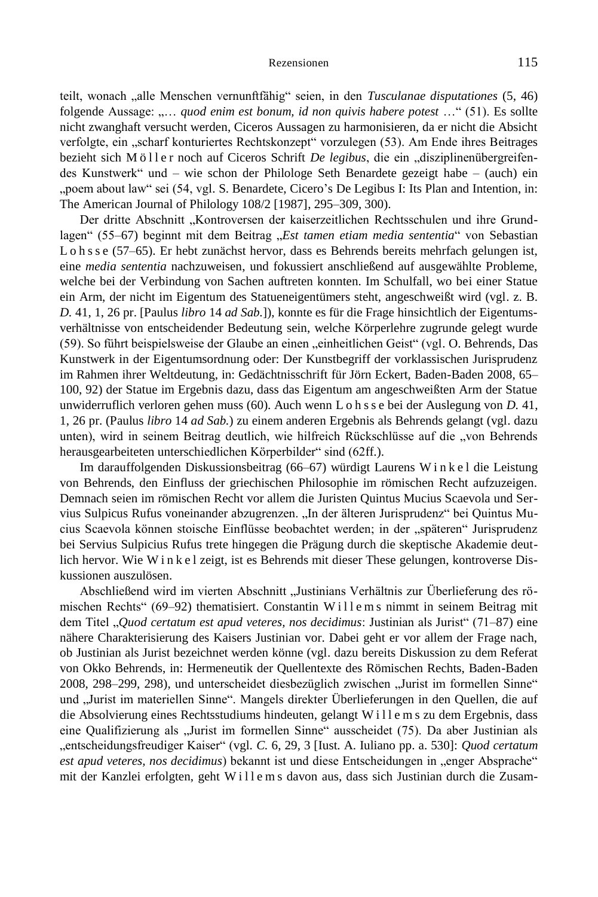teilt, wonach „alle Menschen vernunftfähig" seien, in den *Tusculanae disputationes* (5, 46) folgende Aussage: „… *quod enim est bonum, id non quivis habere potest* …" (51). Es sollte nicht zwanghaft versucht werden, Ciceros Aussagen zu harmonisieren, da er nicht die Absicht verfolgte, ein „scharf konturiertes Rechtskonzept" vorzulegen (53). Am Ende ihres Beitrages bezieht sich Möller noch auf Ciceros Schrift *De legibus*, die ein „disziplinenübergreifendes Kunstwerk" und – wie schon der Philologe Seth Benardete gezeigt habe – (auch) ein „poem about law" sei (54, vgl. S. Benardete, Cicero's De Legibus I: Its Plan and Intention, in: The American Journal of Philology 108/2 [1987], 295–309, 300).

Der dritte Abschnitt „Kontroversen der kaiserzeitlichen Rechtsschulen und ihre Grundlagen" (55–67) beginnt mit dem Beitrag „*Est tamen etiam media sententia*" von Sebastian Lohsse (57–65). Er hebt zunächst hervor, dass es Behrends bereits mehrfach gelungen ist, eine *media sententia* nachzuweisen, und fokussiert anschließend auf ausgewählte Probleme, welche bei der Verbindung von Sachen auftreten konnten. Im Schulfall, wo bei einer Statue ein Arm, der nicht im Eigentum des Statueneigentümers steht, angeschweißt wird (vgl. z. B. *D.* 41, 1, 26 pr. [Paulus *libro* 14 *ad Sab.*]), konnte es für die Frage hinsichtlich der Eigentumsverhältnisse von entscheidender Bedeutung sein, welche Körperlehre zugrunde gelegt wurde (59). So führt beispielsweise der Glaube an einen „einheitlichen Geist" (vgl. O. Behrends, Das Kunstwerk in der Eigentumsordnung oder: Der Kunstbegriff der vorklassischen Jurisprudenz im Rahmen ihrer Weltdeutung, in: Gedächtnisschrift für Jörn Eckert, Baden-Baden 2008, 65–100, 92) der Statue im Ergebnis dazu, dass das Eigentum am angeschweißten Arm der Statue unwiderruflich verloren gehen muss (60). Auch wenn Lohsse bei der Auslegung von *D.* 41, 1, 26 pr. (Paulus *libro* 14 *ad Sab.*) zu einem anderen Ergebnis als Behrends gelangt (vgl. dazu unten), wird in seinem Beitrag deutlich, wie hilfreich Rückschlüsse auf die „von Behrends herausgearbeiteten unterschiedlichen Körperbilder" sind (62ff.).

Im darauffolgenden Diskussionsbeitrag (66–67) würdigt Laurens Winkel die Leistung von Behrends, den Einfluss der griechischen Philosophie im römischen Recht aufzuzeigen. Demnach seien im römischen Recht vor allem die Juristen Quintus Mucius Scaevola und Servius Sulpicus Rufus voneinander abzugrenzen. „In der älteren Jurisprudenz" bei Quintus Mucius Scaevola können stoische Einflüsse beobachtet werden; in der „späteren" Jurisprudenz bei Servius Sulpicius Rufus trete hingegen die Prägung durch die skeptische Akademie deutlich hervor. Wie Winkel zeigt, ist es Behrends mit dieser These gelungen, kontroverse Diskussionen auszulösen.

Abschließend wird im vierten Abschnitt „Justinians Verhältnis zur Überlieferung des römischen Rechts" (69–92) thematisiert. Constantin Willems nimmt in seinem Beitrag mit dem Titel „*Quod certatum est apud veteres, nos decidimus*: Justinian als Jurist" (71–87) eine nähere Charakterisierung des Kaisers Justinian vor. Dabei geht er vor allem der Frage nach, ob Justinian als Jurist bezeichnet werden könne (vgl. dazu bereits Diskussion zu dem Referat von Okko Behrends, in: Hermeneutik der Quellentexte des Römischen Rechts, Baden-Baden 2008, 298–299, 298), und unterscheidet diesbezüglich zwischen „Jurist im formellen Sinne" und „Jurist im materiellen Sinne". Mangels direkter Überlieferungen in den Quellen, die auf die Absolvierung eines Rechtsstudiums hindeuten, gelangt Willems zu dem Ergebnis, dass eine Qualifizierung als „Jurist im formellen Sinne" ausscheidet (75). Da aber Justinian als „entscheidungsfreudiger Kaiser" (vgl. *C.* 6, 29, 3 [Iust. A. Iuliano pp. a. 530]: *Quod certatum est apud veteres, nos decidimus*) bekannt ist und diese Entscheidungen in „enger Absprache" mit der Kanzlei erfolgten, geht Willems davon aus, dass sich Justinian durch die Zusam-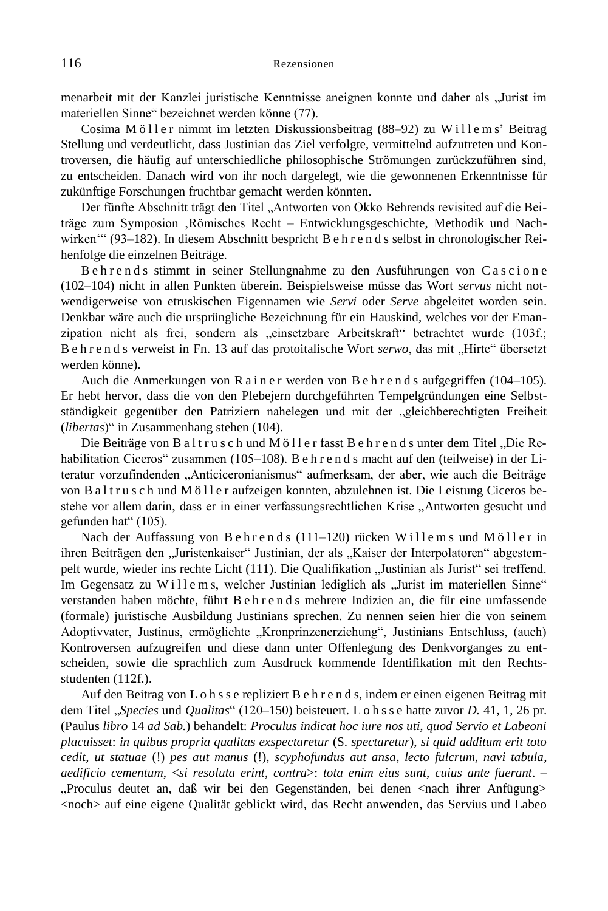menarbeit mit der Kanzlei juristische Kenntnisse aneignen konnte und daher als „Jurist im materiellen Sinne" bezeichnet werden könne (77).

Cosima M ö l l e r nimmt im letzten Diskussionsbeitrag (88–92) zu W i l l e m s' Beitrag Stellung und verdeutlicht, dass Justinian das Ziel verfolgte, vermittelnd aufzutreten und Kontroversen, die häufig auf unterschiedliche philosophische Strömungen zurückzuführen sind, zu entscheiden. Danach wird von ihr noch dargelegt, wie die gewonnenen Erkenntnisse für zukünftige Forschungen fruchtbar gemacht werden könnten.

Der fünfte Abschnitt trägt den Titel „Antworten von Okko Behrends revisited auf die Beiträge zum Symposion ‚Römisches Recht – Entwicklungsgeschichte, Methodik und Nachwirken'" (93–182). In diesem Abschnitt bespricht B e h r e n d s selbst in chronologischer Reihenfolge die einzelnen Beiträge.

B e h r e n d s stimmt in seiner Stellungnahme zu den Ausführungen von C a s c i o n e (102–104) nicht in allen Punkten überein. Beispielsweise müsse das Wort *servus* nicht notwendigerweise von etruskischen Eigennamen wie *Servi* oder *Serve* abgeleitet worden sein. Denkbar wäre auch die ursprüngliche Bezeichnung für ein Hauskind, welches vor der Emanzipation nicht als frei, sondern als „einsetzbare Arbeitskraft" betrachtet wurde (103f.; B e h r e n d s verweist in Fn. 13 auf das protoitalische Wort *serwo*, das mit „Hirte" übersetzt werden könne).

Auch die Anmerkungen von R a i n e r werden von B e h r e n d s aufgegriffen (104–105). Er hebt hervor, dass die von den Plebejern durchgeführten Tempelgründungen eine Selbstständigkeit gegenüber den Patriziern nahelegen und mit der „gleichberechtigten Freiheit (*libertas*)" in Zusammenhang stehen (104).

Die Beiträge von B a l t r u s c h und M ö l l e r fasst B e h r e n d s unter dem Titel „Die Rehabilitation Ciceros" zusammen (105–108). B e h r e n d s macht auf den (teilweise) in der Literatur vorzufindenden „Anticiceronianismus" aufmerksam, der aber, wie auch die Beiträge von B a l t r u s c h und M ö l l e r aufzeigen konnten, abzulehnen ist. Die Leistung Ciceros bestehe vor allem darin, dass er in einer verfassungsrechtlichen Krise „Antworten gesucht und gefunden hat" (105).

Nach der Auffassung von B e h r e n d s (111–120) rücken W i l l e m s und M ö l l e r in ihren Beiträgen den „Juristenkaiser" Justinian, der als „Kaiser der Interpolatoren" abgestempelt wurde, wieder ins rechte Licht (111). Die Qualifikation „Justinian als Jurist" sei treffend. Im Gegensatz zu W i l l e m s, welcher Justinian lediglich als „Jurist im materiellen Sinne" verstanden haben möchte, führt B e h r e n d s mehrere Indizien an, die für eine umfassende (formale) juristische Ausbildung Justinians sprechen. Zu nennen seien hier die von seinem Adoptivvater, Justinus, ermöglichte „Kronprinzenerziehung", Justinians Entschluss, (auch) Kontroversen aufzugreifen und diese dann unter Offenlegung des Denkvorganges zu entscheiden, sowie die sprachlich zum Ausdruck kommende Identifikation mit den Rechtsstudenten (112f.).

Auf den Beitrag von L o h s s e repliziert B e h r e n d s, indem er einen eigenen Beitrag mit dem Titel „*Species* und *Qualitas*" (120–150) beisteuert. L o h s s e hatte zuvor *D.* 41, 1, 26 pr. (Paulus *libro* 14 *ad Sab.*) behandelt: *Proculus indicat hoc iure nos uti, quod Servio et Labeoni placuisset*: *in quibus propria qualitas exspectaretur* (S. *spectaretur*), *si quid additum erit toto cedit, ut statuae* (!) *pes aut manus* (!), *scyphofundus aut ansa*, *lecto fulcrum, navi tabula*, *aedificio cementum*, *<si resoluta erint, contra>*: *tota enim eius sunt, cuius ante fuerant*. – „Proculus deutet an, daß wir bei den Gegenständen, bei denen <nach ihrer Anfügung> <noch> auf eine eigene Qualität geblickt wird, das Recht anwenden, das Servius und Labeo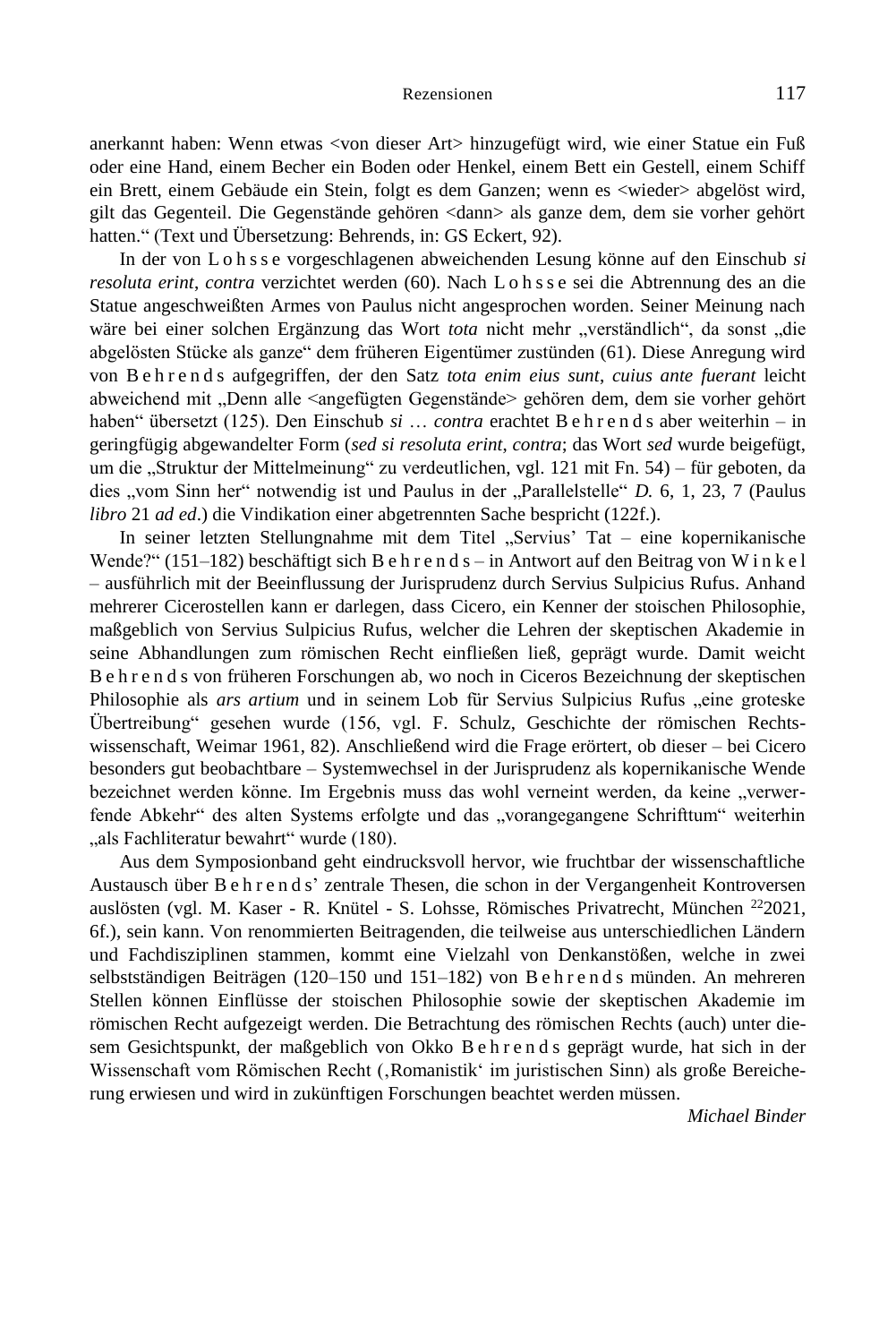anerkannt haben: Wenn etwas <von dieser Art> hinzugefügt wird, wie einer Statue ein Fuß oder eine Hand, einem Becher ein Boden oder Henkel, einem Bett ein Gestell, einem Schiff ein Brett, einem Gebäude ein Stein, folgt es dem Ganzen; wenn es <wieder> abgelöst wird, gilt das Gegenteil. Die Gegenstände gehören <dann> als ganze dem, dem sie vorher gehört hatten." (Text und Übersetzung: Behrends, in: GS Eckert, 92).

In der von Lohsse vorgeschlagenen abweichenden Lesung könne auf den Einschub *si resoluta erint, contra* verzichtet werden (60). Nach Lohsse sei die Abtrennung des an die Statue angeschweißten Armes von Paulus nicht angesprochen worden. Seiner Meinung nach wäre bei einer solchen Ergänzung das Wort *tota* nicht mehr „verständlich", da sonst „die abgelösten Stücke als ganze" dem früheren Eigentümer zustünden (61). Diese Anregung wird von Behrends aufgegriffen, der den Satz *tota enim eius sunt, cuius ante fuerant* leicht abweichend mit „Denn alle <angefügten Gegenstände> gehören dem, dem sie vorher gehört haben" übersetzt (125). Den Einschub *si* … *contra* erachtet Behrends aber weiterhin – in geringfügig abgewandelter Form (*sed si resoluta erint, contra*; das Wort *sed* wurde beigefügt, um die „Struktur der Mittelmeinung" zu verdeutlichen, vgl. 121 mit Fn. 54) – für geboten, da dies „vom Sinn her" notwendig ist und Paulus in der „Parallelstelle" *D.* 6, 1, 23, 7 (Paulus *libro* 21 *ad ed*.) die Vindikation einer abgetrennten Sache bespricht (122f.).

In seiner letzten Stellungnahme mit dem Titel „Servius' Tat – eine kopernikanische Wende?" (151–182) beschäftigt sich Behrends – in Antwort auf den Beitrag von Winkel – ausführlich mit der Beeinflussung der Jurisprudenz durch Servius Sulpicius Rufus. Anhand mehrerer Cicerostellen kann er darlegen, dass Cicero, ein Kenner der stoischen Philosophie, maßgeblich von Servius Sulpicius Rufus, welcher die Lehren der skeptischen Akademie in seine Abhandlungen zum römischen Recht einfließen ließ, geprägt wurde. Damit weicht Behrends von früheren Forschungen ab, wo noch in Ciceros Bezeichnung der skeptischen Philosophie als *ars artium* und in seinem Lob für Servius Sulpicius Rufus „eine groteske Übertreibung" gesehen wurde (156, vgl. F. Schulz, Geschichte der römischen Rechtswissenschaft, Weimar 1961, 82). Anschließend wird die Frage erörtert, ob dieser – bei Cicero besonders gut beobachtbare – Systemwechsel in der Jurisprudenz als kopernikanische Wende bezeichnet werden könne. Im Ergebnis muss das wohl verneint werden, da keine „verwerfende Abkehr" des alten Systems erfolgte und das „vorangegangene Schrifttum" weiterhin „als Fachliteratur bewahrt" wurde (180).

Aus dem Symposionband geht eindrucksvoll hervor, wie fruchtbar der wissenschaftliche Austausch über Behrends' zentrale Thesen, die schon in der Vergangenheit Kontroversen auslösten (vgl. M. Kaser - R. Knütel - S. Lohsse, Römisches Privatrecht, München [22]2021, 6f.), sein kann. Von renommierten Beitragenden, die teilweise aus unterschiedlichen Ländern und Fachdisziplinen stammen, kommt eine Vielzahl von Denkanstößen, welche in zwei selbstständigen Beiträgen (120–150 und 151–182) von Behrends münden. An mehreren Stellen können Einflüsse der stoischen Philosophie sowie der skeptischen Akademie im römischen Recht aufgezeigt werden. Die Betrachtung des römischen Rechts (auch) unter diesem Gesichtspunkt, der maßgeblich von Okko Behrends geprägt wurde, hat sich in der Wissenschaft vom Römischen Recht (‚Romanistik' im juristischen Sinn) als große Bereicherung erwiesen und wird in zukünftigen Forschungen beachtet werden müssen.

*Michael Binder*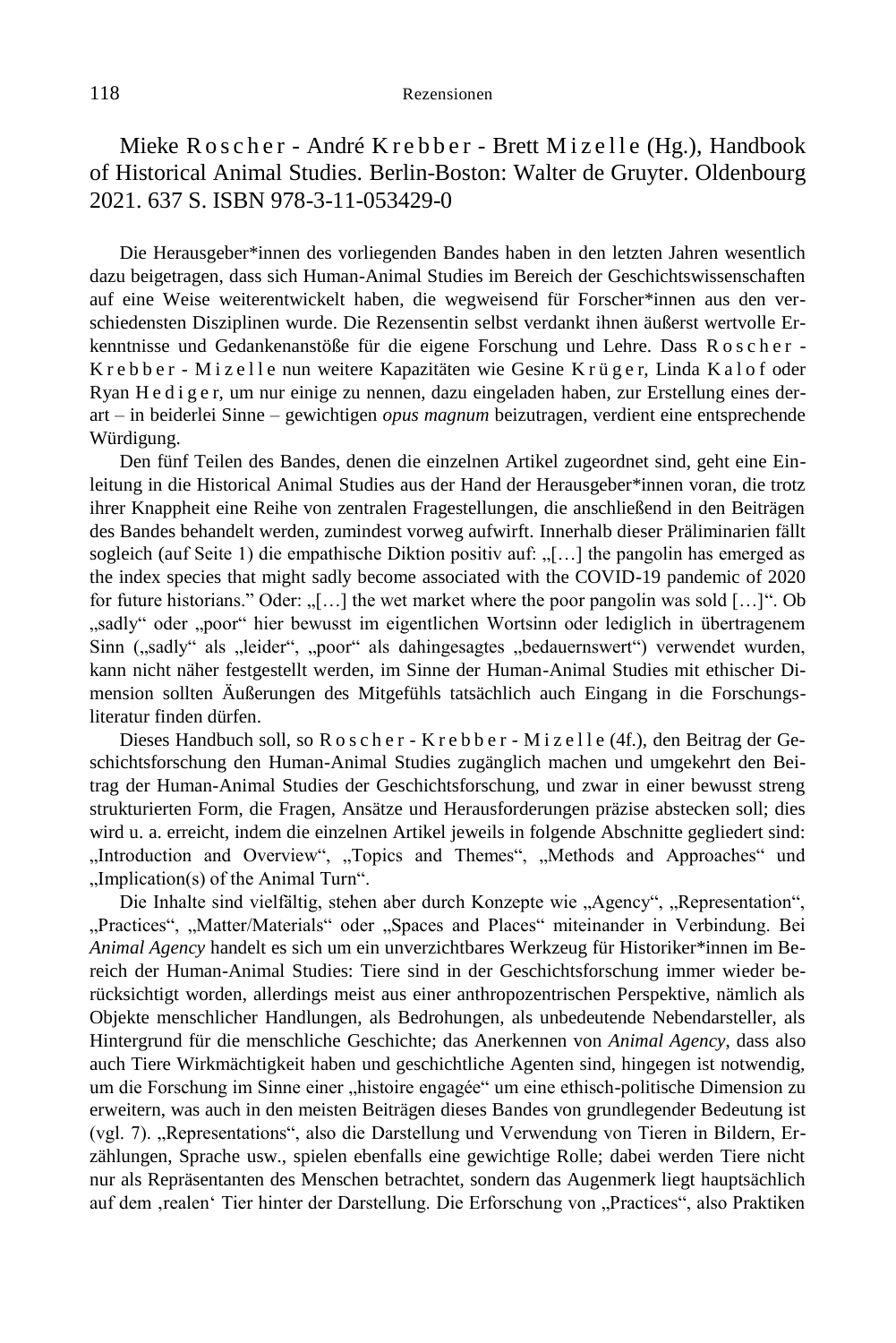Mieke Roscher - André Krebber - Brett Mizelle (Hg.), Handbook of Historical Animal Studies. Berlin-Boston: Walter de Gruyter. Oldenbourg 2021. 637 S. ISBN 978-3-11-053429-0

Die Herausgeber*innen des vorliegenden Bandes haben in den letzten Jahren wesentlich dazu beigetragen, dass sich Human-Animal Studies im Bereich der Geschichtswissenschaften auf eine Weise weiterentwickelt haben, die wegweisend für Forscher*innen aus den verschiedensten Disziplinen wurde. Die Rezensentin selbst verdankt ihnen äußerst wertvolle Erkenntnisse und Gedankenanstöße für die eigene Forschung und Lehre. Dass Roscher - Krebber - Mizelle nun weitere Kapazitäten wie Gesine Krüger, Linda Kalof oder Ryan Hediger, um nur einige zu nennen, dazu eingeladen haben, zur Erstellung eines derart – in beiderlei Sinne – gewichtigen *opus magnum* beizutragen, verdient eine entsprechende Würdigung.

Den fünf Teilen des Bandes, denen die einzelnen Artikel zugeordnet sind, geht eine Einleitung in die Historical Animal Studies aus der Hand der Herausgeber*innen voran, die trotz ihrer Knappheit eine Reihe von zentralen Fragestellungen, die anschließend in den Beiträgen des Bandes behandelt werden, zumindest vorweg aufwirft. Innerhalb dieser Präliminarien fällt sogleich (auf Seite 1) die empathische Diktion positiv auf: „[…] the pangolin has emerged as the index species that might sadly become associated with the COVID-19 pandemic of 2020 for future historians." Oder: „[…] the wet market where the poor pangolin was sold […]". Ob „sadly" oder „poor" hier bewusst im eigentlichen Wortsinn oder lediglich in übertragenem Sinn („sadly" als „leider", „poor" als dahingesagtes „bedauernswert") verwendet wurden, kann nicht näher festgestellt werden, im Sinne der Human-Animal Studies mit ethischer Dimension sollten Äußerungen des Mitgefühls tatsächlich auch Eingang in die Forschungsliteratur finden dürfen.

Dieses Handbuch soll, so Roscher - Krebber - Mizelle (4f.), den Beitrag der Geschichtsforschung den Human-Animal Studies zugänglich machen und umgekehrt den Beitrag der Human-Animal Studies der Geschichtsforschung, und zwar in einer bewusst streng strukturierten Form, die Fragen, Ansätze und Herausforderungen präzise abstecken soll; dies wird u. a. erreicht, indem die einzelnen Artikel jeweils in folgende Abschnitte gegliedert sind: „Introduction and Overview", „Topics and Themes", „Methods and Approaches" und „Implication(s) of the Animal Turn".

Die Inhalte sind vielfältig, stehen aber durch Konzepte wie „Agency", „Representation", „Practices", „Matter/Materials" oder „Spaces and Places" miteinander in Verbindung. Bei *Animal Agency* handelt es sich um ein unverzichtbares Werkzeug für Historiker*innen im Bereich der Human-Animal Studies: Tiere sind in der Geschichtsforschung immer wieder berücksichtigt worden, allerdings meist aus einer anthropozentrischen Perspektive, nämlich als Objekte menschlicher Handlungen, als Bedrohungen, als unbedeutende Nebendarsteller, als Hintergrund für die menschliche Geschichte; das Anerkennen von *Animal Agency*, dass also auch Tiere Wirkmächtigkeit haben und geschichtliche Agenten sind, hingegen ist notwendig, um die Forschung im Sinne einer „histoire engagée" um eine ethisch-politische Dimension zu erweitern, was auch in den meisten Beiträgen dieses Bandes von grundlegender Bedeutung ist (vgl. 7). „Representations", also die Darstellung und Verwendung von Tieren in Bildern, Erzählungen, Sprache usw., spielen ebenfalls eine gewichtige Rolle; dabei werden Tiere nicht nur als Repräsentanten des Menschen betrachtet, sondern das Augenmerk liegt hauptsächlich auf dem ‚realen' Tier hinter der Darstellung. Die Erforschung von „Practices", also Praktiken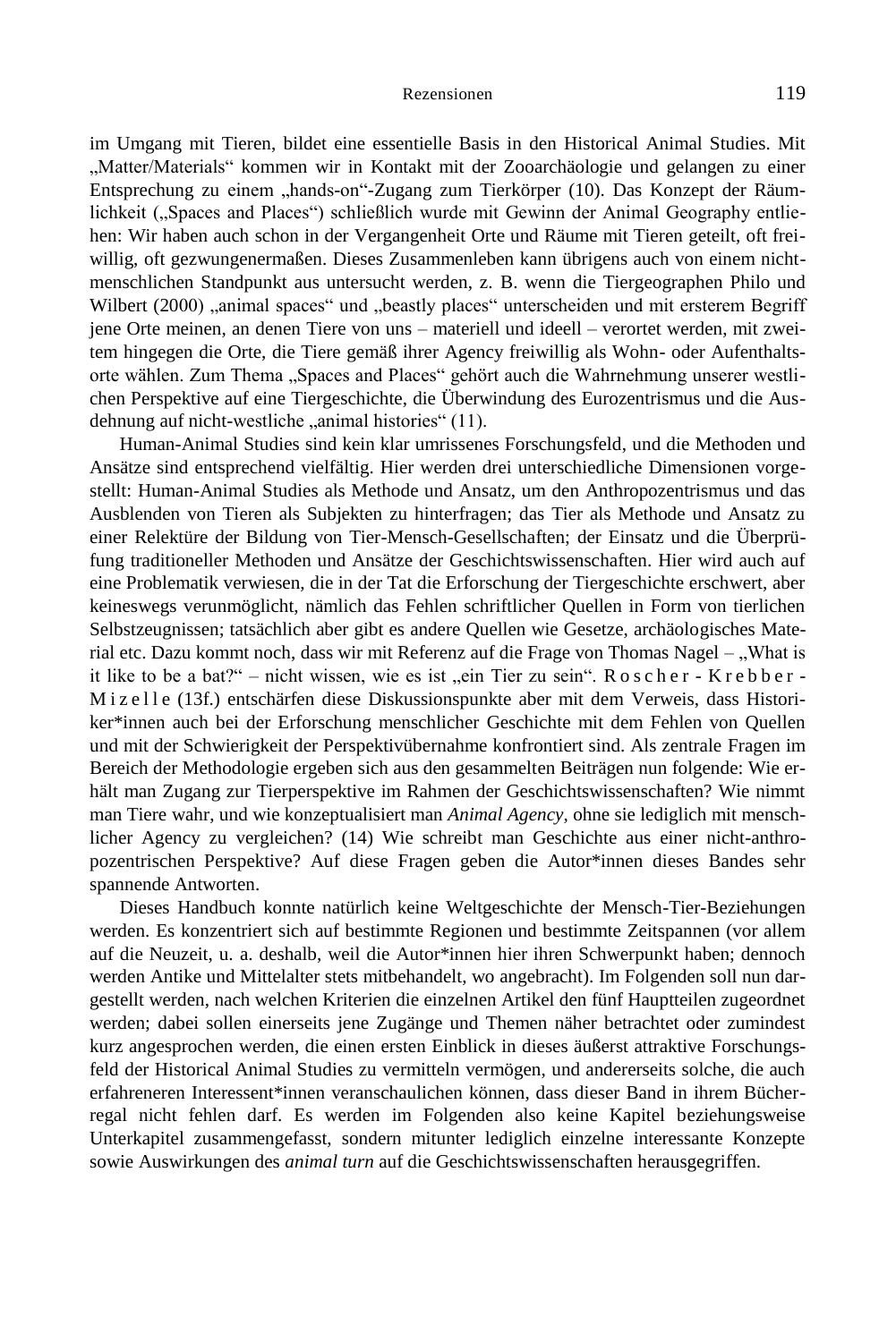im Umgang mit Tieren, bildet eine essentielle Basis in den Historical Animal Studies. Mit „Matter/Materials" kommen wir in Kontakt mit der Zooarchäologie und gelangen zu einer Entsprechung zu einem „hands-on"-Zugang zum Tierkörper (10). Das Konzept der Räumlichkeit („Spaces and Places") schließlich wurde mit Gewinn der Animal Geography entliehen: Wir haben auch schon in der Vergangenheit Orte und Räume mit Tieren geteilt, oft freiwillig, oft gezwungenermaßen. Dieses Zusammenleben kann übrigens auch von einem nichtmenschlichen Standpunkt aus untersucht werden, z. B. wenn die Tiergeographen Philo und Wilbert (2000) „animal spaces" und „beastly places" unterscheiden und mit ersterem Begriff jene Orte meinen, an denen Tiere von uns – materiell und ideell – verortet werden, mit zweitem hingegen die Orte, die Tiere gemäß ihrer Agency freiwillig als Wohn- oder Aufenthaltsorte wählen. Zum Thema „Spaces and Places" gehört auch die Wahrnehmung unserer westlichen Perspektive auf eine Tiergeschichte, die Überwindung des Eurozentrismus und die Ausdehnung auf nicht-westliche „animal histories" (11).

Human-Animal Studies sind kein klar umrissenes Forschungsfeld, und die Methoden und Ansätze sind entsprechend vielfältig. Hier werden drei unterschiedliche Dimensionen vorgestellt: Human-Animal Studies als Methode und Ansatz, um den Anthropozentrismus und das Ausblenden von Tieren als Subjekten zu hinterfragen; das Tier als Methode und Ansatz zu einer Relektüre der Bildung von Tier-Mensch-Gesellschaften; der Einsatz und die Überprüfung traditioneller Methoden und Ansätze der Geschichtswissenschaften. Hier wird auch auf eine Problematik verwiesen, die in der Tat die Erforschung der Tiergeschichte erschwert, aber keineswegs verunmöglicht, nämlich das Fehlen schriftlicher Quellen in Form von tierlichen Selbstzeugnissen; tatsächlich aber gibt es andere Quellen wie Gesetze, archäologisches Material etc. Dazu kommt noch, dass wir mit Referenz auf die Frage von Thomas Nagel – „What is it like to be a bat?" – nicht wissen, wie es ist „ein Tier zu sein". R o s c h e r - K r e b b e r - M i z e l l e (13f.) entschärfen diese Diskussionspunkte aber mit dem Verweis, dass Historiker*innen auch bei der Erforschung menschlicher Geschichte mit dem Fehlen von Quellen und mit der Schwierigkeit der Perspektivübernahme konfrontiert sind. Als zentrale Fragen im Bereich der Methodologie ergeben sich aus den gesammelten Beiträgen nun folgende: Wie erhält man Zugang zur Tierperspektive im Rahmen der Geschichtswissenschaften? Wie nimmt man Tiere wahr, und wie konzeptualisiert man *Animal Agency*, ohne sie lediglich mit menschlicher Agency zu vergleichen? (14) Wie schreibt man Geschichte aus einer nicht-anthropozentrischen Perspektive? Auf diese Fragen geben die Autor*innen dieses Bandes sehr spannende Antworten.

Dieses Handbuch konnte natürlich keine Weltgeschichte der Mensch-Tier-Beziehungen werden. Es konzentriert sich auf bestimmte Regionen und bestimmte Zeitspannen (vor allem auf die Neuzeit, u. a. deshalb, weil die Autor*innen hier ihren Schwerpunkt haben; dennoch werden Antike und Mittelalter stets mitbehandelt, wo angebracht). Im Folgenden soll nun dargestellt werden, nach welchen Kriterien die einzelnen Artikel den fünf Hauptteilen zugeordnet werden; dabei sollen einerseits jene Zugänge und Themen näher betrachtet oder zumindest kurz angesprochen werden, die einen ersten Einblick in dieses äußerst attraktive Forschungsfeld der Historical Animal Studies zu vermitteln vermögen, und andererseits solche, die auch erfahreneren Interessent*innen veranschaulichen können, dass dieser Band in ihrem Bücherregal nicht fehlen darf. Es werden im Folgenden also keine Kapitel beziehungsweise Unterkapitel zusammengefasst, sondern mitunter lediglich einzelne interessante Konzepte sowie Auswirkungen des *animal turn* auf die Geschichtswissenschaften herausgegriffen.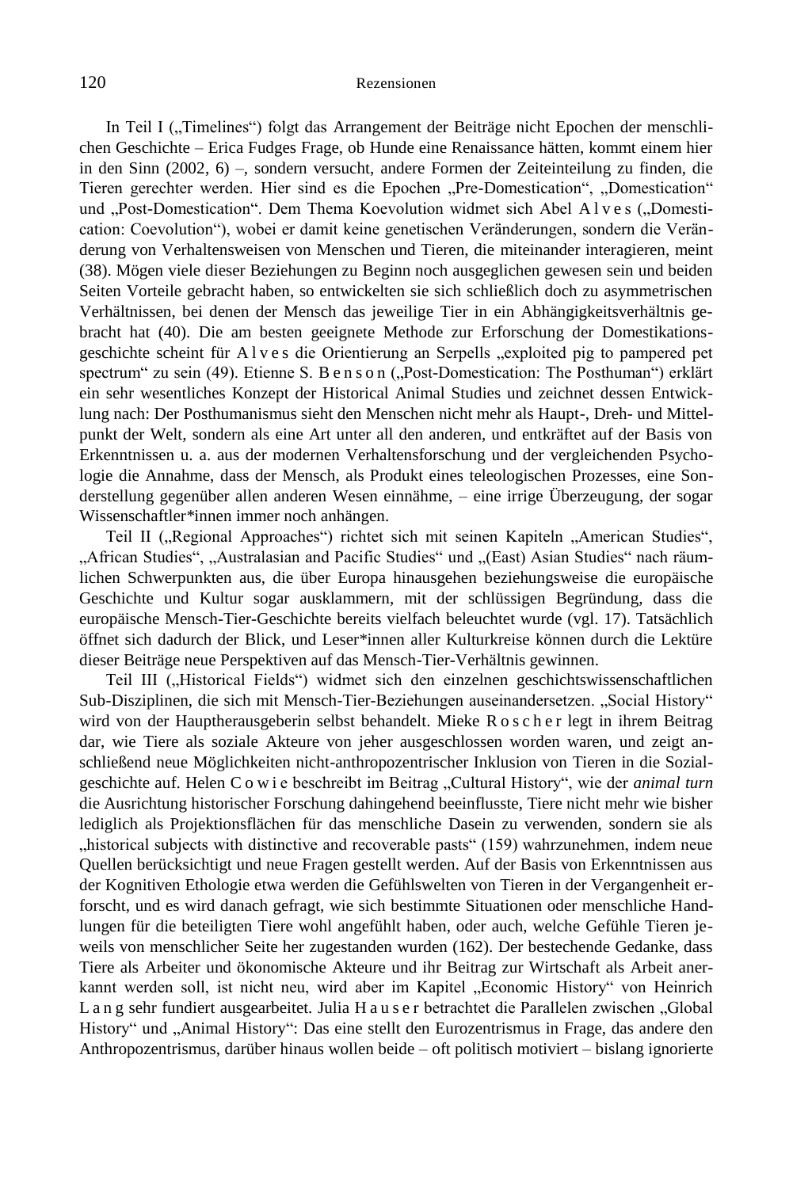In Teil I („Timelines“) folgt das Arrangement der Beiträge nicht Epochen der menschlichen Geschichte – Erica Fudges Frage, ob Hunde eine Renaissance hätten, kommt einem hier in den Sinn (2002, 6) –, sondern versucht, andere Formen der Zeiteinteilung zu finden, die Tieren gerechter werden. Hier sind es die Epochen „Pre-Domestication“, „Domestication“ und „Post-Domestication“. Dem Thema Koevolution widmet sich Abel Alves („Domestication: Coevolution“), wobei er damit keine genetischen Veränderungen, sondern die Veränderung von Verhaltensweisen von Menschen und Tieren, die miteinander interagieren, meint (38). Mögen viele dieser Beziehungen zu Beginn noch ausgeglichen gewesen sein und beiden Seiten Vorteile gebracht haben, so entwickelten sie sich schließlich doch zu asymmetrischen Verhältnissen, bei denen der Mensch das jeweilige Tier in ein Abhängigkeitsverhältnis gebracht hat (40). Die am besten geeignete Methode zur Erforschung der Domestikationsgeschichte scheint für Alves die Orientierung an Serpells „exploited pig to pampered pet spectrum“ zu sein (49). Etienne S. Benson („Post-Domestication: The Posthuman“) erklärt ein sehr wesentliches Konzept der Historical Animal Studies und zeichnet dessen Entwicklung nach: Der Posthumanismus sieht den Menschen nicht mehr als Haupt-, Dreh- und Mittelpunkt der Welt, sondern als eine Art unter all den anderen, und entkräftet auf der Basis von Erkenntnissen u. a. aus der modernen Verhaltensforschung und der vergleichenden Psychologie die Annahme, dass der Mensch, als Produkt eines teleologischen Prozesses, eine Sonderstellung gegenüber allen anderen Wesen einnähme, – eine irrige Überzeugung, der sogar Wissenschaftler*innen immer noch anhängen.

Teil II („Regional Approaches“) richtet sich mit seinen Kapiteln „American Studies“, „African Studies“, „Australasian and Pacific Studies“ und „(East) Asian Studies“ nach räumlichen Schwerpunkten aus, die über Europa hinausgehen beziehungsweise die europäische Geschichte und Kultur sogar ausklammern, mit der schlüssigen Begründung, dass die europäische Mensch-Tier-Geschichte bereits vielfach beleuchtet wurde (vgl. 17). Tatsächlich öffnet sich dadurch der Blick, und Leser*innen aller Kulturkreise können durch die Lektüre dieser Beiträge neue Perspektiven auf das Mensch-Tier-Verhältnis gewinnen.

Teil III („Historical Fields“) widmet sich den einzelnen geschichtswissenschaftlichen Sub-Disziplinen, die sich mit Mensch-Tier-Beziehungen auseinandersetzen. „Social History“ wird von der Hauptherausgeberin selbst behandelt. Mieke Roscher legt in ihrem Beitrag dar, wie Tiere als soziale Akteure von jeher ausgeschlossen worden waren, und zeigt anschließend neue Möglichkeiten nicht-anthropozentrischer Inklusion von Tieren in die Sozialgeschichte auf. Helen Cowie beschreibt im Beitrag „Cultural History“, wie der *animal turn* die Ausrichtung historischer Forschung dahingehend beeinflusste, Tiere nicht mehr wie bisher lediglich als Projektionsflächen für das menschliche Dasein zu verwenden, sondern sie als „historical subjects with distinctive and recoverable pasts“ (159) wahrzunehmen, indem neue Quellen berücksichtigt und neue Fragen gestellt werden. Auf der Basis von Erkenntnissen aus der Kognitiven Ethologie etwa werden die Gefühlswelten von Tieren in der Vergangenheit erforscht, und es wird danach gefragt, wie sich bestimmte Situationen oder menschliche Handlungen für die beteiligten Tiere wohl angefühlt haben, oder auch, welche Gefühle Tieren jeweils von menschlicher Seite her zugestanden wurden (162). Der bestechende Gedanke, dass Tiere als Arbeiter und ökonomische Akteure und ihr Beitrag zur Wirtschaft als Arbeit anerkannt werden soll, ist nicht neu, wird aber im Kapitel „Economic History“ von Heinrich Lang sehr fundiert ausgearbeitet. Julia Hauser betrachtet die Parallelen zwischen „Global History“ und „Animal History“: Das eine stellt den Eurozentrismus in Frage, das andere den Anthropozentrismus, darüber hinaus wollen beide – oft politisch motiviert – bislang ignorierte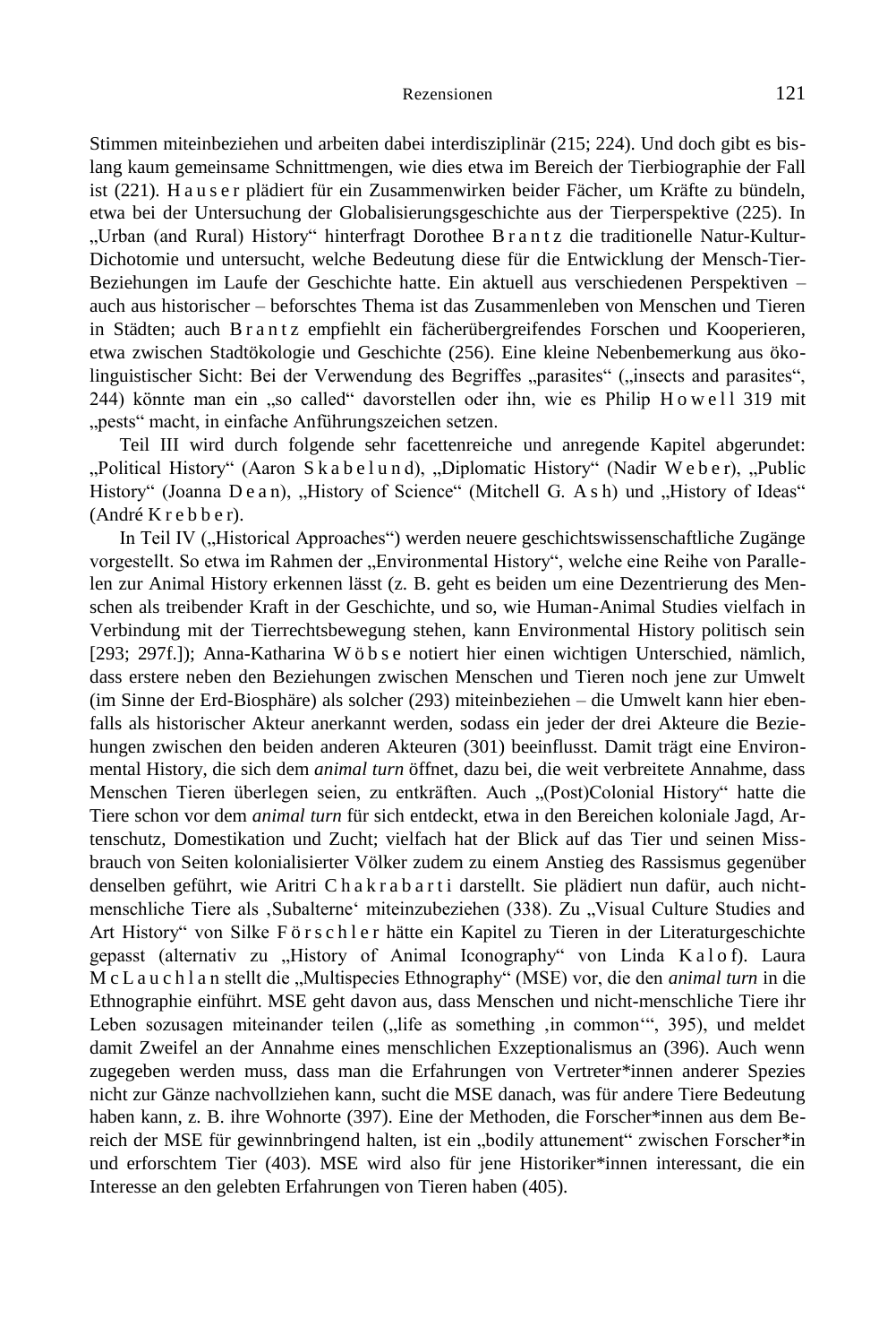Stimmen miteinbeziehen und arbeiten dabei interdisziplinär (215; 224). Und doch gibt es bislang kaum gemeinsame Schnittmengen, wie dies etwa im Bereich der Tierbiographie der Fall ist (221). Hauser plädiert für ein Zusammenwirken beider Fächer, um Kräfte zu bündeln, etwa bei der Untersuchung der Globalisierungsgeschichte aus der Tierperspektive (225). In „Urban (and Rural) History" hinterfragt Dorothee Brantz die traditionelle Natur-Kultur-Dichotomie und untersucht, welche Bedeutung diese für die Entwicklung der Mensch-Tier-Beziehungen im Laufe der Geschichte hatte. Ein aktuell aus verschiedenen Perspektiven – auch aus historischer – beforschtes Thema ist das Zusammenleben von Menschen und Tieren in Städten; auch Brantz empfiehlt ein fächerübergreifendes Forschen und Kooperieren, etwa zwischen Stadtökologie und Geschichte (256). Eine kleine Nebenbemerkung aus ökolinguistischer Sicht: Bei der Verwendung des Begriffes „parasites" („insects and parasites", 244) könnte man ein „so called" davorstellen oder ihn, wie es Philip Howell 319 mit „pests" macht, in einfache Anführungszeichen setzen.

Teil III wird durch folgende sehr facettenreiche und anregende Kapitel abgerundet: „Political History" (Aaron Skabelund), „Diplomatic History" (Nadir Weber), „Public History" (Joanna Dean), „History of Science" (Mitchell G. Ash) und „History of Ideas" (André Krebber).

In Teil IV („Historical Approaches") werden neuere geschichtswissenschaftliche Zugänge vorgestellt. So etwa im Rahmen der „Environmental History", welche eine Reihe von Parallelen zur Animal History erkennen lässt (z. B. geht es beiden um eine Dezentrierung des Menschen als treibender Kraft in der Geschichte, und so, wie Human-Animal Studies vielfach in Verbindung mit der Tierrechtsbewegung stehen, kann Environmental History politisch sein [293; 297f.]); Anna-Katharina Wöbse notiert hier einen wichtigen Unterschied, nämlich, dass erstere neben den Beziehungen zwischen Menschen und Tieren noch jene zur Umwelt (im Sinne der Erd-Biosphäre) als solcher (293) miteinbeziehen – die Umwelt kann hier ebenfalls als historischer Akteur anerkannt werden, sodass ein jeder der drei Akteure die Beziehungen zwischen den beiden anderen Akteuren (301) beeinflusst. Damit trägt eine Environmental History, die sich dem *animal turn* öffnet, dazu bei, die weit verbreitete Annahme, dass Menschen Tieren überlegen seien, zu entkräften. Auch „(Post)Colonial History" hatte die Tiere schon vor dem *animal turn* für sich entdeckt, etwa in den Bereichen koloniale Jagd, Artenschutz, Domestikation und Zucht; vielfach hat der Blick auf das Tier und seinen Missbrauch von Seiten kolonialisierter Völker zudem zu einem Anstieg des Rassismus gegenüber denselben geführt, wie Aritri Chakrabarti darstellt. Sie plädiert nun dafür, auch nicht-menschliche Tiere als ‚Subalterne' miteinzubeziehen (338). Zu „Visual Culture Studies and Art History" von Silke Förschler hätte ein Kapitel zu Tieren in der Literaturgeschichte gepasst (alternativ zu „History of Animal Iconography" von Linda Kalof). Laura McLauchlan stellt die „Multispecies Ethnography" (MSE) vor, die den *animal turn* in die Ethnographie einführt. MSE geht davon aus, dass Menschen und nicht-menschliche Tiere ihr Leben sozusagen miteinander teilen („life as something ‚in common'", 395), und meldet damit Zweifel an der Annahme eines menschlichen Exzeptionalismus an (396). Auch wenn zugegeben werden muss, dass man die Erfahrungen von Vertreter*innen anderer Spezies nicht zur Gänze nachvollziehen kann, sucht die MSE danach, was für andere Tiere Bedeutung haben kann, z. B. ihre Wohnorte (397). Eine der Methoden, die Forscher*innen aus dem Bereich der MSE für gewinnbringend halten, ist ein „bodily attunement" zwischen Forscher*in und erforschtem Tier (403). MSE wird also für jene Historiker*innen interessant, die ein Interesse an den gelebten Erfahrungen von Tieren haben (405).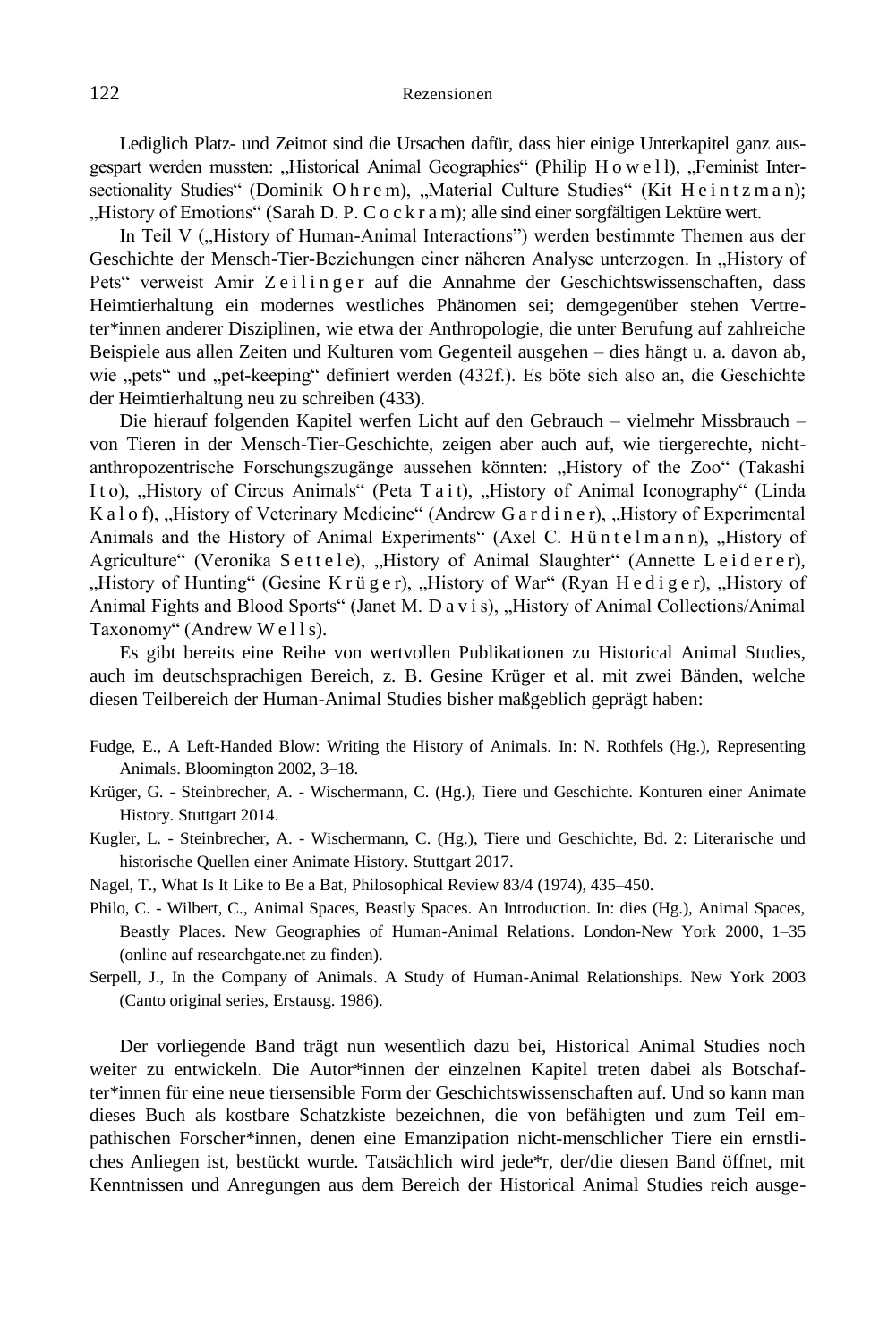Lediglich Platz- und Zeitnot sind die Ursachen dafür, dass hier einige Unterkapitel ganz ausgespart werden mussten: „Historical Animal Geographies" (Philip Howell), „Feminist Intersectionality Studies" (Dominik Ohrem), „Material Culture Studies" (Kit Heintzman); „History of Emotions" (Sarah D. P. Cockram); alle sind einer sorgfältigen Lektüre wert.

In Teil V („History of Human-Animal Interactions") werden bestimmte Themen aus der Geschichte der Mensch-Tier-Beziehungen einer näheren Analyse unterzogen. In „History of Pets" verweist Amir Zeilinger auf die Annahme der Geschichtswissenschaften, dass Heimtierhaltung ein modernes westliches Phänomen sei; demgegenüber stehen Vertreter*innen anderer Disziplinen, wie etwa der Anthropologie, die unter Berufung auf zahlreiche Beispiele aus allen Zeiten und Kulturen vom Gegenteil ausgehen – dies hängt u. a. davon ab, wie „pets" und „pet-keeping" definiert werden (432f.). Es böte sich also an, die Geschichte der Heimtierhaltung neu zu schreiben (433).

Die hierauf folgenden Kapitel werfen Licht auf den Gebrauch – vielmehr Missbrauch – von Tieren in der Mensch-Tier-Geschichte, zeigen aber auch auf, wie tiergerechte, nicht-anthropozentrische Forschungszugänge aussehen könnten: „History of the Zoo" (Takashi Ito), „History of Circus Animals" (Peta Tait), „History of Animal Iconography" (Linda Kalof), „History of Veterinary Medicine" (Andrew Gardiner), „History of Experimental Animals and the History of Animal Experiments" (Axel C. Hüntelmann), „History of Agriculture" (Veronika Settele), „History of Animal Slaughter" (Annette Leiderer), „History of Hunting" (Gesine Krüger), „History of War" (Ryan Hediger), „History of Animal Fights and Blood Sports" (Janet M. Davis), „History of Animal Collections/Animal Taxonomy" (Andrew Wells).

Es gibt bereits eine Reihe von wertvollen Publikationen zu Historical Animal Studies, auch im deutschsprachigen Bereich, z. B. Gesine Krüger et al. mit zwei Bänden, welche diesen Teilbereich der Human-Animal Studies bisher maßgeblich geprägt haben:

Fudge, E., A Left-Handed Blow: Writing the History of Animals. In: N. Rothfels (Hg.), Representing Animals. Bloomington 2002, 3–18.

Krüger, G. - Steinbrecher, A. - Wischermann, C. (Hg.), Tiere und Geschichte. Konturen einer Animate History. Stuttgart 2014.

Kugler, L. - Steinbrecher, A. - Wischermann, C. (Hg.), Tiere und Geschichte, Bd. 2: Literarische und historische Quellen einer Animate History. Stuttgart 2017.

Nagel, T., What Is It Like to Be a Bat, Philosophical Review 83/4 (1974), 435–450.

Philo, C. - Wilbert, C., Animal Spaces, Beastly Spaces. An Introduction. In: dies (Hg.), Animal Spaces, Beastly Places. New Geographies of Human-Animal Relations. London-New York 2000, 1–35 (online auf researchgate.net zu finden).

Serpell, J., In the Company of Animals. A Study of Human-Animal Relationships. New York 2003 (Canto original series, Erstausg. 1986).

Der vorliegende Band trägt nun wesentlich dazu bei, Historical Animal Studies noch weiter zu entwickeln. Die Autor*innen der einzelnen Kapitel treten dabei als Botschafter*innen für eine neue tiersensible Form der Geschichtswissenschaften auf. Und so kann man dieses Buch als kostbare Schatzkiste bezeichnen, die von befähigten und zum Teil empathischen Forscher*innen, denen eine Emanzipation nicht-menschlicher Tiere ein ernstliches Anliegen ist, bestückt wurde. Tatsächlich wird jede*r, der/die diesen Band öffnet, mit Kenntnissen und Anregungen aus dem Bereich der Historical Animal Studies reich ausge-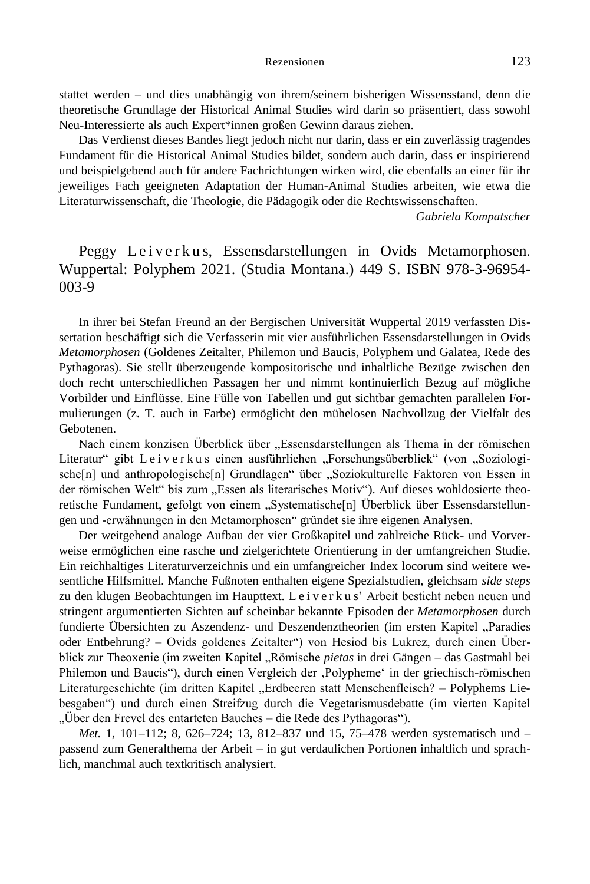stattet werden – und dies unabhängig von ihrem/seinem bisherigen Wissensstand, denn die theoretische Grundlage der Historical Animal Studies wird darin so präsentiert, dass sowohl Neu-Interessierte als auch Expert*innen großen Gewinn daraus ziehen.

Das Verdienst dieses Bandes liegt jedoch nicht nur darin, dass er ein zuverlässig tragendes Fundament für die Historical Animal Studies bildet, sondern auch darin, dass er inspirierend und beispielgebend auch für andere Fachrichtungen wirken wird, die ebenfalls an einer für ihr jeweiliges Fach geeigneten Adaptation der Human-Animal Studies arbeiten, wie etwa die Literaturwissenschaft, die Theologie, die Pädagogik oder die Rechtswissenschaften.

*Gabriela Kompatscher*

## Peggy Leiverkus, Essensdarstellungen in Ovids Metamorphosen. Wuppertal: Polyphem 2021. (Studia Montana.) 449 S. ISBN 978-3-96954-003-9

In ihrer bei Stefan Freund an der Bergischen Universität Wuppertal 2019 verfassten Dissertation beschäftigt sich die Verfasserin mit vier ausführlichen Essensdarstellungen in Ovids *Metamorphosen* (Goldenes Zeitalter, Philemon und Baucis, Polyphem und Galatea, Rede des Pythagoras). Sie stellt überzeugende kompositorische und inhaltliche Bezüge zwischen den doch recht unterschiedlichen Passagen her und nimmt kontinuierlich Bezug auf mögliche Vorbilder und Einflüsse. Eine Fülle von Tabellen und gut sichtbar gemachten parallelen Formulierungen (z. T. auch in Farbe) ermöglicht den mühelosen Nachvollzug der Vielfalt des Gebotenen.

Nach einem konzisen Überblick über „Essensdarstellungen als Thema in der römischen Literatur" gibt Leiverkus einen ausführlichen „Forschungsüberblick" (von „Soziologische[n] und anthropologische[n] Grundlagen" über „Soziokulturelle Faktoren von Essen in der römischen Welt" bis zum „Essen als literarisches Motiv"). Auf dieses wohldosierte theoretische Fundament, gefolgt von einem „Systematische[n] Überblick über Essensdarstellungen und -erwähnungen in den Metamorphosen" gründet sie ihre eigenen Analysen.

Der weitgehend analoge Aufbau der vier Großkapitel und zahlreiche Rück- und Vorverweise ermöglichen eine rasche und zielgerichtete Orientierung in der umfangreichen Studie. Ein reichhaltiges Literaturverzeichnis und ein umfangreicher Index locorum sind weitere wesentliche Hilfsmittel. Manche Fußnoten enthalten eigene Spezialstudien, gleichsam *side steps* zu den klugen Beobachtungen im Haupttext. Leiverkus' Arbeit besticht neben neuen und stringent argumentierten Sichten auf scheinbar bekannte Episoden der *Metamorphosen* durch fundierte Übersichten zu Aszendenz- und Deszendenztheorien (im ersten Kapitel „Paradies oder Entbehrung? – Ovids goldenes Zeitalter") von Hesiod bis Lukrez, durch einen Überblick zur Theoxenie (im zweiten Kapitel „Römische *pietas* in drei Gängen – das Gastmahl bei Philemon und Baucis"), durch einen Vergleich der ‚Polypheme' in der griechisch-römischen Literaturgeschichte (im dritten Kapitel „Erdbeeren statt Menschenfleisch? – Polyphems Liebesgaben") und durch einen Streifzug durch die Vegetarismusdebatte (im vierten Kapitel „Über den Frevel des entarteten Bauches – die Rede des Pythagoras").

*Met.* 1, 101–112; 8, 626–724; 13, 812–837 und 15, 75–478 werden systematisch und – passend zum Generalthema der Arbeit – in gut verdaulichen Portionen inhaltlich und sprachlich, manchmal auch textkritisch analysiert.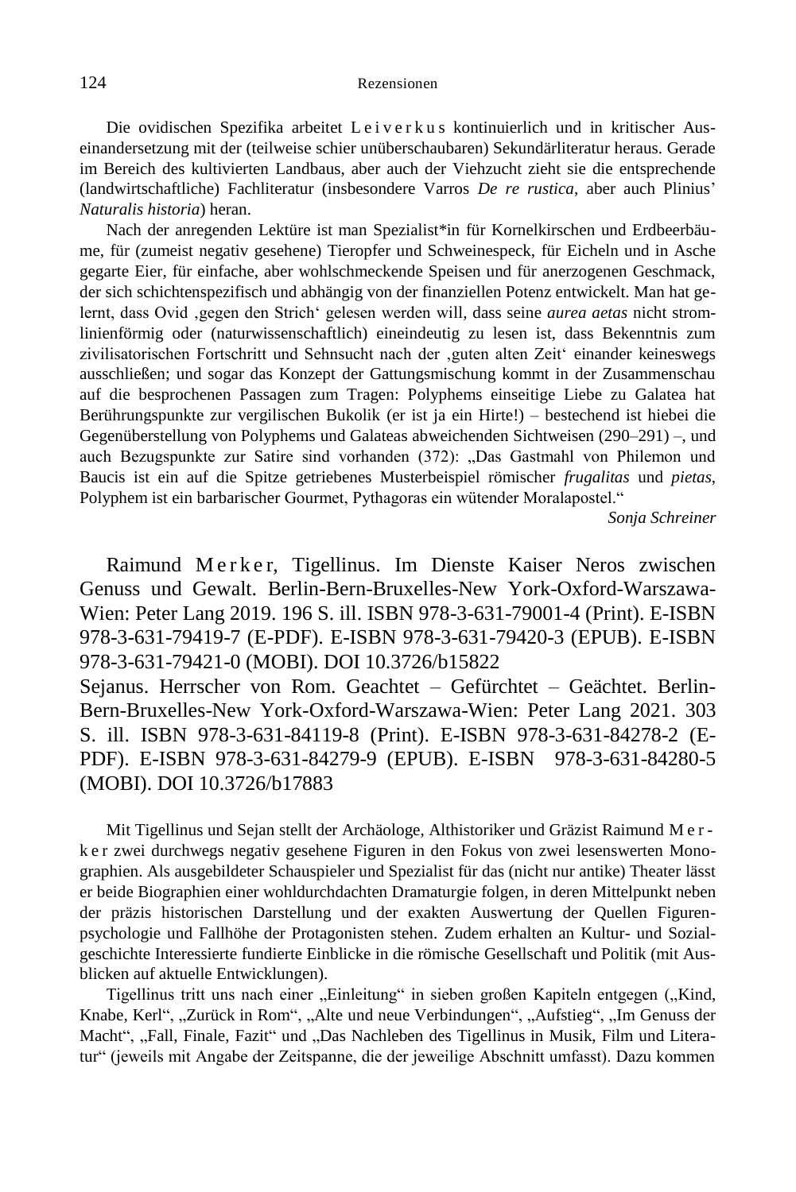Die ovidischen Spezifika arbeitet Leiverkus kontinuierlich und in kritischer Auseinandersetzung mit der (teilweise schier unüberschaubaren) Sekundärliteratur heraus. Gerade im Bereich des kultivierten Landbaus, aber auch der Viehzucht zieht sie die entsprechende (landwirtschaftliche) Fachliteratur (insbesondere Varros *De re rustica*, aber auch Plinius' *Naturalis historia*) heran.

Nach der anregenden Lektüre ist man Spezialist*in für Kornelkirschen und Erdbeerbäume, für (zumeist negativ gesehene) Tieropfer und Schweinespeck, für Eicheln und in Asche gegarte Eier, für einfache, aber wohlschmeckende Speisen und für anerzogenen Geschmack, der sich schichtenspezifisch und abhängig von der finanziellen Potenz entwickelt. Man hat gelernt, dass Ovid ‚gegen den Strich' gelesen werden will, dass seine *aurea aetas* nicht stromlinienförmig oder (naturwissenschaftlich) eineindeutig zu lesen ist, dass Bekenntnis zum zivilisatorischen Fortschritt und Sehnsucht nach der ‚guten alten Zeit' einander keineswegs ausschließen; und sogar das Konzept der Gattungsmischung kommt in der Zusammenschau auf die besprochenen Passagen zum Tragen: Polyphems einseitige Liebe zu Galatea hat Berührungspunkte zur vergilischen Bukolik (er ist ja ein Hirte!) – bestechend ist hiebei die Gegenüberstellung von Polyphems und Galateas abweichenden Sichtweisen (290–291) –, und auch Bezugspunkte zur Satire sind vorhanden (372): „Das Gastmahl von Philemon und Baucis ist ein auf die Spitze getriebenes Musterbeispiel römischer *frugalitas* und *pietas*, Polyphem ist ein barbarischer Gourmet, Pythagoras ein wütender Moralapostel."

*Sonja Schreiner*

Raimund Merker, Tigellinus. Im Dienste Kaiser Neros zwischen Genuss und Gewalt. Berlin-Bern-Bruxelles-New York-Oxford-Warszawa-Wien: Peter Lang 2019. 196 S. ill. ISBN 978-3-631-79001-4 (Print). E-ISBN 978-3-631-79419-7 (E-PDF). E-ISBN 978-3-631-79420-3 (EPUB). E-ISBN 978-3-631-79421-0 (MOBI). DOI 10.3726/b15822

Sejanus. Herrscher von Rom. Geachtet – Gefürchtet – Geächtet. Berlin-Bern-Bruxelles-New York-Oxford-Warszawa-Wien: Peter Lang 2021. 303 S. ill. ISBN 978-3-631-84119-8 (Print). E-ISBN 978-3-631-84278-2 (E-PDF). E-ISBN 978-3-631-84279-9 (EPUB). E-ISBN 978-3-631-84280-5 (MOBI). DOI 10.3726/b17883

Mit Tigellinus und Sejan stellt der Archäologe, Althistoriker und Gräzist Raimund Merker zwei durchwegs negativ gesehene Figuren in den Fokus von zwei lesenswerten Monographien. Als ausgebildeter Schauspieler und Spezialist für das (nicht nur antike) Theater lässt er beide Biographien einer wohldurchdachten Dramaturgie folgen, in deren Mittelpunkt neben der präzis historischen Darstellung und der exakten Auswertung der Quellen Figurenpsychologie und Fallhöhe der Protagonisten stehen. Zudem erhalten an Kultur- und Sozialgeschichte Interessierte fundierte Einblicke in die römische Gesellschaft und Politik (mit Ausblicken auf aktuelle Entwicklungen).

Tigellinus tritt uns nach einer „Einleitung" in sieben großen Kapiteln entgegen („Kind, Knabe, Kerl", „Zurück in Rom", „Alte und neue Verbindungen", „Aufstieg", „Im Genuss der Macht", „Fall, Finale, Fazit" und „Das Nachleben des Tigellinus in Musik, Film und Literatur" (jeweils mit Angabe der Zeitspanne, die der jeweilige Abschnitt umfasst). Dazu kommen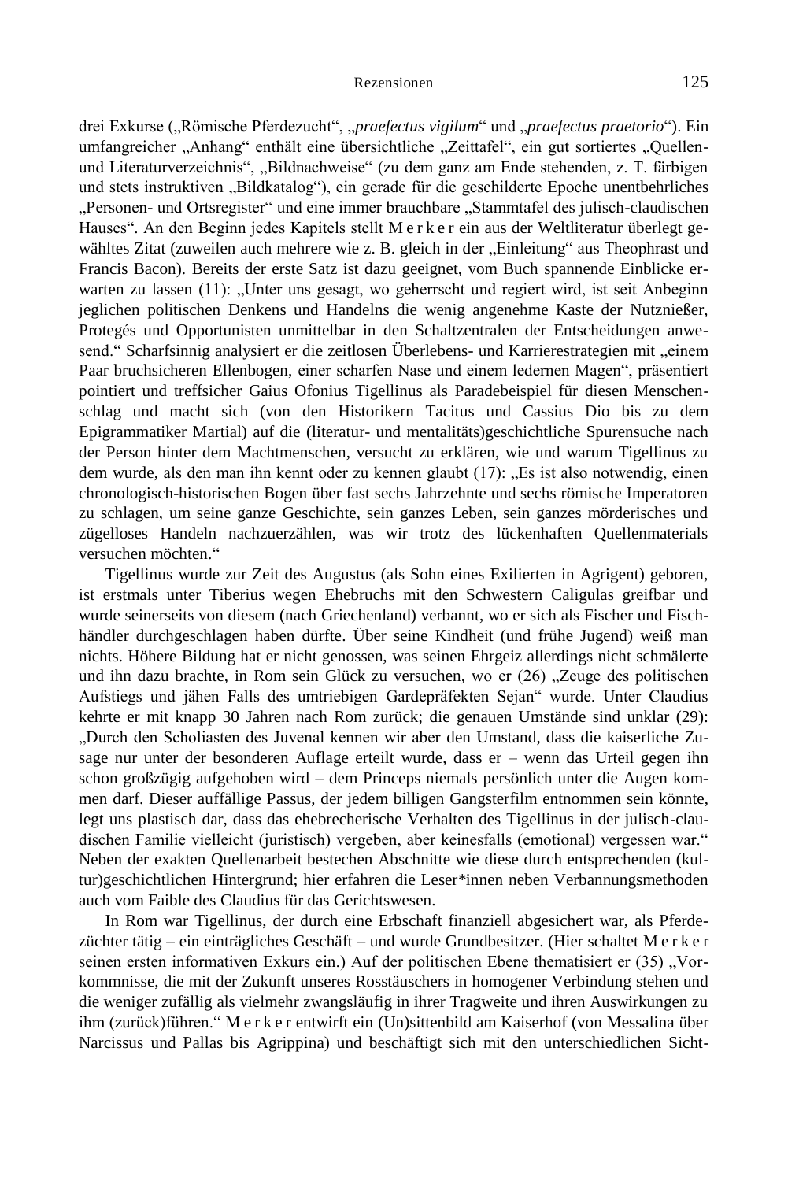drei Exkurse („Römische Pferdezucht“, „*praefectus vigilum*“ und „*praefectus praetorio*“). Ein umfangreicher „Anhang“ enthält eine übersichtliche „Zeittafel“, ein gut sortiertes „Quellen- und Literaturverzeichnis“, „Bildnachweise“ (zu dem ganz am Ende stehenden, z. T. färbigen und stets instruktiven „Bildkatalog“), ein gerade für die geschilderte Epoche unentbehrliches „Personen- und Ortsregister“ und eine immer brauchbare „Stammtafel des julisch-claudischen Hauses“. An den Beginn jedes Kapitels stellt M e r k e r ein aus der Weltliteratur überlegt gewähltes Zitat (zuweilen auch mehrere wie z. B. gleich in der „Einleitung“ aus Theophrast und Francis Bacon). Bereits der erste Satz ist dazu geeignet, vom Buch spannende Einblicke erwarten zu lassen (11): „Unter uns gesagt, wo geherrscht und regiert wird, ist seit Anbeginn jeglichen politischen Denkens und Handelns die wenig angenehme Kaste der Nutznießer, Protegés und Opportunisten unmittelbar in den Schaltzentralen der Entscheidungen anwesend.“ Scharfsinnig analysiert er die zeitlosen Überlebens- und Karrierestrategien mit „einem Paar bruchsicheren Ellenbogen, einer scharfen Nase und einem ledernen Magen“, präsentiert pointiert und treffsicher Gaius Ofonius Tigellinus als Paradebeispiel für diesen Menschenschlag und macht sich (von den Historikern Tacitus und Cassius Dio bis zu dem Epigrammatiker Martial) auf die (literatur- und mentalitäts)geschichtliche Spurensuche nach der Person hinter dem Machtmenschen, versucht zu erklären, wie und warum Tigellinus zu dem wurde, als den man ihn kennt oder zu kennen glaubt (17): „Es ist also notwendig, einen chronologisch-historischen Bogen über fast sechs Jahrzehnte und sechs römische Imperatoren zu schlagen, um seine ganze Geschichte, sein ganzes Leben, sein ganzes mörderisches und zügelloses Handeln nachzuerzählen, was wir trotz des lückenhaften Quellenmaterials versuchen möchten.“

Tigellinus wurde zur Zeit des Augustus (als Sohn eines Exilierten in Agrigent) geboren, ist erstmals unter Tiberius wegen Ehebruchs mit den Schwestern Caligulas greifbar und wurde seinerseits von diesem (nach Griechenland) verbannt, wo er sich als Fischer und Fischhändler durchgeschlagen haben dürfte. Über seine Kindheit (und frühe Jugend) weiß man nichts. Höhere Bildung hat er nicht genossen, was seinen Ehrgeiz allerdings nicht schmälerte und ihn dazu brachte, in Rom sein Glück zu versuchen, wo er (26) „Zeuge des politischen Aufstiegs und jähen Falls des umtriebigen Gardepräfekten Sejan“ wurde. Unter Claudius kehrte er mit knapp 30 Jahren nach Rom zurück; die genauen Umstände sind unklar (29): „Durch den Scholiasten des Juvenal kennen wir aber den Umstand, dass die kaiserliche Zusage nur unter der besonderen Auflage erteilt wurde, dass er – wenn das Urteil gegen ihn schon großzügig aufgehoben wird – dem Princeps niemals persönlich unter die Augen kommen darf. Dieser auffällige Passus, der jedem billigen Gangsterfilm entnommen sein könnte, legt uns plastisch dar, dass das ehebrecherische Verhalten des Tigellinus in der julisch-claudischen Familie vielleicht (juristisch) vergeben, aber keinesfalls (emotional) vergessen war.“ Neben der exakten Quellenarbeit bestechen Abschnitte wie diese durch entsprechenden (kultur)geschichtlichen Hintergrund; hier erfahren die Leser*innen neben Verbannungsmethoden auch vom Faible des Claudius für das Gerichtswesen.

In Rom war Tigellinus, der durch eine Erbschaft finanziell abgesichert war, als Pferdezüchter tätig – ein einträgliches Geschäft – und wurde Grundbesitzer. (Hier schaltet M e r k e r seinen ersten informativen Exkurs ein.) Auf der politischen Ebene thematisiert er (35) „Vorkommnisse, die mit der Zukunft unseres Rosstäuschers in homogener Verbindung stehen und die weniger zufällig als vielmehr zwangsläufig in ihrer Tragweite und ihren Auswirkungen zu ihm (zurück)führen.“ M e r k e r entwirft ein (Un)sittenbild am Kaiserhof (von Messalina über Narcissus und Pallas bis Agrippina) und beschäftigt sich mit den unterschiedlichen Sicht-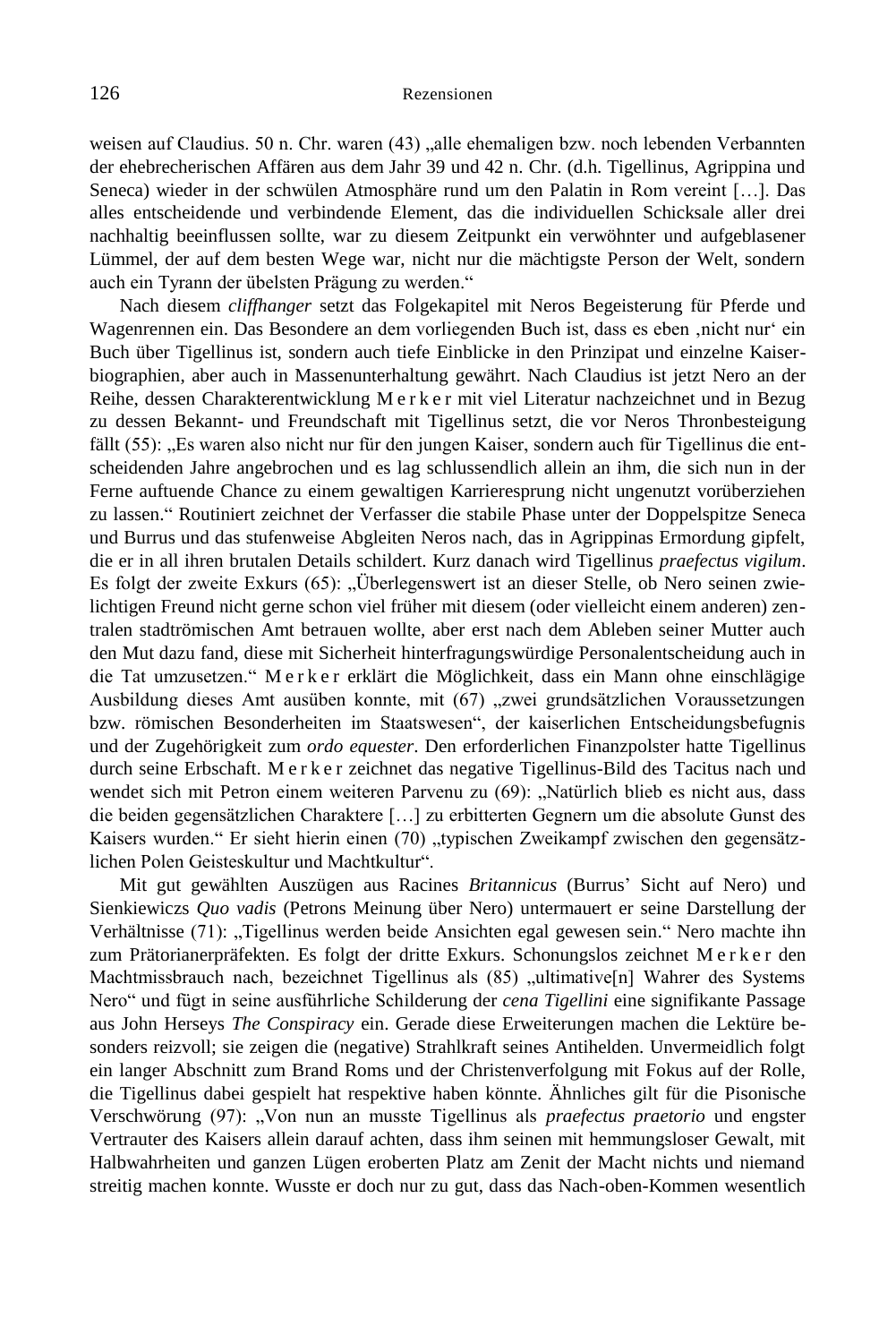weisen auf Claudius. 50 n. Chr. waren (43) „alle ehemaligen bzw. noch lebenden Verbannten der ehebrecherischen Affären aus dem Jahr 39 und 42 n. Chr. (d.h. Tigellinus, Agrippina und Seneca) wieder in der schwülen Atmosphäre rund um den Palatin in Rom vereint […]. Das alles entscheidende und verbindende Element, das die individuellen Schicksale aller drei nachhaltig beeinflussen sollte, war zu diesem Zeitpunkt ein verwöhnter und aufgeblasener Lümmel, der auf dem besten Wege war, nicht nur die mächtigste Person der Welt, sondern auch ein Tyrann der übelsten Prägung zu werden."

Nach diesem *cliffhanger* setzt das Folgekapitel mit Neros Begeisterung für Pferde und Wagenrennen ein. Das Besondere an dem vorliegenden Buch ist, dass es eben ‚nicht nur' ein Buch über Tigellinus ist, sondern auch tiefe Einblicke in den Prinzipat und einzelne Kaiserbiographien, aber auch in Massenunterhaltung gewährt. Nach Claudius ist jetzt Nero an der Reihe, dessen Charakterentwicklung M e r k e r mit viel Literatur nachzeichnet und in Bezug zu dessen Bekannt- und Freundschaft mit Tigellinus setzt, die vor Neros Thronbesteigung fällt (55): „Es waren also nicht nur für den jungen Kaiser, sondern auch für Tigellinus die entscheidenden Jahre angebrochen und es lag schlussendlich allein an ihm, die sich nun in der Ferne auftuende Chance zu einem gewaltigen Karrieresprung nicht ungenutzt vorüberziehen zu lassen." Routiniert zeichnet der Verfasser die stabile Phase unter der Doppelspitze Seneca und Burrus und das stufenweise Abgleiten Neros nach, das in Agrippinas Ermordung gipfelt, die er in all ihren brutalen Details schildert. Kurz danach wird Tigellinus *praefectus vigilum*. Es folgt der zweite Exkurs (65): „Überlegenswert ist an dieser Stelle, ob Nero seinen zwielichtigen Freund nicht gerne schon viel früher mit diesem (oder vielleicht einem anderen) zentralen stadtrömischen Amt betrauen wollte, aber erst nach dem Ableben seiner Mutter auch den Mut dazu fand, diese mit Sicherheit hinterfragungswürdige Personalentscheidung auch in die Tat umzusetzen." M e r k e r erklärt die Möglichkeit, dass ein Mann ohne einschlägige Ausbildung dieses Amt ausüben konnte, mit (67) „zwei grundsätzlichen Voraussetzungen bzw. römischen Besonderheiten im Staatswesen", der kaiserlichen Entscheidungsbefugnis und der Zugehörigkeit zum *ordo equester*. Den erforderlichen Finanzpolster hatte Tigellinus durch seine Erbschaft. M e r k e r zeichnet das negative Tigellinus-Bild des Tacitus nach und wendet sich mit Petron einem weiteren Parvenu zu (69): „Natürlich blieb es nicht aus, dass die beiden gegensätzlichen Charaktere […] zu erbitterten Gegnern um die absolute Gunst des Kaisers wurden." Er sieht hierin einen (70) „typischen Zweikampf zwischen den gegensätzlichen Polen Geisteskultur und Machtkultur".

Mit gut gewählten Auszügen aus Racines *Britannicus* (Burrus' Sicht auf Nero) und Sienkiewiczs *Quo vadis* (Petrons Meinung über Nero) untermauert er seine Darstellung der Verhältnisse (71): „Tigellinus werden beide Ansichten egal gewesen sein." Nero machte ihn zum Prätorianerpräfekten. Es folgt der dritte Exkurs. Schonungslos zeichnet M e r k e r den Machtmissbrauch nach, bezeichnet Tigellinus als (85) „ultimative[n] Wahrer des Systems Nero" und fügt in seine ausführliche Schilderung der *cena Tigellini* eine signifikante Passage aus John Herseys *The Conspiracy* ein. Gerade diese Erweiterungen machen die Lektüre besonders reizvoll; sie zeigen die (negative) Strahlkraft seines Antihelden. Unvermeidlich folgt ein langer Abschnitt zum Brand Roms und der Christenverfolgung mit Fokus auf der Rolle, die Tigellinus dabei gespielt hat respektive haben könnte. Ähnliches gilt für die Pisonische Verschwörung (97): „Von nun an musste Tigellinus als *praefectus praetorio* und engster Vertrauter des Kaisers allein darauf achten, dass ihm seinen mit hemmungsloser Gewalt, mit Halbwahrheiten und ganzen Lügen eroberten Platz am Zenit der Macht nichts und niemand streitig machen konnte. Wusste er doch nur zu gut, dass das Nach-oben-Kommen wesentlich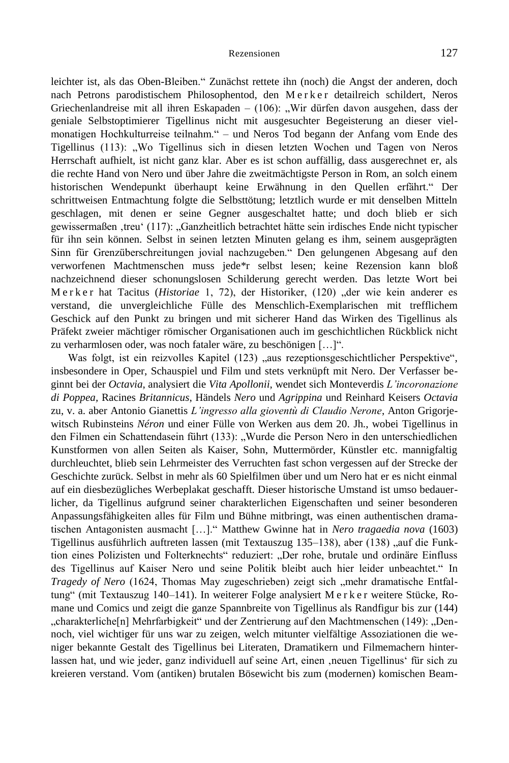leichter ist, als das Oben-Bleiben.“ Zunächst rettete ihn (noch) die Angst der anderen, doch nach Petrons parodistischem Philosophentod, den Merker detailreich schildert, Neros Griechenlandreise mit all ihren Eskapaden – (106): „Wir dürfen davon ausgehen, dass der geniale Selbstoptimierer Tigellinus nicht mit ausgesuchter Begeisterung an dieser vielmonatigen Hochkulturreise teilnahm.“ – und Neros Tod begann der Anfang vom Ende des Tigellinus (113): „Wo Tigellinus sich in diesen letzten Wochen und Tagen von Neros Herrschaft aufhielt, ist nicht ganz klar. Aber es ist schon auffällig, dass ausgerechnet er, als die rechte Hand von Nero und über Jahre die zweitmächtigste Person in Rom, an solch einem historischen Wendepunkt überhaupt keine Erwähnung in den Quellen erfährt.“ Der schrittweisen Entmachtung folgte die Selbsttötung; letztlich wurde er mit denselben Mitteln geschlagen, mit denen er seine Gegner ausgeschaltet hatte; und doch blieb er sich gewissermaßen ‚treu‘ (117): „Ganzheitlich betrachtet hätte sein irdisches Ende nicht typischer für ihn sein können. Selbst in seinen letzten Minuten gelang es ihm, seinem ausgeprägten Sinn für Grenzüberschreitungen jovial nachzugeben.“ Den gelungenen Abgesang auf den verworfenen Machtmenschen muss jede*r selbst lesen; keine Rezension kann bloß nachzeichnend dieser schonungslosen Schilderung gerecht werden. Das letzte Wort bei Merker hat Tacitus (*Historiae* 1, 72), der Historiker, (120) „der wie kein anderer es verstand, die unvergleichliche Fülle des Menschlich-Exemplarischen mit trefflichem Geschick auf den Punkt zu bringen und mit sicherer Hand das Wirken des Tigellinus als Präfekt zweier mächtiger römischer Organisationen auch im geschichtlichen Rückblick nicht zu verharmlosen oder, was noch fataler wäre, zu beschönigen […]“.

Was folgt, ist ein reizvolles Kapitel (123) „aus rezeptionsgeschichtlicher Perspektive“, insbesondere in Oper, Schauspiel und Film und stets verknüpft mit Nero. Der Verfasser beginnt bei der *Octavia*, analysiert die *Vita Apollonii*, wendet sich Monteverdis *L'incoronazione di Poppea*, Racines *Britannicus*, Händels *Nero* und *Agrippina* und Reinhard Keisers *Octavia* zu, v. a. aber Antonio Gianettis *L'ingresso alla gioventù di Claudio Nerone*, Anton Grigorjewitsch Rubinsteins *Néron* und einer Fülle von Werken aus dem 20. Jh., wobei Tigellinus in den Filmen ein Schattendasein führt (133): „Wurde die Person Nero in den unterschiedlichen Kunstformen von allen Seiten als Kaiser, Sohn, Muttermörder, Künstler etc. mannigfaltig durchleuchtet, blieb sein Lehrmeister des Verruchten fast schon vergessen auf der Strecke der Geschichte zurück. Selbst in mehr als 60 Spielfilmen über und um Nero hat er es nicht einmal auf ein diesbezügliches Werbeplakat geschafft. Dieser historische Umstand ist umso bedauerlicher, da Tigellinus aufgrund seiner charakterlichen Eigenschaften und seiner besonderen Anpassungsfähigkeiten alles für Film und Bühne mitbringt, was einen authentischen dramatischen Antagonisten ausmacht […].“ Matthew Gwinne hat in *Nero tragaedia nova* (1603) Tigellinus ausführlich auftreten lassen (mit Textauszug 135–138), aber (138) „auf die Funktion eines Polizisten und Folterknechts“ reduziert: „Der rohe, brutale und ordinäre Einfluss des Tigellinus auf Kaiser Nero und seine Politik bleibt auch hier leider unbeachtet.“ In *Tragedy of Nero* (1624, Thomas May zugeschrieben) zeigt sich „mehr dramatische Entfaltung“ (mit Textauszug 140–141). In weiterer Folge analysiert Merker weitere Stücke, Romane und Comics und zeigt die ganze Spannbreite von Tigellinus als Randfigur bis zur (144) „charakterliche[n] Mehrfarbigkeit“ und der Zentrierung auf den Machtmenschen (149): „Dennoch, viel wichtiger für uns war zu zeigen, welch mitunter vielfältige Assoziationen die weniger bekannte Gestalt des Tigellinus bei Literaten, Dramatikern und Filmemachern hinterlassen hat, und wie jeder, ganz individuell auf seine Art, einen ‚neuen Tigellinus‘ für sich zu kreieren verstand. Vom (antiken) brutalen Bösewicht bis zum (modernen) komischen Beam-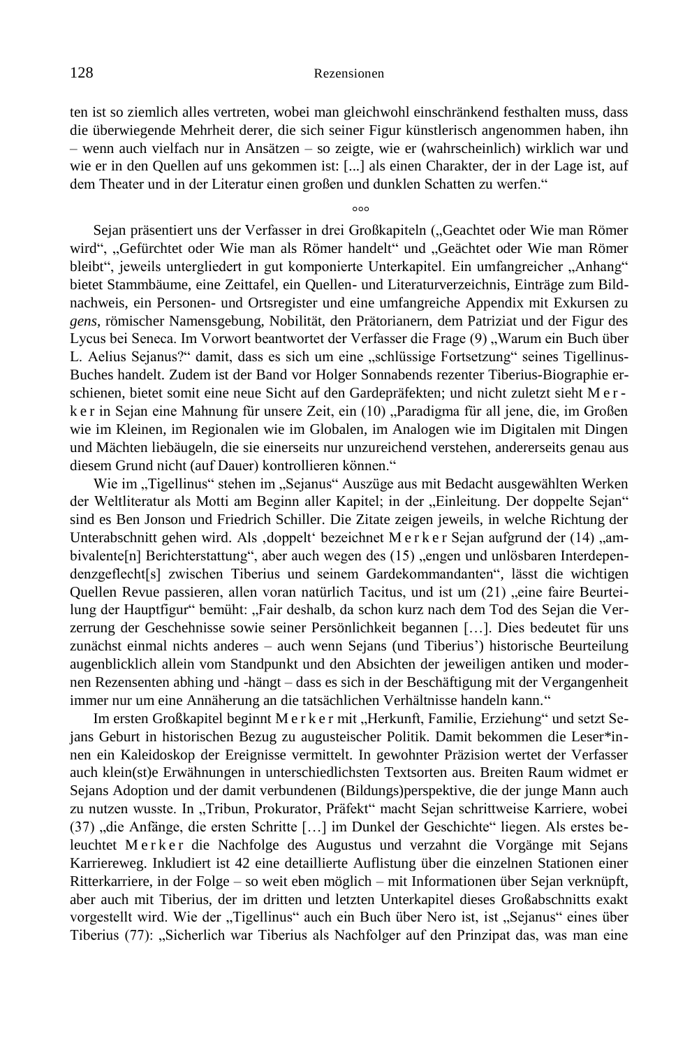ten ist so ziemlich alles vertreten, wobei man gleichwohl einschränkend festhalten muss, dass die überwiegende Mehrheit derer, die sich seiner Figur künstlerisch angenommen haben, ihn – wenn auch vielfach nur in Ansätzen – so zeigte, wie er (wahrscheinlich) wirklich war und wie er in den Quellen auf uns gekommen ist: [...] als einen Charakter, der in der Lage ist, auf dem Theater und in der Literatur einen großen und dunklen Schatten zu werfen."

°°°

Sejan präsentiert uns der Verfasser in drei Großkapiteln („Geachtet oder Wie man Römer wird", „Gefürchtet oder Wie man als Römer handelt" und „Geächtet oder Wie man Römer bleibt", jeweils untergliedert in gut komponierte Unterkapitel. Ein umfangreicher „Anhang" bietet Stammbäume, eine Zeittafel, ein Quellen- und Literaturverzeichnis, Einträge zum Bildnachweis, ein Personen- und Ortsregister und eine umfangreiche Appendix mit Exkursen zu *gens*, römischer Namensgebung, Nobilität, den Prätorianern, dem Patriziat und der Figur des Lycus bei Seneca. Im Vorwort beantwortet der Verfasser die Frage (9) „Warum ein Buch über L. Aelius Sejanus?" damit, dass es sich um eine „schlüssige Fortsetzung" seines Tigellinus-Buches handelt. Zudem ist der Band vor Holger Sonnabends rezenter Tiberius-Biographie erschienen, bietet somit eine neue Sicht auf den Gardepräfekten; und nicht zuletzt sieht Merker in Sejan eine Mahnung für unsere Zeit, ein (10) „Paradigma für all jene, die, im Großen wie im Kleinen, im Regionalen wie im Globalen, im Analogen wie im Digitalen mit Dingen und Mächten liebäugeln, die sie einerseits nur unzureichend verstehen, andererseits genau aus diesem Grund nicht (auf Dauer) kontrollieren können."

Wie im „Tigellinus" stehen im „Sejanus" Auszüge aus mit Bedacht ausgewählten Werken der Weltliteratur als Motti am Beginn aller Kapitel; in der „Einleitung. Der doppelte Sejan" sind es Ben Jonson und Friedrich Schiller. Die Zitate zeigen jeweils, in welche Richtung der Unterabschnitt gehen wird. Als ‚doppelt' bezeichnet Merker Sejan aufgrund der (14) „ambivalente[n] Berichterstattung", aber auch wegen des (15) „engen und unlösbaren Interdependenzgeflecht[s] zwischen Tiberius und seinem Gardekommandanten", lässt die wichtigen Quellen Revue passieren, allen voran natürlich Tacitus, und ist um (21) „eine faire Beurteilung der Hauptfigur" bemüht: „Fair deshalb, da schon kurz nach dem Tod des Sejan die Verzerrung der Geschehnisse sowie seiner Persönlichkeit begannen […]. Dies bedeutet für uns zunächst einmal nichts anderes – auch wenn Sejans (und Tiberius') historische Beurteilung augenblicklich allein vom Standpunkt und den Absichten der jeweiligen antiken und modernen Rezensenten abhing und -hängt – dass es sich in der Beschäftigung mit der Vergangenheit immer nur um eine Annäherung an die tatsächlichen Verhältnisse handeln kann."

Im ersten Großkapitel beginnt Merker mit „Herkunft, Familie, Erziehung" und setzt Sejans Geburt in historischen Bezug zu augusteischer Politik. Damit bekommen die Leser*innen ein Kaleidoskop der Ereignisse vermittelt. In gewohnter Präzision wertet der Verfasser auch klein(st)e Erwähnungen in unterschiedlichsten Textsorten aus. Breiten Raum widmet er Sejans Adoption und der damit verbundenen (Bildungs)perspektive, die der junge Mann auch zu nutzen wusste. In „Tribun, Prokurator, Präfekt" macht Sejan schrittweise Karriere, wobei (37) „die Anfänge, die ersten Schritte […] im Dunkel der Geschichte" liegen. Als erstes beleuchtet Merker die Nachfolge des Augustus und verzahnt die Vorgänge mit Sejans Karriereweg. Inkludiert ist 42 eine detaillierte Auflistung über die einzelnen Stationen einer Ritterkarriere, in der Folge – so weit eben möglich – mit Informationen über Sejan verknüpft, aber auch mit Tiberius, der im dritten und letzten Unterkapitel dieses Großabschnitts exakt vorgestellt wird. Wie der „Tigellinus" auch ein Buch über Nero ist, ist „Sejanus" eines über Tiberius (77): „Sicherlich war Tiberius als Nachfolger auf den Prinzipat das, was man eine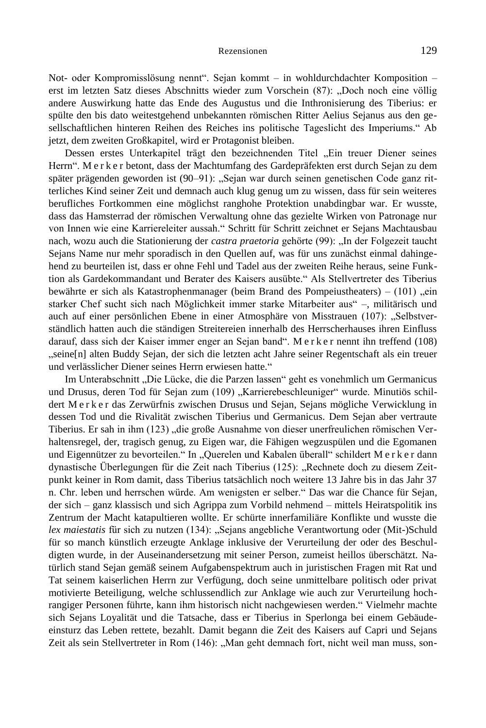Not- oder Kompromisslösung nennt". Sejan kommt – in wohldurchdachter Komposition – erst im letzten Satz dieses Abschnitts wieder zum Vorschein (87): „Doch noch eine völlig andere Auswirkung hatte das Ende des Augustus und die Inthronisierung des Tiberius: er spülte den bis dato weitestgehend unbekannten römischen Ritter Aelius Sejanus aus den gesellschaftlichen hinteren Reihen des Reiches ins politische Tageslicht des Imperiums." Ab jetzt, dem zweiten Großkapitel, wird er Protagonist bleiben.

Dessen erstes Unterkapitel trägt den bezeichnenden Titel „Ein treuer Diener seines Herrn". Merker betont, dass der Machtumfang des Gardepräfekten erst durch Sejan zu dem später prägenden geworden ist (90–91): „Sejan war durch seinen genetischen Code ganz ritterliches Kind seiner Zeit und demnach auch klug genug um zu wissen, dass für sein weiteres berufliches Fortkommen eine möglichst ranghohe Protektion unabdingbar war. Er wusste, dass das Hamsterrad der römischen Verwaltung ohne das gezielte Wirken von Patronage nur von Innen wie eine Karriereleiter aussah." Schritt für Schritt zeichnet er Sejans Machtausbau nach, wozu auch die Stationierung der *castra praetoria* gehörte (99): „In der Folgezeit taucht Sejans Name nur mehr sporadisch in den Quellen auf, was für uns zunächst einmal dahingehend zu beurteilen ist, dass er ohne Fehl und Tadel aus der zweiten Reihe heraus, seine Funktion als Gardekommandant und Berater des Kaisers ausübte." Als Stellvertreter des Tiberius bewährte er sich als Katastrophenmanager (beim Brand des Pompeiustheaters) – (101) „ein starker Chef sucht sich nach Möglichkeit immer starke Mitarbeiter aus" –, militärisch und auch auf einer persönlichen Ebene in einer Atmosphäre von Misstrauen (107): „Selbstverständlich hatten auch die ständigen Streitereien innerhalb des Herrscherhauses ihren Einfluss darauf, dass sich der Kaiser immer enger an Sejan band". Merker nennt ihn treffend (108) „seine[n] alten Buddy Sejan, der sich die letzten acht Jahre seiner Regentschaft als ein treuer und verlässlicher Diener seines Herrn erwiesen hatte."

Im Unterabschnitt „Die Lücke, die die Parzen lassen" geht es vonehmlich um Germanicus und Drusus, deren Tod für Sejan zum (109) „Karrierebeschleuniger" wurde. Minutiös schildert Merker das Zerwürfnis zwischen Drusus und Sejan, Sejans mögliche Verwicklung in dessen Tod und die Rivalität zwischen Tiberius und Germanicus. Dem Sejan aber vertraute Tiberius. Er sah in ihm (123) „die große Ausnahme von dieser unerfreulichen römischen Verhaltensregel, der, tragisch genug, zu Eigen war, die Fähigen wegzuspülen und die Egomanen und Eigennützer zu bevorteilen." In „Querelen und Kabalen überall" schildert Merker dann dynastische Überlegungen für die Zeit nach Tiberius (125): „Rechnete doch zu diesem Zeitpunkt keiner in Rom damit, dass Tiberius tatsächlich noch weitere 13 Jahre bis in das Jahr 37 n. Chr. leben und herrschen würde. Am wenigsten er selber." Das war die Chance für Sejan, der sich – ganz klassisch und sich Agrippa zum Vorbild nehmend – mittels Heiratspolitik ins Zentrum der Macht katapultieren wollte. Er schürte innerfamiliäre Konflikte und wusste die *lex maiestatis* für sich zu nutzen (134): „Sejans angebliche Verantwortung oder (Mit-)Schuld für so manch künstlich erzeugte Anklage inklusive der Verurteilung der oder des Beschuldigten wurde, in der Auseinandersetzung mit seiner Person, zumeist heillos überschätzt. Natürlich stand Sejan gemäß seinem Aufgabenspektrum auch in juristischen Fragen mit Rat und Tat seinem kaiserlichen Herrn zur Verfügung, doch seine unmittelbare politisch oder privat motivierte Beteiligung, welche schlussendlich zur Anklage wie auch zur Verurteilung hochrangiger Personen führte, kann ihm historisch nicht nachgewiesen werden." Vielmehr machte sich Sejans Loyalität und die Tatsache, dass er Tiberius in Sperlonga bei einem Gebäudeeinsturz das Leben rettete, bezahlt. Damit begann die Zeit des Kaisers auf Capri und Sejans Zeit als sein Stellvertreter in Rom (146): „Man geht demnach fort, nicht weil man muss, son-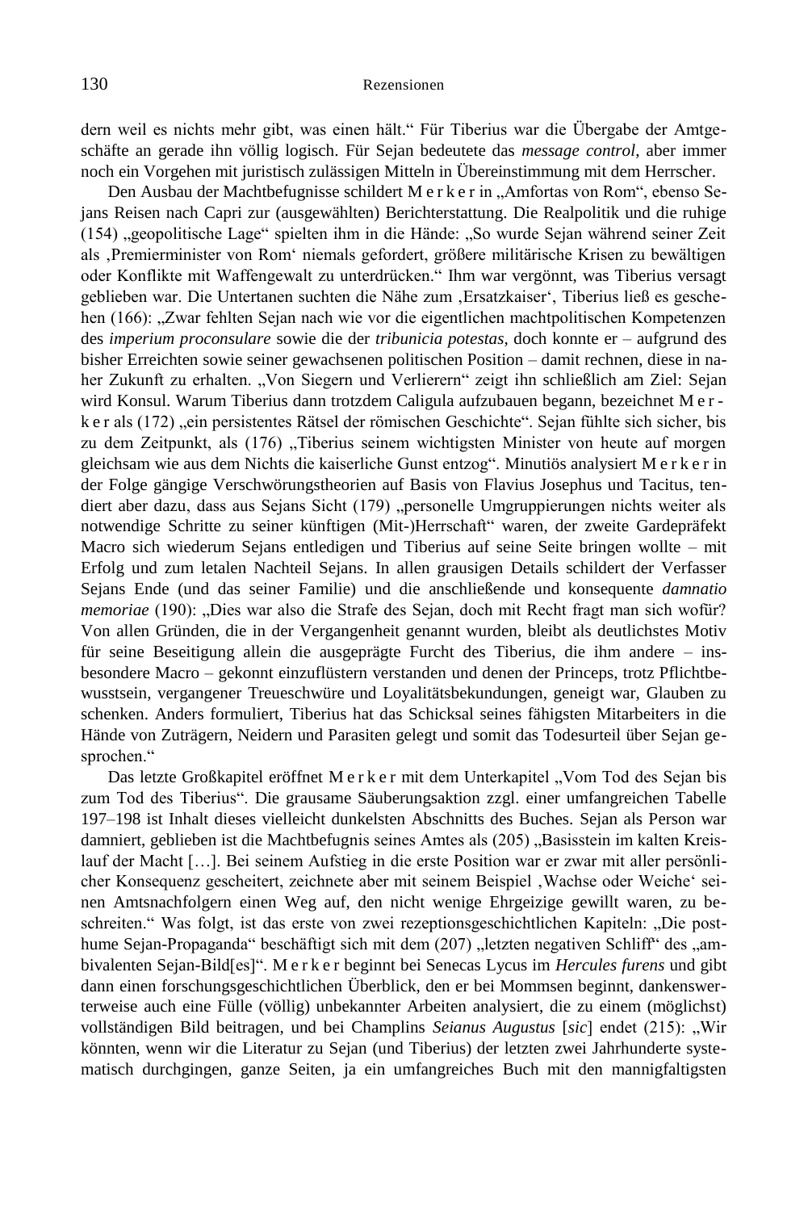dern weil es nichts mehr gibt, was einen hält." Für Tiberius war die Übergabe der Amtgeschäfte an gerade ihn völlig logisch. Für Sejan bedeutete das *message control*, aber immer noch ein Vorgehen mit juristisch zulässigen Mitteln in Übereinstimmung mit dem Herrscher.

Den Ausbau der Machtbefugnisse schildert M e r k e r in „Amfortas von Rom", ebenso Sejans Reisen nach Capri zur (ausgewählten) Berichterstattung. Die Realpolitik und die ruhige (154) „geopolitische Lage" spielten ihm in die Hände: „So wurde Sejan während seiner Zeit als ‚Premierminister von Rom' niemals gefordert, größere militärische Krisen zu bewältigen oder Konflikte mit Waffengewalt zu unterdrücken." Ihm war vergönnt, was Tiberius versagt geblieben war. Die Untertanen suchten die Nähe zum ‚Ersatzkaiser', Tiberius ließ es geschehen (166): „Zwar fehlten Sejan nach wie vor die eigentlichen machtpolitischen Kompetenzen des *imperium proconsulare* sowie die der *tribunicia potestas*, doch konnte er – aufgrund des bisher Erreichten sowie seiner gewachsenen politischen Position – damit rechnen, diese in naher Zukunft zu erhalten. „Von Siegern und Verlierern" zeigt ihn schließlich am Ziel: Sejan wird Konsul. Warum Tiberius dann trotzdem Caligula aufzubauen begann, bezeichnet M e r k e r als (172) „ein persistentes Rätsel der römischen Geschichte". Sejan fühlte sich sicher, bis zu dem Zeitpunkt, als (176) „Tiberius seinem wichtigsten Minister von heute auf morgen gleichsam wie aus dem Nichts die kaiserliche Gunst entzog". Minutiös analysiert M e r k e r in der Folge gängige Verschwörungstheorien auf Basis von Flavius Josephus und Tacitus, tendiert aber dazu, dass aus Sejans Sicht (179) „personelle Umgruppierungen nichts weiter als notwendige Schritte zu seiner künftigen (Mit-)Herrschaft" waren, der zweite Gardepräfekt Macro sich wiederum Sejans entledigen und Tiberius auf seine Seite bringen wollte – mit Erfolg und zum letalen Nachteil Sejans. In allen grausigen Details schildert der Verfasser Sejans Ende (und das seiner Familie) und die anschließende und konsequente *damnatio memoriae* (190): „Dies war also die Strafe des Sejan, doch mit Recht fragt man sich wofür? Von allen Gründen, die in der Vergangenheit genannt wurden, bleibt als deutlichstes Motiv für seine Beseitigung allein die ausgeprägte Furcht des Tiberius, die ihm andere – insbesondere Macro – gekonnt einzuflüstern verstanden und denen der Princeps, trotz Pflichtbewusstsein, vergangener Treueschwüre und Loyalitätsbekundungen, geneigt war, Glauben zu schenken. Anders formuliert, Tiberius hat das Schicksal seines fähigsten Mitarbeiters in die Hände von Zuträgern, Neidern und Parasiten gelegt und somit das Todesurteil über Sejan gesprochen."

Das letzte Großkapitel eröffnet M e r k e r mit dem Unterkapitel „Vom Tod des Sejan bis zum Tod des Tiberius". Die grausame Säuberungsaktion zzgl. einer umfangreichen Tabelle 197–198 ist Inhalt dieses vielleicht dunkelsten Abschnitts des Buches. Sejan als Person war damniert, geblieben ist die Machtbefugnis seines Amtes als (205) „Basisstein im kalten Kreislauf der Macht […]. Bei seinem Aufstieg in die erste Position war er zwar mit aller persönlicher Konsequenz gescheitert, zeichnete aber mit seinem Beispiel ‚Wachse oder Weiche' seinen Amtsnachfolgern einen Weg auf, den nicht wenige Ehrgeizige gewillt waren, zu beschreiten." Was folgt, ist das erste von zwei rezeptionsgeschichtlichen Kapiteln: „Die posthume Sejan-Propaganda" beschäftigt sich mit dem (207) „letzten negativen Schliff" des „ambivalenten Sejan-Bild[es]". M e r k e r beginnt bei Senecas Lycus im *Hercules furens* und gibt dann einen forschungsgeschichtlichen Überblick, den er bei Mommsen beginnt, dankenswerterweise auch eine Fülle (völlig) unbekannter Arbeiten analysiert, die zu einem (möglichst) vollständigen Bild beitragen, und bei Champlins *Seianus Augustus* [*sic*] endet (215): „Wir könnten, wenn wir die Literatur zu Sejan (und Tiberius) der letzten zwei Jahrhunderte systematisch durchgingen, ganze Seiten, ja ein umfangreiches Buch mit den mannigfaltigsten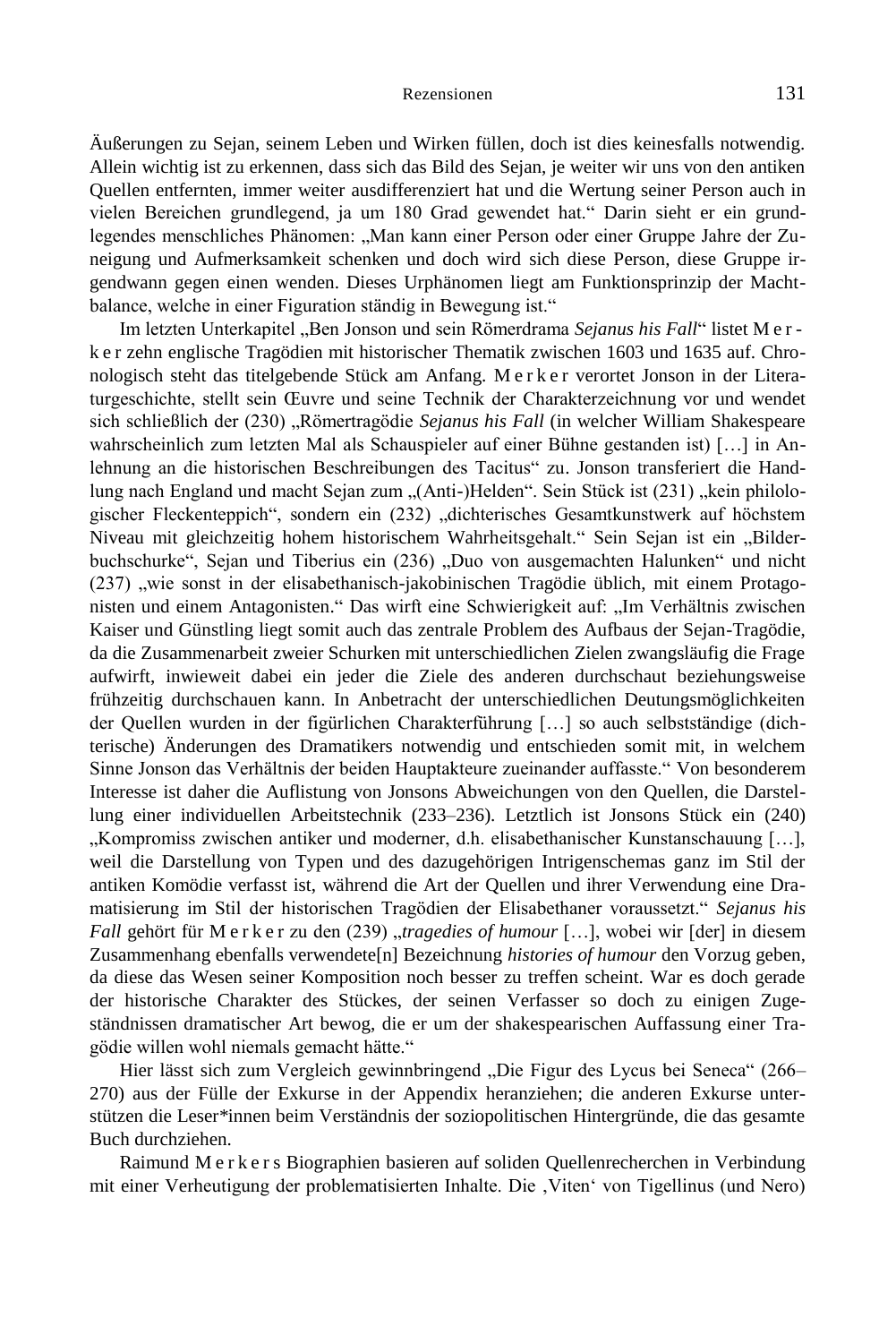Äußerungen zu Sejan, seinem Leben und Wirken füllen, doch ist dies keinesfalls notwendig. Allein wichtig ist zu erkennen, dass sich das Bild des Sejan, je weiter wir uns von den antiken Quellen entfernten, immer weiter ausdifferenziert hat und die Wertung seiner Person auch in vielen Bereichen grundlegend, ja um 180 Grad gewendet hat." Darin sieht er ein grundlegendes menschliches Phänomen: „Man kann einer Person oder einer Gruppe Jahre der Zuneigung und Aufmerksamkeit schenken und doch wird sich diese Person, diese Gruppe irgendwann gegen einen wenden. Dieses Urphänomen liegt am Funktionsprinzip der Machtbalance, welche in einer Figuration ständig in Bewegung ist."

Im letzten Unterkapitel „Ben Jonson und sein Römerdrama *Sejanus his Fall*" listet M e r k e r zehn englische Tragödien mit historischer Thematik zwischen 1603 und 1635 auf. Chronologisch steht das titelgebende Stück am Anfang. M e r k e r verortet Jonson in der Literaturgeschichte, stellt sein Œuvre und seine Technik der Charakterzeichnung vor und wendet sich schließlich der (230) „Römertragödie *Sejanus his Fall* (in welcher William Shakespeare wahrscheinlich zum letzten Mal als Schauspieler auf einer Bühne gestanden ist) […] in Anlehnung an die historischen Beschreibungen des Tacitus" zu. Jonson transferiert die Handlung nach England und macht Sejan zum „(Anti-)Helden". Sein Stück ist (231) „kein philologischer Fleckenteppich", sondern ein (232) „dichterisches Gesamtkunstwerk auf höchstem Niveau mit gleichzeitig hohem historischem Wahrheitsgehalt." Sein Sejan ist ein „Bilderbuchschurke", Sejan und Tiberius ein (236) „Duo von ausgemachten Halunken" und nicht (237) „wie sonst in der elisabethanisch-jakobinischen Tragödie üblich, mit einem Protagonisten und einem Antagonisten." Das wirft eine Schwierigkeit auf: „Im Verhältnis zwischen Kaiser und Günstling liegt somit auch das zentrale Problem des Aufbaus der Sejan-Tragödie, da die Zusammenarbeit zweier Schurken mit unterschiedlichen Zielen zwangsläufig die Frage aufwirft, inwieweit dabei ein jeder die Ziele des anderen durchschaut beziehungsweise frühzeitig durchschauen kann. In Anbetracht der unterschiedlichen Deutungsmöglichkeiten der Quellen wurden in der figürlichen Charakterführung […] so auch selbstständige (dichterische) Änderungen des Dramatikers notwendig und entschieden somit mit, in welchem Sinne Jonson das Verhältnis der beiden Hauptakteure zueinander auffasste." Von besonderem Interesse ist daher die Auflistung von Jonsons Abweichungen von den Quellen, die Darstellung einer individuellen Arbeitstechnik (233–236). Letztlich ist Jonsons Stück ein (240) „Kompromiss zwischen antiker und moderner, d.h. elisabethanischer Kunstanschauung […], weil die Darstellung von Typen und des dazugehörigen Intrigenschemas ganz im Stil der antiken Komödie verfasst ist, während die Art der Quellen und ihrer Verwendung eine Dramatisierung im Stil der historischen Tragödien der Elisabethaner voraussetzt." *Sejanus his Fall* gehört für M e r k e r zu den (239) „*tragedies of humour* […], wobei wir [der] in diesem Zusammenhang ebenfalls verwendete[n] Bezeichnung *histories of humour* den Vorzug geben, da diese das Wesen seiner Komposition noch besser zu treffen scheint. War es doch gerade der historische Charakter des Stückes, der seinen Verfasser so doch zu einigen Zugeständnissen dramatischer Art bewog, die er um der shakespearischen Auffassung einer Tragödie willen wohl niemals gemacht hätte."

Hier lässt sich zum Vergleich gewinnbringend „Die Figur des Lycus bei Seneca" (266–270) aus der Fülle der Exkurse in der Appendix heranziehen; die anderen Exkurse unterstützen die Leser*innen beim Verständnis der soziopolitischen Hintergründe, die das gesamte Buch durchziehen.

Raimund M e r k e r s Biographien basieren auf soliden Quellenrecherchen in Verbindung mit einer Verheutigung der problematisierten Inhalte. Die ‚Viten' von Tigellinus (und Nero)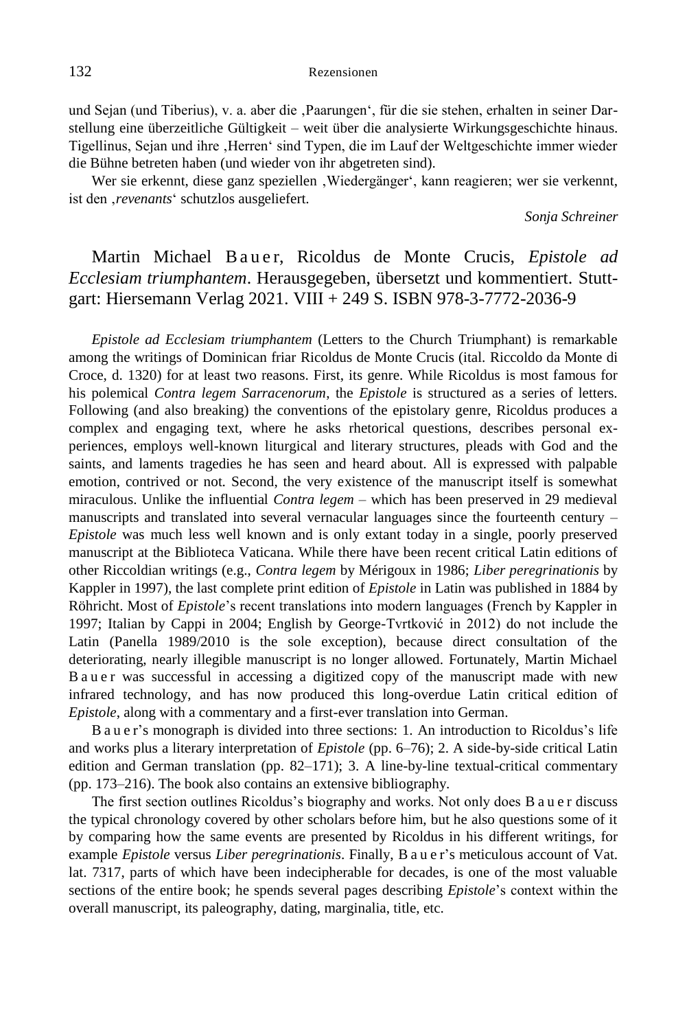und Sejan (und Tiberius), v. a. aber die ‚Paarungen', für die sie stehen, erhalten in seiner Darstellung eine überzeitliche Gültigkeit – weit über die analysierte Wirkungsgeschichte hinaus. Tigellinus, Sejan und ihre ‚Herren' sind Typen, die im Lauf der Weltgeschichte immer wieder die Bühne betreten haben (und wieder von ihr abgetreten sind).

Wer sie erkennt, diese ganz speziellen ‚Wiedergänger', kann reagieren; wer sie verkennt, ist den ‚*revenants*' schutzlos ausgeliefert.

*Sonja Schreiner*

## Martin Michael Bauer, Ricoldus de Monte Crucis, *Epistole ad Ecclesiam triumphantem*. Herausgegeben, übersetzt und kommentiert. Stuttgart: Hiersemann Verlag 2021. VIII + 249 S. ISBN 978-3-7772-2036-9

*Epistole ad Ecclesiam triumphantem* (Letters to the Church Triumphant) is remarkable among the writings of Dominican friar Ricoldus de Monte Crucis (ital. Riccoldo da Monte di Croce, d. 1320) for at least two reasons. First, its genre. While Ricoldus is most famous for his polemical *Contra legem Sarracenorum*, the *Epistole* is structured as a series of letters. Following (and also breaking) the conventions of the epistolary genre, Ricoldus produces a complex and engaging text, where he asks rhetorical questions, describes personal experiences, employs well-known liturgical and literary structures, pleads with God and the saints, and laments tragedies he has seen and heard about. All is expressed with palpable emotion, contrived or not. Second, the very existence of the manuscript itself is somewhat miraculous. Unlike the influential *Contra legem* – which has been preserved in 29 medieval manuscripts and translated into several vernacular languages since the fourteenth century – *Epistole* was much less well known and is only extant today in a single, poorly preserved manuscript at the Biblioteca Vaticana. While there have been recent critical Latin editions of other Riccoldian writings (e.g., *Contra legem* by Mérigoux in 1986; *Liber peregrinationis* by Kappler in 1997), the last complete print edition of *Epistole* in Latin was published in 1884 by Röhricht. Most of *Epistole*'s recent translations into modern languages (French by Kappler in 1997; Italian by Cappi in 2004; English by George-Tvrtković in 2012) do not include the Latin (Panella 1989/2010 is the sole exception), because direct consultation of the deteriorating, nearly illegible manuscript is no longer allowed. Fortunately, Martin Michael Bauer was successful in accessing a digitized copy of the manuscript made with new infrared technology, and has now produced this long-overdue Latin critical edition of *Epistole*, along with a commentary and a first-ever translation into German.

Bauer's monograph is divided into three sections: 1. An introduction to Ricoldus's life and works plus a literary interpretation of *Epistole* (pp. 6–76); 2. A side-by-side critical Latin edition and German translation (pp. 82–171); 3. A line-by-line textual-critical commentary (pp. 173–216). The book also contains an extensive bibliography.

The first section outlines Ricoldus's biography and works. Not only does Bauer discuss the typical chronology covered by other scholars before him, but he also questions some of it by comparing how the same events are presented by Ricoldus in his different writings, for example *Epistole* versus *Liber peregrinationis*. Finally, Bauer's meticulous account of Vat. lat. 7317, parts of which have been indecipherable for decades, is one of the most valuable sections of the entire book; he spends several pages describing *Epistole*'s context within the overall manuscript, its paleography, dating, marginalia, title, etc.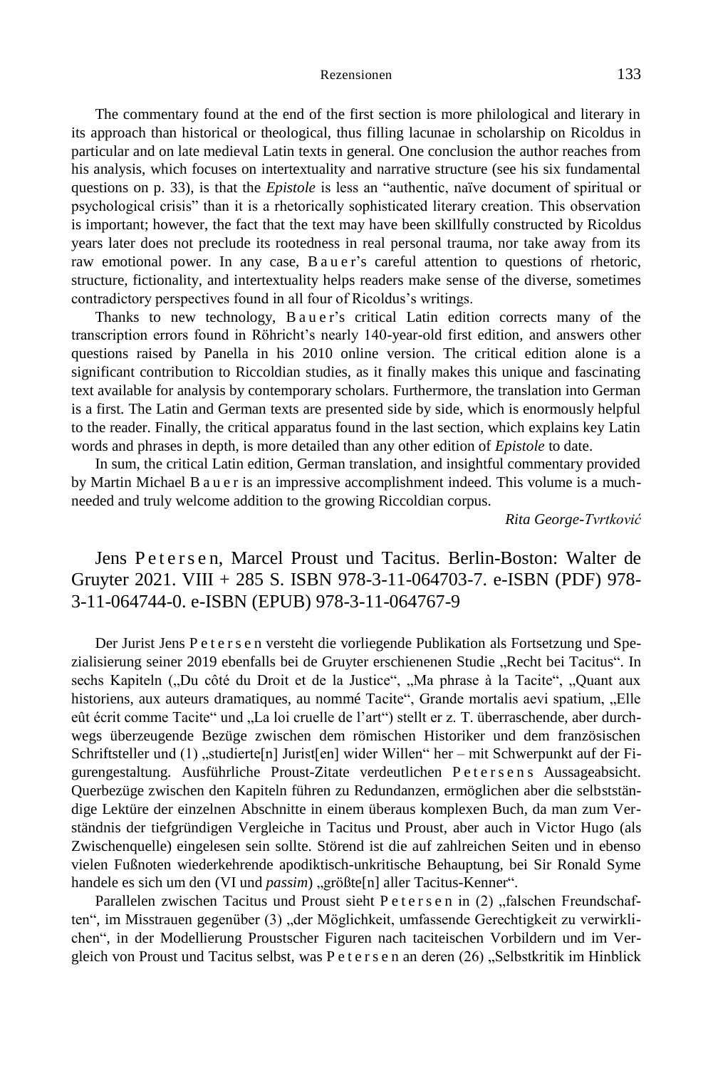The commentary found at the end of the first section is more philological and literary in its approach than historical or theological, thus filling lacunae in scholarship on Ricoldus in particular and on late medieval Latin texts in general. One conclusion the author reaches from his analysis, which focuses on intertextuality and narrative structure (see his six fundamental questions on p. 33), is that the *Epistole* is less an "authentic, naïve document of spiritual or psychological crisis" than it is a rhetorically sophisticated literary creation. This observation is important; however, the fact that the text may have been skillfully constructed by Ricoldus years later does not preclude its rootedness in real personal trauma, nor take away from its raw emotional power. In any case, B a u e r's careful attention to questions of rhetoric, structure, fictionality, and intertextuality helps readers make sense of the diverse, sometimes contradictory perspectives found in all four of Ricoldus's writings.

Thanks to new technology, B a u e r's critical Latin edition corrects many of the transcription errors found in Röhricht's nearly 140-year-old first edition, and answers other questions raised by Panella in his 2010 online version. The critical edition alone is a significant contribution to Riccoldian studies, as it finally makes this unique and fascinating text available for analysis by contemporary scholars. Furthermore, the translation into German is a first. The Latin and German texts are presented side by side, which is enormously helpful to the reader. Finally, the critical apparatus found in the last section, which explains key Latin words and phrases in depth, is more detailed than any other edition of *Epistole* to date.

In sum, the critical Latin edition, German translation, and insightful commentary provided by Martin Michael B a u e r is an impressive accomplishment indeed. This volume is a much-needed and truly welcome addition to the growing Riccoldian corpus.

*Rita George-Tvrtković*

## Jens P e t e r s e n, Marcel Proust und Tacitus. Berlin-Boston: Walter de Gruyter 2021. VIII + 285 S. ISBN 978-3-11-064703-7. e-ISBN (PDF) 978-3-11-064744-0. e-ISBN (EPUB) 978-3-11-064767-9

Der Jurist Jens P e t e r s e n versteht die vorliegende Publikation als Fortsetzung und Spezialisierung seiner 2019 ebenfalls bei de Gruyter erschienenen Studie „Recht bei Tacitus". In sechs Kapiteln („Du côté du Droit et de la Justice", „Ma phrase à la Tacite", „Quant aux historiens, aux auteurs dramatiques, au nommé Tacite", Grande mortalis aevi spatium, „Elle eût écrit comme Tacite" und „La loi cruelle de l'art") stellt er z. T. überraschende, aber durchwegs überzeugende Bezüge zwischen dem römischen Historiker und dem französischen Schriftsteller und (1) „studierte[n] Jurist[en] wider Willen" her – mit Schwerpunkt auf der Figurengestaltung. Ausführliche Proust-Zitate verdeutlichen P e t e r s e n s Aussageabsicht. Querbezüge zwischen den Kapiteln führen zu Redundanzen, ermöglichen aber die selbstständige Lektüre der einzelnen Abschnitte in einem überaus komplexen Buch, da man zum Verständnis der tiefgründigen Vergleiche in Tacitus und Proust, aber auch in Victor Hugo (als Zwischenquelle) eingelesen sein sollte. Störend ist die auf zahlreichen Seiten und in ebenso vielen Fußnoten wiederkehrende apodiktisch-unkritische Behauptung, bei Sir Ronald Syme handele es sich um den (VI und *passim*) „größte[n] aller Tacitus-Kenner".

Parallelen zwischen Tacitus und Proust sieht P e t e r s e n in (2) „falschen Freundschaften", im Misstrauen gegenüber (3) „der Möglichkeit, umfassende Gerechtigkeit zu verwirklichen", in der Modellierung Proustscher Figuren nach taciteischen Vorbildern und im Vergleich von Proust und Tacitus selbst, was P e t e r s e n an deren (26) „Selbstkritik im Hinblick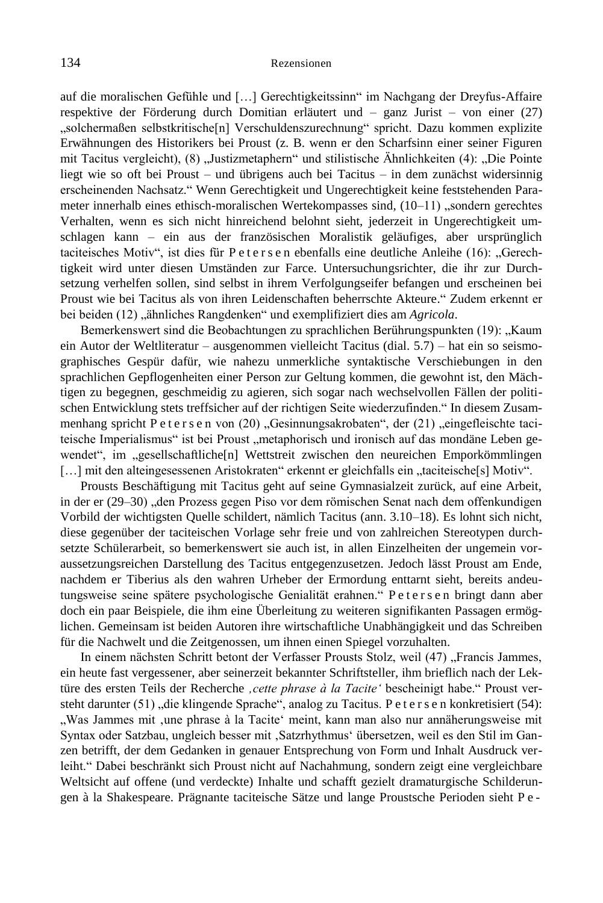auf die moralischen Gefühle und […] Gerechtigkeitssinn" im Nachgang der Dreyfus-Affaire respektive der Förderung durch Domitian erläutert und – ganz Jurist – von einer (27) „solchermaßen selbstkritische[n] Verschuldenszurechnung" spricht. Dazu kommen explizite Erwähnungen des Historikers bei Proust (z. B. wenn er den Scharfsinn einer seiner Figuren mit Tacitus vergleicht), (8) „Justizmetaphern" und stilistische Ähnlichkeiten (4): „Die Pointe liegt wie so oft bei Proust – und übrigens auch bei Tacitus – in dem zunächst widersinnig erscheinenden Nachsatz." Wenn Gerechtigkeit und Ungerechtigkeit keine feststehenden Parameter innerhalb eines ethisch-moralischen Wertekompasses sind, (10–11) „sondern gerechtes Verhalten, wenn es sich nicht hinreichend belohnt sieht, jederzeit in Ungerechtigkeit umschlagen kann – ein aus der französischen Moralistik geläufiges, aber ursprünglich taciteisches Motiv", ist dies für Petersen ebenfalls eine deutliche Anleihe (16): „Gerechtigkeit wird unter diesen Umständen zur Farce. Untersuchungsrichter, die ihr zur Durchsetzung verhelfen sollen, sind selbst in ihrem Verfolgungseifer befangen und erscheinen bei Proust wie bei Tacitus als von ihren Leidenschaften beherrschte Akteure." Zudem erkennt er bei beiden (12) „ähnliches Rangdenken" und exemplifiziert dies am *Agricola*.

Bemerkenswert sind die Beobachtungen zu sprachlichen Berührungspunkten (19): „Kaum ein Autor der Weltliteratur – ausgenommen vielleicht Tacitus (dial. 5.7) – hat ein so seismographisches Gespür dafür, wie nahezu unmerkliche syntaktische Verschiebungen in den sprachlichen Gepflogenheiten einer Person zur Geltung kommen, die gewohnt ist, den Mächtigen zu begegnen, geschmeidig zu agieren, sich sogar nach wechselvollen Fällen der politischen Entwicklung stets treffsicher auf der richtigen Seite wiederzufinden." In diesem Zusammenhang spricht Petersen von (20) „Gesinnungsakrobaten", der (21) „eingefleischte taciteische Imperialismus" ist bei Proust „metaphorisch und ironisch auf das mondäne Leben gewendet", im „gesellschaftliche[n] Wettstreit zwischen den neureichen Emporkömmlingen […] mit den alteingesessenen Aristokraten" erkennt er gleichfalls ein „taciteische[s] Motiv".

Prousts Beschäftigung mit Tacitus geht auf seine Gymnasialzeit zurück, auf eine Arbeit, in der er (29–30) „den Prozess gegen Piso vor dem römischen Senat nach dem offenkundigen Vorbild der wichtigsten Quelle schildert, nämlich Tacitus (ann. 3.10–18). Es lohnt sich nicht, diese gegenüber der taciteischen Vorlage sehr freie und von zahlreichen Stereotypen durchsetzte Schülerarbeit, so bemerkenswert sie auch ist, in allen Einzelheiten der ungemein voraussetzungsreichen Darstellung des Tacitus entgegenzusetzen. Jedoch lässt Proust am Ende, nachdem er Tiberius als den wahren Urheber der Ermordung enttarnt sieht, bereits andeutungsweise seine spätere psychologische Genialität erahnen." Petersen bringt dann aber doch ein paar Beispiele, die ihm eine Überleitung zu weiteren signifikanten Passagen ermöglichen. Gemeinsam ist beiden Autoren ihre wirtschaftliche Unabhängigkeit und das Schreiben für die Nachwelt und die Zeitgenossen, um ihnen einen Spiegel vorzuhalten.

In einem nächsten Schritt betont der Verfasser Prousts Stolz, weil (47) „Francis Jammes, ein heute fast vergessener, aber seinerzeit bekannter Schriftsteller, ihm brieflich nach der Lektüre des ersten Teils der Recherche *‚cette phrase à la Tacite'* bescheinigt habe." Proust versteht darunter (51) „die klingende Sprache", analog zu Tacitus. Petersen konkretisiert (54): „Was Jammes mit ‚une phrase à la Tacite' meint, kann man also nur annäherungsweise mit Syntax oder Satzbau, ungleich besser mit ‚Satzrhythmus' übersetzen, weil es den Stil im Ganzen betrifft, der dem Gedanken in genauer Entsprechung von Form und Inhalt Ausdruck verleiht." Dabei beschränkt sich Proust nicht auf Nachahmung, sondern zeigt eine vergleichbare Weltsicht auf offene (und verdeckte) Inhalte und schafft gezielt dramaturgische Schilderungen à la Shakespeare. Prägnante taciteische Sätze und lange Proustsche Perioden sieht Pe-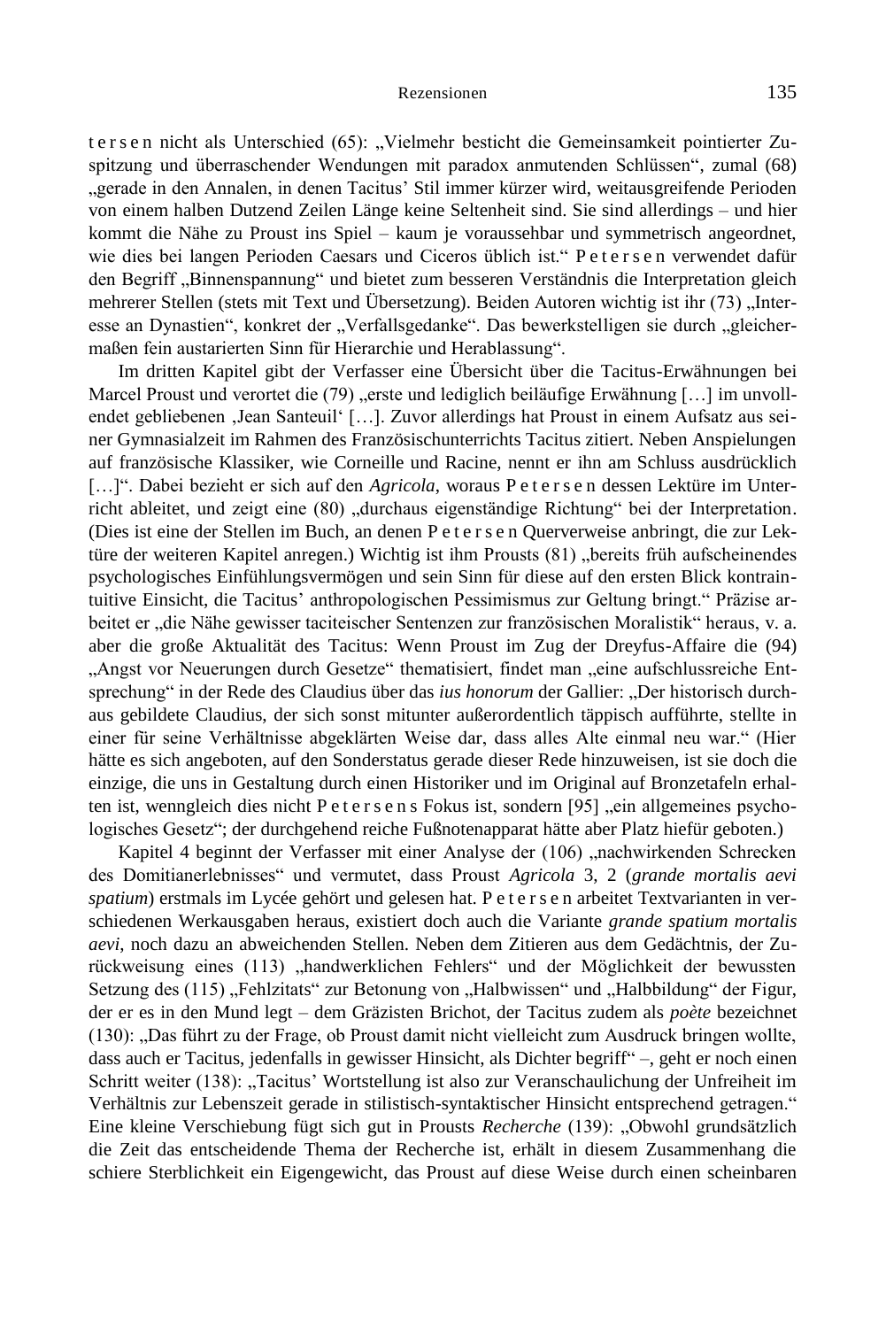tersen nicht als Unterschied (65): „Vielmehr besticht die Gemeinsamkeit pointierter Zuspitzung und überraschender Wendungen mit paradox anmutenden Schlüssen", zumal (68) „gerade in den Annalen, in denen Tacitus' Stil immer kürzer wird, weitausgreifende Perioden von einem halben Dutzend Zeilen Länge keine Seltenheit sind. Sie sind allerdings – und hier kommt die Nähe zu Proust ins Spiel – kaum je voraussehbar und symmetrisch angeordnet, wie dies bei langen Perioden Caesars und Ciceros üblich ist." Petersen verwendet dafür den Begriff „Binnenspannung" und bietet zum besseren Verständnis die Interpretation gleich mehrerer Stellen (stets mit Text und Übersetzung). Beiden Autoren wichtig ist ihr (73) „Interesse an Dynastien", konkret der „Verfallsgedanke". Das bewerkstelligen sie durch „gleichermaßen fein austarierten Sinn für Hierarchie und Herablassung".

Im dritten Kapitel gibt der Verfasser eine Übersicht über die Tacitus-Erwähnungen bei Marcel Proust und verortet die (79) „erste und lediglich beiläufige Erwähnung […] im unvollendet gebliebenen ‚Jean Santeuil' […]. Zuvor allerdings hat Proust in einem Aufsatz aus seiner Gymnasialzeit im Rahmen des Französischunterrichts Tacitus zitiert. Neben Anspielungen auf französische Klassiker, wie Corneille und Racine, nennt er ihn am Schluss ausdrücklich […]". Dabei bezieht er sich auf den *Agricola*, woraus Petersen dessen Lektüre im Unterricht ableitet, und zeigt eine (80) „durchaus eigenständige Richtung" bei der Interpretation. (Dies ist eine der Stellen im Buch, an denen Petersen Querverweise anbringt, die zur Lektüre der weiteren Kapitel anregen.) Wichtig ist ihm Prousts (81) „bereits früh aufscheinendes psychologisches Einfühlungsvermögen und sein Sinn für diese auf den ersten Blick kontraintuitive Einsicht, die Tacitus' anthropologischen Pessimismus zur Geltung bringt." Präzise arbeitet er „die Nähe gewisser taciteischer Sentenzen zur französischen Moralistik" heraus, v. a. aber die große Aktualität des Tacitus: Wenn Proust im Zug der Dreyfus-Affaire die (94) „Angst vor Neuerungen durch Gesetze" thematisiert, findet man „eine aufschlussreiche Entsprechung" in der Rede des Claudius über das *ius honorum* der Gallier: „Der historisch durchaus gebildete Claudius, der sich sonst mitunter außerordentlich täppisch aufführte, stellte in einer für seine Verhältnisse abgeklärten Weise dar, dass alles Alte einmal neu war." (Hier hätte es sich angeboten, auf den Sonderstatus gerade dieser Rede hinzuweisen, ist sie doch die einzige, die uns in Gestaltung durch einen Historiker und im Original auf Bronzetafeln erhalten ist, wenngleich dies nicht Petersens Fokus ist, sondern [95] „ein allgemeines psychologisches Gesetz"; der durchgehend reiche Fußnotenapparat hätte aber Platz hiefür geboten.)

Kapitel 4 beginnt der Verfasser mit einer Analyse der (106) „nachwirkenden Schrecken des Domitianerlebnisses" und vermutet, dass Proust *Agricola* 3, 2 (*grande mortalis aevi spatium*) erstmals im Lycée gehört und gelesen hat. Petersen arbeitet Textvarianten in verschiedenen Werkausgaben heraus, existiert doch auch die Variante *grande spatium mortalis aevi*, noch dazu an abweichenden Stellen. Neben dem Zitieren aus dem Gedächtnis, der Zurückweisung eines (113) „handwerklichen Fehlers" und der Möglichkeit der bewussten Setzung des (115) „Fehlzitats" zur Betonung von „Halbwissen" und „Halbbildung" der Figur, der er es in den Mund legt – dem Gräzisten Brichot, der Tacitus zudem als *poète* bezeichnet (130): „Das führt zu der Frage, ob Proust damit nicht vielleicht zum Ausdruck bringen wollte, dass auch er Tacitus, jedenfalls in gewisser Hinsicht, als Dichter begriff" –, geht er noch einen Schritt weiter (138): „Tacitus' Wortstellung ist also zur Veranschaulichung der Unfreiheit im Verhältnis zur Lebenszeit gerade in stilistisch-syntaktischer Hinsicht entsprechend getragen." Eine kleine Verschiebung fügt sich gut in Prousts *Recherche* (139): „Obwohl grundsätzlich die Zeit das entscheidende Thema der Recherche ist, erhält in diesem Zusammenhang die schiere Sterblichkeit ein Eigengewicht, das Proust auf diese Weise durch einen scheinbaren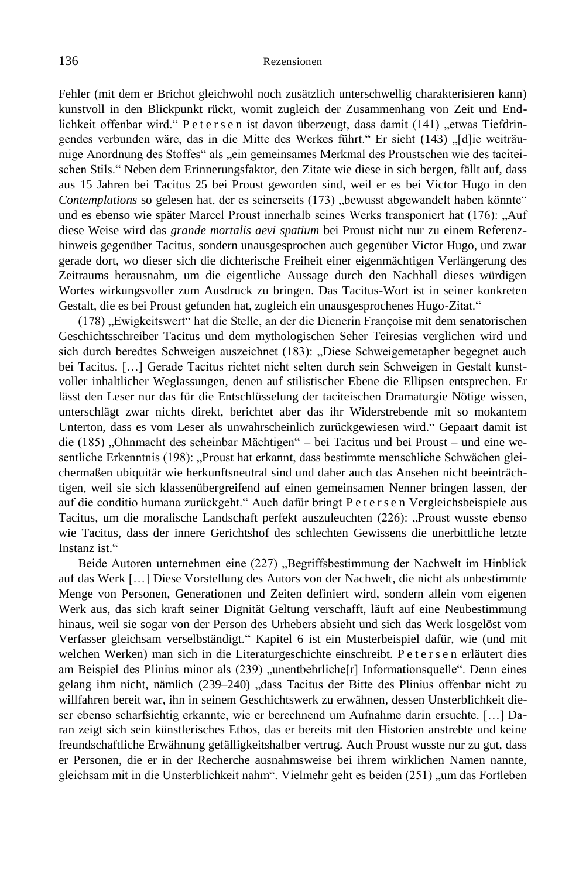Fehler (mit dem er Brichot gleichwohl noch zusätzlich unterschwellig charakterisieren kann) kunstvoll in den Blickpunkt rückt, womit zugleich der Zusammenhang von Zeit und Endlichkeit offenbar wird." P e t e r s e n ist davon überzeugt, dass damit (141) „etwas Tiefdringendes verbunden wäre, das in die Mitte des Werkes führt." Er sieht (143) „[d]ie weiträumige Anordnung des Stoffes" als „ein gemeinsames Merkmal des Proustschen wie des taciteischen Stils." Neben dem Erinnerungsfaktor, den Zitate wie diese in sich bergen, fällt auf, dass aus 15 Jahren bei Tacitus 25 bei Proust geworden sind, weil er es bei Victor Hugo in den *Contemplations* so gelesen hat, der es seinerseits (173) „bewusst abgewandelt haben könnte" und es ebenso wie später Marcel Proust innerhalb seines Werks transponiert hat (176): „Auf diese Weise wird das *grande mortalis aevi spatium* bei Proust nicht nur zu einem Referenzhinweis gegenüber Tacitus, sondern unausgesprochen auch gegenüber Victor Hugo, und zwar gerade dort, wo dieser sich die dichterische Freiheit einer eigenmächtigen Verlängerung des Zeitraums herausnahm, um die eigentliche Aussage durch den Nachhall dieses würdigen Wortes wirkungsvoller zum Ausdruck zu bringen. Das Tacitus-Wort ist in seiner konkreten Gestalt, die es bei Proust gefunden hat, zugleich ein unausgesprochenes Hugo-Zitat."

(178) „Ewigkeitswert" hat die Stelle, an der die Dienerin Françoise mit dem senatorischen Geschichtsschreiber Tacitus und dem mythologischen Seher Teiresias verglichen wird und sich durch beredtes Schweigen auszeichnet (183): „Diese Schweigemetapher begegnet auch bei Tacitus. […] Gerade Tacitus richtet nicht selten durch sein Schweigen in Gestalt kunstvoller inhaltlicher Weglassungen, denen auf stilistischer Ebene die Ellipsen entsprechen. Er lässt den Leser nur das für die Entschlüsselung der taciteischen Dramaturgie Nötige wissen, unterschlägt zwar nichts direkt, berichtet aber das ihr Widerstrebende mit so mokantem Unterton, dass es vom Leser als unwahrscheinlich zurückgewiesen wird." Gepaart damit ist die (185) „Ohnmacht des scheinbar Mächtigen" – bei Tacitus und bei Proust – und eine wesentliche Erkenntnis (198): „Proust hat erkannt, dass bestimmte menschliche Schwächen gleichermaßen ubiquitär wie herkunftsneutral sind und daher auch das Ansehen nicht beeinträchtigen, weil sie sich klassenübergreifend auf einen gemeinsamen Nenner bringen lassen, der auf die conditio humana zurückgeht." Auch dafür bringt P e t e r s e n Vergleichsbeispiele aus Tacitus, um die moralische Landschaft perfekt auszuleuchten (226): „Proust wusste ebenso wie Tacitus, dass der innere Gerichtshof des schlechten Gewissens die unerbittliche letzte Instanz ist."

Beide Autoren unternehmen eine (227) „Begriffsbestimmung der Nachwelt im Hinblick auf das Werk […] Diese Vorstellung des Autors von der Nachwelt, die nicht als unbestimmte Menge von Personen, Generationen und Zeiten definiert wird, sondern allein vom eigenen Werk aus, das sich kraft seiner Dignität Geltung verschafft, läuft auf eine Neubestimmung hinaus, weil sie sogar von der Person des Urhebers absieht und sich das Werk losgelöst vom Verfasser gleichsam verselbständigt." Kapitel 6 ist ein Musterbeispiel dafür, wie (und mit welchen Werken) man sich in die Literaturgeschichte einschreibt. P e t e r s e n erläutert dies am Beispiel des Plinius minor als (239) „unentbehrliche[r] Informationsquelle". Denn eines gelang ihm nicht, nämlich (239–240) „dass Tacitus der Bitte des Plinius offenbar nicht zu willfahren bereit war, ihn in seinem Geschichtswerk zu erwähnen, dessen Unsterblichkeit dieser ebenso scharfsichtig erkannte, wie er berechnend um Aufnahme darin ersuchte. […] Daran zeigt sich sein künstlerisches Ethos, das er bereits mit den Historien anstrebte und keine freundschaftliche Erwähnung gefälligkeitshalber vertrug. Auch Proust wusste nur zu gut, dass er Personen, die er in der Recherche ausnahmsweise bei ihrem wirklichen Namen nannte, gleichsam mit in die Unsterblichkeit nahm". Vielmehr geht es beiden (251) „um das Fortleben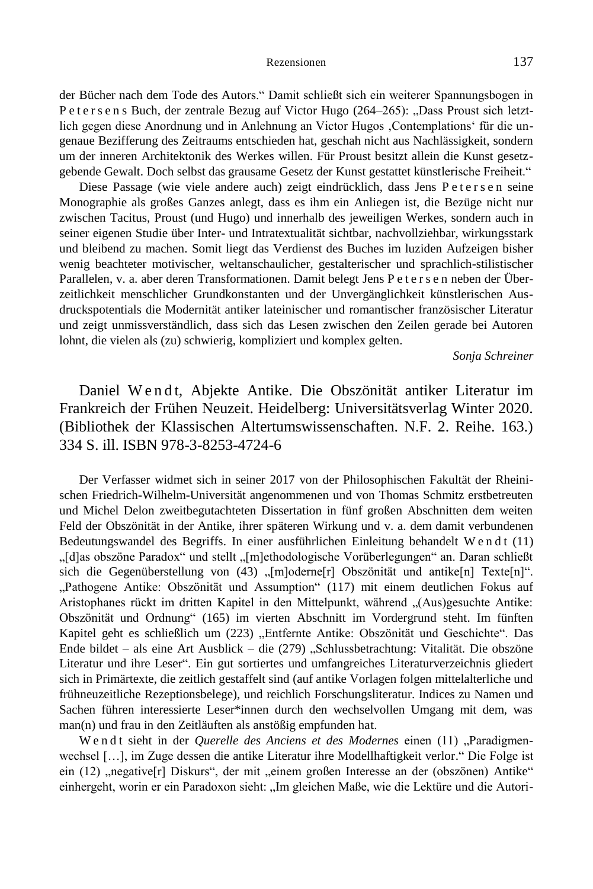der Bücher nach dem Tode des Autors." Damit schließt sich ein weiterer Spannungsbogen in Petersens Buch, der zentrale Bezug auf Victor Hugo (264–265): „Dass Proust sich letztlich gegen diese Anordnung und in Anlehnung an Victor Hugos ‚Contemplations' für die ungenaue Bezifferung des Zeitraums entschieden hat, geschah nicht aus Nachlässigkeit, sondern um der inneren Architektonik des Werkes willen. Für Proust besitzt allein die Kunst gesetzgebende Gewalt. Doch selbst das grausame Gesetz der Kunst gestattet künstlerische Freiheit."

Diese Passage (wie viele andere auch) zeigt eindrücklich, dass Jens Petersen seine Monographie als großes Ganzes anlegt, dass es ihm ein Anliegen ist, die Bezüge nicht nur zwischen Tacitus, Proust (und Hugo) und innerhalb des jeweiligen Werkes, sondern auch in seiner eigenen Studie über Inter- und Intratextualität sichtbar, nachvollziehbar, wirkungsstark und bleibend zu machen. Somit liegt das Verdienst des Buches im luziden Aufzeigen bisher wenig beachteter motivischer, weltanschaulicher, gestalterischer und sprachlich-stilistischer Parallelen, v. a. aber deren Transformationen. Damit belegt Jens Petersen neben der Überzeitlichkeit menschlicher Grundkonstanten und der Unvergänglichkeit künstlerischen Ausdruckspotentials die Modernität antiker lateinischer und romantischer französischer Literatur und zeigt unmissverständlich, dass sich das Lesen zwischen den Zeilen gerade bei Autoren lohnt, die vielen als (zu) schwierig, kompliziert und komplex gelten.

*Sonja Schreiner*

## Daniel Wendt, Abjekte Antike. Die Obszönität antiker Literatur im Frankreich der Frühen Neuzeit. Heidelberg: Universitätsverlag Winter 2020. (Bibliothek der Klassischen Altertumswissenschaften. N.F. 2. Reihe. 163.) 334 S. ill. ISBN 978-3-8253-4724-6

Der Verfasser widmet sich in seiner 2017 von der Philosophischen Fakultät der Rheinischen Friedrich-Wilhelm-Universität angenommenen und von Thomas Schmitz erstbetreuten und Michel Delon zweitbegutachteten Dissertation in fünf großen Abschnitten dem weiten Feld der Obszönität in der Antike, ihrer späteren Wirkung und v. a. dem damit verbundenen Bedeutungswandel des Begriffs. In einer ausführlichen Einleitung behandelt Wendt (11) „[d]as obszöne Paradox" und stellt „[m]ethodologische Vorüberlegungen" an. Daran schließt sich die Gegenüberstellung von (43) „[m]oderne[r] Obszönität und antike[n] Texte[n]". „Pathogene Antike: Obszönität und Assumption" (117) mit einem deutlichen Fokus auf Aristophanes rückt im dritten Kapitel in den Mittelpunkt, während „(Aus)gesuchte Antike: Obszönität und Ordnung" (165) im vierten Abschnitt im Vordergrund steht. Im fünften Kapitel geht es schließlich um (223) „Entfernte Antike: Obszönität und Geschichte". Das Ende bildet – als eine Art Ausblick – die (279) „Schlussbetrachtung: Vitalität. Die obszöne Literatur und ihre Leser". Ein gut sortiertes und umfangreiches Literaturverzeichnis gliedert sich in Primärtexte, die zeitlich gestaffelt sind (auf antike Vorlagen folgen mittelalterliche und frühneuzeitliche Rezeptionsbelege), und reichlich Forschungsliteratur. Indices zu Namen und Sachen führen interessierte Leser*innen durch den wechselvollen Umgang mit dem, was man(n) und frau in den Zeitläuften als anstößig empfunden hat.

Wendt sieht in der *Querelle des Anciens et des Modernes* einen (11) „Paradigmenwechsel […], im Zuge dessen die antike Literatur ihre Modellhaftigkeit verlor." Die Folge ist ein (12) „negative[r] Diskurs", der mit „einem großen Interesse an der (obszönen) Antike" einhergeht, worin er ein Paradoxon sieht: „Im gleichen Maße, wie die Lektüre und die Autori-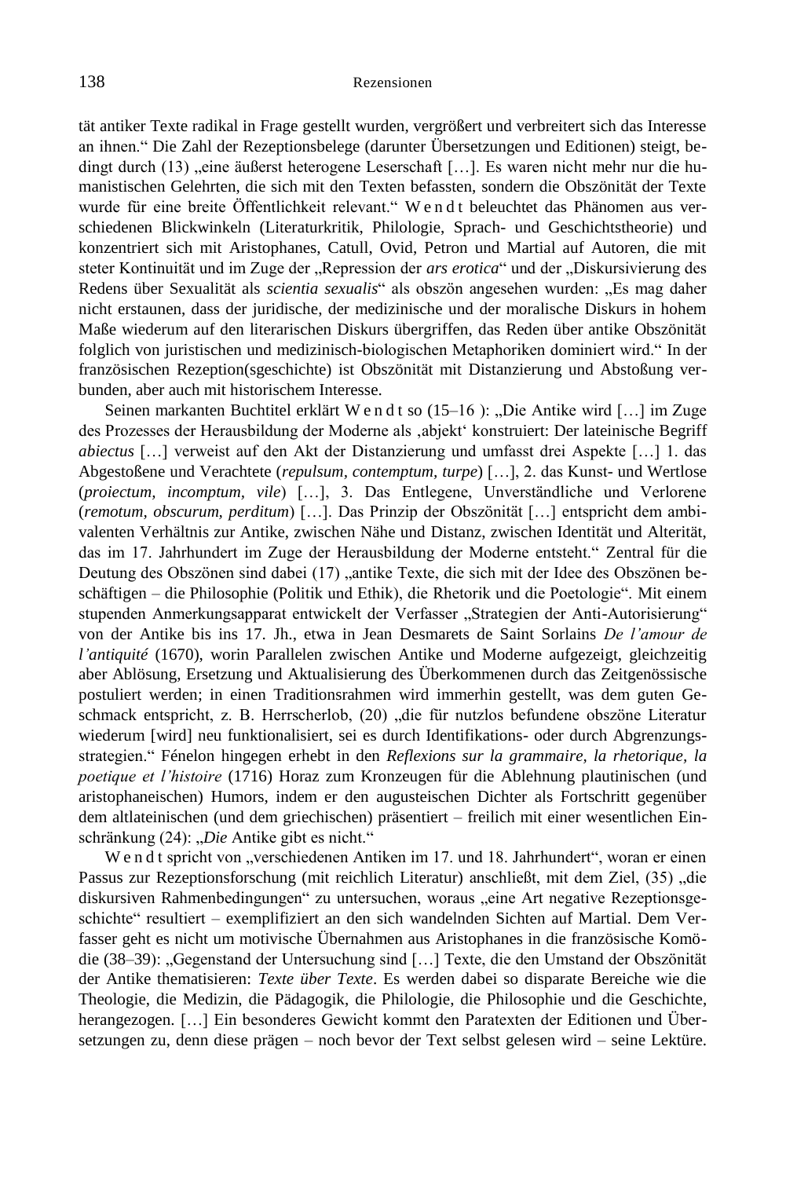tät antiker Texte radikal in Frage gestellt wurden, vergrößert und verbreitert sich das Interesse an ihnen." Die Zahl der Rezeptionsbelege (darunter Übersetzungen und Editionen) steigt, bedingt durch (13) „eine äußerst heterogene Leserschaft […]. Es waren nicht mehr nur die humanistischen Gelehrten, die sich mit den Texten befassten, sondern die Obszönität der Texte wurde für eine breite Öffentlichkeit relevant." Wendt beleuchtet das Phänomen aus verschiedenen Blickwinkeln (Literaturkritik, Philologie, Sprach- und Geschichtstheorie) und konzentriert sich mit Aristophanes, Catull, Ovid, Petron und Martial auf Autoren, die mit steter Kontinuität und im Zuge der „Repression der *ars erotica*" und der „Diskursivierung des Redens über Sexualität als *scientia sexualis*" als obszön angesehen wurden: „Es mag daher nicht erstaunen, dass der juridische, der medizinische und der moralische Diskurs in hohem Maße wiederum auf den literarischen Diskurs übergriffen, das Reden über antike Obszönität folglich von juristischen und medizinisch-biologischen Metaphoriken dominiert wird." In der französischen Rezeption(sgeschichte) ist Obszönität mit Distanzierung und Abstoßung verbunden, aber auch mit historischem Interesse.

Seinen markanten Buchtitel erklärt Wendt so (15–16 ): „Die Antike wird […] im Zuge des Prozesses der Herausbildung der Moderne als ‚abjekt' konstruiert: Der lateinische Begriff *abiectus* […] verweist auf den Akt der Distanzierung und umfasst drei Aspekte […] 1. das Abgestoßene und Verachtete (*repulsum, contemptum, turpe*) […], 2. das Kunst- und Wertlose (*proiectum, incomptum, vile*) […], 3. Das Entlegene, Unverständliche und Verlorene (*remotum, obscurum, perditum*) […]. Das Prinzip der Obszönität […] entspricht dem ambivalenten Verhältnis zur Antike, zwischen Nähe und Distanz, zwischen Identität und Alterität, das im 17. Jahrhundert im Zuge der Herausbildung der Moderne entsteht." Zentral für die Deutung des Obszönen sind dabei (17) „antike Texte, die sich mit der Idee des Obszönen beschäftigen – die Philosophie (Politik und Ethik), die Rhetorik und die Poetologie". Mit einem stupenden Anmerkungsapparat entwickelt der Verfasser „Strategien der Anti-Autorisierung" von der Antike bis ins 17. Jh., etwa in Jean Desmarets de Saint Sorlains *De l'amour de l'antiquité* (1670), worin Parallelen zwischen Antike und Moderne aufgezeigt, gleichzeitig aber Ablösung, Ersetzung und Aktualisierung des Überkommenen durch das Zeitgenössische postuliert werden; in einen Traditionsrahmen wird immerhin gestellt, was dem guten Geschmack entspricht, z. B. Herrscherlob, (20) „die für nutzlos befundene obszöne Literatur wiederum [wird] neu funktionalisiert, sei es durch Identifikations- oder durch Abgrenzungsstrategien." Fénelon hingegen erhebt in den *Reflexions sur la grammaire, la rhetorique, la poetique et l'histoire* (1716) Horaz zum Kronzeugen für die Ablehnung plautinischen (und aristophaneischen) Humors, indem er den augusteischen Dichter als Fortschritt gegenüber dem altlateinischen (und dem griechischen) präsentiert – freilich mit einer wesentlichen Einschränkung (24): „*Die* Antike gibt es nicht."

Wendt spricht von „verschiedenen Antiken im 17. und 18. Jahrhundert", woran er einen Passus zur Rezeptionsforschung (mit reichlich Literatur) anschließt, mit dem Ziel, (35) „die diskursiven Rahmenbedingungen" zu untersuchen, woraus „eine Art negative Rezeptionsgeschichte" resultiert – exemplifiziert an den sich wandelnden Sichten auf Martial. Dem Verfasser geht es nicht um motivische Übernahmen aus Aristophanes in die französische Komödie (38–39): „Gegenstand der Untersuchung sind […] Texte, die den Umstand der Obszönität der Antike thematisieren: *Texte über Texte*. Es werden dabei so disparate Bereiche wie die Theologie, die Medizin, die Pädagogik, die Philologie, die Philosophie und die Geschichte, herangezogen. […] Ein besonderes Gewicht kommt den Paratexten der Editionen und Übersetzungen zu, denn diese prägen – noch bevor der Text selbst gelesen wird – seine Lektüre.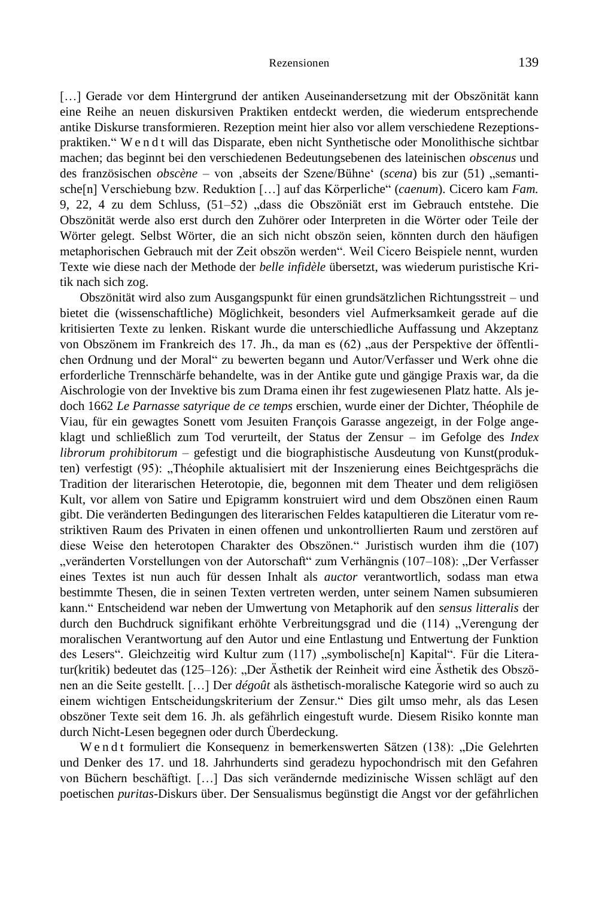[…] Gerade vor dem Hintergrund der antiken Auseinandersetzung mit der Obszönität kann eine Reihe an neuen diskursiven Praktiken entdeckt werden, die wiederum entsprechende antike Diskurse transformieren. Rezeption meint hier also vor allem verschiedene Rezeptionspraktiken." W e n d t will das Disparate, eben nicht Synthetische oder Monolithische sichtbar machen; das beginnt bei den verschiedenen Bedeutungsebenen des lateinischen *obscenus* und des französischen *obscène* – von ‚abseits der Szene/Bühne' (*scena*) bis zur (51) „semantische[n] Verschiebung bzw. Reduktion […] auf das Körperliche" (*caenum*). Cicero kam *Fam.* 9, 22, 4 zu dem Schluss, (51–52) „dass die Obszöniät erst im Gebrauch entstehe. Die Obszönität werde also erst durch den Zuhörer oder Interpreten in die Wörter oder Teile der Wörter gelegt. Selbst Wörter, die an sich nicht obszön seien, könnten durch den häufigen metaphorischen Gebrauch mit der Zeit obszön werden". Weil Cicero Beispiele nennt, wurden Texte wie diese nach der Methode der *belle infidèle* übersetzt, was wiederum puristische Kritik nach sich zog.

Obszönität wird also zum Ausgangspunkt für einen grundsätzlichen Richtungsstreit – und bietet die (wissenschaftliche) Möglichkeit, besonders viel Aufmerksamkeit gerade auf die kritisierten Texte zu lenken. Riskant wurde die unterschiedliche Auffassung und Akzeptanz von Obszönem im Frankreich des 17. Jh., da man es (62) „aus der Perspektive der öffentlichen Ordnung und der Moral" zu bewerten begann und Autor/Verfasser und Werk ohne die erforderliche Trennschärfe behandelte, was in der Antike gute und gängige Praxis war, da die Aischrologie von der Invektive bis zum Drama einen ihr fest zugewiesenen Platz hatte. Als jedoch 1662 *Le Parnasse satyrique de ce temps* erschien, wurde einer der Dichter, Théophile de Viau, für ein gewagtes Sonett vom Jesuiten François Garasse angezeigt, in der Folge angeklagt und schließlich zum Tod verurteilt, der Status der Zensur – im Gefolge des *Index librorum prohibitorum* – gefestigt und die biographistische Ausdeutung von Kunst(produkten) verfestigt (95): „Théophile aktualisiert mit der Inszenierung eines Beichtgesprächs die Tradition der literarischen Heterotopie, die, begonnen mit dem Theater und dem religiösen Kult, vor allem von Satire und Epigramm konstruiert wird und dem Obszönen einen Raum gibt. Die veränderten Bedingungen des literarischen Feldes katapultieren die Literatur vom restriktiven Raum des Privaten in einen offenen und unkontrollierten Raum und zerstören auf diese Weise den heterotopen Charakter des Obszönen." Juristisch wurden ihm die (107) „veränderten Vorstellungen von der Autorschaft" zum Verhängnis (107–108): „Der Verfasser eines Textes ist nun auch für dessen Inhalt als *auctor* verantwortlich, sodass man etwa bestimmte Thesen, die in seinen Texten vertreten werden, unter seinem Namen subsumieren kann." Entscheidend war neben der Umwertung von Metaphorik auf den *sensus litteralis* der durch den Buchdruck signifikant erhöhte Verbreitungsgrad und die (114) „Verengung der moralischen Verantwortung auf den Autor und eine Entlastung und Entwertung der Funktion des Lesers". Gleichzeitig wird Kultur zum (117) „symbolische[n] Kapital". Für die Literatur(kritik) bedeutet das (125–126): „Der Ästhetik der Reinheit wird eine Ästhetik des Obszönen an die Seite gestellt. […] Der *dégoût* als ästhetisch-moralische Kategorie wird so auch zu einem wichtigen Entscheidungskriterium der Zensur." Dies gilt umso mehr, als das Lesen obszöner Texte seit dem 16. Jh. als gefährlich eingestuft wurde. Diesem Risiko konnte man durch Nicht-Lesen begegnen oder durch Überdeckung.

W e n d t formuliert die Konsequenz in bemerkenswerten Sätzen (138): „Die Gelehrten und Denker des 17. und 18. Jahrhunderts sind geradezu hypochondrisch mit den Gefahren von Büchern beschäftigt. […] Das sich verändernde medizinische Wissen schlägt auf den poetischen *puritas*-Diskurs über. Der Sensualismus begünstigt die Angst vor der gefährlichen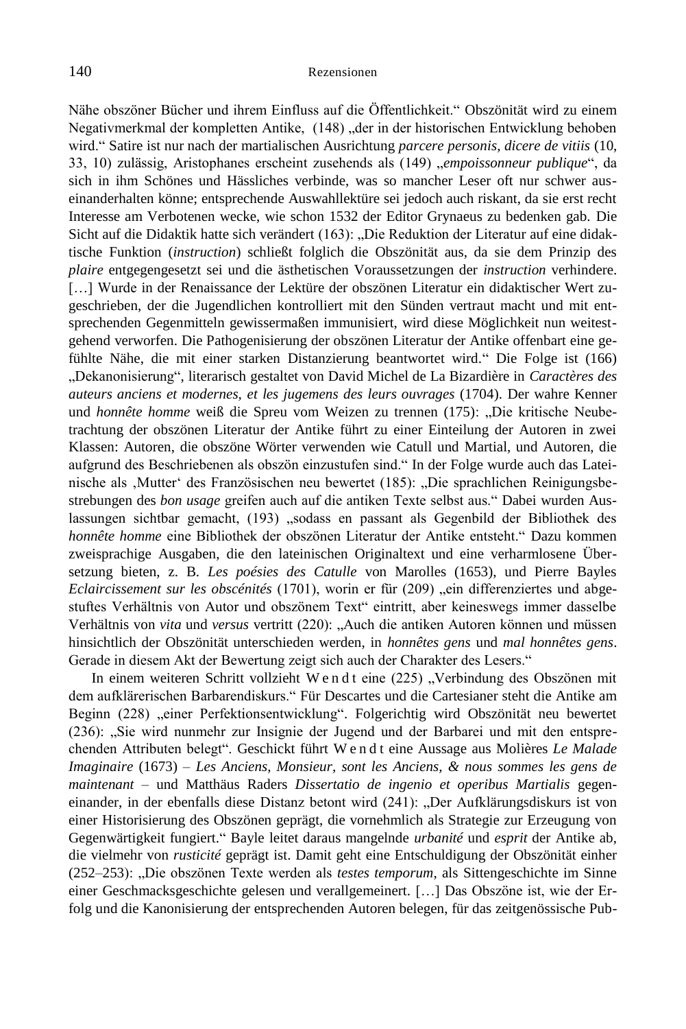Nähe obszöner Bücher und ihrem Einfluss auf die Öffentlichkeit.“ Obszönität wird zu einem Negativmerkmal der kompletten Antike, (148) „der in der historischen Entwicklung behoben wird.“ Satire ist nur nach der martialischen Ausrichtung *parcere personis, dicere de vitiis* (10, 33, 10) zulässig, Aristophanes erscheint zusehends als (149) „*empoissonneur publique*“, da sich in ihm Schönes und Hässliches verbinde, was so mancher Leser oft nur schwer auseinanderhalten könne; entsprechende Auswahllektüre sei jedoch auch riskant, da sie erst recht Interesse am Verbotenen wecke, wie schon 1532 der Editor Grynaeus zu bedenken gab. Die Sicht auf die Didaktik hatte sich verändert (163): „Die Reduktion der Literatur auf eine didaktische Funktion (*instruction*) schließt folglich die Obszönität aus, da sie dem Prinzip des *plaire* entgegengesetzt sei und die ästhetischen Voraussetzungen der *instruction* verhindere. […] Wurde in der Renaissance der Lektüre der obszönen Literatur ein didaktischer Wert zugeschrieben, der die Jugendlichen kontrolliert mit den Sünden vertraut macht und mit entsprechenden Gegenmitteln gewissermaßen immunisiert, wird diese Möglichkeit nun weitestgehend verworfen. Die Pathogenisierung der obszönen Literatur der Antike offenbart eine gefühlte Nähe, die mit einer starken Distanzierung beantwortet wird.“ Die Folge ist (166) „Dekanonisierung“, literarisch gestaltet von David Michel de La Bizardière in *Caractères des auteurs anciens et modernes, et les jugemens des leurs ouvrages* (1704). Der wahre Kenner und *honnête homme* weiß die Spreu vom Weizen zu trennen (175): „Die kritische Neubetrachtung der obszönen Literatur der Antike führt zu einer Einteilung der Autoren in zwei Klassen: Autoren, die obszöne Wörter verwenden wie Catull und Martial, und Autoren, die aufgrund des Beschriebenen als obszön einzustufen sind.“ In der Folge wurde auch das Lateinische als ‚Mutter‘ des Französischen neu bewertet (185): „Die sprachlichen Reinigungsbestrebungen des *bon usage* greifen auch auf die antiken Texte selbst aus.“ Dabei wurden Auslassungen sichtbar gemacht, (193) „sodass en passant als Gegenbild der Bibliothek des *honnête homme* eine Bibliothek der obszönen Literatur der Antike entsteht.“ Dazu kommen zweisprachige Ausgaben, die den lateinischen Originaltext und eine verharmlosene Übersetzung bieten, z. B. *Les poésies des Catulle* von Marolles (1653), und Pierre Bayles *Eclaircissement sur les obscénités* (1701), worin er für (209) „ein differenziertes und abgestuftes Verhältnis von Autor und obszönem Text“ eintritt, aber keineswegs immer dasselbe Verhältnis von *vita* und *versus* vertritt (220): „Auch die antiken Autoren können und müssen hinsichtlich der Obszönität unterschieden werden, in *honnêtes gens* und *mal honnêtes gens*. Gerade in diesem Akt der Bewertung zeigt sich auch der Charakter des Lesers.“

In einem weiteren Schritt vollzieht Wendt eine (225) „Verbindung des Obszönen mit dem aufklärerischen Barbarendiskurs.“ Für Descartes und die Cartesianer steht die Antike am Beginn (228) „einer Perfektionsentwicklung“. Folgerichtig wird Obszönität neu bewertet (236): „Sie wird nunmehr zur Insignie der Jugend und der Barbarei und mit den entsprechenden Attributen belegt“. Geschickt führt Wendt eine Aussage aus Molières *Le Malade Imaginaire* (1673) – *Les Anciens, Monsieur, sont les Anciens, & nous sommes les gens de maintenant* – und Matthäus Raders *Dissertatio de ingenio et operibus Martialis* gegeneinander, in der ebenfalls diese Distanz betont wird (241): „Der Aufklärungsdiskurs ist von einer Historisierung des Obszönen geprägt, die vornehmlich als Strategie zur Erzeugung von Gegenwärtigkeit fungiert.“ Bayle leitet daraus mangelnde *urbanité* und *esprit* der Antike ab, die vielmehr von *rusticité* geprägt ist. Damit geht eine Entschuldigung der Obszönität einher (252–253): „Die obszönen Texte werden als *testes temporum*, als Sittengeschichte im Sinne einer Geschmacksgeschichte gelesen und verallgemeinert. […] Das Obszöne ist, wie der Erfolg und die Kanonisierung der entsprechenden Autoren belegen, für das zeitgenössische Pub-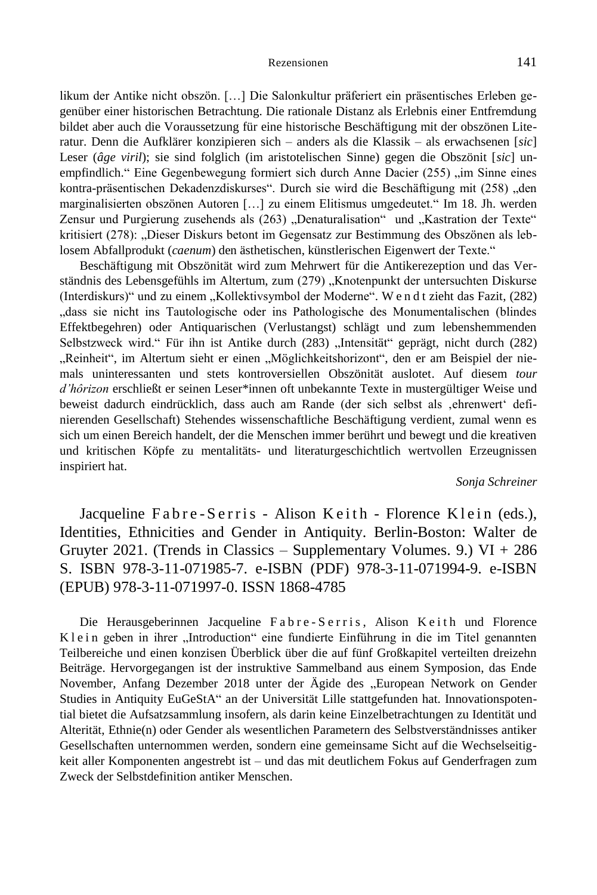likum der Antike nicht obszön. […] Die Salonkultur präferiert ein präsentisches Erleben gegenüber einer historischen Betrachtung. Die rationale Distanz als Erlebnis einer Entfremdung bildet aber auch die Voraussetzung für eine historische Beschäftigung mit der obszönen Literatur. Denn die Aufklärer konzipieren sich – anders als die Klassik – als erwachsenen [*sic*] Leser (*âge viril*); sie sind folglich (im aristotelischen Sinne) gegen die Obszönit [*sic*] unempfindlich." Eine Gegenbewegung formiert sich durch Anne Dacier (255) „im Sinne eines kontra-präsentischen Dekadenzdiskurses". Durch sie wird die Beschäftigung mit (258) „den marginalisierten obszönen Autoren […] zu einem Elitismus umgedeutet." Im 18. Jh. werden Zensur und Purgierung zusehends als (263) „Denaturalisation" und „Kastration der Texte" kritisiert (278): „Dieser Diskurs betont im Gegensatz zur Bestimmung des Obszönen als leblosem Abfallprodukt (*caenum*) den ästhetischen, künstlerischen Eigenwert der Texte."

Beschäftigung mit Obszönität wird zum Mehrwert für die Antikerezeption und das Verständnis des Lebensgefühls im Altertum, zum (279) „Knotenpunkt der untersuchten Diskurse (Interdiskurs)" und zu einem „Kollektivsymbol der Moderne". Wendt zieht das Fazit, (282) „dass sie nicht ins Tautologische oder ins Pathologische des Monumentalischen (blindes Effektbegehren) oder Antiquarischen (Verlustangst) schlägt und zum lebenshemmenden Selbstzweck wird." Für ihn ist Antike durch (283) „Intensität" geprägt, nicht durch (282) „Reinheit", im Altertum sieht er einen „Möglichkeitshorizont", den er am Beispiel der niemals uninteressanten und stets kontroversiellen Obszönität auslotet. Auf diesem *tour d'hôrizon* erschließt er seinen Leser*innen oft unbekannte Texte in mustergültiger Weise und beweist dadurch eindrücklich, dass auch am Rande (der sich selbst als ‚ehrenwert' definierenden Gesellschaft) Stehendes wissenschaftliche Beschäftigung verdient, zumal wenn es sich um einen Bereich handelt, der die Menschen immer berührt und bewegt und die kreativen und kritischen Köpfe zu mentalitäts- und literaturgeschichtlich wertvollen Erzeugnissen inspiriert hat.

*Sonja Schreiner*

## Jacqueline Fabre-Serris - Alison Keith - Florence Klein (eds.), Identities, Ethnicities and Gender in Antiquity. Berlin-Boston: Walter de Gruyter 2021. (Trends in Classics – Supplementary Volumes. 9.) VI + 286 S. ISBN 978-3-11-071985-7. e-ISBN (PDF) 978-3-11-071994-9. e-ISBN (EPUB) 978-3-11-071997-0. ISSN 1868-4785

Die Herausgeberinnen Jacqueline Fabre-Serris, Alison Keith und Florence Klein geben in ihrer „Introduction" eine fundierte Einführung in die im Titel genannten Teilbereiche und einen konzisen Überblick über die auf fünf Großkapitel verteilten dreizehn Beiträge. Hervorgegangen ist der instruktive Sammelband aus einem Symposion, das Ende November, Anfang Dezember 2018 unter der Ägide des „European Network on Gender Studies in Antiquity EuGeStA" an der Universität Lille stattgefunden hat. Innovationspotential bietet die Aufsatzsammlung insofern, als darin keine Einzelbetrachtungen zu Identität und Alterität, Ethnie(n) oder Gender als wesentlichen Parametern des Selbstverständnisses antiker Gesellschaften unternommen werden, sondern eine gemeinsame Sicht auf die Wechselseitigkeit aller Komponenten angestrebt ist – und das mit deutlichem Fokus auf Genderfragen zum Zweck der Selbstdefinition antiker Menschen.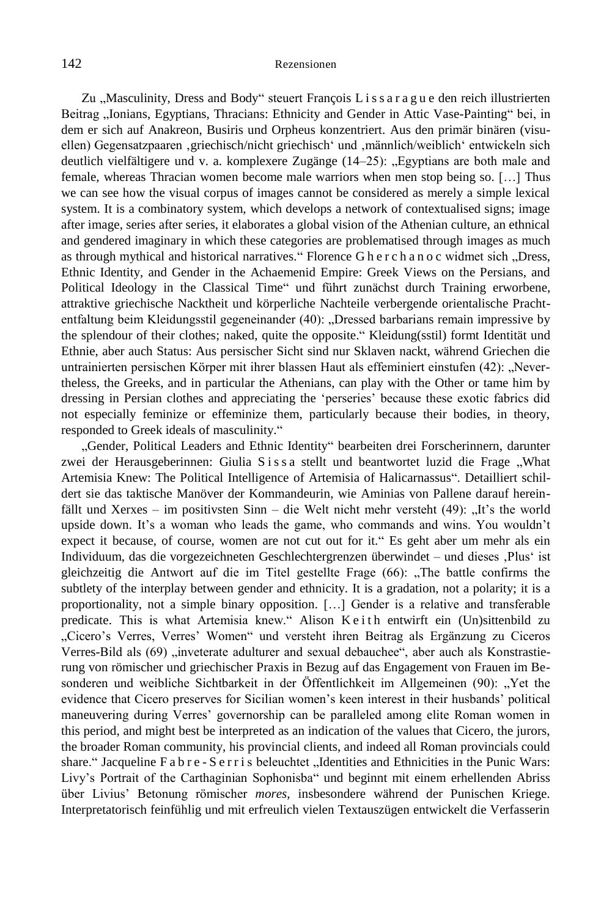Zu „Masculinity, Dress and Body“ steuert François Lissarague den reich illustrierten Beitrag „Ionians, Egyptians, Thracians: Ethnicity and Gender in Attic Vase-Painting“ bei, in dem er sich auf Anakreon, Busiris und Orpheus konzentriert. Aus den primär binären (visuellen) Gegensatzpaaren ‚griechisch/nicht griechisch‘ und ‚männlich/weiblich‘ entwickeln sich deutlich vielfältigere und v. a. komplexere Zugänge (14–25): „Egyptians are both male and female, whereas Thracian women become male warriors when men stop being so. […] Thus we can see how the visual corpus of images cannot be considered as merely a simple lexical system. It is a combinatory system, which develops a network of contextualised signs; image after image, series after series, it elaborates a global vision of the Athenian culture, an ethnical and gendered imaginary in which these categories are problematised through images as much as through mythical and historical narratives.“ Florence Gherchanoc widmet sich „Dress, Ethnic Identity, and Gender in the Achaemenid Empire: Greek Views on the Persians, and Political Ideology in the Classical Time“ und führt zunächst durch Training erworbene, attraktive griechische Nacktheit und körperliche Nachteile verbergende orientalische Prachtentfaltung beim Kleidungsstil gegeneinander (40): „Dressed barbarians remain impressive by the splendour of their clothes; naked, quite the opposite.“ Kleidung(sstil) formt Identität und Ethnie, aber auch Status: Aus persischer Sicht sind nur Sklaven nackt, während Griechen die untrainierten persischen Körper mit ihrer blassen Haut als effeminiert einstufen (42): „Nevertheless, the Greeks, and in particular the Athenians, can play with the Other or tame him by dressing in Persian clothes and appreciating the ‘perseries’ because these exotic fabrics did not especially feminize or effeminize them, particularly because their bodies, in theory, responded to Greek ideals of masculinity.“

„Gender, Political Leaders and Ethnic Identity“ bearbeiten drei Forscherinnern, darunter zwei der Herausgeberinnen: Giulia Sissa stellt und beantwortet luzid die Frage „What Artemisia Knew: The Political Intelligence of Artemisia of Halicarnassus“. Detailliert schildert sie das taktische Manöver der Kommandeurin, wie Aminias von Pallene darauf hereinfällt und Xerxes – im positivsten Sinn – die Welt nicht mehr versteht (49): „It’s the world upside down. It’s a woman who leads the game, who commands and wins. You wouldn’t expect it because, of course, women are not cut out for it.“ Es geht aber um mehr als ein Individuum, das die vorgezeichneten Geschlechtergrenzen überwindet – und dieses ‚Plus‘ ist gleichzeitig die Antwort auf die im Titel gestellte Frage (66): „The battle confirms the subtlety of the interplay between gender and ethnicity. It is a gradation, not a polarity; it is a proportionality, not a simple binary opposition. […] Gender is a relative and transferable predicate. This is what Artemisia knew.“ Alison Keith entwirft ein (Un)sittenbild zu „Cicero’s Verres, Verres’ Women“ und versteht ihren Beitrag als Ergänzung zu Ciceros Verres-Bild als (69) „inveterate adulturer and sexual debauchee“, aber auch als Konstrastierung von römischer und griechischer Praxis in Bezug auf das Engagement von Frauen im Besonderen und weibliche Sichtbarkeit in der Öffentlichkeit im Allgemeinen (90): „Yet the evidence that Cicero preserves for Sicilian women’s keen interest in their husbands’ political maneuvering during Verres’ governorship can be paralleled among elite Roman women in this period, and might best be interpreted as an indication of the values that Cicero, the jurors, the broader Roman community, his provincial clients, and indeed all Roman provincials could share.“ Jacqueline Fabre-Serris beleuchtet „Identities and Ethnicities in the Punic Wars: Livy’s Portrait of the Carthaginian Sophonisba“ und beginnt mit einem erhellenden Abriss über Livius’ Betonung römischer *mores*, insbesondere während der Punischen Kriege. Interpretatorisch feinfühlig und mit erfreulich vielen Textauszügen entwickelt die Verfasserin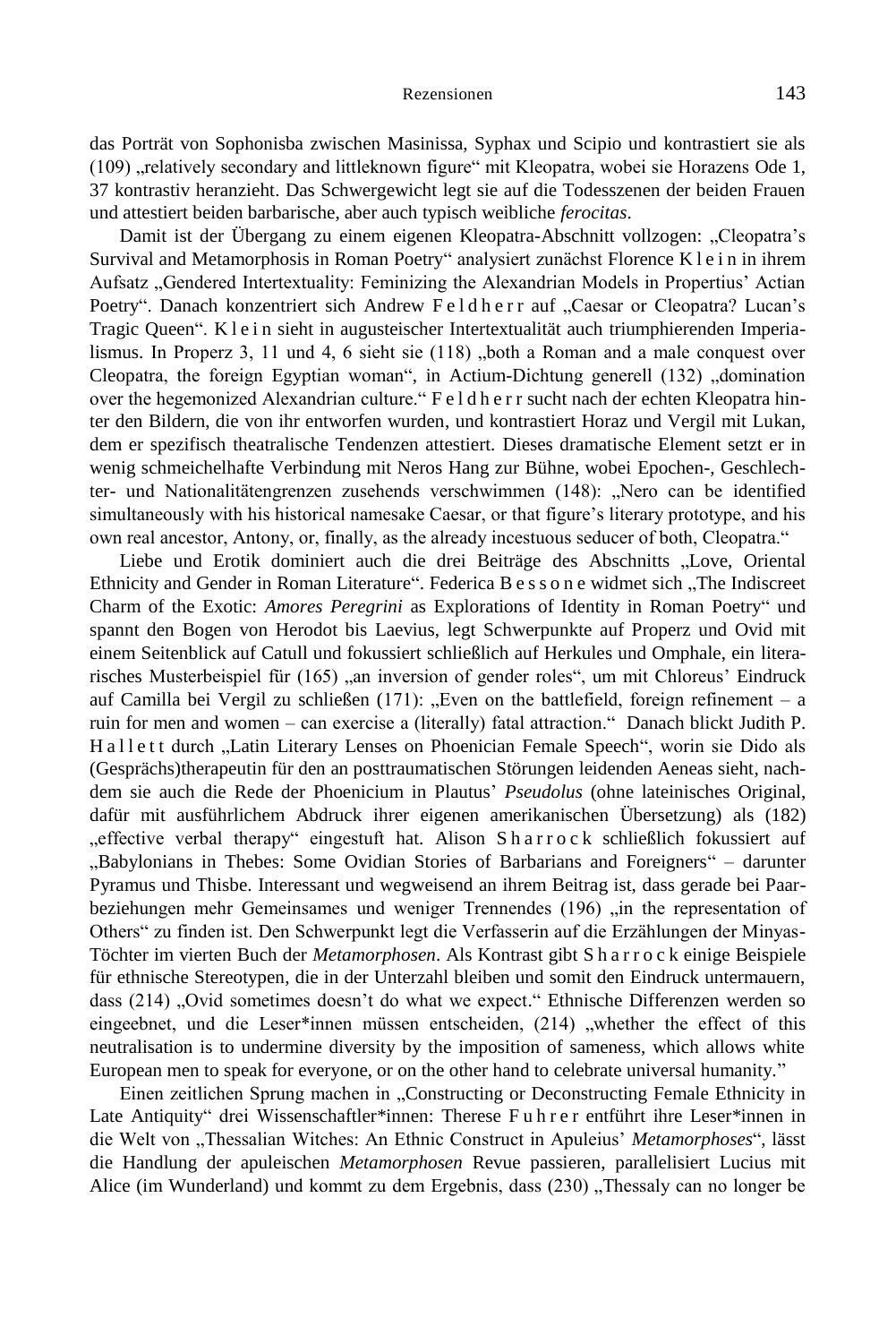das Porträt von Sophonisba zwischen Masinissa, Syphax und Scipio und kontrastiert sie als (109) „relatively secondary and littleknown figure“ mit Kleopatra, wobei sie Horazens Ode 1, 37 kontrastiv heranzieht. Das Schwergewicht legt sie auf die Todesszenen der beiden Frauen und attestiert beiden barbarische, aber auch typisch weibliche *ferocitas*.

Damit ist der Übergang zu einem eigenen Kleopatra-Abschnitt vollzogen: „Cleopatra's Survival and Metamorphosis in Roman Poetry“ analysiert zunächst Florence K l e i n in ihrem Aufsatz „Gendered Intertextuality: Feminizing the Alexandrian Models in Propertius' Actian Poetry“. Danach konzentriert sich Andrew F e l d h e r r auf „Caesar or Cleopatra? Lucan's Tragic Queen“. K l e i n sieht in augusteischer Intertextualität auch triumphierenden Imperialismus. In Properz 3, 11 und 4, 6 sieht sie (118) „both a Roman and a male conquest over Cleopatra, the foreign Egyptian woman“, in Actium-Dichtung generell (132) „domination over the hegemonized Alexandrian culture.“ F e l d h e r r sucht nach der echten Kleopatra hinter den Bildern, die von ihr entworfen wurden, und kontrastiert Horaz und Vergil mit Lukan, dem er spezifisch theatralische Tendenzen attestiert. Dieses dramatische Element setzt er in wenig schmeichelhafte Verbindung mit Neros Hang zur Bühne, wobei Epochen-, Geschlechter- und Nationalitätengrenzen zusehends verschwimmen (148): „Nero can be identified simultaneously with his historical namesake Caesar, or that figure's literary prototype, and his own real ancestor, Antony, or, finally, as the already incestuous seducer of both, Cleopatra.“

Liebe und Erotik dominiert auch die drei Beiträge des Abschnitts „Love, Oriental Ethnicity and Gender in Roman Literature“. Federica B e s s o n e widmet sich „The Indiscreet Charm of the Exotic: *Amores Peregrini* as Explorations of Identity in Roman Poetry“ und spannt den Bogen von Herodot bis Laevius, legt Schwerpunkte auf Properz und Ovid mit einem Seitenblick auf Catull und fokussiert schließlich auf Herkules und Omphale, ein literarisches Musterbeispiel für (165) „an inversion of gender roles“, um mit Chloreus' Eindruck auf Camilla bei Vergil zu schließen (171): „Even on the battlefield, foreign refinement – a ruin for men and women – can exercise a (literally) fatal attraction.“ Danach blickt Judith P. H a l l e t t durch „Latin Literary Lenses on Phoenician Female Speech“, worin sie Dido als (Gesprächs)therapeutin für den an posttraumatischen Störungen leidenden Aeneas sieht, nachdem sie auch die Rede der Phoenicium in Plautus' *Pseudolus* (ohne lateinisches Original, dafür mit ausführlichem Abdruck ihrer eigenen amerikanischen Übersetzung) als (182) „effective verbal therapy“ eingestuft hat. Alison S h a r r o c k schließlich fokussiert auf „Babylonians in Thebes: Some Ovidian Stories of Barbarians and Foreigners“ – darunter Pyramus und Thisbe. Interessant und wegweisend an ihrem Beitrag ist, dass gerade bei Paarbeziehungen mehr Gemeinsames und weniger Trennendes (196) „in the representation of Others“ zu finden ist. Den Schwerpunkt legt die Verfasserin auf die Erzählungen der Minyas-Töchter im vierten Buch der *Metamorphosen*. Als Kontrast gibt S h a r r o c k einige Beispiele für ethnische Stereotypen, die in der Unterzahl bleiben und somit den Eindruck untermauern, dass (214) „Ovid sometimes doesn't do what we expect.“ Ethnische Differenzen werden so eingeebnet, und die Leser*innen müssen entscheiden, (214) „whether the effect of this neutralisation is to undermine diversity by the imposition of sameness, which allows white European men to speak for everyone, or on the other hand to celebrate universal humanity.”

Einen zeitlichen Sprung machen in „Constructing or Deconstructing Female Ethnicity in Late Antiquity“ drei Wissenschaftler*innen: Therese F u h r e r entführt ihre Leser*innen in die Welt von „Thessalian Witches: An Ethnic Construct in Apuleius' *Metamorphoses*“, lässt die Handlung der apuleischen *Metamorphosen* Revue passieren, parallelisiert Lucius mit Alice (im Wunderland) und kommt zu dem Ergebnis, dass (230) „Thessaly can no longer be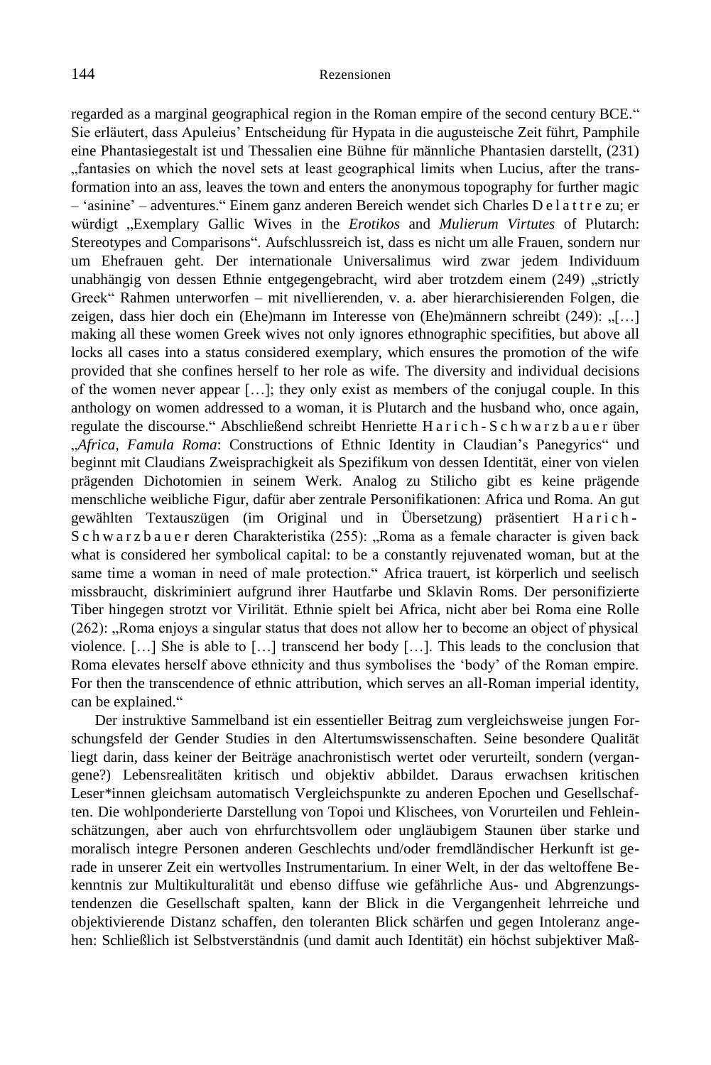regarded as a marginal geographical region in the Roman empire of the second century BCE.“ Sie erläutert, dass Apuleius’ Entscheidung für Hypata in die augusteische Zeit führt, Pamphile eine Phantasiegestalt ist und Thessalien eine Bühne für männliche Phantasien darstellt, (231) „fantasies on which the novel sets at least geographical limits when Lucius, after the transformation into an ass, leaves the town and enters the anonymous topography for further magic – ‘asinine’ – adventures.“ Einem ganz anderen Bereich wendet sich Charles Delattre zu; er würdigt „Exemplary Gallic Wives in the *Erotikos* and *Mulierum Virtutes* of Plutarch: Stereotypes and Comparisons“. Aufschlussreich ist, dass es nicht um alle Frauen, sondern nur um Ehefrauen geht. Der internationale Universalimus wird zwar jedem Individuum unabhängig von dessen Ethnie entgegengebracht, wird aber trotzdem einem (249) „strictly Greek“ Rahmen unterworfen – mit nivellierenden, v. a. aber hierarchisierenden Folgen, die zeigen, dass hier doch ein (Ehe)mann im Interesse von (Ehe)männern schreibt (249): „[…] making all these women Greek wives not only ignores ethnographic specifities, but above all locks all cases into a status considered exemplary, which ensures the promotion of the wife provided that she confines herself to her role as wife. The diversity and individual decisions of the women never appear […]; they only exist as members of the conjugal couple. In this anthology on women addressed to a woman, it is Plutarch and the husband who, once again, regulate the discourse.“ Abschließend schreibt Henriette Harich-Schwarzbauer über „*Africa, Famula Roma*: Constructions of Ethnic Identity in Claudian’s Panegyrics“ und beginnt mit Claudians Zweisprachigkeit als Spezifikum von dessen Identität, einer von vielen prägenden Dichotomien in seinem Werk. Analog zu Stilicho gibt es keine prägende menschliche weibliche Figur, dafür aber zentrale Personifikationen: Africa und Roma. An gut gewählten Textauszügen (im Original und in Übersetzung) präsentiert Harich-Schwarzbauer deren Charakteristika (255): „Roma as a female character is given back what is considered her symbolical capital: to be a constantly rejuvenated woman, but at the same time a woman in need of male protection.“ Africa trauert, ist körperlich und seelisch missbraucht, diskriminiert aufgrund ihrer Hautfarbe und Sklavin Roms. Der personifizierte Tiber hingegen strotzt vor Virilität. Ethnie spielt bei Africa, nicht aber bei Roma eine Rolle (262): „Roma enjoys a singular status that does not allow her to become an object of physical violence. […] She is able to […] transcend her body […]. This leads to the conclusion that Roma elevates herself above ethnicity and thus symbolises the ‘body’ of the Roman empire. For then the transcendence of ethnic attribution, which serves an all-Roman imperial identity, can be explained.“

Der instruktive Sammelband ist ein essentieller Beitrag zum vergleichsweise jungen Forschungsfeld der Gender Studies in den Altertumswissenschaften. Seine besondere Qualität liegt darin, dass keiner der Beiträge anachronistisch wertet oder verurteilt, sondern (vergangene?) Lebensrealitäten kritisch und objektiv abbildet. Daraus erwachsen kritischen Leser*innen gleichsam automatisch Vergleichspunkte zu anderen Epochen und Gesellschaften. Die wohlponderierte Darstellung von Topoi und Klischees, von Vorurteilen und Fehleinschätzungen, aber auch von ehrfurchtsvollem oder ungläubigem Staunen über starke und moralisch integre Personen anderen Geschlechts und/oder fremdländischer Herkunft ist gerade in unserer Zeit ein wertvolles Instrumentarium. In einer Welt, in der das weltoffene Bekenntnis zur Multikulturalität und ebenso diffuse wie gefährliche Aus- und Abgrenzungstendenzen die Gesellschaft spalten, kann der Blick in die Vergangenheit lehrreiche und objektivierende Distanz schaffen, den toleranten Blick schärfen und gegen Intoleranz angehen: Schließlich ist Selbstverständnis (und damit auch Identität) ein höchst subjektiver Maß-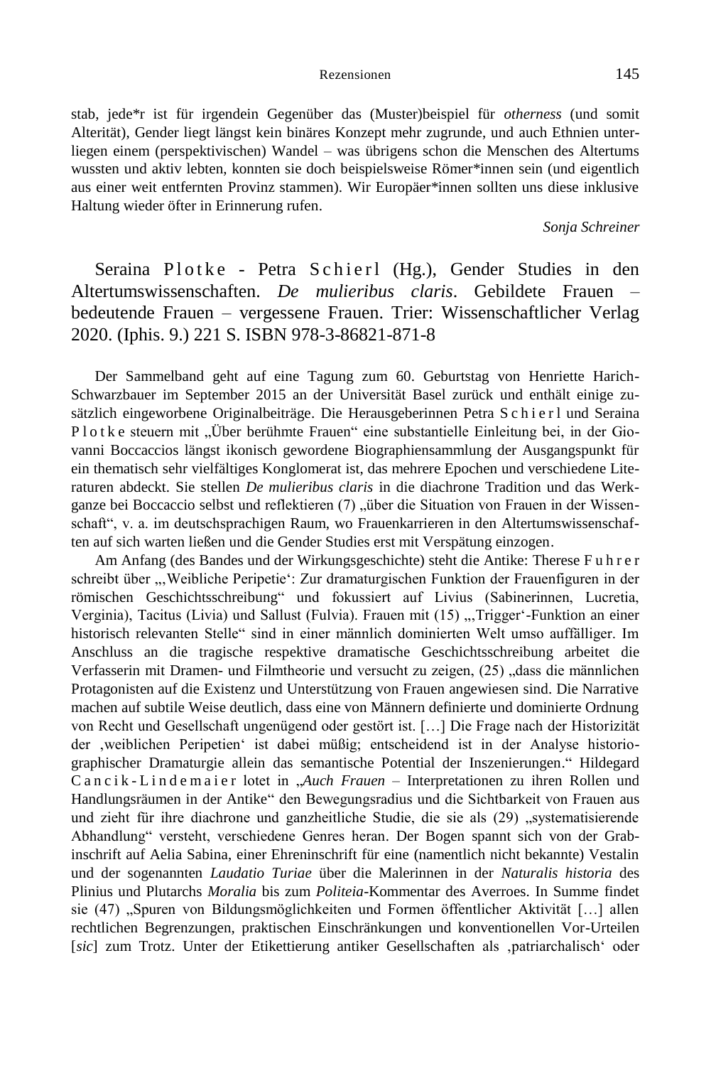stab, jede*r ist für irgendein Gegenüber das (Muster)beispiel für *otherness* (und somit Alterität), Gender liegt längst kein binäres Konzept mehr zugrunde, und auch Ethnien unterliegen einem (perspektivischen) Wandel – was übrigens schon die Menschen des Altertums wussten und aktiv lebten, konnten sie doch beispielsweise Römer*innen sein (und eigentlich aus einer weit entfernten Provinz stammen). Wir Europäer*innen sollten uns diese inklusive Haltung wieder öfter in Erinnerung rufen.

*Sonja Schreiner*

Seraina Plotke - Petra Schierl (Hg.), Gender Studies in den Altertumswissenschaften. *De mulieribus claris*. Gebildete Frauen – bedeutende Frauen – vergessene Frauen. Trier: Wissenschaftlicher Verlag 2020. (Iphis. 9.) 221 S. ISBN 978-3-86821-871-8

Der Sammelband geht auf eine Tagung zum 60. Geburtstag von Henriette Harich-Schwarzbauer im September 2015 an der Universität Basel zurück und enthält einige zusätzlich eingeworbene Originalbeiträge. Die Herausgeberinnen Petra Schierl und Seraina Plotke steuern mit „Über berühmte Frauen" eine substantielle Einleitung bei, in der Giovanni Boccaccios längst ikonisch gewordene Biographiensammlung der Ausgangspunkt für ein thematisch sehr vielfältiges Konglomerat ist, das mehrere Epochen und verschiedene Literaturen abdeckt. Sie stellen *De mulieribus claris* in die diachrone Tradition und das Werkganze bei Boccaccio selbst und reflektieren (7) „über die Situation von Frauen in der Wissenschaft", v. a. im deutschsprachigen Raum, wo Frauenkarrieren in den Altertumswissenschaften auf sich warten ließen und die Gender Studies erst mit Verspätung einzogen.

Am Anfang (des Bandes und der Wirkungsgeschichte) steht die Antike: Therese Fuhrer schreibt über „‚Weibliche Peripetie': Zur dramaturgischen Funktion der Frauenfiguren in der römischen Geschichtsschreibung" und fokussiert auf Livius (Sabinerinnen, Lucretia, Verginia), Tacitus (Livia) und Sallust (Fulvia). Frauen mit (15) „‚Trigger'-Funktion an einer historisch relevanten Stelle" sind in einer männlich dominierten Welt umso auffälliger. Im Anschluss an die tragische respektive dramatische Geschichtsschreibung arbeitet die Verfasserin mit Dramen- und Filmtheorie und versucht zu zeigen, (25) „dass die männlichen Protagonisten auf die Existenz und Unterstützung von Frauen angewiesen sind. Die Narrative machen auf subtile Weise deutlich, dass eine von Männern definierte und dominierte Ordnung von Recht und Gesellschaft ungenügend oder gestört ist. […] Die Frage nach der Historizität der ‚weiblichen Peripetien' ist dabei müßig; entscheidend ist in der Analyse historiographischer Dramaturgie allein das semantische Potential der Inszenierungen." Hildegard Cancik-Lindemaier lotet in „*Auch Frauen* – Interpretationen zu ihren Rollen und Handlungsräumen in der Antike" den Bewegungsradius und die Sichtbarkeit von Frauen aus und zieht für ihre diachrone und ganzheitliche Studie, die sie als (29) „systematisierende Abhandlung" versteht, verschiedene Genres heran. Der Bogen spannt sich von der Grabinschrift auf Aelia Sabina, einer Ehreninschrift für eine (namentlich nicht bekannte) Vestalin und der sogenannten *Laudatio Turiae* über die Malerinnen in der *Naturalis historia* des Plinius und Plutarchs *Moralia* bis zum *Politeia*-Kommentar des Averroes. In Summe findet sie (47) „Spuren von Bildungsmöglichkeiten und Formen öffentlicher Aktivität […] allen rechtlichen Begrenzungen, praktischen Einschränkungen und konventionellen Vor-Urteilen [*sic*] zum Trotz. Unter der Etikettierung antiker Gesellschaften als ‚patriarchalisch' oder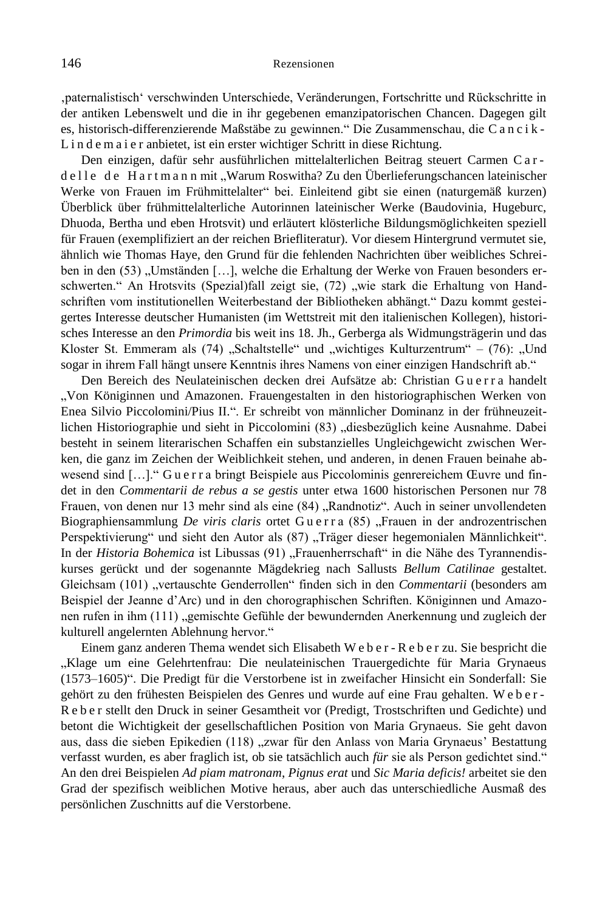‚paternalistisch' verschwinden Unterschiede, Veränderungen, Fortschritte und Rückschritte in der antiken Lebenswelt und die in ihr gegebenen emanzipatorischen Chancen. Dagegen gilt es, historisch-differenzierende Maßstäbe zu gewinnen." Die Zusammenschau, die C a n c i k - L i n d e m a i e r anbietet, ist ein erster wichtiger Schritt in diese Richtung.

Den einzigen, dafür sehr ausführlichen mittelalterlichen Beitrag steuert Carmen C a r - d e l l e d e H a r t m a n n mit „Warum Roswitha? Zu den Überlieferungschancen lateinischer Werke von Frauen im Frühmittelalter" bei. Einleitend gibt sie einen (naturgemäß kurzen) Überblick über frühmittelalterliche Autorinnen lateinischer Werke (Baudovinia, Hugeburc, Dhuoda, Bertha und eben Hrotsvit) und erläutert klösterliche Bildungsmöglichkeiten speziell für Frauen (exemplifiziert an der reichen Briefliteratur). Vor diesem Hintergrund vermutet sie, ähnlich wie Thomas Haye, den Grund für die fehlenden Nachrichten über weibliches Schreiben in den (53) „Umständen […], welche die Erhaltung der Werke von Frauen besonders erschwerten." An Hrotsvits (Spezial)fall zeigt sie, (72) „wie stark die Erhaltung von Handschriften vom institutionellen Weiterbestand der Bibliotheken abhängt." Dazu kommt gesteigertes Interesse deutscher Humanisten (im Wettstreit mit den italienischen Kollegen), historisches Interesse an den *Primordia* bis weit ins 18. Jh., Gerberga als Widmungsträgerin und das Kloster St. Emmeram als (74) „Schaltstelle" und „wichtiges Kulturzentrum" – (76): „Und sogar in ihrem Fall hängt unsere Kenntnis ihres Namens von einer einzigen Handschrift ab."

Den Bereich des Neulateinischen decken drei Aufsätze ab: Christian G u e r r a handelt „Von Königinnen und Amazonen. Frauengestalten in den historiographischen Werken von Enea Silvio Piccolomini/Pius II.". Er schreibt von männlicher Dominanz in der frühneuzeitlichen Historiographie und sieht in Piccolomini (83) „diesbezüglich keine Ausnahme. Dabei besteht in seinem literarischen Schaffen ein substanzielles Ungleichgewicht zwischen Werken, die ganz im Zeichen der Weiblichkeit stehen, und anderen, in denen Frauen beinahe abwesend sind […]." G u e r r a bringt Beispiele aus Piccolominis genrereichem Œuvre und findet in den *Commentarii de rebus a se gestis* unter etwa 1600 historischen Personen nur 78 Frauen, von denen nur 13 mehr sind als eine (84) „Randnotiz". Auch in seiner unvollendeten Biographiensammlung *De viris claris* ortet G u e r r a (85) „Frauen in der androzentrischen Perspektivierung" und sieht den Autor als (87) „Träger dieser hegemonialen Männlichkeit". In der *Historia Bohemica* ist Libussas (91) „Frauenherrschaft" in die Nähe des Tyrannendiskurses gerückt und der sogenannte Mägdekrieg nach Sallusts *Bellum Catilinae* gestaltet. Gleichsam (101) „vertauschte Genderrollen" finden sich in den *Commentarii* (besonders am Beispiel der Jeanne d'Arc) und in den chorographischen Schriften. Königinnen und Amazonen rufen in ihm (111) „gemischte Gefühle der bewundernden Anerkennung und zugleich der kulturell angelernten Ablehnung hervor."

Einem ganz anderen Thema wendet sich Elisabeth W e b e r - R e b e r zu. Sie bespricht die „Klage um eine Gelehrtenfrau: Die neulateinischen Trauergedichte für Maria Grynaeus (1573–1605)". Die Predigt für die Verstorbene ist in zweifacher Hinsicht ein Sonderfall: Sie gehört zu den frühesten Beispielen des Genres und wurde auf eine Frau gehalten. W e b e r - R e b e r stellt den Druck in seiner Gesamtheit vor (Predigt, Trostschriften und Gedichte) und betont die Wichtigkeit der gesellschaftlichen Position von Maria Grynaeus. Sie geht davon aus, dass die sieben Epikedien (118) „zwar für den Anlass von Maria Grynaeus' Bestattung verfasst wurden, es aber fraglich ist, ob sie tatsächlich auch *für* sie als Person gedichtet sind." An den drei Beispielen *Ad piam matronam*, *Pignus erat* und *Sic Maria deficis!* arbeitet sie den Grad der spezifisch weiblichen Motive heraus, aber auch das unterschiedliche Ausmaß des persönlichen Zuschnitts auf die Verstorbene.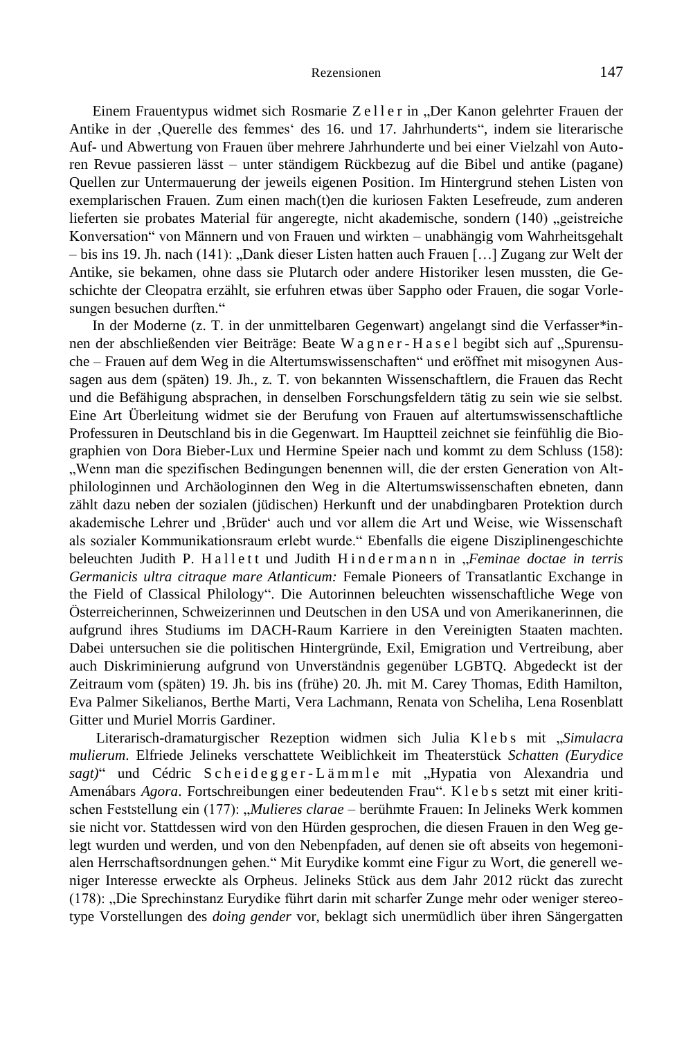Einem Frauentypus widmet sich Rosmarie Z e l l e r in „Der Kanon gelehrter Frauen der Antike in der ‚Querelle des femmes' des 16. und 17. Jahrhunderts", indem sie literarische Auf- und Abwertung von Frauen über mehrere Jahrhunderte und bei einer Vielzahl von Autoren Revue passieren lässt – unter ständigem Rückbezug auf die Bibel und antike (pagane) Quellen zur Untermauerung der jeweils eigenen Position. Im Hintergrund stehen Listen von exemplarischen Frauen. Zum einen mach(t)en die kuriosen Fakten Lesefreude, zum anderen lieferten sie probates Material für angeregte, nicht akademische, sondern (140) „geistreiche Konversation" von Männern und von Frauen und wirkten – unabhängig vom Wahrheitsgehalt – bis ins 19. Jh. nach (141): „Dank dieser Listen hatten auch Frauen […] Zugang zur Welt der Antike, sie bekamen, ohne dass sie Plutarch oder andere Historiker lesen mussten, die Geschichte der Cleopatra erzählt, sie erfuhren etwas über Sappho oder Frauen, die sogar Vorlesungen besuchen durften."

In der Moderne (z. T. in der unmittelbaren Gegenwart) angelangt sind die Verfasser*innen der abschließenden vier Beiträge: Beate W a g n e r - H a s e l begibt sich auf „Spurensuche – Frauen auf dem Weg in die Altertumswissenschaften" und eröffnet mit misogynen Aussagen aus dem (späten) 19. Jh., z. T. von bekannten Wissenschaftlern, die Frauen das Recht und die Befähigung absprachen, in denselben Forschungsfeldern tätig zu sein wie sie selbst. Eine Art Überleitung widmet sie der Berufung von Frauen auf altertumswissenschaftliche Professuren in Deutschland bis in die Gegenwart. Im Hauptteil zeichnet sie feinfühlig die Biographien von Dora Bieber-Lux und Hermine Speier nach und kommt zu dem Schluss (158): „Wenn man die spezifischen Bedingungen benennen will, die der ersten Generation von Altphilologinnen und Archäologinnen den Weg in die Altertumswissenschaften ebneten, dann zählt dazu neben der sozialen (jüdischen) Herkunft und der unabdingbaren Protektion durch akademische Lehrer und ‚Brüder' auch und vor allem die Art und Weise, wie Wissenschaft als sozialer Kommunikationsraum erlebt wurde." Ebenfalls die eigene Disziplinengeschichte beleuchten Judith P. H a l l e t t und Judith H i n d e r m a n n in „*Feminae doctae in terris Germanicis ultra citraque mare Atlanticum:* Female Pioneers of Transatlantic Exchange in the Field of Classical Philology". Die Autorinnen beleuchten wissenschaftliche Wege von Österreicherinnen, Schweizerinnen und Deutschen in den USA und von Amerikanerinnen, die aufgrund ihres Studiums im DACH-Raum Karriere in den Vereinigten Staaten machten. Dabei untersuchen sie die politischen Hintergründe, Exil, Emigration und Vertreibung, aber auch Diskriminierung aufgrund von Unverständnis gegenüber LGBTQ. Abgedeckt ist der Zeitraum vom (späten) 19. Jh. bis ins (frühe) 20. Jh. mit M. Carey Thomas, Edith Hamilton, Eva Palmer Sikelianos, Berthe Marti, Vera Lachmann, Renata von Scheliha, Lena Rosenblatt Gitter und Muriel Morris Gardiner.

Literarisch-dramaturgischer Rezeption widmen sich Julia K l e b s mit „*Simulacra mulierum*. Elfriede Jelineks verschattete Weiblichkeit im Theaterstück *Schatten (Eurydice sagt)*" und Cédric S c h e i d e g g e r - L ä m m l e mit „Hypatia von Alexandria und Amenábars *Agora*. Fortschreibungen einer bedeutenden Frau". K l e b s setzt mit einer kritischen Feststellung ein (177): „*Mulieres clarae* – berühmte Frauen: In Jelineks Werk kommen sie nicht vor. Stattdessen wird von den Hürden gesprochen, die diesen Frauen in den Weg gelegt wurden und werden, und von den Nebenpfaden, auf denen sie oft abseits von hegemonialen Herrschaftsordnungen gehen." Mit Eurydike kommt eine Figur zu Wort, die generell weniger Interesse erweckte als Orpheus. Jelineks Stück aus dem Jahr 2012 rückt das zurecht (178): „Die Sprechinstanz Eurydike führt darin mit scharfer Zunge mehr oder weniger stereotype Vorstellungen des *doing gender* vor, beklagt sich unermüdlich über ihren Sängergatten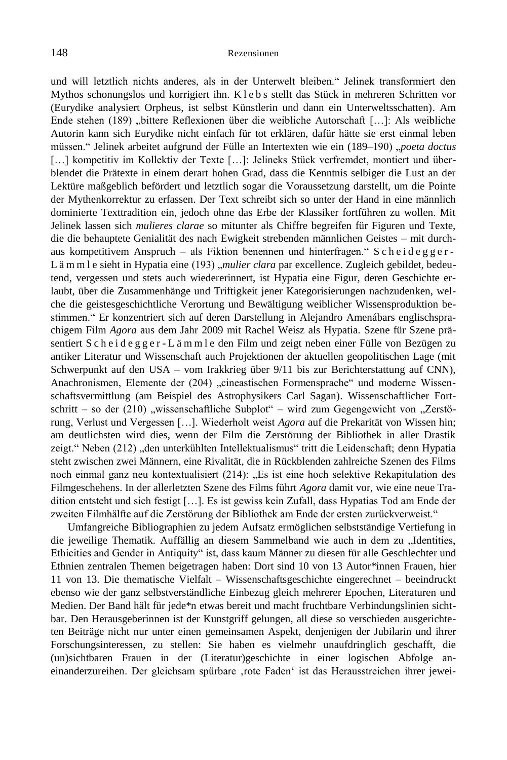und will letztlich nichts anderes, als in der Unterwelt bleiben.“ Jelinek transformiert den Mythos schonungslos und korrigiert ihn. K l e b s stellt das Stück in mehreren Schritten vor (Eurydike analysiert Orpheus, ist selbst Künstlerin und dann ein Unterweltsschatten). Am Ende stehen (189) „bittere Reflexionen über die weibliche Autorschaft […]: Als weibliche Autorin kann sich Eurydike nicht einfach für tot erklären, dafür hätte sie erst einmal leben müssen.“ Jelinek arbeitet aufgrund der Fülle an Intertexten wie ein (189–190) „*poeta doctus* […] kompetitiv im Kollektiv der Texte […]: Jelineks Stück verfremdet, montiert und überblendet die Prätexte in einem derart hohen Grad, dass die Kenntnis selbiger die Lust an der Lektüre maßgeblich befördert und letztlich sogar die Voraussetzung darstellt, um die Pointe der Mythenkorrektur zu erfassen. Der Text schreibt sich so unter der Hand in eine männlich dominierte Texttradition ein, jedoch ohne das Erbe der Klassiker fortführen zu wollen. Mit Jelinek lassen sich *mulieres clarae* so mitunter als Chiffre begreifen für Figuren und Texte, die die behauptete Genialität des nach Ewigkeit strebenden männlichen Geistes – mit durchaus kompetitivem Anspruch – als Fiktion benennen und hinterfragen.“ S c h e i d e g g e r - L ä m m l e sieht in Hypatia eine (193) „*mulier clara* par excellence. Zugleich gebildet, bedeutend, vergessen und stets auch wiedererinnert, ist Hypatia eine Figur, deren Geschichte erlaubt, über die Zusammenhänge und Triftigkeit jener Kategorisierungen nachzudenken, welche die geistesgeschichtliche Verortung und Bewältigung weiblicher Wissensproduktion bestimmen.“ Er konzentriert sich auf deren Darstellung in Alejandro Amenábars englischsprachigem Film *Agora* aus dem Jahr 2009 mit Rachel Weisz als Hypatia. Szene für Szene präsentiert S c h e i d e g g e r - L ä m m l e den Film und zeigt neben einer Fülle von Bezügen zu antiker Literatur und Wissenschaft auch Projektionen der aktuellen geopolitischen Lage (mit Schwerpunkt auf den USA – vom Irakkrieg über 9/11 bis zur Berichterstattung auf CNN), Anachronismen, Elemente der (204) „cineastischen Formensprache“ und moderne Wissenschaftsvermittlung (am Beispiel des Astrophysikers Carl Sagan). Wissenschaftlicher Fortschritt – so der (210) „wissenschaftliche Subplot“ – wird zum Gegengewicht von „Zerstörung, Verlust und Vergessen […]. Wiederholt weist *Agora* auf die Prekarität von Wissen hin; am deutlichsten wird dies, wenn der Film die Zerstörung der Bibliothek in aller Drastik zeigt.“ Neben (212) „den unterkühlten Intellektualismus“ tritt die Leidenschaft; denn Hypatia steht zwischen zwei Männern, eine Rivalität, die in Rückblenden zahlreiche Szenen des Films noch einmal ganz neu kontextualisiert (214): „Es ist eine hoch selektive Rekapitulation des Filmgeschehens. In der allerletzten Szene des Films führt *Agora* damit vor, wie eine neue Tradition entsteht und sich festigt […]. Es ist gewiss kein Zufall, dass Hypatias Tod am Ende der zweiten Filmhälfte auf die Zerstörung der Bibliothek am Ende der ersten zurückverweist.“

Umfangreiche Bibliographien zu jedem Aufsatz ermöglichen selbstständige Vertiefung in die jeweilige Thematik. Auffällig an diesem Sammelband wie auch in dem zu „Identities, Ethicities and Gender in Antiquity“ ist, dass kaum Männer zu diesen für alle Geschlechter und Ethnien zentralen Themen beigetragen haben: Dort sind 10 von 13 Autor*innen Frauen, hier 11 von 13. Die thematische Vielfalt – Wissenschaftsgeschichte eingerechnet – beeindruckt ebenso wie der ganz selbstverständliche Einbezug gleich mehrerer Epochen, Literaturen und Medien. Der Band hält für jede*n etwas bereit und macht fruchtbare Verbindungslinien sichtbar. Den Herausgeberinnen ist der Kunstgriff gelungen, all diese so verschieden ausgerichteten Beiträge nicht nur unter einen gemeinsamen Aspekt, denjenigen der Jubilarin und ihrer Forschungsinteressen, zu stellen: Sie haben es vielmehr unaufdringlich geschafft, die (un)sichtbaren Frauen in der (Literatur)geschichte in einer logischen Abfolge aneinanderzureihen. Der gleichsam spürbare ‚rote Faden‘ ist das Herausstreichen ihrer jewei-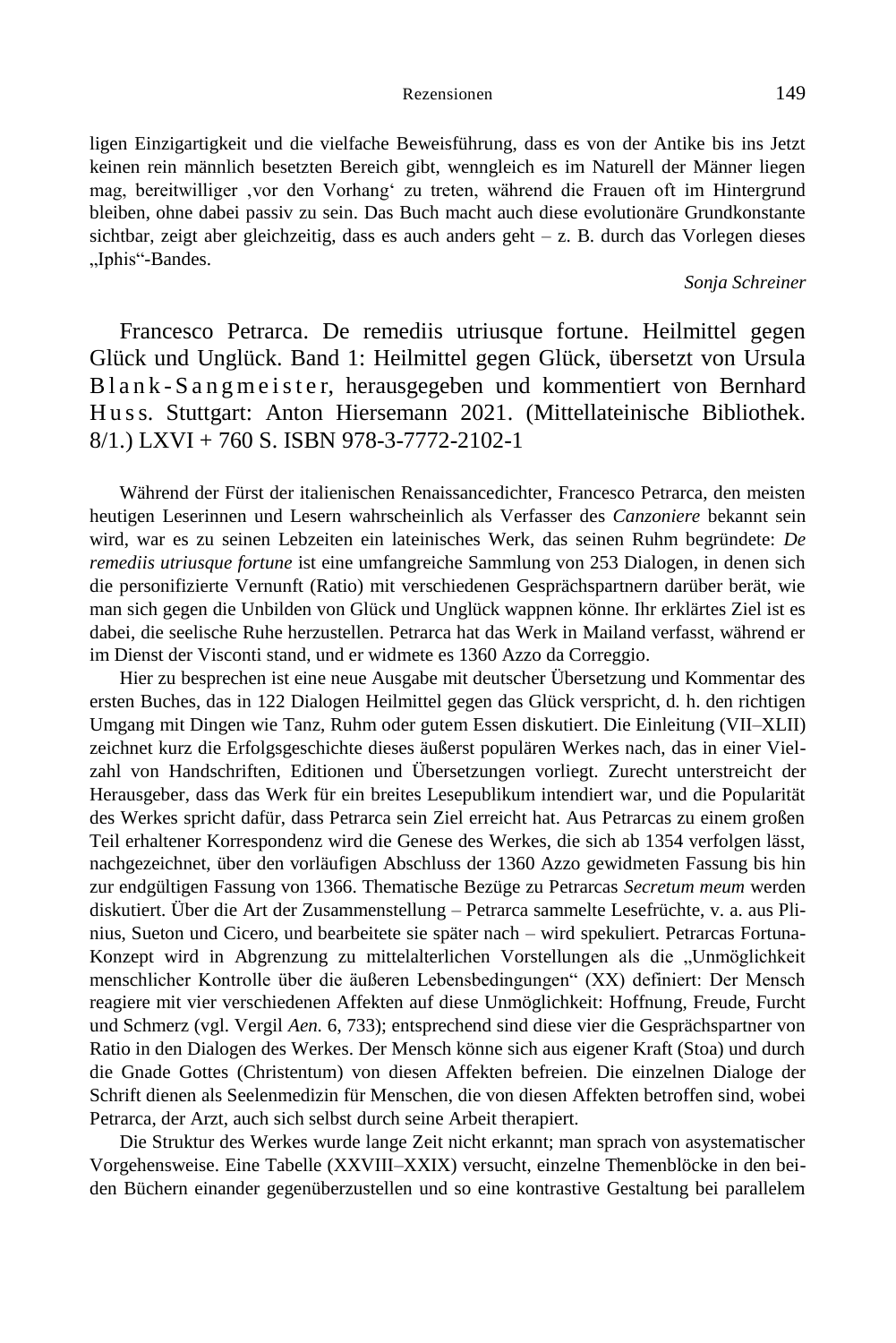ligen Einzigartigkeit und die vielfache Beweisführung, dass es von der Antike bis ins Jetzt keinen rein männlich besetzten Bereich gibt, wenngleich es im Naturell der Männer liegen mag, bereitwilliger ‚vor den Vorhang' zu treten, während die Frauen oft im Hintergrund bleiben, ohne dabei passiv zu sein. Das Buch macht auch diese evolutionäre Grundkonstante sichtbar, zeigt aber gleichzeitig, dass es auch anders geht – z. B. durch das Vorlegen dieses „Iphis"-Bandes.

*Sonja Schreiner*

Francesco Petrarca. De remediis utriusque fortune. Heilmittel gegen Glück und Unglück. Band 1: Heilmittel gegen Glück, übersetzt von Ursula Blank-Sangmeister, herausgegeben und kommentiert von Bernhard Huss. Stuttgart: Anton Hiersemann 2021. (Mittellateinische Bibliothek. 8/1.) LXVI + 760 S. ISBN 978-3-7772-2102-1

Während der Fürst der italienischen Renaissancedichter, Francesco Petrarca, den meisten heutigen Leserinnen und Lesern wahrscheinlich als Verfasser des *Canzoniere* bekannt sein wird, war es zu seinen Lebzeiten ein lateinisches Werk, das seinen Ruhm begründete: *De remediis utriusque fortune* ist eine umfangreiche Sammlung von 253 Dialogen, in denen sich die personifizierte Vernunft (Ratio) mit verschiedenen Gesprächspartnern darüber berät, wie man sich gegen die Unbilden von Glück und Unglück wappnen könne. Ihr erklärtes Ziel ist es dabei, die seelische Ruhe herzustellen. Petrarca hat das Werk in Mailand verfasst, während er im Dienst der Visconti stand, und er widmete es 1360 Azzo da Correggio.

Hier zu besprechen ist eine neue Ausgabe mit deutscher Übersetzung und Kommentar des ersten Buches, das in 122 Dialogen Heilmittel gegen das Glück verspricht, d. h. den richtigen Umgang mit Dingen wie Tanz, Ruhm oder gutem Essen diskutiert. Die Einleitung (VII–XLII) zeichnet kurz die Erfolgsgeschichte dieses äußerst populären Werkes nach, das in einer Vielzahl von Handschriften, Editionen und Übersetzungen vorliegt. Zurecht unterstreicht der Herausgeber, dass das Werk für ein breites Lesepublikum intendiert war, und die Popularität des Werkes spricht dafür, dass Petrarca sein Ziel erreicht hat. Aus Petrarcas zu einem großen Teil erhaltener Korrespondenz wird die Genese des Werkes, die sich ab 1354 verfolgen lässt, nachgezeichnet, über den vorläufigen Abschluss der 1360 Azzo gewidmeten Fassung bis hin zur endgültigen Fassung von 1366. Thematische Bezüge zu Petrarcas *Secretum meum* werden diskutiert. Über die Art der Zusammenstellung – Petrarca sammelte Lesefrüchte, v. a. aus Plinius, Sueton und Cicero, und bearbeitete sie später nach – wird spekuliert. Petrarcas Fortuna-Konzept wird in Abgrenzung zu mittelalterlichen Vorstellungen als die „Unmöglichkeit menschlicher Kontrolle über die äußeren Lebensbedingungen" (XX) definiert: Der Mensch reagiere mit vier verschiedenen Affekten auf diese Unmöglichkeit: Hoffnung, Freude, Furcht und Schmerz (vgl. Vergil *Aen.* 6, 733); entsprechend sind diese vier die Gesprächspartner von Ratio in den Dialogen des Werkes. Der Mensch könne sich aus eigener Kraft (Stoa) und durch die Gnade Gottes (Christentum) von diesen Affekten befreien. Die einzelnen Dialoge der Schrift dienen als Seelenmedizin für Menschen, die von diesen Affekten betroffen sind, wobei Petrarca, der Arzt, auch sich selbst durch seine Arbeit therapiert.

Die Struktur des Werkes wurde lange Zeit nicht erkannt; man sprach von asystematischer Vorgehensweise. Eine Tabelle (XXVIII–XXIX) versucht, einzelne Themenblöcke in den beiden Büchern einander gegenüberzustellen und so eine kontrastive Gestaltung bei parallelem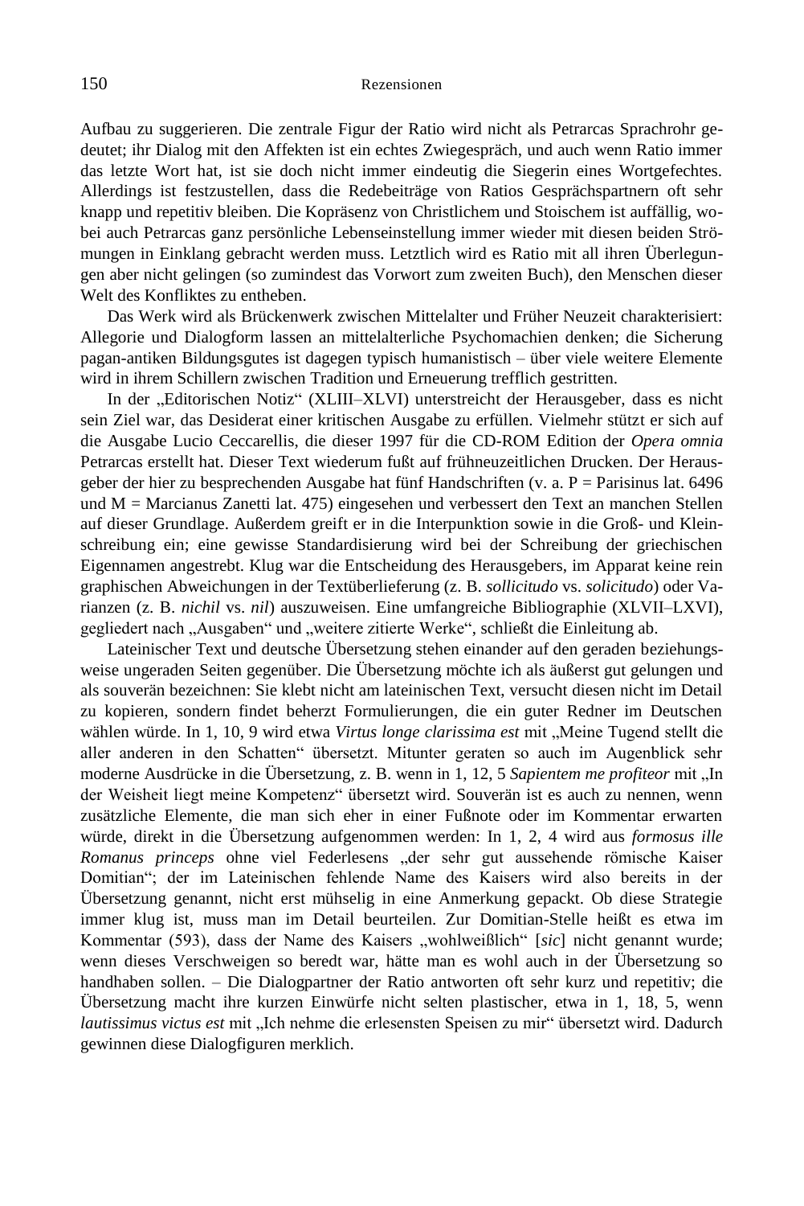Aufbau zu suggerieren. Die zentrale Figur der Ratio wird nicht als Petrarcas Sprachrohr gedeutet; ihr Dialog mit den Affekten ist ein echtes Zwiegespräch, und auch wenn Ratio immer das letzte Wort hat, ist sie doch nicht immer eindeutig die Siegerin eines Wortgefechtes. Allerdings ist festzustellen, dass die Redebeiträge von Ratios Gesprächspartnern oft sehr knapp und repetitiv bleiben. Die Kopräsenz von Christlichem und Stoischem ist auffällig, wobei auch Petrarcas ganz persönliche Lebenseinstellung immer wieder mit diesen beiden Strömungen in Einklang gebracht werden muss. Letztlich wird es Ratio mit all ihren Überlegungen aber nicht gelingen (so zumindest das Vorwort zum zweiten Buch), den Menschen dieser Welt des Konfliktes zu entheben.

Das Werk wird als Brückenwerk zwischen Mittelalter und Früher Neuzeit charakterisiert: Allegorie und Dialogform lassen an mittelalterliche Psychomachien denken; die Sicherung pagan-antiken Bildungsgutes ist dagegen typisch humanistisch – über viele weitere Elemente wird in ihrem Schillern zwischen Tradition und Erneuerung trefflich gestritten.

In der „Editorischen Notiz" (XLIII–XLVI) unterstreicht der Herausgeber, dass es nicht sein Ziel war, das Desiderat einer kritischen Ausgabe zu erfüllen. Vielmehr stützt er sich auf die Ausgabe Lucio Ceccarellis, die dieser 1997 für die CD-ROM Edition der *Opera omnia* Petrarcas erstellt hat. Dieser Text wiederum fußt auf frühneuzeitlichen Drucken. Der Herausgeber der hier zu besprechenden Ausgabe hat fünf Handschriften (v. a. P = Parisinus lat. 6496 und M = Marcianus Zanetti lat. 475) eingesehen und verbessert den Text an manchen Stellen auf dieser Grundlage. Außerdem greift er in die Interpunktion sowie in die Groß- und Kleinschreibung ein; eine gewisse Standardisierung wird bei der Schreibung der griechischen Eigennamen angestrebt. Klug war die Entscheidung des Herausgebers, im Apparat keine rein graphischen Abweichungen in der Textüberlieferung (z. B. *sollicitudo* vs. *solicitudo*) oder Varianzen (z. B. *nichil* vs. *nil*) auszuweisen. Eine umfangreiche Bibliographie (XLVII–LXVI), gegliedert nach „Ausgaben" und „weitere zitierte Werke", schließt die Einleitung ab.

Lateinischer Text und deutsche Übersetzung stehen einander auf den geraden beziehungsweise ungeraden Seiten gegenüber. Die Übersetzung möchte ich als äußerst gut gelungen und als souverän bezeichnen: Sie klebt nicht am lateinischen Text, versucht diesen nicht im Detail zu kopieren, sondern findet beherzt Formulierungen, die ein guter Redner im Deutschen wählen würde. In 1, 10, 9 wird etwa *Virtus longe clarissima est* mit „Meine Tugend stellt die aller anderen in den Schatten" übersetzt. Mitunter geraten so auch im Augenblick sehr moderne Ausdrücke in die Übersetzung, z. B. wenn in 1, 12, 5 *Sapientem me profiteor* mit „In der Weisheit liegt meine Kompetenz" übersetzt wird. Souverän ist es auch zu nennen, wenn zusätzliche Elemente, die man sich eher in einer Fußnote oder im Kommentar erwarten würde, direkt in die Übersetzung aufgenommen werden: In 1, 2, 4 wird aus *formosus ille Romanus princeps* ohne viel Federlesens „der sehr gut aussehende römische Kaiser Domitian"; der im Lateinischen fehlende Name des Kaisers wird also bereits in der Übersetzung genannt, nicht erst mühselig in eine Anmerkung gepackt. Ob diese Strategie immer klug ist, muss man im Detail beurteilen. Zur Domitian-Stelle heißt es etwa im Kommentar (593), dass der Name des Kaisers „wohlweißlich" [*sic*] nicht genannt wurde; wenn dieses Verschweigen so beredt war, hätte man es wohl auch in der Übersetzung so handhaben sollen. – Die Dialogpartner der Ratio antworten oft sehr kurz und repetitiv; die Übersetzung macht ihre kurzen Einwürfe nicht selten plastischer, etwa in 1, 18, 5, wenn *lautissimus victus est* mit „Ich nehme die erlesensten Speisen zu mir" übersetzt wird. Dadurch gewinnen diese Dialogfiguren merklich.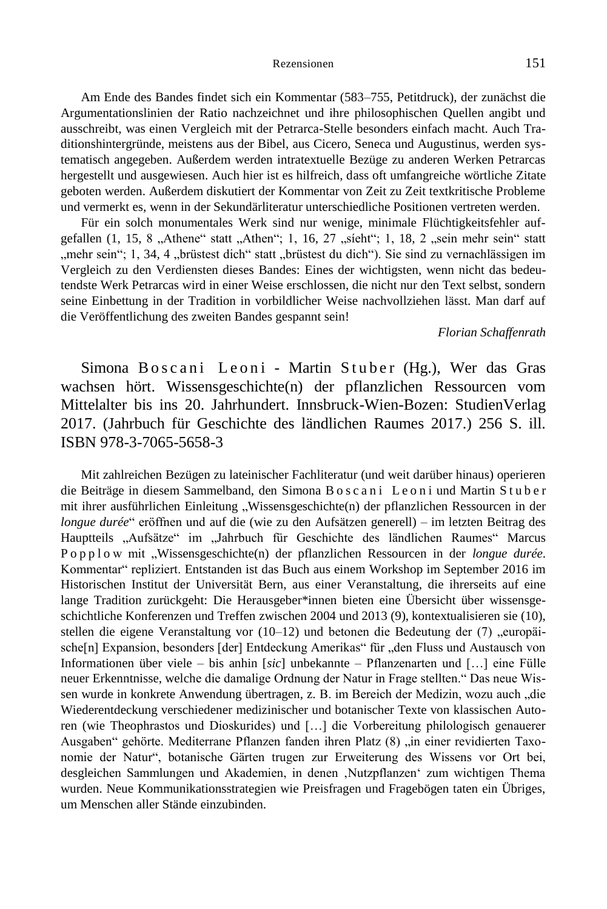Am Ende des Bandes findet sich ein Kommentar (583–755, Petitdruck), der zunächst die Argumentationslinien der Ratio nachzeichnet und ihre philosophischen Quellen angibt und ausschreibt, was einen Vergleich mit der Petrarca-Stelle besonders einfach macht. Auch Traditionshintergründe, meistens aus der Bibel, aus Cicero, Seneca und Augustinus, werden systematisch angegeben. Außerdem werden intratextuelle Bezüge zu anderen Werken Petrarcas hergestellt und ausgewiesen. Auch hier ist es hilfreich, dass oft umfangreiche wörtliche Zitate geboten werden. Außerdem diskutiert der Kommentar von Zeit zu Zeit textkritische Probleme und vermerkt es, wenn in der Sekundärliteratur unterschiedliche Positionen vertreten werden.

Für ein solch monumentales Werk sind nur wenige, minimale Flüchtigkeitsfehler aufgefallen (1, 15, 8 „Athene" statt „Athen"; 1, 16, 27 „síeht"; 1, 18, 2 „sein mehr sein" statt „mehr sein"; 1, 34, 4 „brüstest dich" statt „brüstest du dich"). Sie sind zu vernachlässigen im Vergleich zu den Verdiensten dieses Bandes: Eines der wichtigsten, wenn nicht das bedeutendste Werk Petrarcas wird in einer Weise erschlossen, die nicht nur den Text selbst, sondern seine Einbettung in der Tradition in vorbildlicher Weise nachvollziehen lässt. Man darf auf die Veröffentlichung des zweiten Bandes gespannt sein!

*Florian Schaffenrath*

## Simona Boscani Leoni - Martin Stuber (Hg.), Wer das Gras wachsen hört. Wissensgeschichte(n) der pflanzlichen Ressourcen vom Mittelalter bis ins 20. Jahrhundert. Innsbruck-Wien-Bozen: StudienVerlag 2017. (Jahrbuch für Geschichte des ländlichen Raumes 2017.) 256 S. ill. ISBN 978-3-7065-5658-3

Mit zahlreichen Bezügen zu lateinischer Fachliteratur (und weit darüber hinaus) operieren die Beiträge in diesem Sammelband, den Simona Boscani Leoni und Martin Stuber mit ihrer ausführlichen Einleitung „Wissensgeschichte(n) der pflanzlichen Ressourcen in der *longue durée*" eröffnen und auf die (wie zu den Aufsätzen generell) – im letzten Beitrag des Hauptteils „Aufsätze" im „Jahrbuch für Geschichte des ländlichen Raumes" Marcus Popplow mit „Wissensgeschichte(n) der pflanzlichen Ressourcen in der *longue durée*. Kommentar" repliziert. Entstanden ist das Buch aus einem Workshop im September 2016 im Historischen Institut der Universität Bern, aus einer Veranstaltung, die ihrerseits auf eine lange Tradition zurückgeht: Die Herausgeber*innen bieten eine Übersicht über wissensgeschichtliche Konferenzen und Treffen zwischen 2004 und 2013 (9), kontextualisieren sie (10), stellen die eigene Veranstaltung vor (10–12) und betonen die Bedeutung der (7) „europäische[n] Expansion, besonders [der] Entdeckung Amerikas" für „den Fluss und Austausch von Informationen über viele – bis anhin [*sic*] unbekannte – Pflanzenarten und […] eine Fülle neuer Erkenntnisse, welche die damalige Ordnung der Natur in Frage stellten." Das neue Wissen wurde in konkrete Anwendung übertragen, z. B. im Bereich der Medizin, wozu auch „die Wiederentdeckung verschiedener medizinischer und botanischer Texte von klassischen Autoren (wie Theophrastos und Dioskurides) und […] die Vorbereitung philologisch genauerer Ausgaben" gehörte. Mediterrane Pflanzen fanden ihren Platz (8) „in einer revidierten Taxonomie der Natur", botanische Gärten trugen zur Erweiterung des Wissens vor Ort bei, desgleichen Sammlungen und Akademien, in denen ‚Nutzpflanzen' zum wichtigen Thema wurden. Neue Kommunikationsstrategien wie Preisfragen und Fragebögen taten ein Übriges, um Menschen aller Stände einzubinden.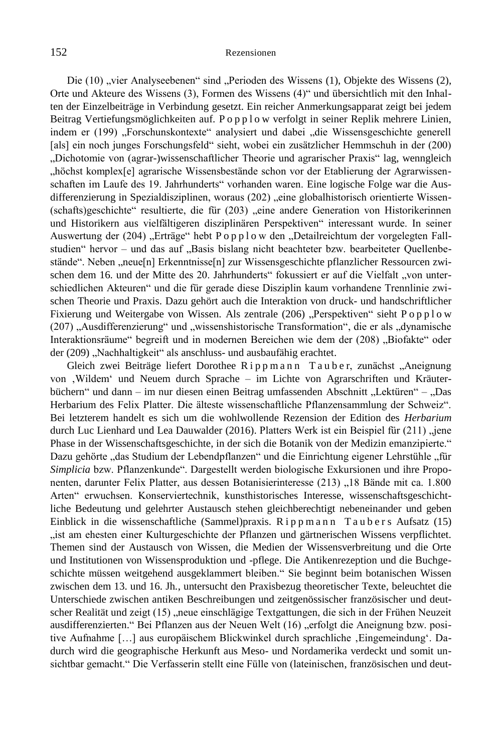Die (10) „vier Analyseebenen“ sind „Perioden des Wissens (1), Objekte des Wissens (2), Orte und Akteure des Wissens (3), Formen des Wissens (4)“ und übersichtlich mit den Inhalten der Einzelbeiträge in Verbindung gesetzt. Ein reicher Anmerkungsapparat zeigt bei jedem Beitrag Vertiefungsmöglichkeiten auf. P o p p l o w verfolgt in seiner Replik mehrere Linien, indem er (199) „Forschunskontexte“ analysiert und dabei „die Wissensgeschichte generell [als] ein noch junges Forschungsfeld“ sieht, wobei ein zusätzlicher Hemmschuh in der (200) „Dichotomie von (agrar-)wissenschaftlicher Theorie und agrarischer Praxis“ lag, wenngleich „höchst komplex[e] agrarische Wissensbestände schon vor der Etablierung der Agrarwissenschaften im Laufe des 19. Jahrhunderts“ vorhanden waren. Eine logische Folge war die Ausdifferenzierung in Spezialdisziplinen, woraus (202) „eine globalhistorisch orientierte Wissen(schafts)geschichte“ resultierte, die für (203) „eine andere Generation von Historikerinnen und Historikern aus vielfältigeren disziplinären Perspektiven“ interessant wurde. In seiner Auswertung der (204) „Erträge“ hebt P o p p l o w den „Detailreichtum der vorgelegten Fallstudien“ hervor – und das auf „Basis bislang nicht beachteter bzw. bearbeiteter Quellenbestände“. Neben „neue[n] Erkenntnisse[n] zur Wissensgeschichte pflanzlicher Ressourcen zwischen dem 16. und der Mitte des 20. Jahrhunderts“ fokussiert er auf die Vielfalt „von unterschiedlichen Akteuren“ und die für gerade diese Disziplin kaum vorhandene Trennlinie zwischen Theorie und Praxis. Dazu gehört auch die Interaktion von druck- und handschriftlicher Fixierung und Weitergabe von Wissen. Als zentrale (206) „Perspektiven“ sieht P o p p l o w (207) „Ausdifferenzierung“ und „wissenshistorische Transformation“, die er als „dynamische Interaktionsräume“ begreift und in modernen Bereichen wie dem der (208) „Biofakte“ oder der (209) „Nachhaltigkeit“ als anschluss- und ausbaufähig erachtet.

Gleich zwei Beiträge liefert Dorothee R i p p m a n n  T a u b e r, zunächst „Aneignung von ‚Wildem‘ und Neuem durch Sprache – im Lichte von Agrarschriften und Kräuterbüchern“ und dann – im nur diesen einen Beitrag umfassenden Abschnitt „Lektüren“ – „Das Herbarium des Felix Platter. Die älteste wissenschaftliche Pflanzensammlung der Schweiz“. Bei letzterem handelt es sich um die wohlwollende Rezension der Edition des *Herbarium* durch Luc Lienhard und Lea Dauwalder (2016). Platters Werk ist ein Beispiel für (211) „jene Phase in der Wissenschaftsgeschichte, in der sich die Botanik von der Medizin emanzipierte.“ Dazu gehörte „das Studium der Lebendpflanzen“ und die Einrichtung eigener Lehrstühle „für *Simplicia* bzw. Pflanzenkunde“. Dargestellt werden biologische Exkursionen und ihre Proponenten, darunter Felix Platter, aus dessen Botanisierinteresse (213) „18 Bände mit ca. 1.800 Arten“ erwuchsen. Konserviertechnik, kunsthistorisches Interesse, wissenschaftsgeschichtliche Bedeutung und gelehrter Austausch stehen gleichberechtigt nebeneinander und geben Einblick in die wissenschaftliche (Sammel)praxis. R i p p m a n n  T a u b e r s Aufsatz (15) „ist am ehesten einer Kulturgeschichte der Pflanzen und gärtnerischen Wissens verpflichtet. Themen sind der Austausch von Wissen, die Medien der Wissensverbreitung und die Orte und Institutionen von Wissensproduktion und -pflege. Die Antikenrezeption und die Buchgeschichte müssen weitgehend ausgeklammert bleiben.“ Sie beginnt beim botanischen Wissen zwischen dem 13. und 16. Jh., untersucht den Praxisbezug theoretischer Texte, beleuchtet die Unterschiede zwischen antiken Beschreibungen und zeitgenössischer französischer und deutscher Realität und zeigt (15) „neue einschlägige Textgattungen, die sich in der Frühen Neuzeit ausdifferenzierten.“ Bei Pflanzen aus der Neuen Welt (16) „erfolgt die Aneignung bzw. positive Aufnahme […] aus europäischem Blickwinkel durch sprachliche ‚Eingemeindung‘. Dadurch wird die geographische Herkunft aus Meso- und Nordamerika verdeckt und somit unsichtbar gemacht.“ Die Verfasserin stellt eine Fülle von (lateinischen, französischen und deut-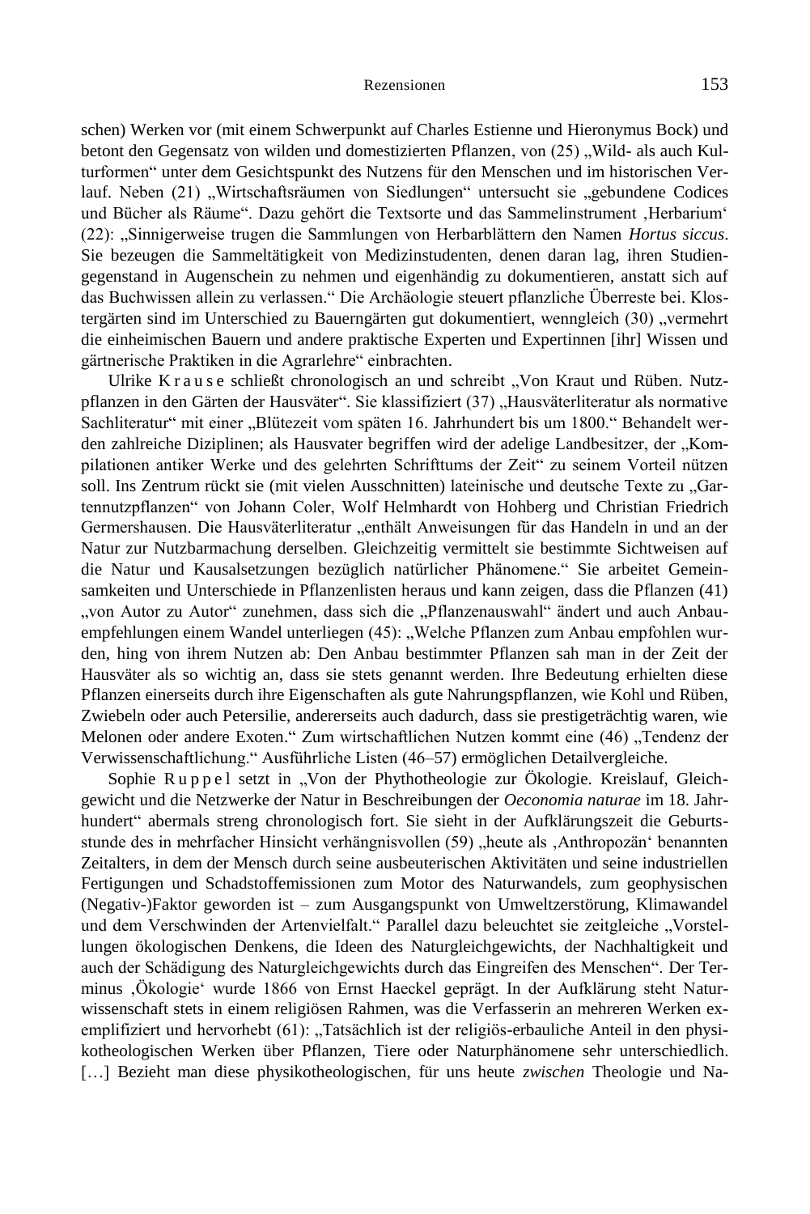schen) Werken vor (mit einem Schwerpunkt auf Charles Estienne und Hieronymus Bock) und betont den Gegensatz von wilden und domestizierten Pflanzen, von (25) „Wild- als auch Kulturformen" unter dem Gesichtspunkt des Nutzens für den Menschen und im historischen Verlauf. Neben (21) „Wirtschaftsräumen von Siedlungen" untersucht sie „gebundene Codices und Bücher als Räume". Dazu gehört die Textsorte und das Sammelinstrument ‚Herbarium' (22): „Sinnigerweise trugen die Sammlungen von Herbarblättern den Namen *Hortus siccus*. Sie bezeugen die Sammeltätigkeit von Medizinstudenten, denen daran lag, ihren Studiengegenstand in Augenschein zu nehmen und eigenhändig zu dokumentieren, anstatt sich auf das Buchwissen allein zu verlassen." Die Archäologie steuert pflanzliche Überreste bei. Klostergärten sind im Unterschied zu Bauerngärten gut dokumentiert, wenngleich (30) „vermehrt die einheimischen Bauern und andere praktische Experten und Expertinnen [ihr] Wissen und gärtnerische Praktiken in die Agrarlehre" einbrachten.

Ulrike Krause schließt chronologisch an und schreibt „Von Kraut und Rüben. Nutzpflanzen in den Gärten der Hausväter". Sie klassifiziert (37) „Hausväterliteratur als normative Sachliteratur" mit einer „Blütezeit vom späten 16. Jahrhundert bis um 1800." Behandelt werden zahlreiche Diziplinen; als Hausvater begriffen wird der adelige Landbesitzer, der „Kompilationen antiker Werke und des gelehrten Schrifttums der Zeit" zu seinem Vorteil nützen soll. Ins Zentrum rückt sie (mit vielen Ausschnitten) lateinische und deutsche Texte zu „Gartennutzpflanzen" von Johann Coler, Wolf Helmhardt von Hohberg und Christian Friedrich Germershausen. Die Hausväterliteratur „enthält Anweisungen für das Handeln in und an der Natur zur Nutzbarmachung derselben. Gleichzeitig vermittelt sie bestimmte Sichtweisen auf die Natur und Kausalsetzungen bezüglich natürlicher Phänomene." Sie arbeitet Gemeinsamkeiten und Unterschiede in Pflanzenlisten heraus und kann zeigen, dass die Pflanzen (41) „von Autor zu Autor" zunehmen, dass sich die „Pflanzenauswahl" ändert und auch Anbauempfehlungen einem Wandel unterliegen (45): „Welche Pflanzen zum Anbau empfohlen wurden, hing von ihrem Nutzen ab: Den Anbau bestimmter Pflanzen sah man in der Zeit der Hausväter als so wichtig an, dass sie stets genannt werden. Ihre Bedeutung erhielten diese Pflanzen einerseits durch ihre Eigenschaften als gute Nahrungspflanzen, wie Kohl und Rüben, Zwiebeln oder auch Petersilie, andererseits auch dadurch, dass sie prestigeträchtig waren, wie Melonen oder andere Exoten." Zum wirtschaftlichen Nutzen kommt eine (46) „Tendenz der Verwissenschaftlichung." Ausführliche Listen (46–57) ermöglichen Detailvergleiche.

Sophie Ruppel setzt in „Von der Phythotheologie zur Ökologie. Kreislauf, Gleichgewicht und die Netzwerke der Natur in Beschreibungen der *Oeconomia naturae* im 18. Jahrhundert" abermals streng chronologisch fort. Sie sieht in der Aufklärungszeit die Geburtsstunde des in mehrfacher Hinsicht verhängnisvollen (59) „heute als ‚Anthropozän' benannten Zeitalters, in dem der Mensch durch seine ausbeuterischen Aktivitäten und seine industriellen Fertigungen und Schadstoffemissionen zum Motor des Naturwandels, zum geophysischen (Negativ-)Faktor geworden ist – zum Ausgangspunkt von Umweltzerstörung, Klimawandel und dem Verschwinden der Artenvielfalt." Parallel dazu beleuchtet sie zeitgleiche „Vorstellungen ökologischen Denkens, die Ideen des Naturgleichgewichts, der Nachhaltigkeit und auch der Schädigung des Naturgleichgewichts durch das Eingreifen des Menschen". Der Terminus ‚Ökologie' wurde 1866 von Ernst Haeckel geprägt. In der Aufklärung steht Naturwissenschaft stets in einem religiösen Rahmen, was die Verfasserin an mehreren Werken exemplifiziert und hervorhebt (61): „Tatsächlich ist der religiös-erbauliche Anteil in den physikotheologischen Werken über Pflanzen, Tiere oder Naturphänomene sehr unterschiedlich. […] Bezieht man diese physikotheologischen, für uns heute *zwischen* Theologie und Na-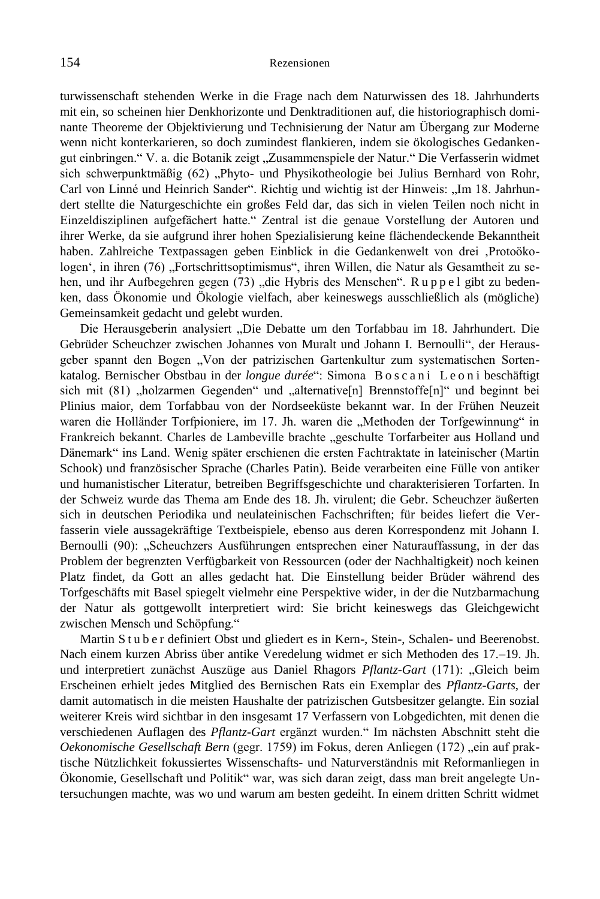turwissenschaft stehenden Werke in die Frage nach dem Naturwissen des 18. Jahrhunderts mit ein, so scheinen hier Denkhorizonte und Denktraditionen auf, die historiographisch dominante Theoreme der Objektivierung und Technisierung der Natur am Übergang zur Moderne wenn nicht konterkarieren, so doch zumindest flankieren, indem sie ökologisches Gedankengut einbringen." V. a. die Botanik zeigt „Zusammenspiele der Natur." Die Verfasserin widmet sich schwerpunktmäßig (62) „Phyto- und Physikotheologie bei Julius Bernhard von Rohr, Carl von Linné und Heinrich Sander". Richtig und wichtig ist der Hinweis: „Im 18. Jahrhundert stellte die Naturgeschichte ein großes Feld dar, das sich in vielen Teilen noch nicht in Einzeldisziplinen aufgefächert hatte." Zentral ist die genaue Vorstellung der Autoren und ihrer Werke, da sie aufgrund ihrer hohen Spezialisierung keine flächendeckende Bekanntheit haben. Zahlreiche Textpassagen geben Einblick in die Gedankenwelt von drei ‚Protoökologen', in ihren (76) „Fortschrittsoptimismus", ihren Willen, die Natur als Gesamtheit zu sehen, und ihr Aufbegehren gegen (73) „die Hybris des Menschen". Ruppel gibt zu bedenken, dass Ökonomie und Ökologie vielfach, aber keineswegs ausschließlich als (mögliche) Gemeinsamkeit gedacht und gelebt wurden.

Die Herausgeberin analysiert „Die Debatte um den Torfabbau im 18. Jahrhundert. Die Gebrüder Scheuchzer zwischen Johannes von Muralt und Johann I. Bernoulli", der Herausgeber spannt den Bogen „Von der patrizischen Gartenkultur zum systematischen Sortenkatalog. Bernischer Obstbau in der *longue durée*": Simona Boscani Leoni beschäftigt sich mit (81) „holzarmen Gegenden" und „alternative[n] Brennstoffe[n]" und beginnt bei Plinius maior, dem Torfabbau von der Nordseeküste bekannt war. In der Frühen Neuzeit waren die Holländer Torfpioniere, im 17. Jh. waren die „Methoden der Torfgewinnung" in Frankreich bekannt. Charles de Lambeville brachte „geschulte Torfarbeiter aus Holland und Dänemark" ins Land. Wenig später erschienen die ersten Fachtraktate in lateinischer (Martin Schook) und französischer Sprache (Charles Patin). Beide verarbeiten eine Fülle von antiker und humanistischer Literatur, betreiben Begriffsgeschichte und charakterisieren Torfarten. In der Schweiz wurde das Thema am Ende des 18. Jh. virulent; die Gebr. Scheuchzer äußerten sich in deutschen Periodika und neulateinischen Fachschriften; für beides liefert die Verfasserin viele aussagekräftige Textbeispiele, ebenso aus deren Korrespondenz mit Johann I. Bernoulli (90): „Scheuchzers Ausführungen entsprechen einer Naturauffassung, in der das Problem der begrenzten Verfügbarkeit von Ressourcen (oder der Nachhaltigkeit) noch keinen Platz findet, da Gott an alles gedacht hat. Die Einstellung beider Brüder während des Torfgeschäfts mit Basel spiegelt vielmehr eine Perspektive wider, in der die Nutzbarmachung der Natur als gottgewollt interpretiert wird: Sie bricht keineswegs das Gleichgewicht zwischen Mensch und Schöpfung."

Martin Stuber definiert Obst und gliedert es in Kern-, Stein-, Schalen- und Beerenobst. Nach einem kurzen Abriss über antike Veredelung widmet er sich Methoden des 17.–19. Jh. und interpretiert zunächst Auszüge aus Daniel Rhagors *Pflantz-Gart* (171): „Gleich beim Erscheinen erhielt jedes Mitglied des Bernischen Rats ein Exemplar des *Pflantz-Garts*, der damit automatisch in die meisten Haushalte der patrizischen Gutsbesitzer gelangte. Ein sozial weiterer Kreis wird sichtbar in den insgesamt 17 Verfassern von Lobgedichten, mit denen die verschiedenen Auflagen des *Pflantz-Gart* ergänzt wurden." Im nächsten Abschnitt steht die *Oekonomische Gesellschaft Bern* (gegr. 1759) im Fokus, deren Anliegen (172) „ein auf praktische Nützlichkeit fokussiertes Wissenschafts- und Naturverständnis mit Reformanliegen in Ökonomie, Gesellschaft und Politik" war, was sich daran zeigt, dass man breit angelegte Untersuchungen machte, was wo und warum am besten gedeiht. In einem dritten Schritt widmet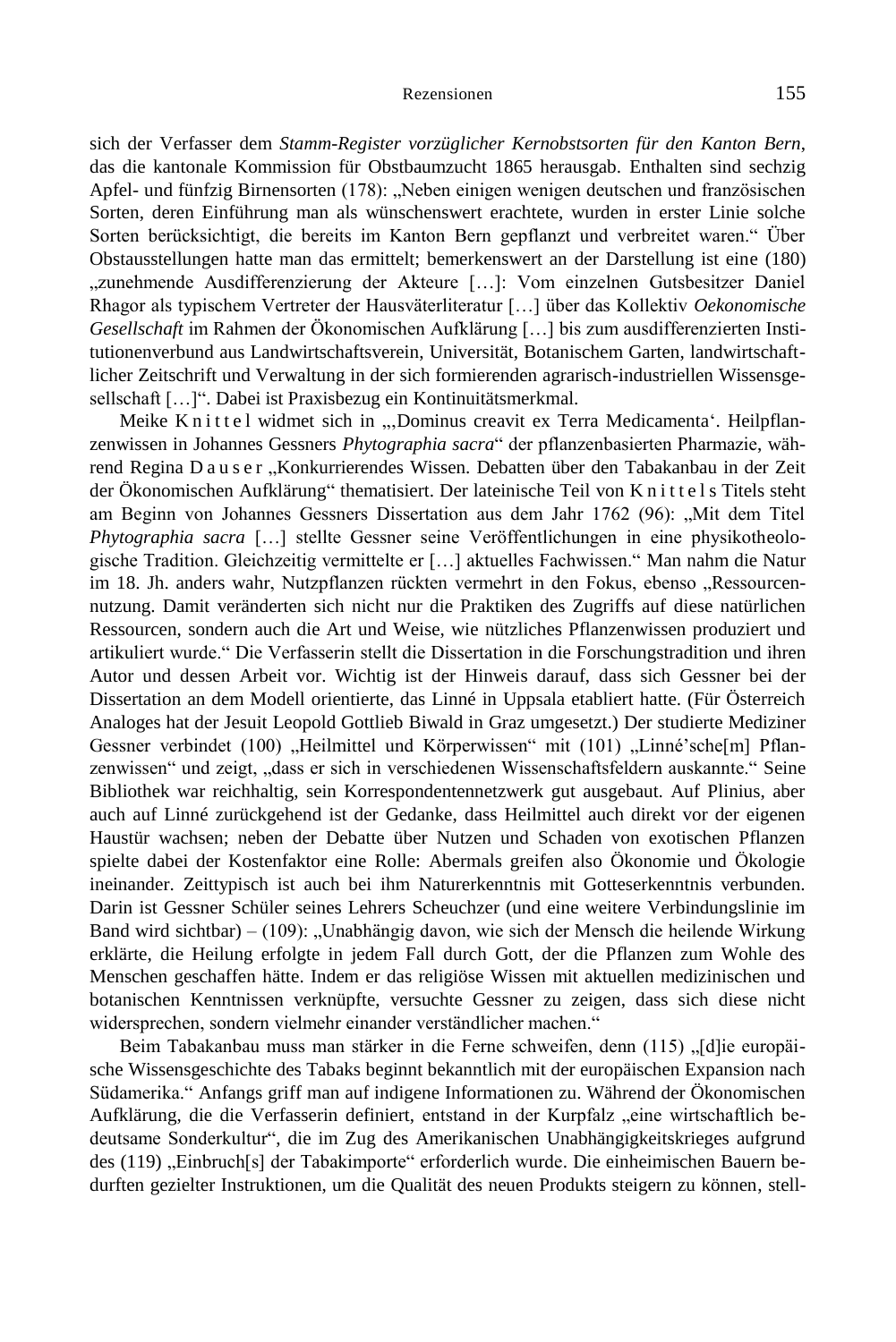sich der Verfasser dem *Stamm-Register vorzüglicher Kernobstsorten für den Kanton Bern*, das die kantonale Kommission für Obstbaumzucht 1865 herausgab. Enthalten sind sechzig Apfel- und fünfzig Birnensorten (178): „Neben einigen wenigen deutschen und französischen Sorten, deren Einführung man als wünschenswert erachtete, wurden in erster Linie solche Sorten berücksichtigt, die bereits im Kanton Bern gepflanzt und verbreitet waren." Über Obstausstellungen hatte man das ermittelt; bemerkenswert an der Darstellung ist eine (180) „zunehmende Ausdifferenzierung der Akteure […]: Vom einzelnen Gutsbesitzer Daniel Rhagor als typischem Vertreter der Hausväterliteratur […] über das Kollektiv *Oekonomische Gesellschaft* im Rahmen der Ökonomischen Aufklärung […] bis zum ausdifferenzierten Institutionenverbund aus Landwirtschaftsverein, Universität, Botanischem Garten, landwirtschaftlicher Zeitschrift und Verwaltung in der sich formierenden agrarisch-industriellen Wissensgesellschaft […]". Dabei ist Praxisbezug ein Kontinuitätsmerkmal.

Meike Knittel widmet sich in „‚Dominus creavit ex Terra Medicamenta'. Heilpflanzenwissen in Johannes Gessners *Phytographia sacra*" der pflanzenbasierten Pharmazie, während Regina Dauser „Konkurrierendes Wissen. Debatten über den Tabakanbau in der Zeit der Ökonomischen Aufklärung" thematisiert. Der lateinische Teil von Knittels Titels steht am Beginn von Johannes Gessners Dissertation aus dem Jahr 1762 (96): „Mit dem Titel *Phytographia sacra* […] stellte Gessner seine Veröffentlichungen in eine physikotheologische Tradition. Gleichzeitig vermittelte er […] aktuelles Fachwissen." Man nahm die Natur im 18. Jh. anders wahr, Nutzpflanzen rückten vermehrt in den Fokus, ebenso „Ressourcennutzung. Damit veränderten sich nicht nur die Praktiken des Zugriffs auf diese natürlichen Ressourcen, sondern auch die Art und Weise, wie nützliches Pflanzenwissen produziert und artikuliert wurde." Die Verfasserin stellt die Dissertation in die Forschungstradition und ihren Autor und dessen Arbeit vor. Wichtig ist der Hinweis darauf, dass sich Gessner bei der Dissertation an dem Modell orientierte, das Linné in Uppsala etabliert hatte. (Für Österreich Analoges hat der Jesuit Leopold Gottlieb Biwald in Graz umgesetzt.) Der studierte Mediziner Gessner verbindet (100) „Heilmittel und Körperwissen" mit (101) „Linné'sche[m] Pflanzenwissen" und zeigt, „dass er sich in verschiedenen Wissenschaftsfeldern auskannte." Seine Bibliothek war reichhaltig, sein Korrespondentennetzwerk gut ausgebaut. Auf Plinius, aber auch auf Linné zurückgehend ist der Gedanke, dass Heilmittel auch direkt vor der eigenen Haustür wachsen; neben der Debatte über Nutzen und Schaden von exotischen Pflanzen spielte dabei der Kostenfaktor eine Rolle: Abermals greifen also Ökonomie und Ökologie ineinander. Zeittypisch ist auch bei ihm Naturerkenntnis mit Gotteserkenntnis verbunden. Darin ist Gessner Schüler seines Lehrers Scheuchzer (und eine weitere Verbindungslinie im Band wird sichtbar) – (109): „Unabhängig davon, wie sich der Mensch die heilende Wirkung erklärte, die Heilung erfolgte in jedem Fall durch Gott, der die Pflanzen zum Wohle des Menschen geschaffen hätte. Indem er das religiöse Wissen mit aktuellen medizinischen und botanischen Kenntnissen verknüpfte, versuchte Gessner zu zeigen, dass sich diese nicht widersprechen, sondern vielmehr einander verständlicher machen."

Beim Tabakanbau muss man stärker in die Ferne schweifen, denn (115) „[d]ie europäische Wissensgeschichte des Tabaks beginnt bekanntlich mit der europäischen Expansion nach Südamerika." Anfangs griff man auf indigene Informationen zu. Während der Ökonomischen Aufklärung, die die Verfasserin definiert, entstand in der Kurpfalz „eine wirtschaftlich bedeutsame Sonderkultur", die im Zug des Amerikanischen Unabhängigkeitskrieges aufgrund des (119) „Einbruch[s] der Tabakimporte" erforderlich wurde. Die einheimischen Bauern bedurften gezielter Instruktionen, um die Qualität des neuen Produkts steigern zu können, stell-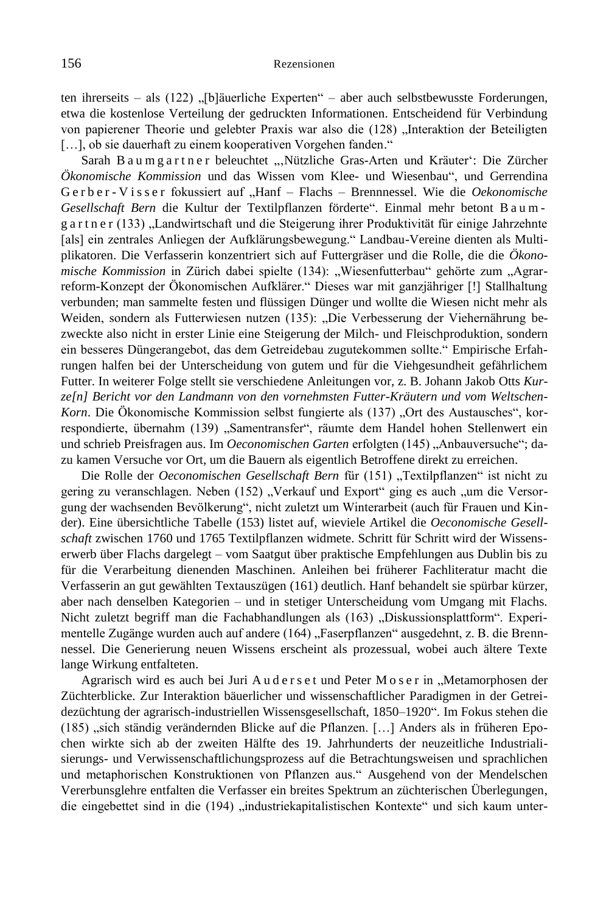ten ihrerseits – als (122) „[b]äuerliche Experten“ – aber auch selbstbewusste Forderungen, etwa die kostenlose Verteilung der gedruckten Informationen. Entscheidend für Verbindung von papierener Theorie und gelebter Praxis war also die (128) „Interaktion der Beteiligten […], ob sie dauerhaft zu einem kooperativen Vorgehen fanden.“

Sarah Baumgartner beleuchtet „‚Nützliche Gras-Arten und Kräuter‘: Die Zürcher *Ökonomische Kommission* und das Wissen vom Klee- und Wiesenbau“, und Gerrendina Gerber-Visser fokussiert auf „Hanf – Flachs – Brennnessel. Wie die *Oekonomische Gesellschaft Bern* die Kultur der Textilpflanzen förderte“. Einmal mehr betont Baumgartner (133) „Landwirtschaft und die Steigerung ihrer Produktivität für einige Jahrzehnte [als] ein zentrales Anliegen der Aufklärungsbewegung.“ Landbau-Vereine dienten als Multiplikatoren. Die Verfasserin konzentriert sich auf Futtergräser und die Rolle, die die *Ökonomische Kommission* in Zürich dabei spielte (134): „Wiesenfutterbau“ gehörte zum „Agrarreform-Konzept der Ökonomischen Aufklärer.“ Dieses war mit ganzjähriger [!] Stallhaltung verbunden; man sammelte festen und flüssigen Dünger und wollte die Wiesen nicht mehr als Weiden, sondern als Futterwiesen nutzen (135): „Die Verbesserung der Viehernährung bezweckte also nicht in erster Linie eine Steigerung der Milch- und Fleischproduktion, sondern ein besseres Düngerangebot, das dem Getreidebau zugutekommen sollte.“ Empirische Erfahrungen halfen bei der Unterscheidung von gutem und für die Viehgesundheit gefährlichem Futter. In weiterer Folge stellt sie verschiedene Anleitungen vor, z. B. Johann Jakob Otts *Kurze[n] Bericht vor den Landmann von den vornehmsten Futter-Kräutern und vom Weltschen-Korn*. Die Ökonomische Kommission selbst fungierte als (137) „Ort des Austausches“, korrespondierte, übernahm (139) „Samentransfer“, räumte dem Handel hohen Stellenwert ein und schrieb Preisfragen aus. Im *Oeconomischen Garten* erfolgten (145) „Anbauversuche“; dazu kamen Versuche vor Ort, um die Bauern als eigentlich Betroffene direkt zu erreichen.

Die Rolle der *Oeconomischen Gesellschaft Bern* für (151) „Textilpflanzen“ ist nicht zu gering zu veranschlagen. Neben (152) „Verkauf und Export“ ging es auch „um die Versorgung der wachsenden Bevölkerung“, nicht zuletzt um Winterarbeit (auch für Frauen und Kinder). Eine übersichtliche Tabelle (153) listet auf, wieviele Artikel die *Oeconomische Gesellschaft* zwischen 1760 und 1765 Textilpflanzen widmete. Schritt für Schritt wird der Wissenserwerb über Flachs dargelegt – vom Saatgut über praktische Empfehlungen aus Dublin bis zu für die Verarbeitung dienenden Maschinen. Anleihen bei früherer Fachliteratur macht die Verfasserin an gut gewählten Textauszügen (161) deutlich. Hanf behandelt sie spürbar kürzer, aber nach denselben Kategorien – und in stetiger Unterscheidung vom Umgang mit Flachs. Nicht zuletzt begriff man die Fachabhandlungen als (163) „Diskussionsplattform“. Experimentelle Zugänge wurden auch auf andere (164) „Faserpflanzen“ ausgedehnt, z. B. die Brennnessel. Die Generierung neuen Wissens erscheint als prozessual, wobei auch ältere Texte lange Wirkung entfalteten.

Agrarisch wird es auch bei Juri Auderset und Peter Moser in „Metamorphosen der Züchterblicke. Zur Interaktion bäuerlicher und wissenschaftlicher Paradigmen in der Getreidezüchtung der agrarisch-industriellen Wissensgesellschaft, 1850–1920“. Im Fokus stehen die (185) „sich ständig verändernden Blicke auf die Pflanzen. […] Anders als in früheren Epochen wirkte sich ab der zweiten Hälfte des 19. Jahrhunderts der neuzeitliche Industrialisierungs- und Verwissenschaftlichungsprozess auf die Betrachtungsweisen und sprachlichen und metaphorischen Konstruktionen von Pflanzen aus.“ Ausgehend von der Mendelschen Vererbunsglehre entfalten die Verfasser ein breites Spektrum an züchterischen Überlegungen, die eingebettet sind in die (194) „industriekapitalistischen Kontexte“ und sich kaum unter-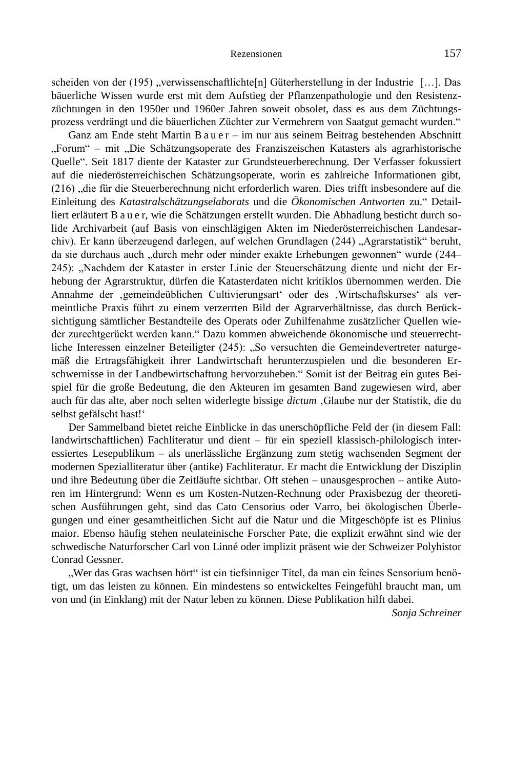scheiden von der (195) „verwissenschaftlichte[n] Güterherstellung in der Industrie […]. Das bäuerliche Wissen wurde erst mit dem Aufstieg der Pflanzenpathologie und den Resistenzzüchtungen in den 1950er und 1960er Jahren soweit obsolet, dass es aus dem Züchtungsprozess verdrängt und die bäuerlichen Züchter zur Vermehrern von Saatgut gemacht wurden."

Ganz am Ende steht Martin Bauer – im nur aus seinem Beitrag bestehenden Abschnitt „Forum" – mit „Die Schätzungsoperate des Franziszeischen Katasters als agrarhistorische Quelle". Seit 1817 diente der Kataster zur Grundsteuerberechnung. Der Verfasser fokussiert auf die niederösterreichischen Schätzungsoperate, worin es zahlreiche Informationen gibt, (216) „die für die Steuerberechnung nicht erforderlich waren. Dies trifft insbesondere auf die Einleitung des *Katastralschätzungselaborats* und die *Ökonomischen Antworten* zu." Detailliert erläutert Bauer, wie die Schätzungen erstellt wurden. Die Abhadlung besticht durch solide Archivarbeit (auf Basis von einschlägigen Akten im Niederösterreichischen Landesarchiv). Er kann überzeugend darlegen, auf welchen Grundlagen (244) „Agrarstatistik" beruht, da sie durchaus auch „durch mehr oder minder exakte Erhebungen gewonnen" wurde (244–245): „Nachdem der Kataster in erster Linie der Steuerschätzung diente und nicht der Erhebung der Agrarstruktur, dürfen die Katasterdaten nicht kritiklos übernommen werden. Die Annahme der ‚gemeindeüblichen Cultivierungsart' oder des ‚Wirtschaftskurses' als vermeintliche Praxis führt zu einem verzerrten Bild der Agrarverhältnisse, das durch Berücksichtigung sämtlicher Bestandteile des Operats oder Zuhilfenahme zusätzlicher Quellen wieder zurechtgerückt werden kann." Dazu kommen abweichende ökonomische und steuerrechtliche Interessen einzelner Beteiligter (245): „So versuchten die Gemeindevertreter naturgemäß die Ertragsfähigkeit ihrer Landwirtschaft herunterzuspielen und die besonderen Erschwernisse in der Landbewirtschaftung hervorzuheben." Somit ist der Beitrag ein gutes Beispiel für die große Bedeutung, die den Akteuren im gesamten Band zugewiesen wird, aber auch für das alte, aber noch selten widerlegte bissige *dictum* ‚Glaube nur der Statistik, die du selbst gefälscht hast!'

Der Sammelband bietet reiche Einblicke in das unerschöpfliche Feld der (in diesem Fall: landwirtschaftlichen) Fachliteratur und dient – für ein speziell klassisch-philologisch interessiertes Lesepublikum – als unerlässliche Ergänzung zum stetig wachsenden Segment der modernen Spezialliteratur über (antike) Fachliteratur. Er macht die Entwicklung der Disziplin und ihre Bedeutung über die Zeitläufte sichtbar. Oft stehen – unausgesprochen – antike Autoren im Hintergrund: Wenn es um Kosten-Nutzen-Rechnung oder Praxisbezug der theoretischen Ausführungen geht, sind das Cato Censorius oder Varro, bei ökologischen Überlegungen und einer gesamtheitlichen Sicht auf die Natur und die Mitgeschöpfe ist es Plinius maior. Ebenso häufig stehen neulateinische Forscher Pate, die explizit erwähnt sind wie der schwedische Naturforscher Carl von Linné oder implizit präsent wie der Schweizer Polyhistor Conrad Gessner.

„Wer das Gras wachsen hört" ist ein tiefsinniger Titel, da man ein feines Sensorium benötigt, um das leisten zu können. Ein mindestens so entwickeltes Feingefühl braucht man, um von und (in Einklang) mit der Natur leben zu können. Diese Publikation hilft dabei.

*Sonja Schreiner*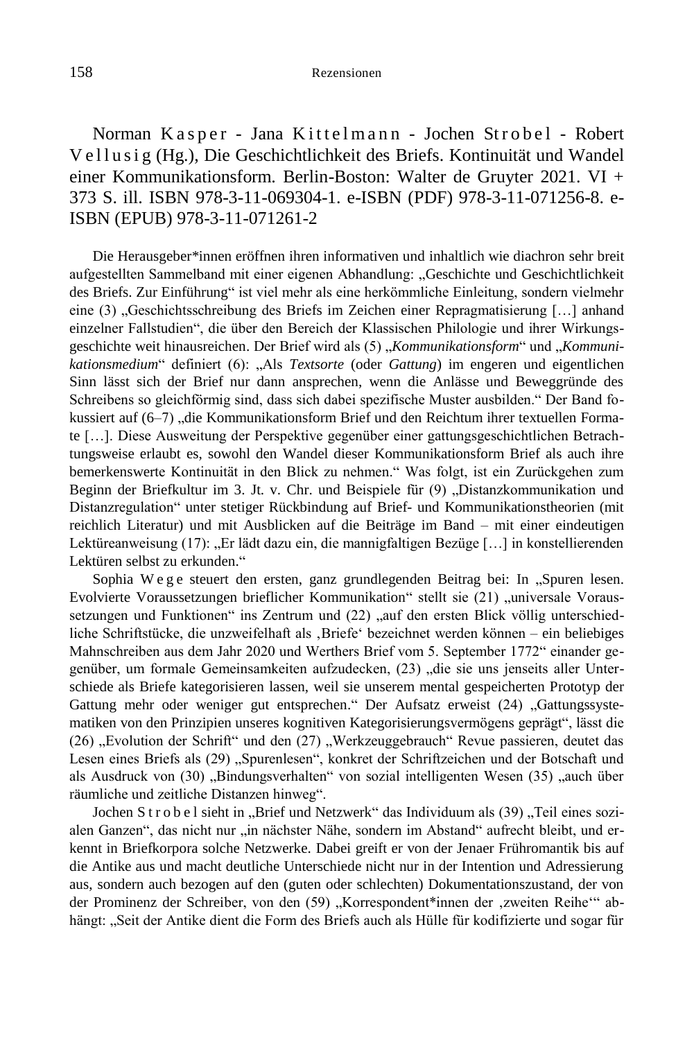Norman Kasper - Jana Kittelmann - Jochen Strobel - Robert Vellusig (Hg.), Die Geschichtlichkeit des Briefs. Kontinuität und Wandel einer Kommunikationsform. Berlin-Boston: Walter de Gruyter 2021. VI + 373 S. ill. ISBN 978-3-11-069304-1. e-ISBN (PDF) 978-3-11-071256-8. e-ISBN (EPUB) 978-3-11-071261-2

Die Herausgeber*innen eröffnen ihren informativen und inhaltlich wie diachron sehr breit aufgestellten Sammelband mit einer eigenen Abhandlung: „Geschichte und Geschichtlichkeit des Briefs. Zur Einführung" ist viel mehr als eine herkömmliche Einleitung, sondern vielmehr eine (3) „Geschichtsschreibung des Briefs im Zeichen einer Repragmatisierung […] anhand einzelner Fallstudien", die über den Bereich der Klassischen Philologie und ihrer Wirkungsgeschichte weit hinausreichen. Der Brief wird als (5) „*Kommunikationsform*" und „*Kommunikationsmedium*" definiert (6): „Als *Textsorte* (oder *Gattung*) im engeren und eigentlichen Sinn lässt sich der Brief nur dann ansprechen, wenn die Anlässe und Beweggründe des Schreibens so gleichförmig sind, dass sich dabei spezifische Muster ausbilden." Der Band fokussiert auf (6–7) „die Kommunikationsform Brief und den Reichtum ihrer textuellen Formate […]. Diese Ausweitung der Perspektive gegenüber einer gattungsgeschichtlichen Betrachtungsweise erlaubt es, sowohl den Wandel dieser Kommunikationsform Brief als auch ihre bemerkenswerte Kontinuität in den Blick zu nehmen." Was folgt, ist ein Zurückgehen zum Beginn der Briefkultur im 3. Jt. v. Chr. und Beispiele für (9) „Distanzkommunikation und Distanzregulation" unter stetiger Rückbindung auf Brief- und Kommunikationstheorien (mit reichlich Literatur) und mit Ausblicken auf die Beiträge im Band – mit einer eindeutigen Lektüreanweisung (17): „Er lädt dazu ein, die mannigfaltigen Bezüge […] in konstellierenden Lektüren selbst zu erkunden."

Sophia Wege steuert den ersten, ganz grundlegenden Beitrag bei: In „Spuren lesen. Evolvierte Voraussetzungen brieflicher Kommunikation" stellt sie (21) „universale Voraussetzungen und Funktionen" ins Zentrum und (22) „auf den ersten Blick völlig unterschiedliche Schriftstücke, die unzweifelhaft als ‚Briefe' bezeichnet werden können – ein beliebiges Mahnschreiben aus dem Jahr 2020 und Werthers Brief vom 5. September 1772" einander gegenüber, um formale Gemeinsamkeiten aufzudecken, (23) „die sie uns jenseits aller Unterschiede als Briefe kategorisieren lassen, weil sie unserem mental gespeicherten Prototyp der Gattung mehr oder weniger gut entsprechen." Der Aufsatz erweist (24) „Gattungssystematiken von den Prinzipien unseres kognitiven Kategorisierungsvermögens geprägt", lässt die (26) „Evolution der Schrift" und den (27) „Werkzeuggebrauch" Revue passieren, deutet das Lesen eines Briefs als (29) „Spurenlesen", konkret der Schriftzeichen und der Botschaft und als Ausdruck von (30) „Bindungsverhalten" von sozial intelligenten Wesen (35) „auch über räumliche und zeitliche Distanzen hinweg".

Jochen Strobel sieht in „Brief und Netzwerk" das Individuum als (39) „Teil eines sozialen Ganzen", das nicht nur „in nächster Nähe, sondern im Abstand" aufrecht bleibt, und erkennt in Briefkorpora solche Netzwerke. Dabei greift er von der Jenaer Frühromantik bis auf die Antike aus und macht deutliche Unterschiede nicht nur in der Intention und Adressierung aus, sondern auch bezogen auf den (guten oder schlechten) Dokumentationszustand, der von der Prominenz der Schreiber, von den (59) „Korrespondent*innen der ‚zweiten Reihe'" abhängt: „Seit der Antike dient die Form des Briefs auch als Hülle für kodifizierte und sogar für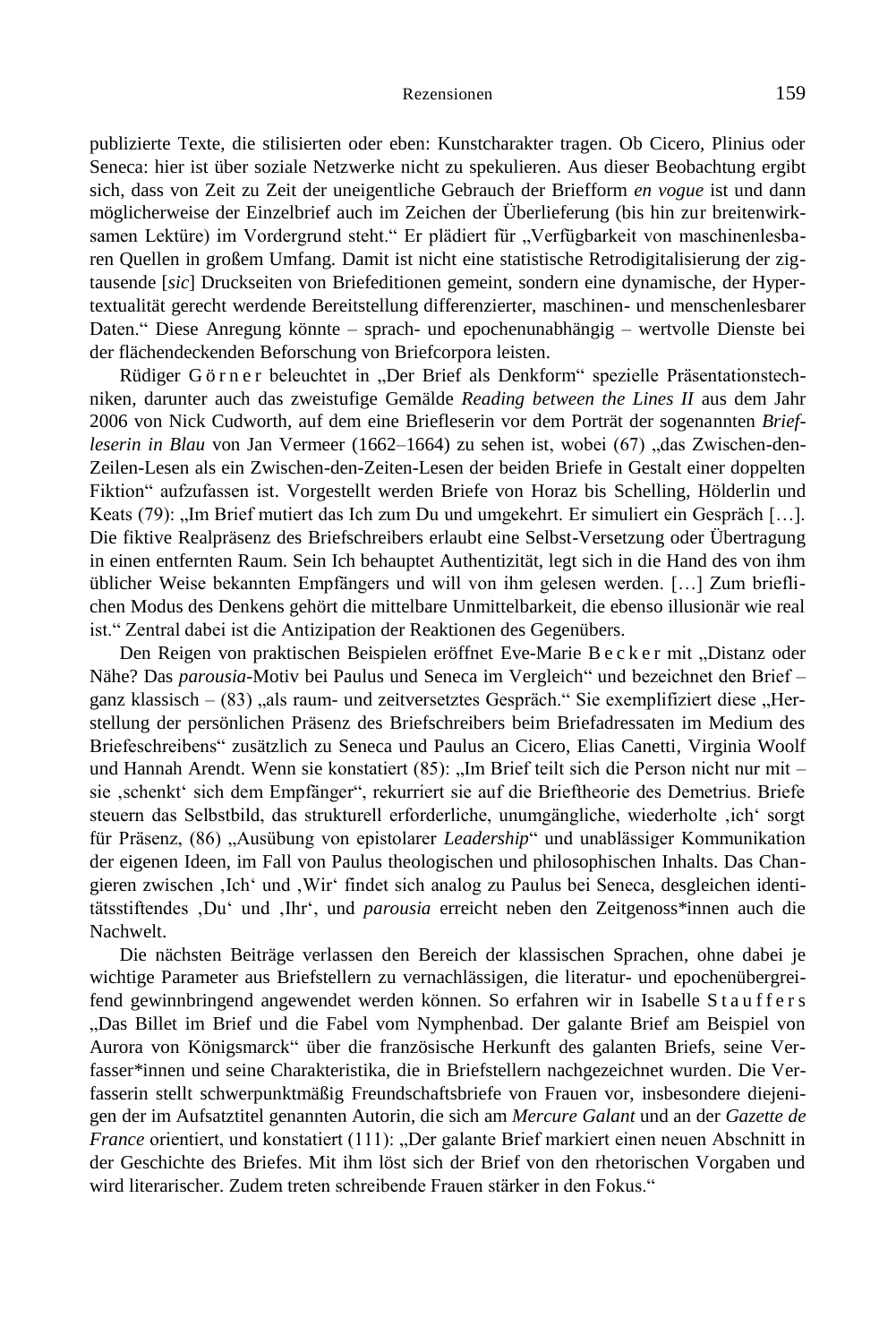publizierte Texte, die stilisierten oder eben: Kunstcharakter tragen. Ob Cicero, Plinius oder Seneca: hier ist über soziale Netzwerke nicht zu spekulieren. Aus dieser Beobachtung ergibt sich, dass von Zeit zu Zeit der uneigentliche Gebrauch der Briefform *en vogue* ist und dann möglicherweise der Einzelbrief auch im Zeichen der Überlieferung (bis hin zur breitenwirksamen Lektüre) im Vordergrund steht.“ Er plädiert für „Verfügbarkeit von maschinenlesbaren Quellen in großem Umfang. Damit ist nicht eine statistische Retrodigitalisierung der zigtausende [*sic*] Druckseiten von Briefeditionen gemeint, sondern eine dynamische, der Hypertextualität gerecht werdende Bereitstellung differenzierter, maschinen- und menschenlesbarer Daten.“ Diese Anregung könnte – sprach- und epochenunabhängig – wertvolle Dienste bei der flächendeckenden Beforschung von Briefcorpora leisten.

Rüdiger G ö r n e r beleuchtet in „Der Brief als Denkform“ spezielle Präsentationstechniken, darunter auch das zweistufige Gemälde *Reading between the Lines II* aus dem Jahr 2006 von Nick Cudworth, auf dem eine Briefleserin vor dem Porträt der sogenannten *Briefleserin in Blau* von Jan Vermeer (1662–1664) zu sehen ist, wobei (67) „das Zwischen-den-Zeilen-Lesen als ein Zwischen-den-Zeiten-Lesen der beiden Briefe in Gestalt einer doppelten Fiktion“ aufzufassen ist. Vorgestellt werden Briefe von Horaz bis Schelling, Hölderlin und Keats (79): „Im Brief mutiert das Ich zum Du und umgekehrt. Er simuliert ein Gespräch […]. Die fiktive Realpräsenz des Briefschreibers erlaubt eine Selbst-Versetzung oder Übertragung in einen entfernten Raum. Sein Ich behauptet Authentizität, legt sich in die Hand des von ihm üblicher Weise bekannten Empfängers und will von ihm gelesen werden. […] Zum brieflichen Modus des Denkens gehört die mittelbare Unmittelbarkeit, die ebenso illusionär wie real ist.“ Zentral dabei ist die Antizipation der Reaktionen des Gegenübers.

Den Reigen von praktischen Beispielen eröffnet Eve-Marie B e c k e r mit „Distanz oder Nähe? Das *parousia*-Motiv bei Paulus und Seneca im Vergleich“ und bezeichnet den Brief – ganz klassisch – (83) „als raum- und zeitversetztes Gespräch.“ Sie exemplifiziert diese „Herstellung der persönlichen Präsenz des Briefschreibers beim Briefadressaten im Medium des Briefeschreibens“ zusätzlich zu Seneca und Paulus an Cicero, Elias Canetti, Virginia Woolf und Hannah Arendt. Wenn sie konstatiert (85): „Im Brief teilt sich die Person nicht nur mit – sie ‚schenkt‘ sich dem Empfänger“, rekurriert sie auf die Brieftheorie des Demetrius. Briefe steuern das Selbstbild, das strukturell erforderliche, unumgängliche, wiederholte ‚ich‘ sorgt für Präsenz, (86) „Ausübung von epistolarer *Leadership*“ und unablässiger Kommunikation der eigenen Ideen, im Fall von Paulus theologischen und philosophischen Inhalts. Das Changieren zwischen ‚Ich‘ und ‚Wir‘ findet sich analog zu Paulus bei Seneca, desgleichen identitätsstiftendes ‚Du‘ und ‚Ihr‘, und *parousia* erreicht neben den Zeitgenoss*innen auch die Nachwelt.

Die nächsten Beiträge verlassen den Bereich der klassischen Sprachen, ohne dabei je wichtige Parameter aus Briefstellern zu vernachlässigen, die literatur- und epochenübergreifend gewinnbringend angewendet werden können. So erfahren wir in Isabelle S t a u f f e r s „Das Billet im Brief und die Fabel vom Nymphenbad. Der galante Brief am Beispiel von Aurora von Königsmarck“ über die französische Herkunft des galanten Briefs, seine Verfasser*innen und seine Charakteristika, die in Briefstellern nachgezeichnet wurden. Die Verfasserin stellt schwerpunktmäßig Freundschaftsbriefe von Frauen vor, insbesondere diejenigen der im Aufsatztitel genannten Autorin, die sich am *Mercure Galant* und an der *Gazette de France* orientiert, und konstatiert (111): „Der galante Brief markiert einen neuen Abschnitt in der Geschichte des Briefes. Mit ihm löst sich der Brief von den rhetorischen Vorgaben und wird literarischer. Zudem treten schreibende Frauen stärker in den Fokus.“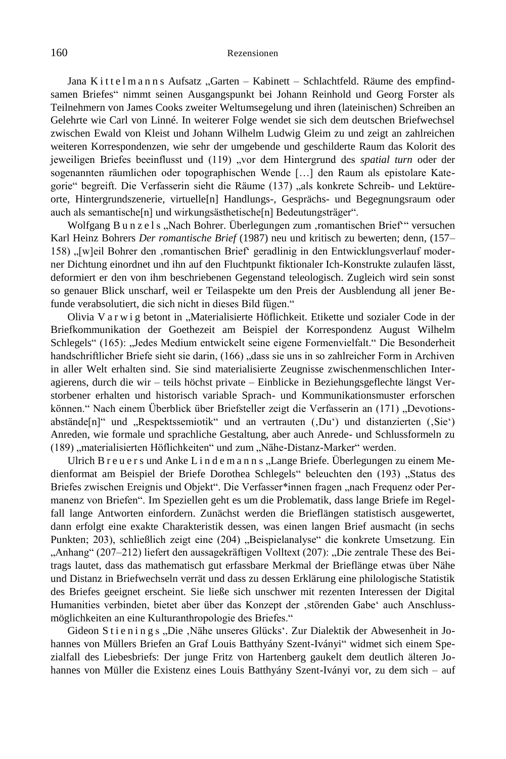Jana Kittelmanns Aufsatz „Garten – Kabinett – Schlachtfeld. Räume des empfindsamen Briefes“ nimmt seinen Ausgangspunkt bei Johann Reinhold und Georg Forster als Teilnehmern von James Cooks zweiter Weltumsegelung und ihren (lateinischen) Schreiben an Gelehrte wie Carl von Linné. In weiterer Folge wendet sie sich dem deutschen Briefwechsel zwischen Ewald von Kleist und Johann Wilhelm Ludwig Gleim zu und zeigt an zahlreichen weiteren Korrespondenzen, wie sehr der umgebende und geschilderte Raum das Kolorit des jeweiligen Briefes beeinflusst und (119) „vor dem Hintergrund des *spatial turn* oder der sogenannten räumlichen oder topographischen Wende […] den Raum als epistolare Kategorie“ begreift. Die Verfasserin sieht die Räume (137) „als konkrete Schreib- und Lektüreorte, Hintergrundszenerie, virtuelle[n] Handlungs-, Gesprächs- und Begegnungsraum oder auch als semantische[n] und wirkungsästhetische[n] Bedeutungsträger“.

Wolfgang Bunzels „Nach Bohrer. Überlegungen zum ‚romantischen Brief‘“ versuchen Karl Heinz Bohrers *Der romantische Brief* (1987) neu und kritisch zu bewerten; denn, (157–158) „[w]eil Bohrer den ‚romantischen Brief‘ geradlinig in den Entwicklungsverlauf moderner Dichtung einordnet und ihn auf den Fluchtpunkt fiktionaler Ich-Konstrukte zulaufen lässt, deformiert er den von ihm beschriebenen Gegenstand teleologisch. Zugleich wird sein sonst so genauer Blick unscharf, weil er Teilaspekte um den Preis der Ausblendung all jener Befunde verabsolutiert, die sich nicht in dieses Bild fügen.“

Olivia Varwig betont in „Materialisierte Höflichkeit. Etikette und sozialer Code in der Briefkommunikation der Goethezeit am Beispiel der Korrespondenz August Wilhelm Schlegels“ (165): „Jedes Medium entwickelt seine eigene Formenvielfalt.“ Die Besonderheit handschriftlicher Briefe sieht sie darin, (166) „dass sie uns in so zahlreicher Form in Archiven in aller Welt erhalten sind. Sie sind materialisierte Zeugnisse zwischenmenschlichen Interagierens, durch die wir – teils höchst private – Einblicke in Beziehungsgeflechte längst Verstorbener erhalten und historisch variable Sprach- und Kommunikationsmuster erforschen können.“ Nach einem Überblick über Briefsteller zeigt die Verfasserin an (171) „Devotionsabstände[n]“ und „Respektssemiotik“ und an vertrauten (‚Du‘) und distanzierten (‚Sie‘) Anreden, wie formale und sprachliche Gestaltung, aber auch Anrede- und Schlussformeln zu (189) „materialisierten Höflichkeiten“ und zum „Nähe-Distanz-Marker“ werden.

Ulrich Breuers und Anke Lindemanns „Lange Briefe. Überlegungen zu einem Medienformat am Beispiel der Briefe Dorothea Schlegels“ beleuchten den (193) „Status des Briefes zwischen Ereignis und Objekt“. Die Verfasser*innen fragen „nach Frequenz oder Permanenz von Briefen“. Im Speziellen geht es um die Problematik, dass lange Briefe im Regelfall lange Antworten einfordern. Zunächst werden die Brieflängen statistisch ausgewertet, dann erfolgt eine exakte Charakteristik dessen, was einen langen Brief ausmacht (in sechs Punkten; 203), schließlich zeigt eine (204) „Beispielanalyse“ die konkrete Umsetzung. Ein „Anhang“ (207–212) liefert den aussagekräftigen Volltext (207): „Die zentrale These des Beitrags lautet, dass das mathematisch gut erfassbare Merkmal der Brieflänge etwas über Nähe und Distanz in Briefwechseln verrät und dass zu dessen Erklärung eine philologische Statistik des Briefes geeignet erscheint. Sie ließe sich unschwer mit rezenten Interessen der Digital Humanities verbinden, bietet aber über das Konzept der ‚störenden Gabe‘ auch Anschlussmöglichkeiten an eine Kulturanthropologie des Briefes.“

Gideon Stienings „Die ‚Nähe unseres Glücks‘. Zur Dialektik der Abwesenheit in Johannes von Müllers Briefen an Graf Louis Batthyány Szent-Iványi“ widmet sich einem Spezialfall des Liebesbriefs: Der junge Fritz von Hartenberg gaukelt dem deutlich älteren Johannes von Müller die Existenz eines Louis Batthyány Szent-Iványi vor, zu dem sich – auf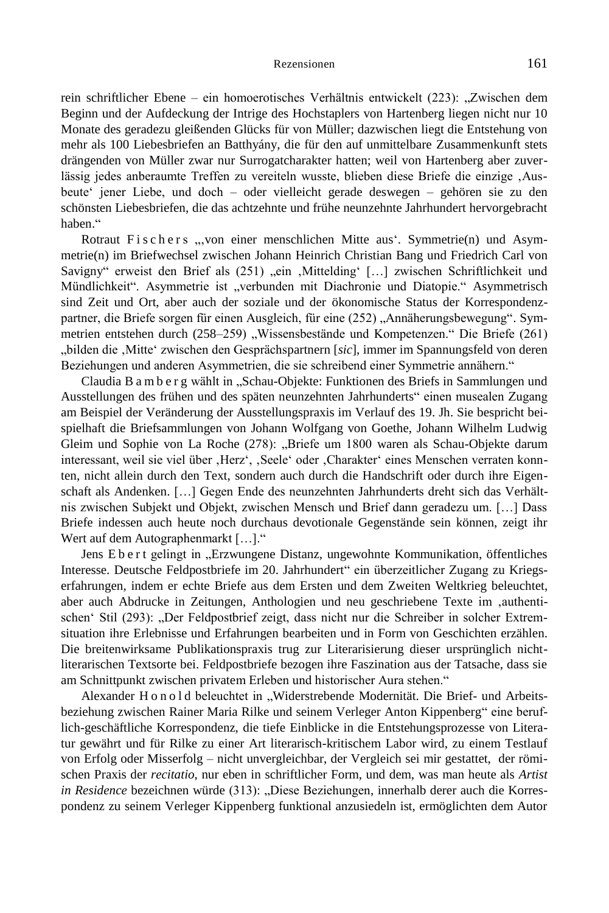rein schriftlicher Ebene – ein homoerotisches Verhältnis entwickelt (223): „Zwischen dem Beginn und der Aufdeckung der Intrige des Hochstaplers von Hartenberg liegen nicht nur 10 Monate des geradezu gleißenden Glücks für von Müller; dazwischen liegt die Entstehung von mehr als 100 Liebesbriefen an Batthyány, die für den auf unmittelbare Zusammenkunft stets drängenden von Müller zwar nur Surrogatcharakter hatten; weil von Hartenberg aber zuverlässig jedes anberaumte Treffen zu vereiteln wusste, blieben diese Briefe die einzige ‚Ausbeute' jener Liebe, und doch – oder vielleicht gerade deswegen – gehören sie zu den schönsten Liebesbriefen, die das achtzehnte und frühe neunzehnte Jahrhundert hervorgebracht haben."

Rotraut Fischers „‚von einer menschlichen Mitte aus'. Symmetrie(n) und Asymmetrie(n) im Briefwechsel zwischen Johann Heinrich Christian Bang und Friedrich Carl von Savigny" erweist den Brief als (251) „ein ‚Mittelding' […] zwischen Schriftlichkeit und Mündlichkeit". Asymmetrie ist „verbunden mit Diachronie und Diatopie." Asymmetrisch sind Zeit und Ort, aber auch der soziale und der ökonomische Status der Korrespondenzpartner, die Briefe sorgen für einen Ausgleich, für eine (252) „Annäherungsbewegung". Symmetrien entstehen durch (258–259) „Wissensbestände und Kompetenzen." Die Briefe (261) „bilden die ‚Mitte' zwischen den Gesprächspartnern [*sic*], immer im Spannungsfeld von deren Beziehungen und anderen Asymmetrien, die sie schreibend einer Symmetrie annähern."

Claudia Bamberg wählt in „Schau-Objekte: Funktionen des Briefs in Sammlungen und Ausstellungen des frühen und des späten neunzehnten Jahrhunderts" einen musealen Zugang am Beispiel der Veränderung der Ausstellungspraxis im Verlauf des 19. Jh. Sie bespricht beispielhaft die Briefsammlungen von Johann Wolfgang von Goethe, Johann Wilhelm Ludwig Gleim und Sophie von La Roche (278): „Briefe um 1800 waren als Schau-Objekte darum interessant, weil sie viel über ‚Herz', ‚Seele' oder ‚Charakter' eines Menschen verraten konnten, nicht allein durch den Text, sondern auch durch die Handschrift oder durch ihre Eigenschaft als Andenken. […] Gegen Ende des neunzehnten Jahrhunderts dreht sich das Verhältnis zwischen Subjekt und Objekt, zwischen Mensch und Brief dann geradezu um. […] Dass Briefe indessen auch heute noch durchaus devotionale Gegenstände sein können, zeigt ihr Wert auf dem Autographenmarkt […]."

Jens Ebert gelingt in „Erzwungene Distanz, ungewohnte Kommunikation, öffentliches Interesse. Deutsche Feldpostbriefe im 20. Jahrhundert" ein überzeitlicher Zugang zu Kriegserfahrungen, indem er echte Briefe aus dem Ersten und dem Zweiten Weltkrieg beleuchtet, aber auch Abdrucke in Zeitungen, Anthologien und neu geschriebene Texte im ‚authentischen' Stil (293): „Der Feldpostbrief zeigt, dass nicht nur die Schreiber in solcher Extremsituation ihre Erlebnisse und Erfahrungen bearbeiten und in Form von Geschichten erzählen. Die breitenwirksame Publikationspraxis trug zur Literarisierung dieser ursprünglich nichtliterarischen Textsorte bei. Feldpostbriefe bezogen ihre Faszination aus der Tatsache, dass sie am Schnittpunkt zwischen privatem Erleben und historischer Aura stehen."

Alexander Honold beleuchtet in „Widerstrebende Modernität. Die Brief- und Arbeitsbeziehung zwischen Rainer Maria Rilke und seinem Verleger Anton Kippenberg" eine beruflich-geschäftliche Korrespondenz, die tiefe Einblicke in die Entstehungsprozesse von Literatur gewährt und für Rilke zu einer Art literarisch-kritischem Labor wird, zu einem Testlauf von Erfolg oder Misserfolg – nicht unvergleichbar, der Vergleich sei mir gestattet, der römischen Praxis der *recitatio*, nur eben in schriftlicher Form, und dem, was man heute als *Artist in Residence* bezeichnen würde (313): „Diese Beziehungen, innerhalb derer auch die Korrespondenz zu seinem Verleger Kippenberg funktional anzusiedeln ist, ermöglichten dem Autor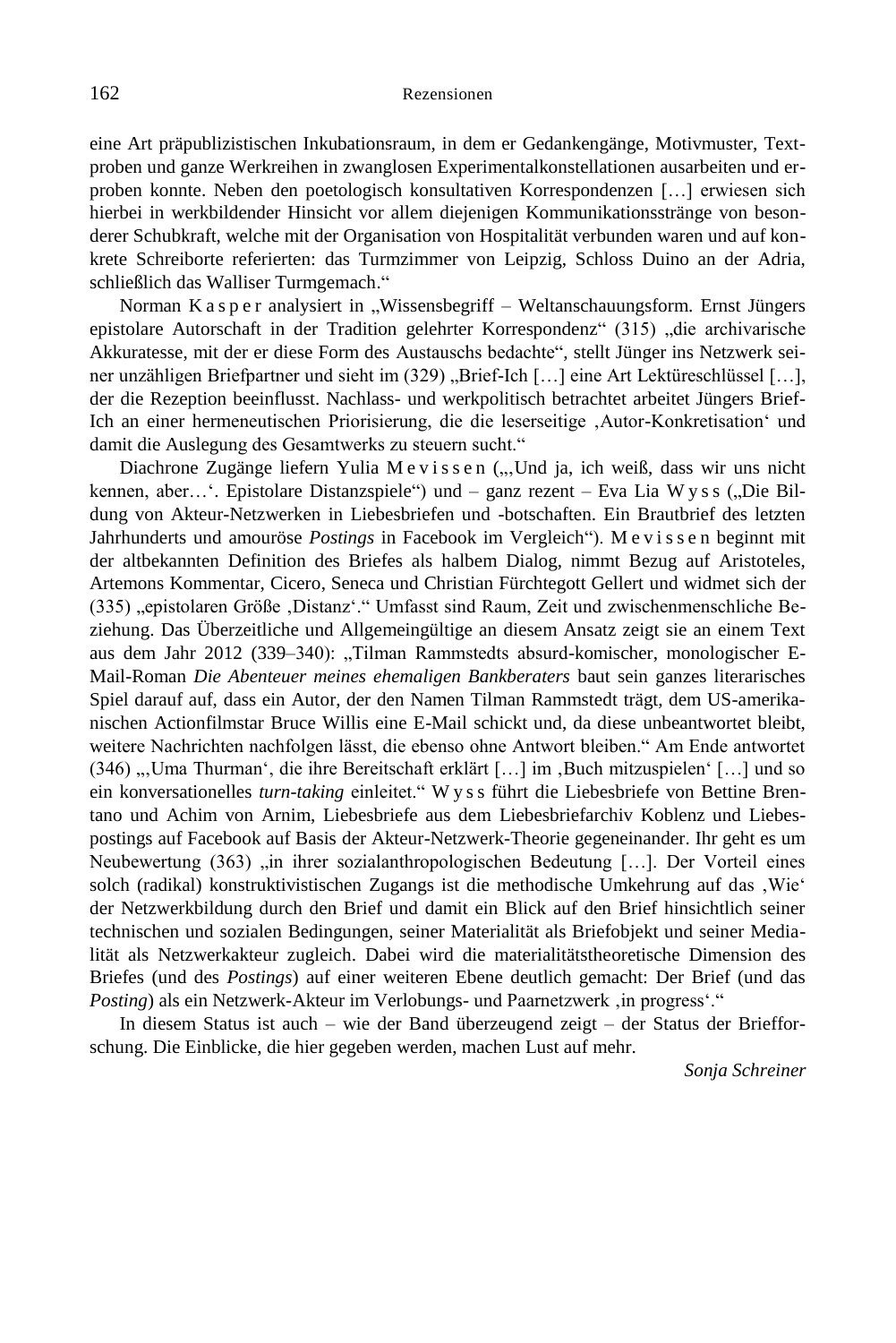eine Art präpublizistischen Inkubationsraum, in dem er Gedankengänge, Motivmuster, Textproben und ganze Werkreihen in zwanglosen Experimentalkonstellationen ausarbeiten und erproben konnte. Neben den poetologisch konsultativen Korrespondenzen […] erwiesen sich hierbei in werkbildender Hinsicht vor allem diejenigen Kommunikationsstränge von besonderer Schubkraft, welche mit der Organisation von Hospitalität verbunden waren und auf konkrete Schreiborte referierten: das Turmzimmer von Leipzig, Schloss Duino an der Adria, schließlich das Walliser Turmgemach."

Norman K a s p e r analysiert in „Wissensbegriff – Weltanschauungsform. Ernst Jüngers epistolare Autorschaft in der Tradition gelehrter Korrespondenz" (315) „die archivarische Akkuratesse, mit der er diese Form des Austauschs bedachte", stellt Jünger ins Netzwerk seiner unzähligen Briefpartner und sieht im (329) „Brief-Ich […] eine Art Lektüreschlüssel […], der die Rezeption beeinflusst. Nachlass- und werkpolitisch betrachtet arbeitet Jüngers Brief-Ich an einer hermeneutischen Priorisierung, die die leserseitige ‚Autor-Konkretisation' und damit die Auslegung des Gesamtwerks zu steuern sucht."

Diachrone Zugänge liefern Yulia M e v i s s e n („‚Und ja, ich weiß, dass wir uns nicht kennen, aber…'. Epistolare Distanzspiele") und – ganz rezent – Eva Lia W y s s („Die Bildung von Akteur-Netzwerken in Liebesbriefen und -botschaften. Ein Brautbrief des letzten Jahrhunderts und amouröse *Postings* in Facebook im Vergleich"). M e v i s s e n beginnt mit der altbekannten Definition des Briefes als halbem Dialog, nimmt Bezug auf Aristoteles, Artemons Kommentar, Cicero, Seneca und Christian Fürchtegott Gellert und widmet sich der (335) „epistolaren Größe ‚Distanz'." Umfasst sind Raum, Zeit und zwischenmenschliche Beziehung. Das Überzeitliche und Allgemeingültige an diesem Ansatz zeigt sie an einem Text aus dem Jahr 2012 (339–340): „Tilman Rammstedts absurd-komischer, monologischer E-Mail-Roman *Die Abenteuer meines ehemaligen Bankberaters* baut sein ganzes literarisches Spiel darauf auf, dass ein Autor, der den Namen Tilman Rammstedt trägt, dem US-amerikanischen Actionfilmstar Bruce Willis eine E-Mail schickt und, da diese unbeantwortet bleibt, weitere Nachrichten nachfolgen lässt, die ebenso ohne Antwort bleiben." Am Ende antwortet (346) „‚Uma Thurman', die ihre Bereitschaft erklärt […] im ‚Buch mitzuspielen' […] und so ein konversationelles *turn-taking* einleitet." W y s s führt die Liebesbriefe von Bettine Brentano und Achim von Arnim, Liebesbriefe aus dem Liebesbriefarchiv Koblenz und Liebespostings auf Facebook auf Basis der Akteur-Netzwerk-Theorie gegeneinander. Ihr geht es um Neubewertung (363) „in ihrer sozialanthropologischen Bedeutung […]. Der Vorteil eines solch (radikal) konstruktivistischen Zugangs ist die methodische Umkehrung auf das ‚Wie' der Netzwerkbildung durch den Brief und damit ein Blick auf den Brief hinsichtlich seiner technischen und sozialen Bedingungen, seiner Materialität als Briefobjekt und seiner Medialität als Netzwerkakteur zugleich. Dabei wird die materialitätstheoretische Dimension des Briefes (und des *Postings*) auf einer weiteren Ebene deutlich gemacht: Der Brief (und das *Posting*) als ein Netzwerk-Akteur im Verlobungs- und Paarnetzwerk ‚in progress'."

In diesem Status ist auch – wie der Band überzeugend zeigt – der Status der Briefforschung. Die Einblicke, die hier gegeben werden, machen Lust auf mehr.

*Sonja Schreiner*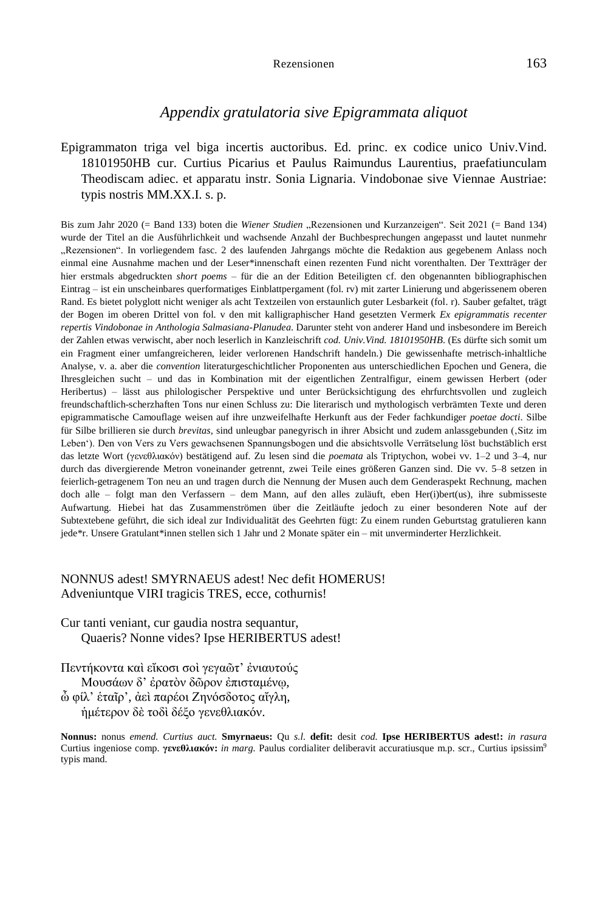## *Appendix gratulatoria sive Epigrammata aliquot*

Epigrammaton triga vel biga incertis auctoribus. Ed. princ. ex codice unico Univ.Vind. 18101950HB cur. Curtius Picarius et Paulus Raimundus Laurentius, praefatiunculam Theodiscam adiec. et apparatu instr. Sonia Lignaria. Vindobonae sive Viennae Austriae: typis nostris MM.XX.I. s. p.

Bis zum Jahr 2020 (= Band 133) boten die *Wiener Studien* „Rezensionen und Kurzanzeigen". Seit 2021 (= Band 134) wurde der Titel an die Ausführlichkeit und wachsende Anzahl der Buchbesprechungen angepasst und lautet nunmehr „Rezensionen". In vorliegendem fasc. 2 des laufenden Jahrgangs möchte die Redaktion aus gegebenem Anlass noch einmal eine Ausnahme machen und der Leser*innenschaft einen rezenten Fund nicht vorenthalten. Der Textträger der hier erstmals abgedruckten *short poems* – für die an der Edition Beteiligten cf. den obgenannten bibliographischen Eintrag – ist ein unscheinbares querformatiges Einblattpergament (fol. rv) mit zarter Linierung und abgerissenem oberen Rand. Es bietet polyglott nicht weniger als acht Textzeilen von erstaunlich guter Lesbarkeit (fol. r). Sauber gefaltet, trägt der Bogen im oberen Drittel von fol. v den mit kalligraphischer Hand gesetzten Vermerk *Ex epigrammatis recenter repertis Vindobonae in Anthologia Salmasiana-Planudea*. Darunter steht von anderer Hand und insbesondere im Bereich der Zahlen etwas verwischt, aber noch leserlich in Kanzleischrift *cod. Univ.Vind. 18101950HB*. (Es dürfte sich somit um ein Fragment einer umfangreicheren, leider verlorenen Handschrift handeln.) Die gewissenhafte metrisch-inhaltliche Analyse, v. a. aber die *convention* literaturgeschichtlicher Proponenten aus unterschiedlichen Epochen und Genera, die Ihresgleichen sucht – und das in Kombination mit der eigentlichen Zentralfigur, einem gewissen Herbert (oder Heribertus) – lässt aus philologischer Perspektive und unter Berücksichtigung des ehrfurchtsvollen und zugleich freundschaftlich-scherzhaften Tons nur einen Schluss zu: Die literarisch und mythologisch verbrämten Texte und deren epigrammatische Camouflage weisen auf ihre unzweifelhafte Herkunft aus der Feder fachkundiger *poetae docti*. Silbe für Silbe brillieren sie durch *brevitas*, sind unleugbar panegyrisch in ihrer Absicht und zudem anlassgebunden (‚Sitz im Leben'). Den von Vers zu Vers gewachsenen Spannungsbogen und die absichtsvolle Verrätselung löst buchstäblich erst das letzte Wort (γενεθλιακόν) bestätigend auf. Zu lesen sind die *poemata* als Triptychon, wobei vv. 1–2 und 3–4, nur durch das divergierende Metron voneinander getrennt, zwei Teile eines größeren Ganzen sind. Die vv. 5–8 setzen in feierlich-getragenem Ton neu an und tragen durch die Nennung der Musen auch dem Genderaspekt Rechnung, machen doch alle – folgt man den Verfassern – dem Mann, auf den alles zuläuft, eben Her(i)bert(us), ihre submisseste Aufwartung. Hiebei hat das Zusammenströmen über die Zeitläufte jedoch zu einer besonderen Note auf der Subtextebene geführt, die sich ideal zur Individualität des Geehrten fügt: Zu einem runden Geburtstag gratulieren kann jede*r. Unsere Gratulant*innen stellen sich 1 Jahr und 2 Monate später ein – mit unverminderter Herzlichkeit.

NONNUS adest! SMYRNAEUS adest! Nec defit HOMERUS!  
Adveniuntque VIRI tragicis TRES, ecce, cothurnis!

Cur tanti veniant, cur gaudia nostra sequantur,  
  Quaeris? Nonne vides? Ipse HERIBERTUS adest!

Πεντήκοντα καὶ εἴκοσι σοὶ γεγαῶτ' ἐνιαυτούς  
  Μουσάων δ' ἐρατὸν δῶρον ἐπισταμένῳ,  
ὦ φίλ' ἑταῖρ', ἀεὶ παρέοι Ζηνόσδοτος αἴγλη,  
  ἡμέτερον δὲ τοδὶ δέξο γενεθλιακόν.

**Nonnus:** nonus *emend. Curtius auct.* **Smyrnaeus:** Qu *s.l.* **defit:** desit *cod.* **Ipse HERIBERTUS adest!:** *in rasura* Curtius ingeniose comp. **γενεθλιακόν:** *in marg.* Paulus cordialiter deliberavit accuratiusque m.p. scr., Curtius ipsissim[9] typis mand.